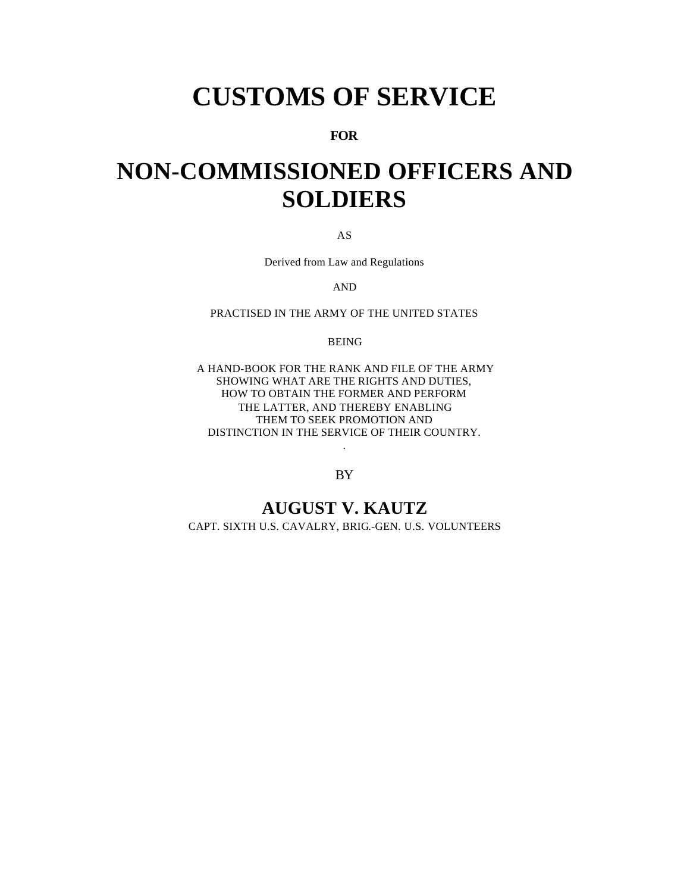# CUSTOMS OF SERVICE

**FOR**

# NON-COMMISSIONED OFFICERS AND SOLDIERS

AS

Derived from Law and Regulations

AND

PRACTISED IN THE ARMY OF THE UNITED STATES

BEING

A HAND-BOOK FOR THE RANK AND FILE OF THE ARMY
SHOWING WHAT ARE THE RIGHTS AND DUTIES,
HOW TO OBTAIN THE FORMER AND PERFORM
THE LATTER, AND THEREBY ENABLING
THEM TO SEEK PROMOTION AND
DISTINCTION IN THE SERVICE OF THEIR COUNTRY.

BY

## AUGUST V. KAUTZ

CAPT. SIXTH U.S. CAVALRY, BRIG.-GEN. U.S. VOLUNTEERS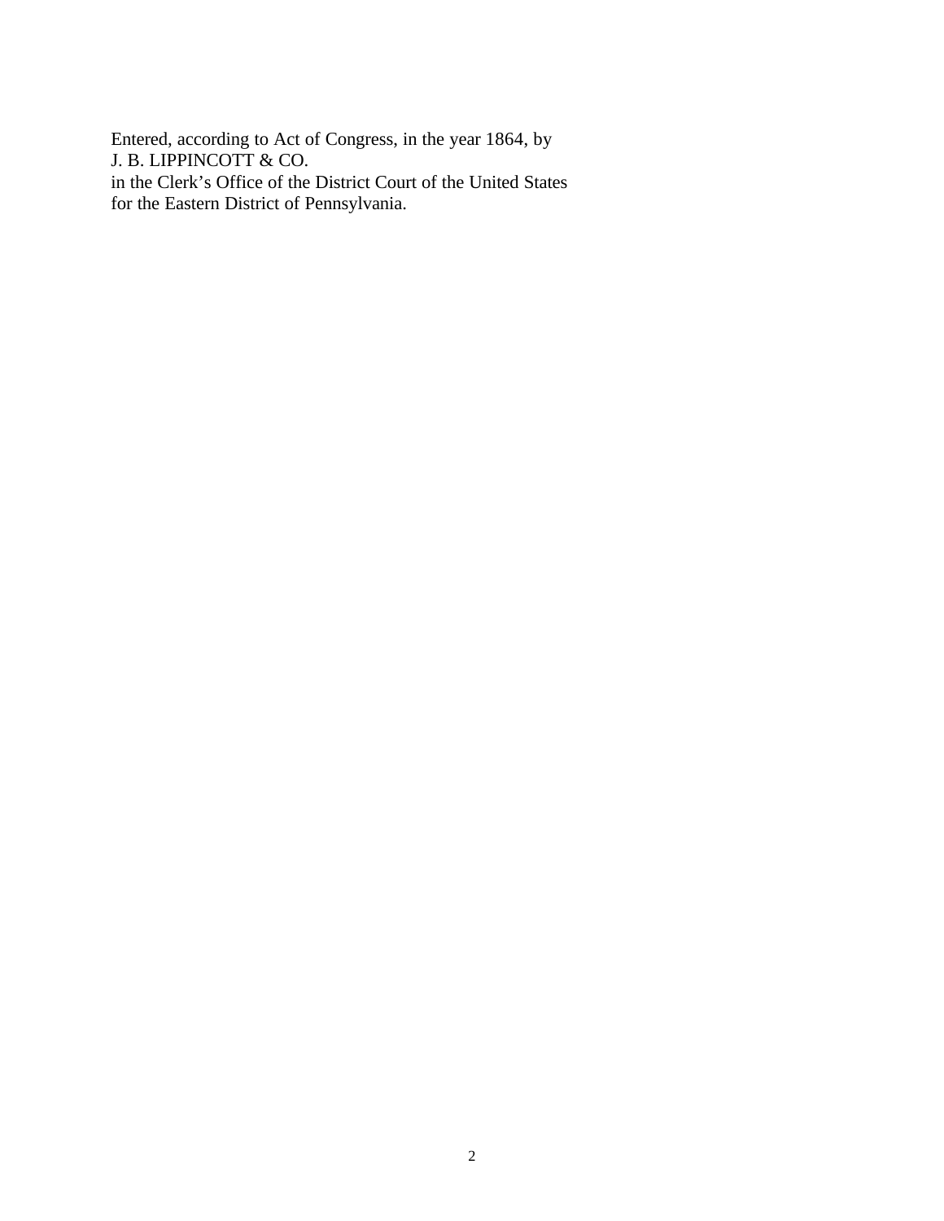Entered, according to Act of Congress, in the year 1864, by
J. B. LIPPINCOTT & CO.
in the Clerk's Office of the District Court of the United States
for the Eastern District of Pennsylvania.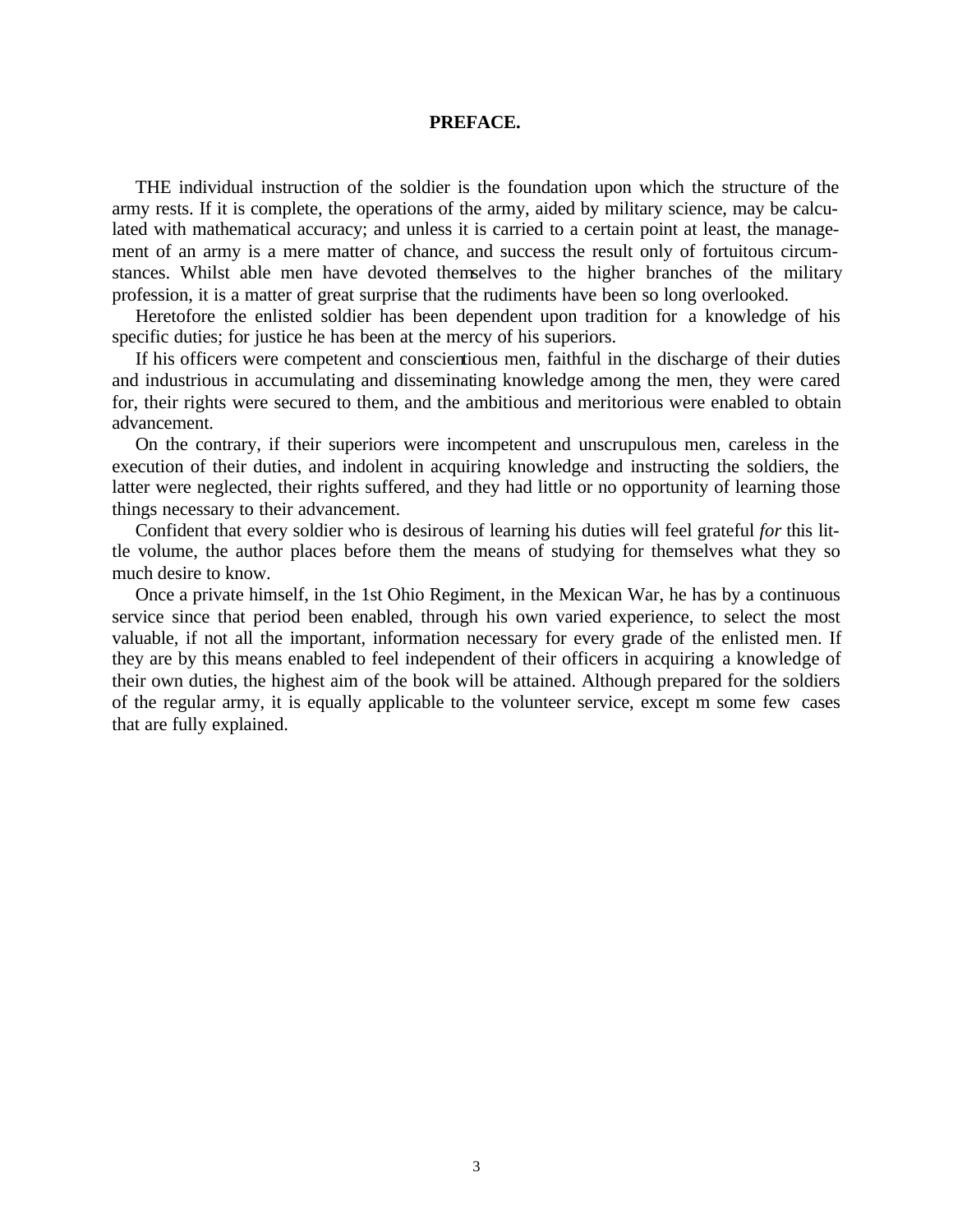## PREFACE.

THE individual instruction of the soldier is the foundation upon which the structure of the army rests. If it is complete, the operations of the army, aided by military science, may be calculated with mathematical accuracy; and unless it is carried to a certain point at least, the management of an army is a mere matter of chance, and success the result only of fortuitous circumstances. Whilst able men have devoted themselves to the higher branches of the military profession, it is a matter of great surprise that the rudiments have been so long overlooked.

Heretofore the enlisted soldier has been dependent upon tradition for a knowledge of his specific duties; for justice he has been at the mercy of his superiors.

If his officers were competent and conscientious men, faithful in the discharge of their duties and industrious in accumulating and disseminating knowledge among the men, they were cared for, their rights were secured to them, and the ambitious and meritorious were enabled to obtain advancement.

On the contrary, if their superiors were incompetent and unscrupulous men, careless in the execution of their duties, and indolent in acquiring knowledge and instructing the soldiers, the latter were neglected, their rights suffered, and they had little or no opportunity of learning those things necessary to their advancement.

Confident that every soldier who is desirous of learning his duties will feel grateful *for* this little volume, the author places before them the means of studying for themselves what they so much desire to know.

Once a private himself, in the 1st Ohio Regiment, in the Mexican War, he has by a continuous service since that period been enabled, through his own varied experience, to select the most valuable, if not all the important, information necessary for every grade of the enlisted men. If they are by this means enabled to feel independent of their officers in acquiring a knowledge of their own duties, the highest aim of the book will be attained. Although prepared for the soldiers of the regular army, it is equally applicable to the volunteer service, except m some few cases that are fully explained.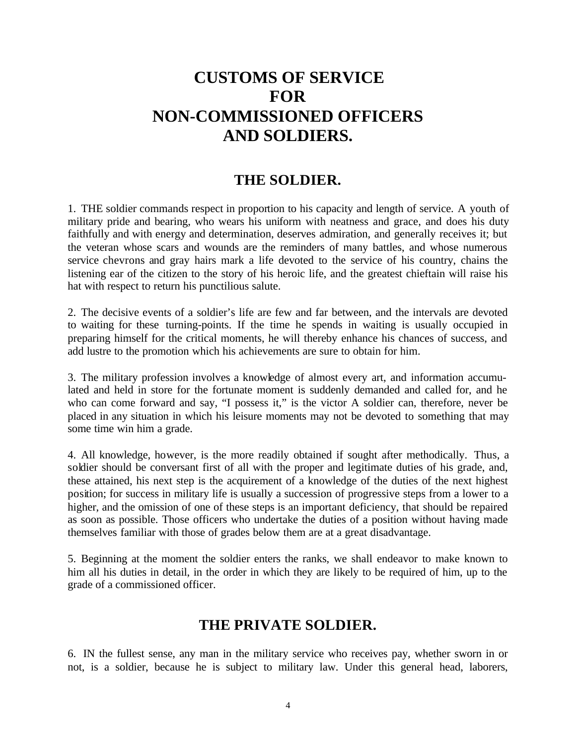# CUSTOMS OF SERVICE FOR NON-COMMISSIONED OFFICERS AND SOLDIERS.

## THE SOLDIER.

1. THE soldier commands respect in proportion to his capacity and length of service. A youth of military pride and bearing, who wears his uniform with neatness and grace, and does his duty faithfully and with energy and determination, deserves admiration, and generally receives it; but the veteran whose scars and wounds are the reminders of many battles, and whose numerous service chevrons and gray hairs mark a life devoted to the service of his country, chains the listening ear of the citizen to the story of his heroic life, and the greatest chieftain will raise his hat with respect to return his punctilious salute.

2. The decisive events of a soldier's life are few and far between, and the intervals are devoted to waiting for these turning-points. If the time he spends in waiting is usually occupied in preparing himself for the critical moments, he will thereby enhance his chances of success, and add lustre to the promotion which his achievements are sure to obtain for him.

3. The military profession involves a knowledge of almost every art, and information accumulated and held in store for the fortunate moment is suddenly demanded and called for, and he who can come forward and say, "I possess it," is the victor A soldier can, therefore, never be placed in any situation in which his leisure moments may not be devoted to something that may some time win him a grade.

4. All knowledge, however, is the more readily obtained if sought after methodically. Thus, a soldier should be conversant first of all with the proper and legitimate duties of his grade, and, these attained, his next step is the acquirement of a knowledge of the duties of the next highest position; for success in military life is usually a succession of progressive steps from a lower to a higher, and the omission of one of these steps is an important deficiency, that should be repaired as soon as possible. Those officers who undertake the duties of a position without having made themselves familiar with those of grades below them are at a great disadvantage.

5. Beginning at the moment the soldier enters the ranks, we shall endeavor to make known to him all his duties in detail, in the order in which they are likely to be required of him, up to the grade of a commissioned officer.

## THE PRIVATE SOLDIER.

6. IN the fullest sense, any man in the military service who receives pay, whether sworn in or not, is a soldier, because he is subject to military law. Under this general head, laborers,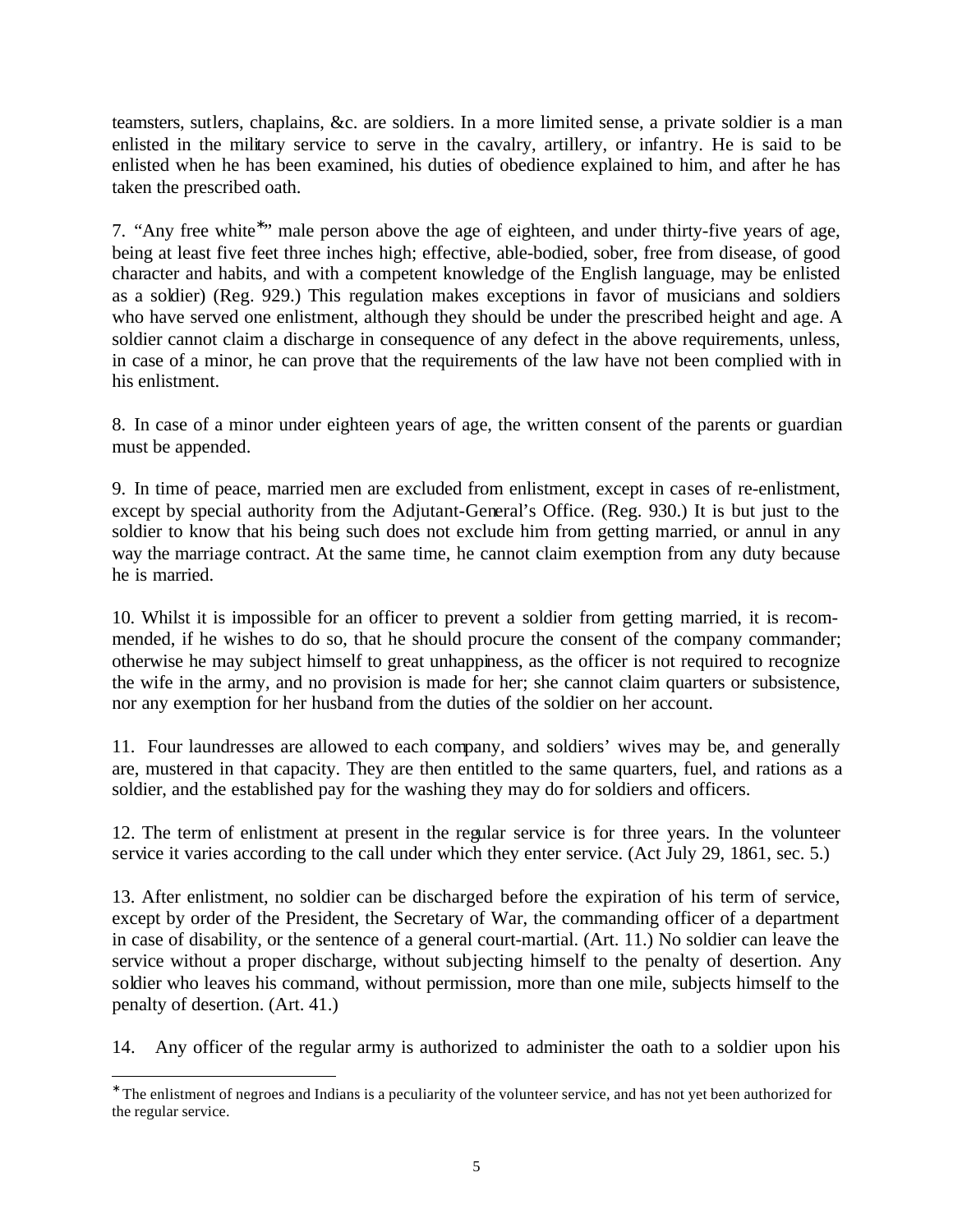teamsters, sutlers, chaplains, &c. are soldiers. In a more limited sense, a private soldier is a man enlisted in the military service to serve in the cavalry, artillery, or infantry. He is said to be enlisted when he has been examined, his duties of obedience explained to him, and after he has taken the prescribed oath.

7. "Any free white*" male person above the age of eighteen, and under thirty-five years of age, being at least five feet three inches high; effective, able-bodied, sober, free from disease, of good character and habits, and with a competent knowledge of the English language, may be enlisted as a soldier) (Reg. 929.) This regulation makes exceptions in favor of musicians and soldiers who have served one enlistment, although they should be under the prescribed height and age. A soldier cannot claim a discharge in consequence of any defect in the above requirements, unless, in case of a minor, he can prove that the requirements of the law have not been complied with in his enlistment.

8. In case of a minor under eighteen years of age, the written consent of the parents or guardian must be appended.

9. In time of peace, married men are excluded from enlistment, except in cases of re-enlistment, except by special authority from the Adjutant-General's Office. (Reg. 930.) It is but just to the soldier to know that his being such does not exclude him from getting married, or annul in any way the marriage contract. At the same time, he cannot claim exemption from any duty because he is married.

10. Whilst it is impossible for an officer to prevent a soldier from getting married, it is recommended, if he wishes to do so, that he should procure the consent of the company commander; otherwise he may subject himself to great unhappiness, as the officer is not required to recognize the wife in the army, and no provision is made for her; she cannot claim quarters or subsistence, nor any exemption for her husband from the duties of the soldier on her account.

11. Four laundresses are allowed to each company, and soldiers' wives may be, and generally are, mustered in that capacity. They are then entitled to the same quarters, fuel, and rations as a soldier, and the established pay for the washing they may do for soldiers and officers.

12. The term of enlistment at present in the regular service is for three years. In the volunteer service it varies according to the call under which they enter service. (Act July 29, 1861, sec. 5.)

13. After enlistment, no soldier can be discharged before the expiration of his term of service, except by order of the President, the Secretary of War, the commanding officer of a department in case of disability, or the sentence of a general court-martial. (Art. 11.) No soldier can leave the service without a proper discharge, without subjecting himself to the penalty of desertion. Any soldier who leaves his command, without permission, more than one mile, subjects himself to the penalty of desertion. (Art. 41.)

14. Any officer of the regular army is authorized to administer the oath to a soldier upon his

---

* The enlistment of negroes and Indians is a peculiarity of the volunteer service, and has not yet been authorized for the regular service.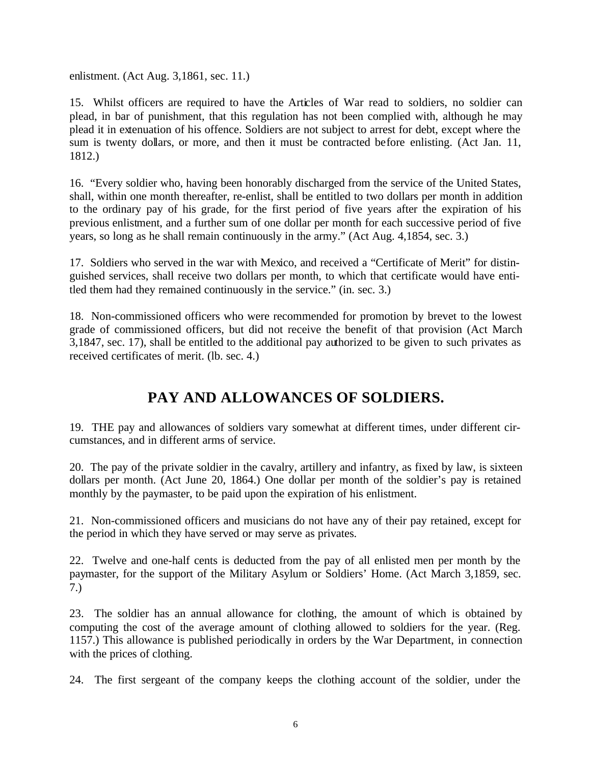enlistment. (Act Aug. 3,1861, sec. 11.)

15. Whilst officers are required to have the Articles of War read to soldiers, no soldier can plead, in bar of punishment, that this regulation has not been complied with, although he may plead it in extenuation of his offence. Soldiers are not subject to arrest for debt, except where the sum is twenty dollars, or more, and then it must be contracted before enlisting. (Act Jan. 11, 1812.)

16. "Every soldier who, having been honorably discharged from the service of the United States, shall, within one month thereafter, re-enlist, shall be entitled to two dollars per month in addition to the ordinary pay of his grade, for the first period of five years after the expiration of his previous enlistment, and a further sum of one dollar per month for each successive period of five years, so long as he shall remain continuously in the army." (Act Aug. 4,1854, sec. 3.)

17. Soldiers who served in the war with Mexico, and received a "Certificate of Merit" for distinguished services, shall receive two dollars per month, to which that certificate would have entitled them had they remained continuously in the service." (in. sec. 3.)

18. Non-commissioned officers who were recommended for promotion by brevet to the lowest grade of commissioned officers, but did not receive the benefit of that provision (Act March 3,1847, sec. 17), shall be entitled to the additional pay authorized to be given to such privates as received certificates of merit. (lb. sec. 4.)

## PAY AND ALLOWANCES OF SOLDIERS.

19. THE pay and allowances of soldiers vary somewhat at different times, under different circumstances, and in different arms of service.

20. The pay of the private soldier in the cavalry, artillery and infantry, as fixed by law, is sixteen dollars per month. (Act June 20, 1864.) One dollar per month of the soldier's pay is retained monthly by the paymaster, to be paid upon the expiration of his enlistment.

21. Non-commissioned officers and musicians do not have any of their pay retained, except for the period in which they have served or may serve as privates.

22. Twelve and one-half cents is deducted from the pay of all enlisted men per month by the paymaster, for the support of the Military Asylum or Soldiers' Home. (Act March 3,1859, sec. 7.)

23. The soldier has an annual allowance for clothing, the amount of which is obtained by computing the cost of the average amount of clothing allowed to soldiers for the year. (Reg. 1157.) This allowance is published periodically in orders by the War Department, in connection with the prices of clothing.

24. The first sergeant of the company keeps the clothing account of the soldier, under the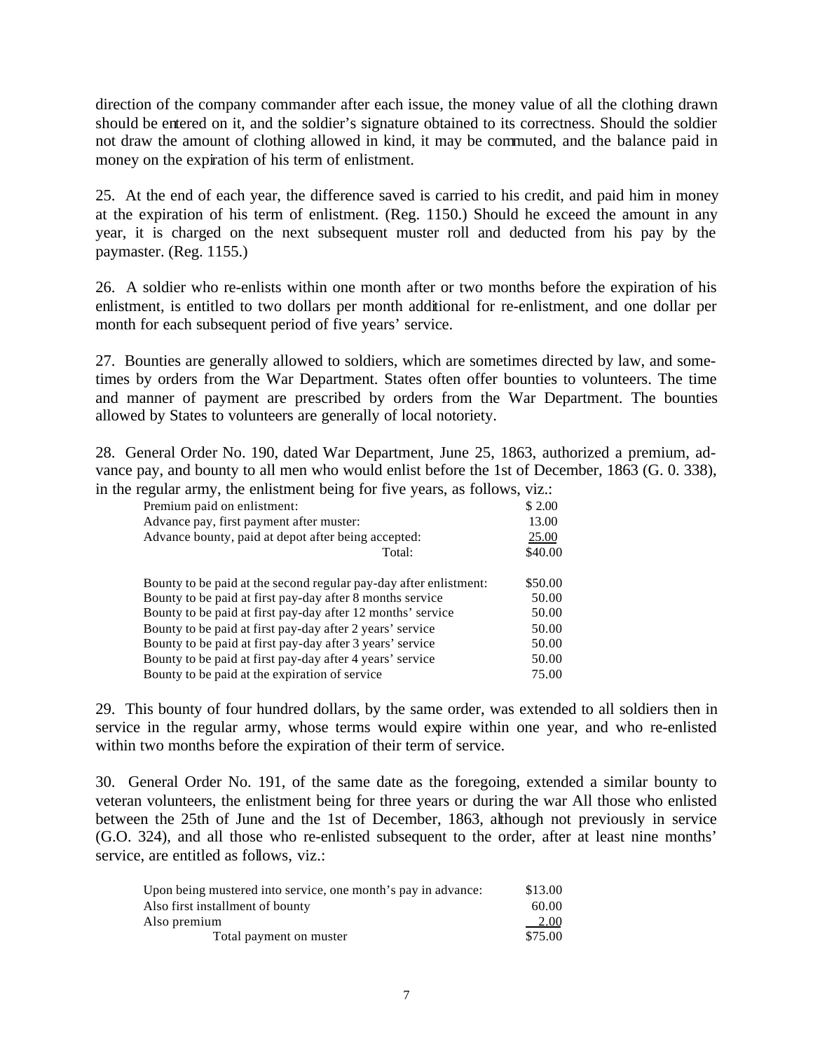direction of the company commander after each issue, the money value of all the clothing drawn should be entered on it, and the soldier's signature obtained to its correctness. Should the soldier not draw the amount of clothing allowed in kind, it may be commuted, and the balance paid in money on the expiration of his term of enlistment.

25. At the end of each year, the difference saved is carried to his credit, and paid him in money at the expiration of his term of enlistment. (Reg. 1150.) Should he exceed the amount in any year, it is charged on the next subsequent muster roll and deducted from his pay by the paymaster. (Reg. 1155.)

26. A soldier who re-enlists within one month after or two months before the expiration of his enlistment, is entitled to two dollars per month additional for re-enlistment, and one dollar per month for each subsequent period of five years' service.

27. Bounties are generally allowed to soldiers, which are sometimes directed by law, and sometimes by orders from the War Department. States often offer bounties to volunteers. The time and manner of payment are prescribed by orders from the War Department. The bounties allowed by States to volunteers are generally of local notoriety.

28. General Order No. 190, dated War Department, June 25, 1863, authorized a premium, advance pay, and bounty to all men who would enlist before the 1st of December, 1863 (G. 0. 338), in the regular army, the enlistment being for five years, as follows, viz.:

| | |
|---|---|
| Premium paid on enlistment: | $ 2.00 |
| Advance pay, first payment after muster: | 13.00 |
| Advance bounty, paid at depot after being accepted: | 25.00 |
| Total: | $40.00 |
| | |
| Bounty to be paid at the second regular pay-day after enlistment: | $50.00 |
| Bounty to be paid at first pay-day after 8 months service | 50.00 |
| Bounty to be paid at first pay-day after 12 months' service | 50.00 |
| Bounty to be paid at first pay-day after 2 years' service | 50.00 |
| Bounty to be paid at first pay-day after 3 years' service | 50.00 |
| Bounty to be paid at first pay-day after 4 years' service | 50.00 |
| Bounty to be paid at the expiration of service | 75.00 |

29. This bounty of four hundred dollars, by the same order, was extended to all soldiers then in service in the regular army, whose terms would expire within one year, and who re-enlisted within two months before the expiration of their term of service.

30. General Order No. 191, of the same date as the foregoing, extended a similar bounty to veteran volunteers, the enlistment being for three years or during the war All those who enlisted between the 25th of June and the 1st of December, 1863, although not previously in service (G.O. 324), and all those who re-enlisted subsequent to the order, after at least nine months' service, are entitled as follows, viz.:

| | |
|---|---|
| Upon being mustered into service, one month's pay in advance: | $13.00 |
| Also first installment of bounty | 60.00 |
| Also premium | 2.00 |
| Total payment on muster | $75.00 |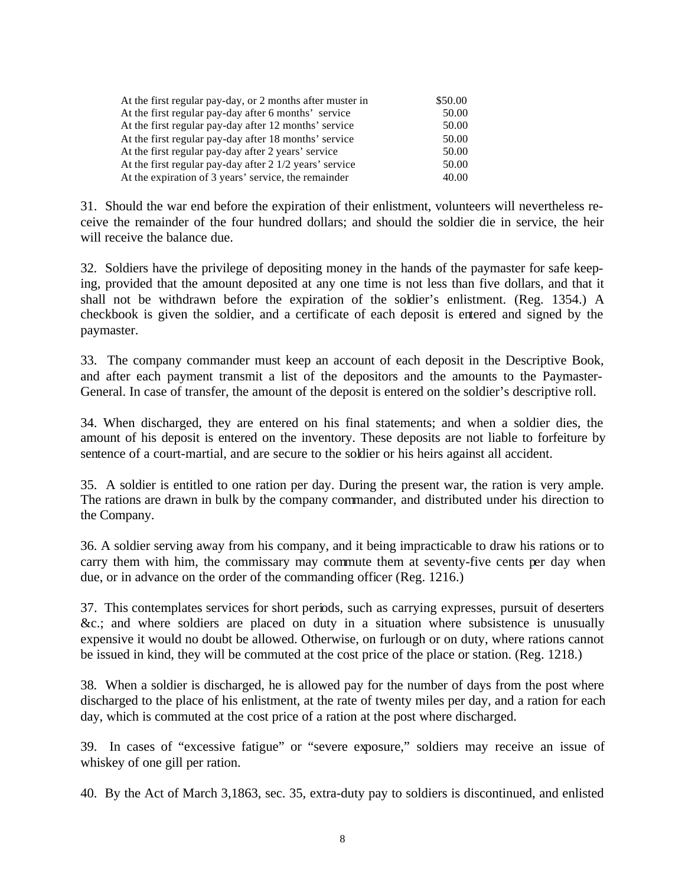| | |
|---|---|
| At the first regular pay-day, or 2 months after muster in | \$50.00 |
| At the first regular pay-day after 6 months' service | 50.00 |
| At the first regular pay-day after 12 months' service | 50.00 |
| At the first regular pay-day after 18 months' service | 50.00 |
| At the first regular pay-day after 2 years' service | 50.00 |
| At the first regular pay-day after 2 1/2 years' service | 50.00 |
| At the expiration of 3 years' service, the remainder | 40.00 |

31. Should the war end before the expiration of their enlistment, volunteers will nevertheless receive the remainder of the four hundred dollars; and should the soldier die in service, the heir will receive the balance due.

32. Soldiers have the privilege of depositing money in the hands of the paymaster for safe keeping, provided that the amount deposited at any one time is not less than five dollars, and that it shall not be withdrawn before the expiration of the soldier's enlistment. (Reg. 1354.) A checkbook is given the soldier, and a certificate of each deposit is entered and signed by the paymaster.

33. The company commander must keep an account of each deposit in the Descriptive Book, and after each payment transmit a list of the depositors and the amounts to the Paymaster-General. In case of transfer, the amount of the deposit is entered on the soldier's descriptive roll.

34. When discharged, they are entered on his final statements; and when a soldier dies, the amount of his deposit is entered on the inventory. These deposits are not liable to forfeiture by sentence of a court-martial, and are secure to the soldier or his heirs against all accident.

35. A soldier is entitled to one ration per day. During the present war, the ration is very ample. The rations are drawn in bulk by the company commander, and distributed under his direction to the Company.

36. A soldier serving away from his company, and it being impracticable to draw his rations or to carry them with him, the commissary may commute them at seventy-five cents per day when due, or in advance on the order of the commanding officer (Reg. 1216.)

37. This contemplates services for short periods, such as carrying expresses, pursuit of deserters &c.; and where soldiers are placed on duty in a situation where subsistence is unusually expensive it would no doubt be allowed. Otherwise, on furlough or on duty, where rations cannot be issued in kind, they will be commuted at the cost price of the place or station. (Reg. 1218.)

38. When a soldier is discharged, he is allowed pay for the number of days from the post where discharged to the place of his enlistment, at the rate of twenty miles per day, and a ration for each day, which is commuted at the cost price of a ration at the post where discharged.

39. In cases of "excessive fatigue" or "severe exposure," soldiers may receive an issue of whiskey of one gill per ration.

40. By the Act of March 3,1863, sec. 35, extra-duty pay to soldiers is discontinued, and enlisted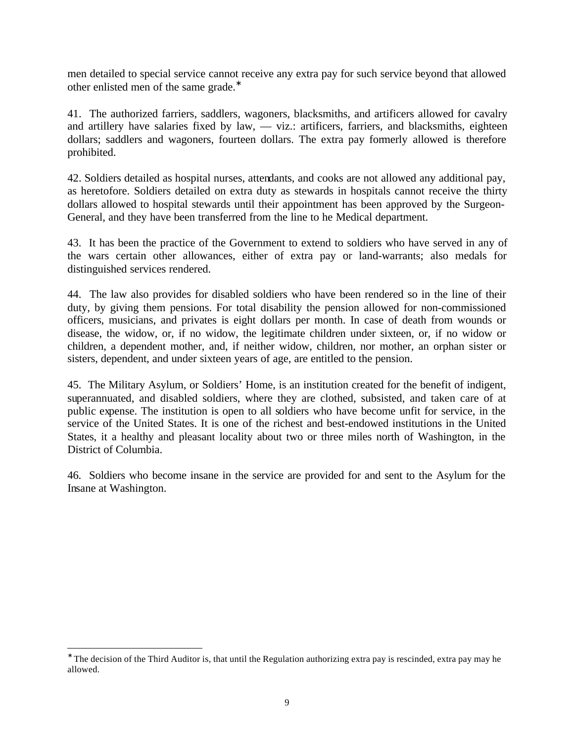men detailed to special service cannot receive any extra pay for such service beyond that allowed other enlisted men of the same grade.*

41. The authorized farriers, saddlers, wagoners, blacksmiths, and artificers allowed for cavalry and artillery have salaries fixed by law, — viz.: artificers, farriers, and blacksmiths, eighteen dollars; saddlers and wagoners, fourteen dollars. The extra pay formerly allowed is therefore prohibited.

42. Soldiers detailed as hospital nurses, attendants, and cooks are not allowed any additional pay, as heretofore. Soldiers detailed on extra duty as stewards in hospitals cannot receive the thirty dollars allowed to hospital stewards until their appointment has been approved by the Surgeon-General, and they have been transferred from the line to he Medical department.

43. It has been the practice of the Government to extend to soldiers who have served in any of the wars certain other allowances, either of extra pay or land-warrants; also medals for distinguished services rendered.

44. The law also provides for disabled soldiers who have been rendered so in the line of their duty, by giving them pensions. For total disability the pension allowed for non-commissioned officers, musicians, and privates is eight dollars per month. In case of death from wounds or disease, the widow, or, if no widow, the legitimate children under sixteen, or, if no widow or children, a dependent mother, and, if neither widow, children, nor mother, an orphan sister or sisters, dependent, and under sixteen years of age, are entitled to the pension.

45. The Military Asylum, or Soldiers' Home, is an institution created for the benefit of indigent, superannuated, and disabled soldiers, where they are clothed, subsisted, and taken care of at public expense. The institution is open to all soldiers who have become unfit for service, in the service of the United States. It is one of the richest and best-endowed institutions in the United States, it a healthy and pleasant locality about two or three miles north of Washington, in the District of Columbia.

46. Soldiers who become insane in the service are provided for and sent to the Asylum for the Insane at Washington.

---

* The decision of the Third Auditor is, that until the Regulation authorizing extra pay is rescinded, extra pay may he allowed.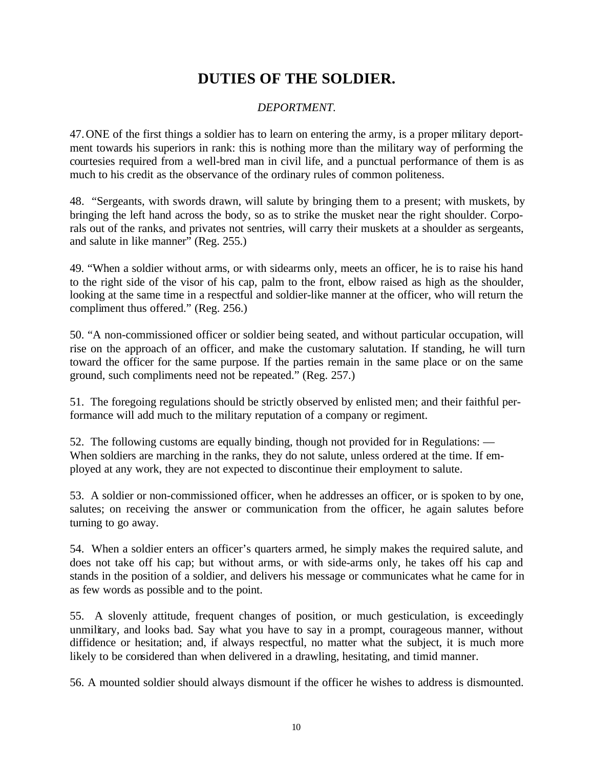# DUTIES OF THE SOLDIER.

*DEPORTMENT.*

47. ONE of the first things a soldier has to learn on entering the army, is a proper military deportment towards his superiors in rank: this is nothing more than the military way of performing the courtesies required from a well-bred man in civil life, and a punctual performance of them is as much to his credit as the observance of the ordinary rules of common politeness.

48. "Sergeants, with swords drawn, will salute by bringing them to a present; with muskets, by bringing the left hand across the body, so as to strike the musket near the right shoulder. Corporals out of the ranks, and privates not sentries, will carry their muskets at a shoulder as sergeants, and salute in like manner" (Reg. 255.)

49. "When a soldier without arms, or with sidearms only, meets an officer, he is to raise his hand to the right side of the visor of his cap, palm to the front, elbow raised as high as the shoulder, looking at the same time in a respectful and soldier-like manner at the officer, who will return the compliment thus offered." (Reg. 256.)

50. "A non-commissioned officer or soldier being seated, and without particular occupation, will rise on the approach of an officer, and make the customary salutation. If standing, he will turn toward the officer for the same purpose. If the parties remain in the same place or on the same ground, such compliments need not be repeated." (Reg. 257.)

51. The foregoing regulations should be strictly observed by enlisted men; and their faithful performance will add much to the military reputation of a company or regiment.

52. The following customs are equally binding, though not provided for in Regulations: — When soldiers are marching in the ranks, they do not salute, unless ordered at the time. If employed at any work, they are not expected to discontinue their employment to salute.

53. A soldier or non-commissioned officer, when he addresses an officer, or is spoken to by one, salutes; on receiving the answer or communication from the officer, he again salutes before turning to go away.

54. When a soldier enters an officer's quarters armed, he simply makes the required salute, and does not take off his cap; but without arms, or with side-arms only, he takes off his cap and stands in the position of a soldier, and delivers his message or communicates what he came for in as few words as possible and to the point.

55. A slovenly attitude, frequent changes of position, or much gesticulation, is exceedingly unmilitary, and looks bad. Say what you have to say in a prompt, courageous manner, without diffidence or hesitation; and, if always respectful, no matter what the subject, it is much more likely to be considered than when delivered in a drawling, hesitating, and timid manner.

56. A mounted soldier should always dismount if the officer he wishes to address is dismounted.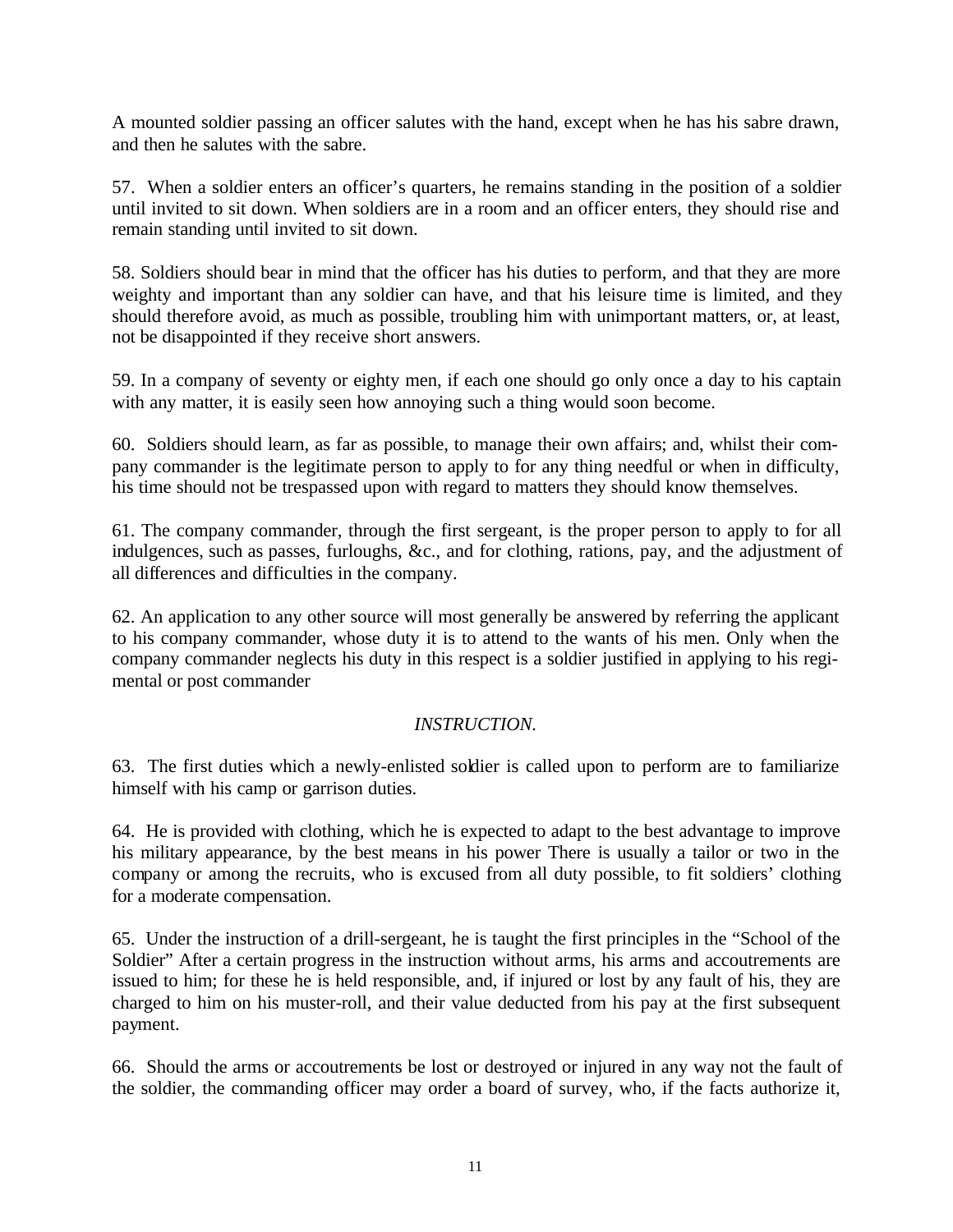A mounted soldier passing an officer salutes with the hand, except when he has his sabre drawn, and then he salutes with the sabre.

57. When a soldier enters an officer's quarters, he remains standing in the position of a soldier until invited to sit down. When soldiers are in a room and an officer enters, they should rise and remain standing until invited to sit down.

58. Soldiers should bear in mind that the officer has his duties to perform, and that they are more weighty and important than any soldier can have, and that his leisure time is limited, and they should therefore avoid, as much as possible, troubling him with unimportant matters, or, at least, not be disappointed if they receive short answers.

59. In a company of seventy or eighty men, if each one should go only once a day to his captain with any matter, it is easily seen how annoying such a thing would soon become.

60. Soldiers should learn, as far as possible, to manage their own affairs; and, whilst their company commander is the legitimate person to apply to for any thing needful or when in difficulty, his time should not be trespassed upon with regard to matters they should know themselves.

61. The company commander, through the first sergeant, is the proper person to apply to for all indulgences, such as passes, furloughs, &c., and for clothing, rations, pay, and the adjustment of all differences and difficulties in the company.

62. An application to any other source will most generally be answered by referring the applicant to his company commander, whose duty it is to attend to the wants of his men. Only when the company commander neglects his duty in this respect is a soldier justified in applying to his regimental or post commander

## *INSTRUCTION.*

63. The first duties which a newly-enlisted soldier is called upon to perform are to familiarize himself with his camp or garrison duties.

64. He is provided with clothing, which he is expected to adapt to the best advantage to improve his military appearance, by the best means in his power There is usually a tailor or two in the company or among the recruits, who is excused from all duty possible, to fit soldiers' clothing for a moderate compensation.

65. Under the instruction of a drill-sergeant, he is taught the first principles in the "School of the Soldier" After a certain progress in the instruction without arms, his arms and accoutrements are issued to him; for these he is held responsible, and, if injured or lost by any fault of his, they are charged to him on his muster-roll, and their value deducted from his pay at the first subsequent payment.

66. Should the arms or accoutrements be lost or destroyed or injured in any way not the fault of the soldier, the commanding officer may order a board of survey, who, if the facts authorize it,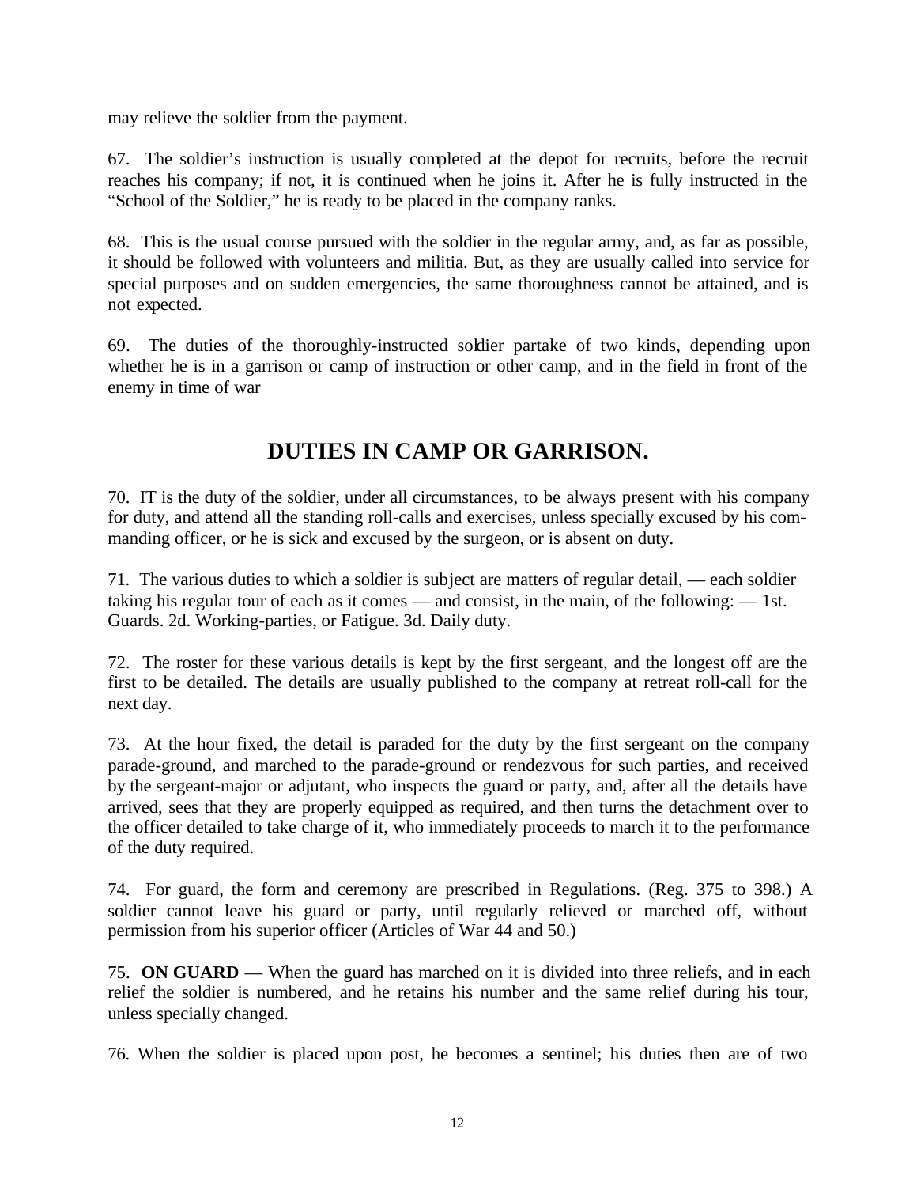may relieve the soldier from the payment.

67. The soldier's instruction is usually completed at the depot for recruits, before the recruit reaches his company; if not, it is continued when he joins it. After he is fully instructed in the "School of the Soldier," he is ready to be placed in the company ranks.

68. This is the usual course pursued with the soldier in the regular army, and, as far as possible, it should be followed with volunteers and militia. But, as they are usually called into service for special purposes and on sudden emergencies, the same thoroughness cannot be attained, and is not expected.

69. The duties of the thoroughly-instructed soldier partake of two kinds, depending upon whether he is in a garrison or camp of instruction or other camp, and in the field in front of the enemy in time of war

## DUTIES IN CAMP OR GARRISON.

70. IT is the duty of the soldier, under all circumstances, to be always present with his company for duty, and attend all the standing roll-calls and exercises, unless specially excused by his commanding officer, or he is sick and excused by the surgeon, or is absent on duty.

71. The various duties to which a soldier is subject are matters of regular detail, — each soldier taking his regular tour of each as it comes — and consist, in the main, of the following: — 1st. Guards. 2d. Working-parties, or Fatigue. 3d. Daily duty.

72. The roster for these various details is kept by the first sergeant, and the longest off are the first to be detailed. The details are usually published to the company at retreat roll-call for the next day.

73. At the hour fixed, the detail is paraded for the duty by the first sergeant on the company parade-ground, and marched to the parade-ground or rendezvous for such parties, and received by the sergeant-major or adjutant, who inspects the guard or party, and, after all the details have arrived, sees that they are properly equipped as required, and then turns the detachment over to the officer detailed to take charge of it, who immediately proceeds to march it to the performance of the duty required.

74. For guard, the form and ceremony are prescribed in Regulations. (Reg. 375 to 398.) A soldier cannot leave his guard or party, until regularly relieved or marched off, without permission from his superior officer (Articles of War 44 and 50.)

75. **ON GUARD** — When the guard has marched on it is divided into three reliefs, and in each relief the soldier is numbered, and he retains his number and the same relief during his tour, unless specially changed.

76. When the soldier is placed upon post, he becomes a sentinel; his duties then are of two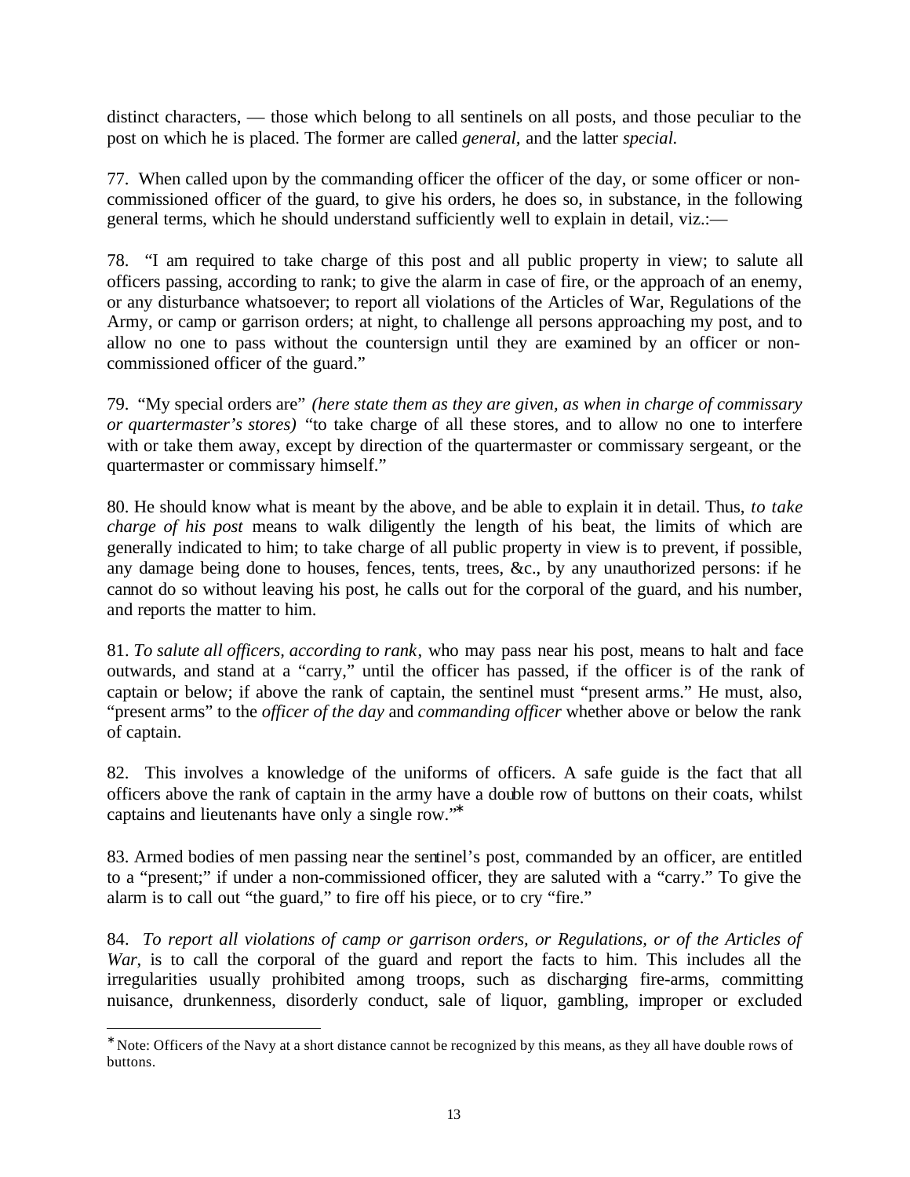distinct characters, — those which belong to all sentinels on all posts, and those peculiar to the post on which he is placed. The former are called *general,* and the latter *special.*

77. When called upon by the commanding officer the officer of the day, or some officer or non-commissioned officer of the guard, to give his orders, he does so, in substance, in the following general terms, which he should understand sufficiently well to explain in detail, viz.:—

78. "I am required to take charge of this post and all public property in view; to salute all officers passing, according to rank; to give the alarm in case of fire, or the approach of an enemy, or any disturbance whatsoever; to report all violations of the Articles of War, Regulations of the Army, or camp or garrison orders; at night, to challenge all persons approaching my post, and to allow no one to pass without the countersign until they are examined by an officer or non-commissioned officer of the guard."

79. "My special orders are" *(here state them as they are given, as when in charge of commissary or quartermaster's stores)* "to take charge of all these stores, and to allow no one to interfere with or take them away, except by direction of the quartermaster or commissary sergeant, or the quartermaster or commissary himself."

80. He should know what is meant by the above, and be able to explain it in detail. Thus, *to take charge of his post* means to walk diligently the length of his beat, the limits of which are generally indicated to him; to take charge of all public property in view is to prevent, if possible, any damage being done to houses, fences, tents, trees, &c., by any unauthorized persons: if he cannot do so without leaving his post, he calls out for the corporal of the guard, and his number, and reports the matter to him.

81. *To salute all officers, according to rank*, who may pass near his post, means to halt and face outwards, and stand at a "carry," until the officer has passed, if the officer is of the rank of captain or below; if above the rank of captain, the sentinel must "present arms." He must, also, "present arms" to the *officer of the day* and *commanding officer* whether above or below the rank of captain.

82. This involves a knowledge of the uniforms of officers. A safe guide is the fact that all officers above the rank of captain in the army have a double row of buttons on their coats, whilst captains and lieutenants have only a single row."*

83. Armed bodies of men passing near the sentinel's post, commanded by an officer, are entitled to a "present;" if under a non-commissioned officer, they are saluted with a "carry." To give the alarm is to call out "the guard," to fire off his piece, or to cry "fire."

84. *To report all violations of camp or garrison orders, or Regulations, or of the Articles of War*, is to call the corporal of the guard and report the facts to him. This includes all the irregularities usually prohibited among troops, such as discharging fire-arms, committing nuisance, drunkenness, disorderly conduct, sale of liquor, gambling, improper or excluded

---

* Note: Officers of the Navy at a short distance cannot be recognized by this means, as they all have double rows of buttons.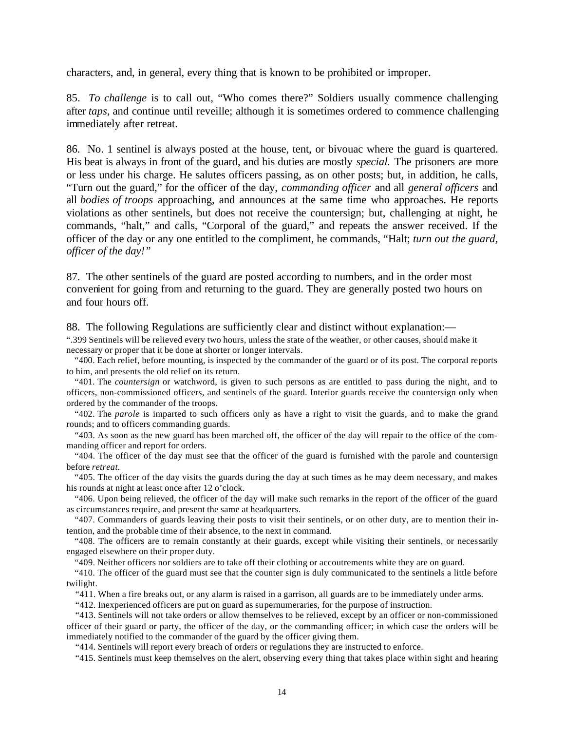characters, and, in general, every thing that is known to be prohibited or improper.

85. *To challenge* is to call out, "Who comes there?" Soldiers usually commence challenging after *taps,* and continue until reveille; although it is sometimes ordered to commence challenging immediately after retreat.

86. No. 1 sentinel is always posted at the house, tent, or bivouac where the guard is quartered. His beat is always in front of the guard, and his duties are mostly *special.* The prisoners are more or less under his charge. He salutes officers passing, as on other posts; but, in addition, he calls, "Turn out the guard," for the officer of the day, *commanding officer* and all *general officers* and all *bodies of troops* approaching, and announces at the same time who approaches. He reports violations as other sentinels, but does not receive the countersign; but, challenging at night, he commands, "halt," and calls, "Corporal of the guard," and repeats the answer received. If the officer of the day or any one entitled to the compliment, he commands, "Halt; *turn out the guard, officer of the day!"*

87. The other sentinels of the guard are posted according to numbers, and in the order most convenient for going from and returning to the guard. They are generally posted two hours on and four hours off.

88. The following Regulations are sufficiently clear and distinct without explanation:—

".399 Sentinels will be relieved every two hours, unless the state of the weather, or other causes, should make it necessary or proper that it be done at shorter or longer intervals.

"400. Each relief, before mounting, is inspected by the commander of the guard or of its post. The corporal reports to him, and presents the old relief on its return.

"401. The *countersign* or watchword, is given to such persons as are entitled to pass during the night, and to officers, non-commissioned officers, and sentinels of the guard. Interior guards receive the countersign only when ordered by the commander of the troops.

"402. The *parole* is imparted to such officers only as have a right to visit the guards, and to make the grand rounds; and to officers commanding guards.

"403. As soon as the new guard has been marched off, the officer of the day will repair to the office of the commanding officer and report for orders.

"404. The officer of the day must see that the officer of the guard is furnished with the parole and countersign before *retreat.*

"405. The officer of the day visits the guards during the day at such times as he may deem necessary, and makes his rounds at night at least once after 12 o'clock.

"406. Upon being relieved, the officer of the day will make such remarks in the report of the officer of the guard as circumstances require, and present the same at headquarters.

"407. Commanders of guards leaving their posts to visit their sentinels, or on other duty, are to mention their intention, and the probable time of their absence, to the next in command.

"408. The officers are to remain constantly at their guards, except while visiting their sentinels, or necessarily engaged elsewhere on their proper duty.

"409. Neither officers nor soldiers are to take off their clothing or accoutrements white they are on guard.

"410. The officer of the guard must see that the counter sign is duly communicated to the sentinels a little before twilight.

"411. When a fire breaks out, or any alarm is raised in a garrison, all guards are to be immediately under arms.

"412. Inexperienced officers are put on guard as supernumeraries, for the purpose of instruction.

"413. Sentinels will not take orders or allow themselves to be relieved, except by an officer or non-commissioned officer of their guard or party, the officer of the day, or the commanding officer; in which case the orders will be immediately notified to the commander of the guard by the officer giving them.

"414. Sentinels will report every breach of orders or regulations they are instructed to enforce.

"415. Sentinels must keep themselves on the alert, observing every thing that takes place within sight and hearing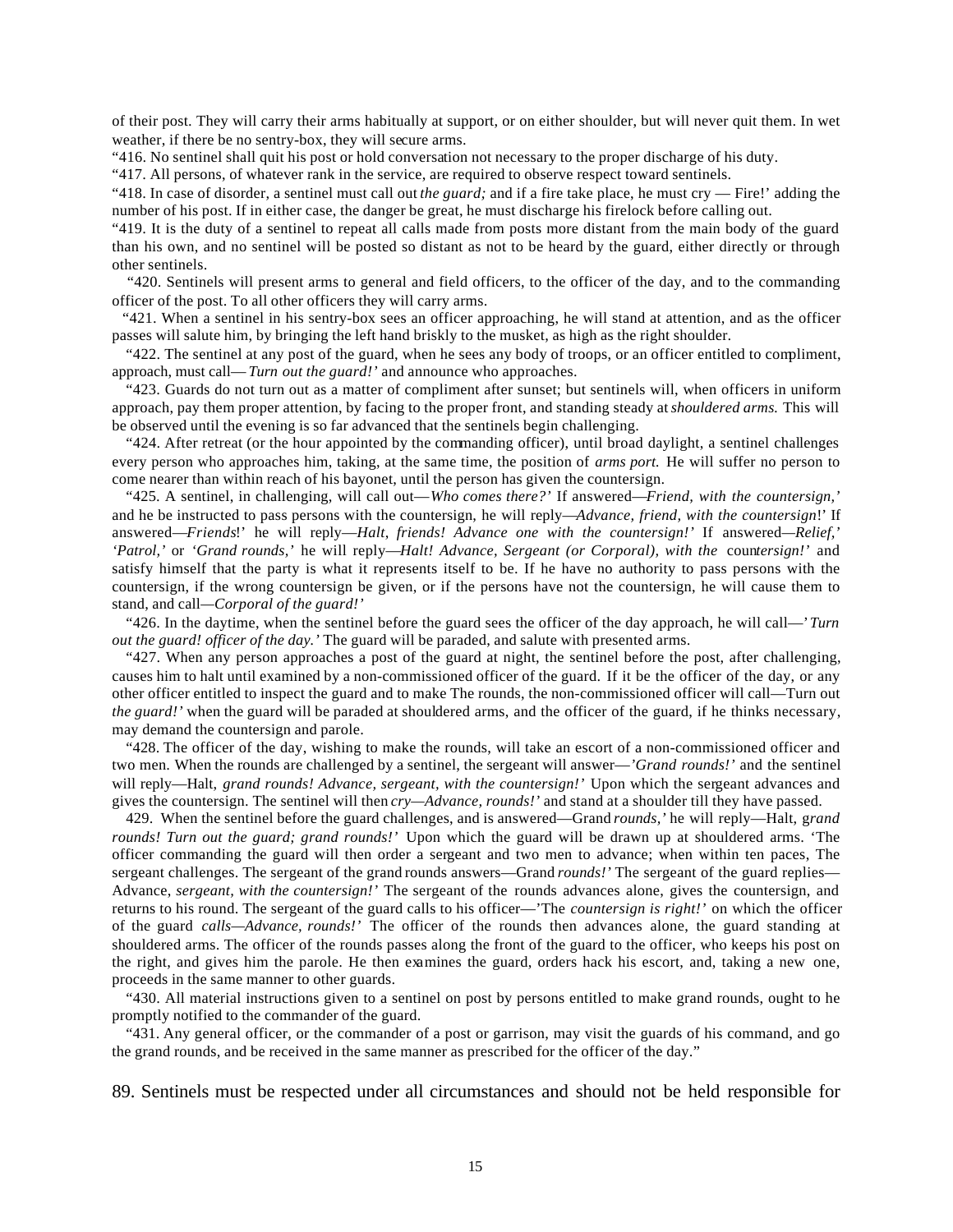of their post. They will carry their arms habitually at support, or on either shoulder, but will never quit them. In wet weather, if there be no sentry-box, they will secure arms.

"416. No sentinel shall quit his post or hold conversation not necessary to the proper discharge of his duty.

"417. All persons, of whatever rank in the service, are required to observe respect toward sentinels.

"418. In case of disorder, a sentinel must call out *the guard;* and if a fire take place, he must cry — Fire!' adding the number of his post. If in either case, the danger be great, he must discharge his firelock before calling out.

"419. It is the duty of a sentinel to repeat all calls made from posts more distant from the main body of the guard than his own, and no sentinel will be posted so distant as not to be heard by the guard, either directly or through other sentinels.

"420. Sentinels will present arms to general and field officers, to the officer of the day, and to the commanding officer of the post. To all other officers they will carry arms.

"421. When a sentinel in his sentry-box sees an officer approaching, he will stand at attention, and as the officer passes will salute him, by bringing the left hand briskly to the musket, as high as the right shoulder.

"422. The sentinel at any post of the guard, when he sees any body of troops, or an officer entitled to compliment, approach, must call— *Turn out the guard!'* and announce who approaches.

"423. Guards do not turn out as a matter of compliment after sunset; but sentinels will, when officers in uniform approach, pay them proper attention, by facing to the proper front, and standing steady at *shouldered arms.* This will be observed until the evening is so far advanced that the sentinels begin challenging.

"424. After retreat (or the hour appointed by the commanding officer), until broad daylight, a sentinel challenges every person who approaches him, taking, at the same time, the position of *arms port.* He will suffer no person to come nearer than within reach of his bayonet, until the person has given the countersign.

"425. A sentinel, in challenging, will call out—*Who comes there?'* If answered—*Friend, with the countersign,'* and he be instructed to pass persons with the countersign, he will reply—*Advance, friend, with the countersign*!' If answered—*Friends*!' he will reply—*Halt, friends! Advance one with the countersign!'* If answered—*Relief,' 'Patrol,'* or *'Grand rounds,'* he will reply—*Halt! Advance, Sergeant (or Corporal), with the countersign!'* and satisfy himself that the party is what it represents itself to be. If he have no authority to pass persons with the countersign, if the wrong countersign be given, or if the persons have not the countersign, he will cause them to stand, and call—*Corporal of the guard!'*

"426. In the daytime, when the sentinel before the guard sees the officer of the day approach, he will call—'*Turn out the guard! officer of the day.'* The guard will be paraded, and salute with presented arms.

"427. When any person approaches a post of the guard at night, the sentinel before the post, after challenging, causes him to halt until examined by a non-commissioned officer of the guard. If it be the officer of the day, or any other officer entitled to inspect the guard and to make The rounds, the non-commissioned officer will call—Turn out *the guard!'* when the guard will be paraded at shouldered arms, and the officer of the guard, if he thinks necessary, may demand the countersign and parole.

"428. The officer of the day, wishing to make the rounds, will take an escort of a non-commissioned officer and two men. When the rounds are challenged by a sentinel, the sergeant will answer—*'Grand rounds!'* and the sentinel will reply—Halt, *grand rounds! Advance, sergeant, with the countersign!'* Upon which the sergeant advances and gives the countersign. The sentinel will then *cry—Advance, rounds!'* and stand at a shoulder till they have passed.

429. When the sentinel before the guard challenges, and is answered—Grand *rounds,'* he will reply—Halt, *grand rounds! Turn out the guard; grand rounds!'* Upon which the guard will be drawn up at shouldered arms. 'The officer commanding the guard will then order a sergeant and two men to advance; when within ten paces, The sergeant challenges. The sergeant of the grand rounds answers—Grand *rounds!'* The sergeant of the guard replies— Advance, *sergeant, with the countersign!'* The sergeant of the rounds advances alone, gives the countersign, and returns to his round. The sergeant of the guard calls to his officer—'The *countersign is right!'* on which the officer of the guard *calls—Advance, rounds!'* The officer of the rounds then advances alone, the guard standing at shouldered arms. The officer of the rounds passes along the front of the guard to the officer, who keeps his post on the right, and gives him the parole. He then examines the guard, orders hack his escort, and, taking a new one, proceeds in the same manner to other guards.

"430. All material instructions given to a sentinel on post by persons entitled to make grand rounds, ought to he promptly notified to the commander of the guard.

"431. Any general officer, or the commander of a post or garrison, may visit the guards of his command, and go the grand rounds, and be received in the same manner as prescribed for the officer of the day."

89. Sentinels must be respected under all circumstances and should not be held responsible for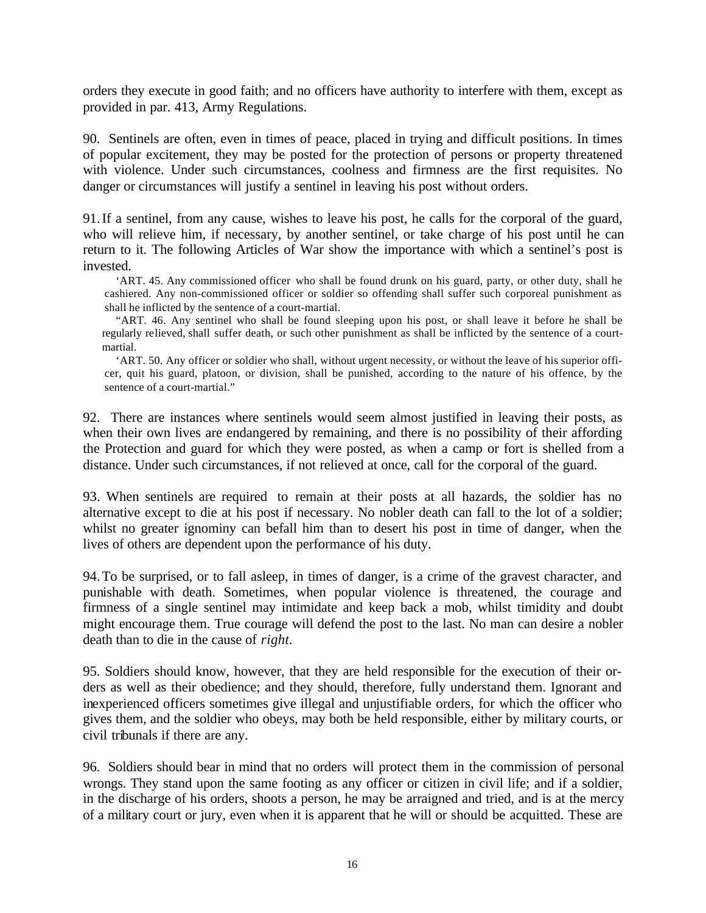orders they execute in good faith; and no officers have authority to interfere with them, except as provided in par. 413, Army Regulations.

90. Sentinels are often, even in times of peace, placed in trying and difficult positions. In times of popular excitement, they may be posted for the protection of persons or property threatened with violence. Under such circumstances, coolness and firmness are the first requisites. No danger or circumstances will justify a sentinel in leaving his post without orders.

91. If a sentinel, from any cause, wishes to leave his post, he calls for the corporal of the guard, who will relieve him, if necessary, by another sentinel, or take charge of his post until he can return to it. The following Articles of War show the importance with which a sentinel's post is invested.

> 'ART. 45. Any commissioned officer who shall be found drunk on his guard, party, or other duty, shall he cashiered. Any non-commissioned officer or soldier so offending shall suffer such corporeal punishment as shall he inflicted by the sentence of a court-martial.
>
> "ART. 46. Any sentinel who shall be found sleeping upon his post, or shall leave it before he shall be regularly relieved, shall suffer death, or such other punishment as shall be inflicted by the sentence of a court-martial.
>
> 'ART. 50. Any officer or soldier who shall, without urgent necessity, or without the leave of his superior officer, quit his guard, platoon, or division, shall be punished, according to the nature of his offence, by the sentence of a court-martial."

92. There are instances where sentinels would seem almost justified in leaving their posts, as when their own lives are endangered by remaining, and there is no possibility of their affording the Protection and guard for which they were posted, as when a camp or fort is shelled from a distance. Under such circumstances, if not relieved at once, call for the corporal of the guard.

93. When sentinels are required to remain at their posts at all hazards, the soldier has no alternative except to die at his post if necessary. No nobler death can fall to the lot of a soldier; whilst no greater ignominy can befall him than to desert his post in time of danger, when the lives of others are dependent upon the performance of his duty.

94. To be surprised, or to fall asleep, in times of danger, is a crime of the gravest character, and punishable with death. Sometimes, when popular violence is threatened, the courage and firmness of a single sentinel may intimidate and keep back a mob, whilst timidity and doubt might encourage them. True courage will defend the post to the last. No man can desire a nobler death than to die in the cause of *right*.

95. Soldiers should know, however, that they are held responsible for the execution of their orders as well as their obedience; and they should, therefore, fully understand them. Ignorant and inexperienced officers sometimes give illegal and unjustifiable orders, for which the officer who gives them, and the soldier who obeys, may both be held responsible, either by military courts, or civil tribunals if there are any.

96. Soldiers should bear in mind that no orders will protect them in the commission of personal wrongs. They stand upon the same footing as any officer or citizen in civil life; and if a soldier, in the discharge of his orders, shoots a person, he may be arraigned and tried, and is at the mercy of a military court or jury, even when it is apparent that he will or should be acquitted. These are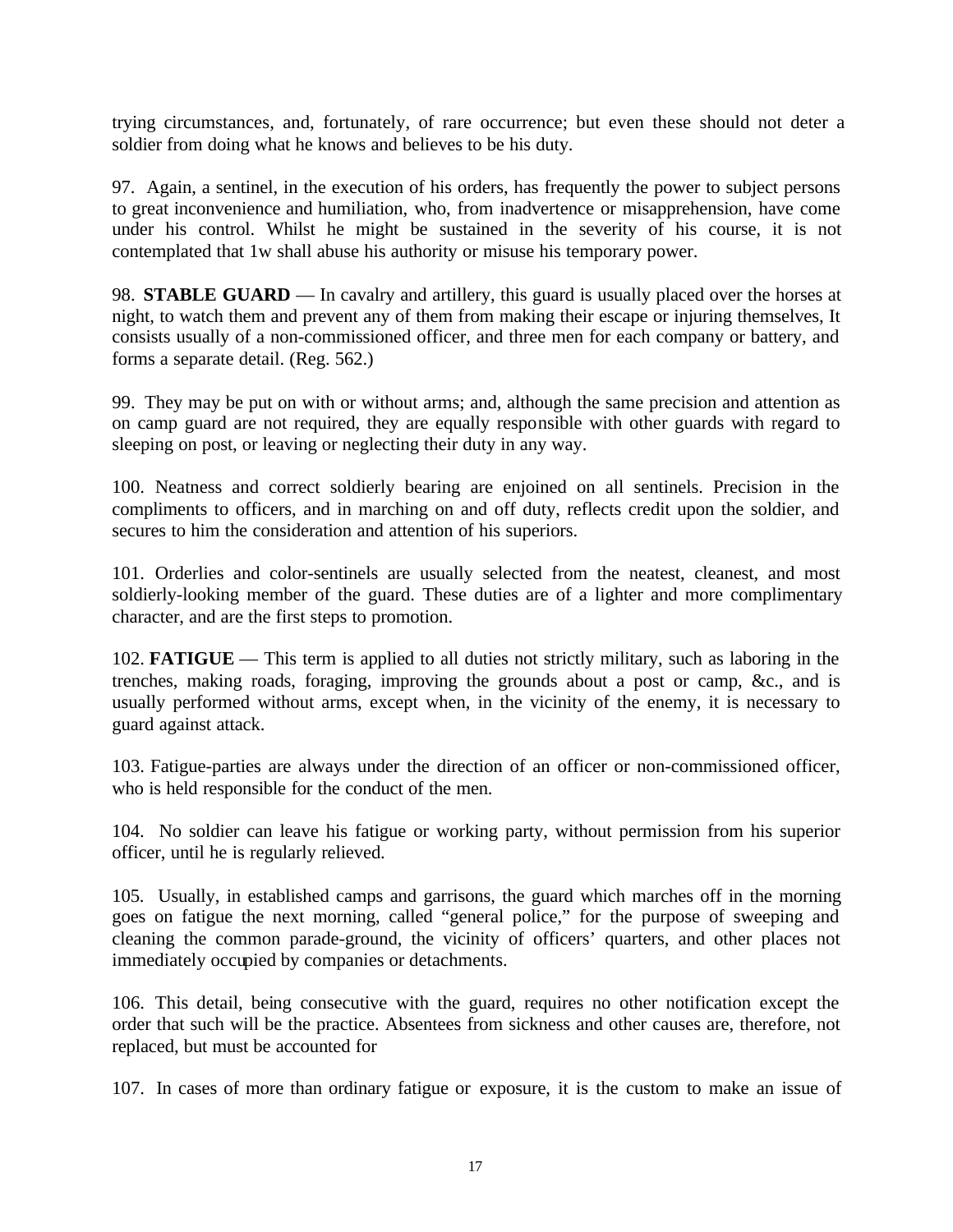trying circumstances, and, fortunately, of rare occurrence; but even these should not deter a soldier from doing what he knows and believes to be his duty.

97. Again, a sentinel, in the execution of his orders, has frequently the power to subject persons to great inconvenience and humiliation, who, from inadvertence or misapprehension, have come under his control. Whilst he might be sustained in the severity of his course, it is not contemplated that 1w shall abuse his authority or misuse his temporary power.

98. **STABLE GUARD** — In cavalry and artillery, this guard is usually placed over the horses at night, to watch them and prevent any of them from making their escape or injuring themselves, It consists usually of a non-commissioned officer, and three men for each company or battery, and forms a separate detail. (Reg. 562.)

99. They may be put on with or without arms; and, although the same precision and attention as on camp guard are not required, they are equally responsible with other guards with regard to sleeping on post, or leaving or neglecting their duty in any way.

100. Neatness and correct soldierly bearing are enjoined on all sentinels. Precision in the compliments to officers, and in marching on and off duty, reflects credit upon the soldier, and secures to him the consideration and attention of his superiors.

101. Orderlies and color-sentinels are usually selected from the neatest, cleanest, and most soldierly-looking member of the guard. These duties are of a lighter and more complimentary character, and are the first steps to promotion.

102. **FATIGUE** — This term is applied to all duties not strictly military, such as laboring in the trenches, making roads, foraging, improving the grounds about a post or camp, &c., and is usually performed without arms, except when, in the vicinity of the enemy, it is necessary to guard against attack.

103. Fatigue-parties are always under the direction of an officer or non-commissioned officer, who is held responsible for the conduct of the men.

104. No soldier can leave his fatigue or working party, without permission from his superior officer, until he is regularly relieved.

105. Usually, in established camps and garrisons, the guard which marches off in the morning goes on fatigue the next morning, called "general police," for the purpose of sweeping and cleaning the common parade-ground, the vicinity of officers' quarters, and other places not immediately occupied by companies or detachments.

106. This detail, being consecutive with the guard, requires no other notification except the order that such will be the practice. Absentees from sickness and other causes are, therefore, not replaced, but must be accounted for

107. In cases of more than ordinary fatigue or exposure, it is the custom to make an issue of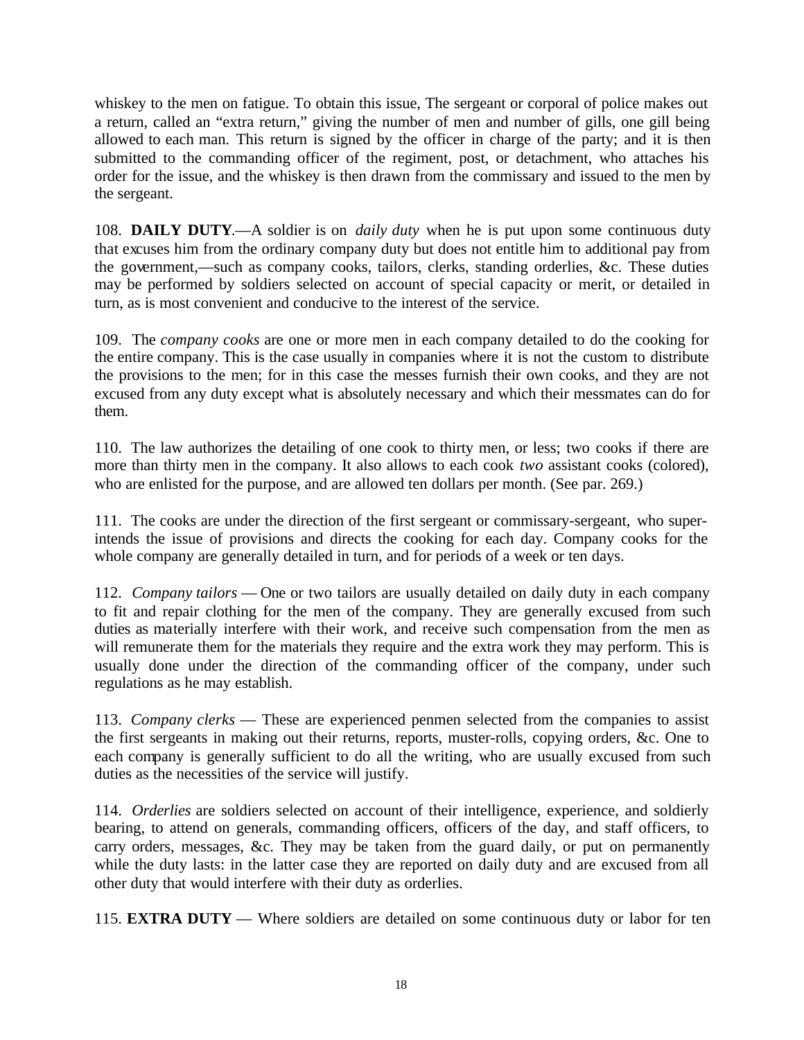whiskey to the men on fatigue. To obtain this issue, The sergeant or corporal of police makes out a return, called an "extra return," giving the number of men and number of gills, one gill being allowed to each man. This return is signed by the officer in charge of the party; and it is then submitted to the commanding officer of the regiment, post, or detachment, who attaches his order for the issue, and the whiskey is then drawn from the commissary and issued to the men by the sergeant.

108. **DAILY DUTY**.—A soldier is on *daily duty* when he is put upon some continuous duty that excuses him from the ordinary company duty but does not entitle him to additional pay from the government,—such as company cooks, tailors, clerks, standing orderlies, &c. These duties may be performed by soldiers selected on account of special capacity or merit, or detailed in turn, as is most convenient and conducive to the interest of the service.

109. The *company cooks* are one or more men in each company detailed to do the cooking for the entire company. This is the case usually in companies where it is not the custom to distribute the provisions to the men; for in this case the messes furnish their own cooks, and they are not excused from any duty except what is absolutely necessary and which their messmates can do for them.

110. The law authorizes the detailing of one cook to thirty men, or less; two cooks if there are more than thirty men in the company. It also allows to each cook *two* assistant cooks (colored), who are enlisted for the purpose, and are allowed ten dollars per month. (See par. 269.)

111. The cooks are under the direction of the first sergeant or commissary-sergeant, who superintends the issue of provisions and directs the cooking for each day. Company cooks for the whole company are generally detailed in turn, and for periods of a week or ten days.

112. *Company tailors* — One or two tailors are usually detailed on daily duty in each company to fit and repair clothing for the men of the company. They are generally excused from such duties as materially interfere with their work, and receive such compensation from the men as will remunerate them for the materials they require and the extra work they may perform. This is usually done under the direction of the commanding officer of the company, under such regulations as he may establish.

113. *Company clerks* — These are experienced penmen selected from the companies to assist the first sergeants in making out their returns, reports, muster-rolls, copying orders, &c. One to each company is generally sufficient to do all the writing, who are usually excused from such duties as the necessities of the service will justify.

114. *Orderlies* are soldiers selected on account of their intelligence, experience, and soldierly bearing, to attend on generals, commanding officers, officers of the day, and staff officers, to carry orders, messages, &c. They may be taken from the guard daily, or put on permanently while the duty lasts: in the latter case they are reported on daily duty and are excused from all other duty that would interfere with their duty as orderlies.

115. **EXTRA DUTY** — Where soldiers are detailed on some continuous duty or labor for ten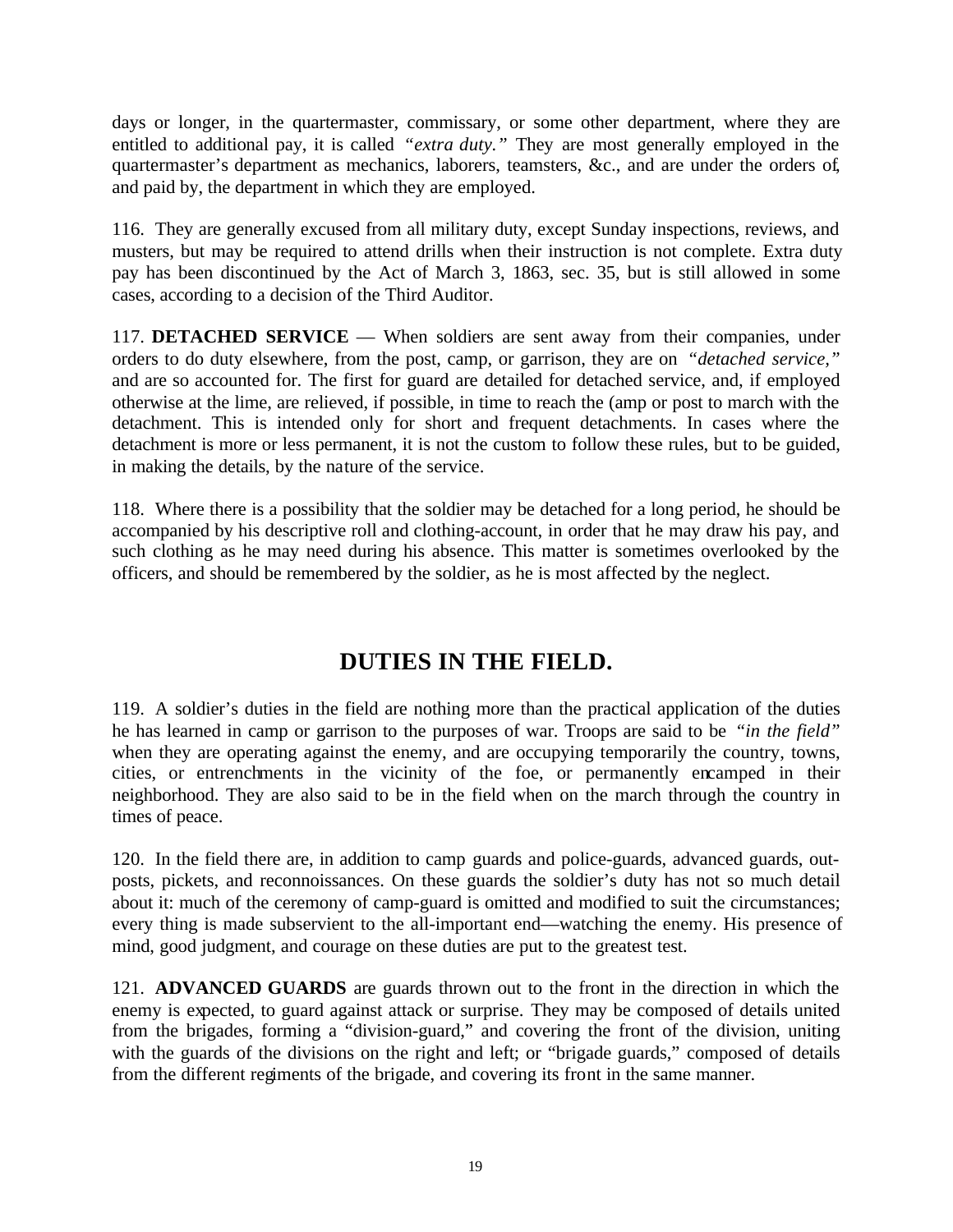days or longer, in the quartermaster, commissary, or some other department, where they are entitled to additional pay, it is called *"extra duty."* They are most generally employed in the quartermaster's department as mechanics, laborers, teamsters, &c., and are under the orders of, and paid by, the department in which they are employed.

116. They are generally excused from all military duty, except Sunday inspections, reviews, and musters, but may be required to attend drills when their instruction is not complete. Extra duty pay has been discontinued by the Act of March 3, 1863, sec. 35, but is still allowed in some cases, according to a decision of the Third Auditor.

117. **DETACHED SERVICE** — When soldiers are sent away from their companies, under orders to do duty elsewhere, from the post, camp, or garrison, they are on *"detached service,"* and are so accounted for. The first for guard are detailed for detached service, and, if employed otherwise at the lime, are relieved, if possible, in time to reach the (amp or post to march with the detachment. This is intended only for short and frequent detachments. In cases where the detachment is more or less permanent, it is not the custom to follow these rules, but to be guided, in making the details, by the nature of the service.

118. Where there is a possibility that the soldier may be detached for a long period, he should be accompanied by his descriptive roll and clothing-account, in order that he may draw his pay, and such clothing as he may need during his absence. This matter is sometimes overlooked by the officers, and should be remembered by the soldier, as he is most affected by the neglect.

## DUTIES IN THE FIELD.

119. A soldier's duties in the field are nothing more than the practical application of the duties he has learned in camp or garrison to the purposes of war. Troops are said to be *"in the field"* when they are operating against the enemy, and are occupying temporarily the country, towns, cities, or entrenchments in the vicinity of the foe, or permanently encamped in their neighborhood. They are also said to be in the field when on the march through the country in times of peace.

120. In the field there are, in addition to camp guards and police-guards, advanced guards, out-posts, pickets, and reconnoissances. On these guards the soldier's duty has not so much detail about it: much of the ceremony of camp-guard is omitted and modified to suit the circumstances; every thing is made subservient to the all-important end—watching the enemy. His presence of mind, good judgment, and courage on these duties are put to the greatest test.

121. **ADVANCED GUARDS** are guards thrown out to the front in the direction in which the enemy is expected, to guard against attack or surprise. They may be composed of details united from the brigades, forming a "division-guard," and covering the front of the division, uniting with the guards of the divisions on the right and left; or "brigade guards," composed of details from the different regiments of the brigade, and covering its front in the same manner.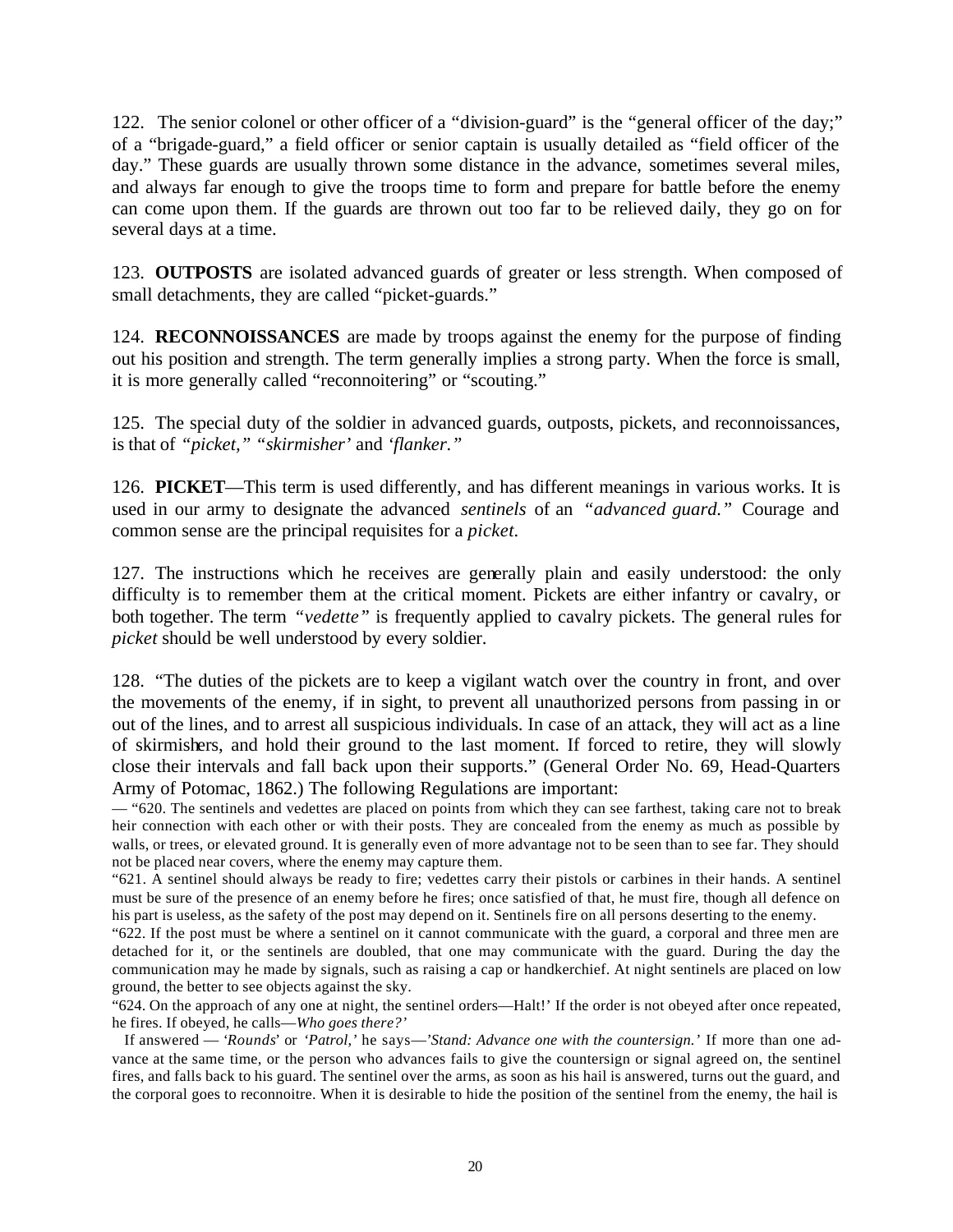122. The senior colonel or other officer of a "division-guard" is the "general officer of the day;" of a "brigade-guard," a field officer or senior captain is usually detailed as "field officer of the day." These guards are usually thrown some distance in the advance, sometimes several miles, and always far enough to give the troops time to form and prepare for battle before the enemy can come upon them. If the guards are thrown out too far to be relieved daily, they go on for several days at a time.

123. **OUTPOSTS** are isolated advanced guards of greater or less strength. When composed of small detachments, they are called "picket-guards."

124. **RECONNOISSANCES** are made by troops against the enemy for the purpose of finding out his position and strength. The term generally implies a strong party. When the force is small, it is more generally called "reconnoitering" or "scouting."

125. The special duty of the soldier in advanced guards, outposts, pickets, and reconnoissances, is that of *"picket," "skirmisher'* and *'flanker."*

126. **PICKET**—This term is used differently, and has different meanings in various works. It is used in our army to designate the advanced *sentinels* of an *"advanced guard."* Courage and common sense are the principal requisites for a *picket*.

127. The instructions which he receives are generally plain and easily understood: the only difficulty is to remember them at the critical moment. Pickets are either infantry or cavalry, or both together. The term *"vedette"* is frequently applied to cavalry pickets. The general rules for *picket* should be well understood by every soldier.

128. "The duties of the pickets are to keep a vigilant watch over the country in front, and over the movements of the enemy, if in sight, to prevent all unauthorized persons from passing in or out of the lines, and to arrest all suspicious individuals. In case of an attack, they will act as a line of skirmishers, and hold their ground to the last moment. If forced to retire, they will slowly close their intervals and fall back upon their supports." (General Order No. 69, Head-Quarters Army of Potomac, 1862.) The following Regulations are important:

— "620. The sentinels and vedettes are placed on points from which they can see farthest, taking care not to break heir connection with each other or with their posts. They are concealed from the enemy as much as possible by walls, or trees, or elevated ground. It is generally even of more advantage not to be seen than to see far. They should not be placed near covers, where the enemy may capture them.

"621. A sentinel should always be ready to fire; vedettes carry their pistols or carbines in their hands. A sentinel must be sure of the presence of an enemy before he fires; once satisfied of that, he must fire, though all defence on his part is useless, as the safety of the post may depend on it. Sentinels fire on all persons deserting to the enemy.

"622. If the post must be where a sentinel on it cannot communicate with the guard, a corporal and three men are detached for it, or the sentinels are doubled, that one may communicate with the guard. During the day the communication may he made by signals, such as raising a cap or handkerchief. At night sentinels are placed on low ground, the better to see objects against the sky.

"624. On the approach of any one at night, the sentinel orders—Halt!' If the order is not obeyed after once repeated, he fires. If obeyed, he calls—*Who goes there?*'

If answered — '*Rounds*' or *'Patrol,'* he says—'*Stand: Advance one with the countersign.'* If more than one advance at the same time, or the person who advances fails to give the countersign or signal agreed on, the sentinel fires, and falls back to his guard. The sentinel over the arms, as soon as his hail is answered, turns out the guard, and the corporal goes to reconnoitre. When it is desirable to hide the position of the sentinel from the enemy, the hail is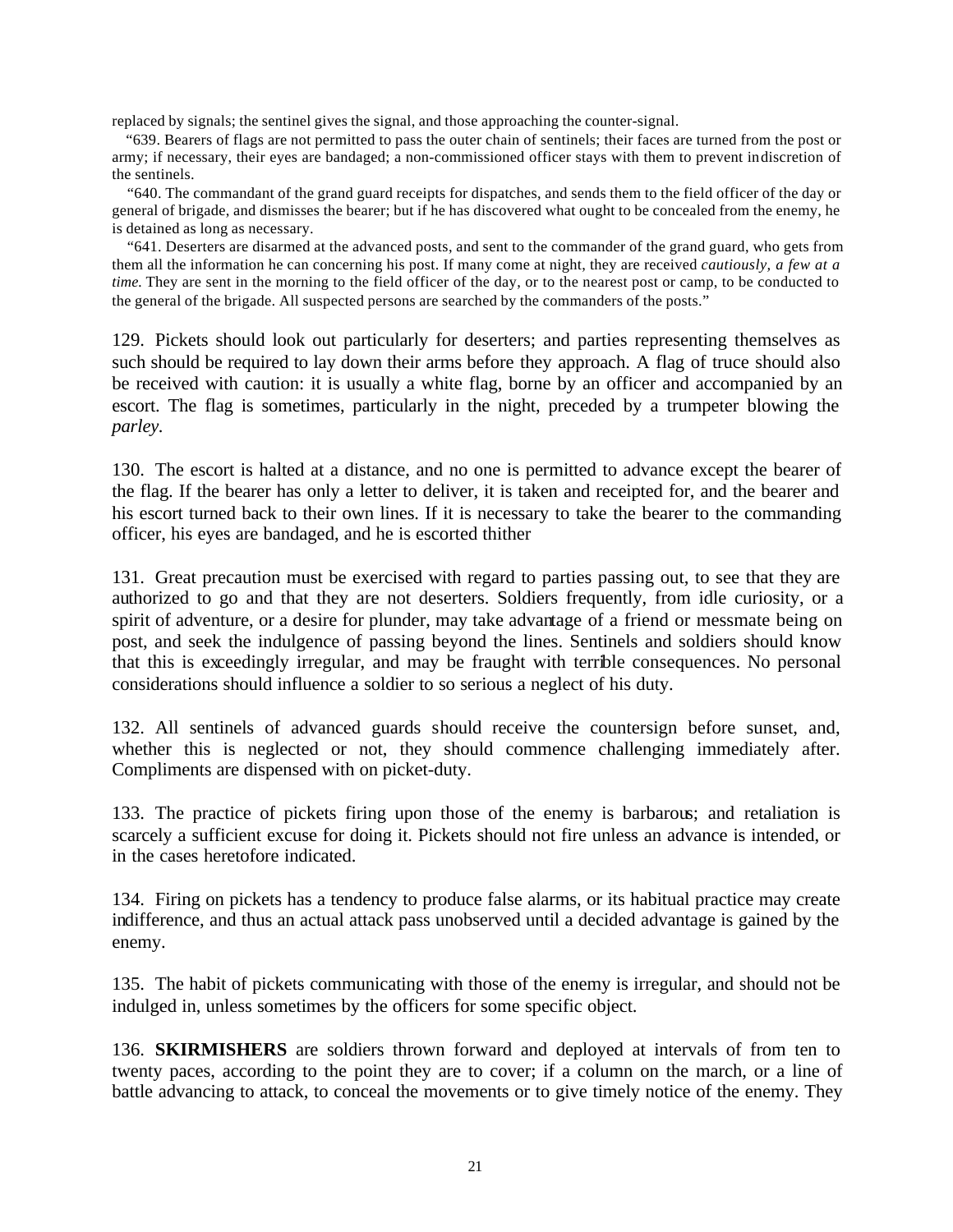replaced by signals; the sentinel gives the signal, and those approaching the counter-signal.

"639. Bearers of flags are not permitted to pass the outer chain of sentinels; their faces are turned from the post or army; if necessary, their eyes are bandaged; a non-commissioned officer stays with them to prevent indiscretion of the sentinels.

"640. The commandant of the grand guard receipts for dispatches, and sends them to the field officer of the day or general of brigade, and dismisses the bearer; but if he has discovered what ought to be concealed from the enemy, he is detained as long as necessary.

"641. Deserters are disarmed at the advanced posts, and sent to the commander of the grand guard, who gets from them all the information he can concerning his post. If many come at night, they are received *cautiously, a few at a time.* They are sent in the morning to the field officer of the day, or to the nearest post or camp, to be conducted to the general of the brigade. All suspected persons are searched by the commanders of the posts."

129. Pickets should look out particularly for deserters; and parties representing themselves as such should be required to lay down their arms before they approach. A flag of truce should also be received with caution: it is usually a white flag, borne by an officer and accompanied by an escort. The flag is sometimes, particularly in the night, preceded by a trumpeter blowing the *parley.*

130. The escort is halted at a distance, and no one is permitted to advance except the bearer of the flag. If the bearer has only a letter to deliver, it is taken and receipted for, and the bearer and his escort turned back to their own lines. If it is necessary to take the bearer to the commanding officer, his eyes are bandaged, and he is escorted thither

131. Great precaution must be exercised with regard to parties passing out, to see that they are authorized to go and that they are not deserters. Soldiers frequently, from idle curiosity, or a spirit of adventure, or a desire for plunder, may take advantage of a friend or messmate being on post, and seek the indulgence of passing beyond the lines. Sentinels and soldiers should know that this is exceedingly irregular, and may be fraught with terrible consequences. No personal considerations should influence a soldier to so serious a neglect of his duty.

132. All sentinels of advanced guards should receive the countersign before sunset, and, whether this is neglected or not, they should commence challenging immediately after. Compliments are dispensed with on picket-duty.

133. The practice of pickets firing upon those of the enemy is barbarous; and retaliation is scarcely a sufficient excuse for doing it. Pickets should not fire unless an advance is intended, or in the cases heretofore indicated.

134. Firing on pickets has a tendency to produce false alarms, or its habitual practice may create indifference, and thus an actual attack pass unobserved until a decided advantage is gained by the enemy.

135. The habit of pickets communicating with those of the enemy is irregular, and should not be indulged in, unless sometimes by the officers for some specific object.

136. **SKIRMISHERS** are soldiers thrown forward and deployed at intervals of from ten to twenty paces, according to the point they are to cover; if a column on the march, or a line of battle advancing to attack, to conceal the movements or to give timely notice of the enemy. They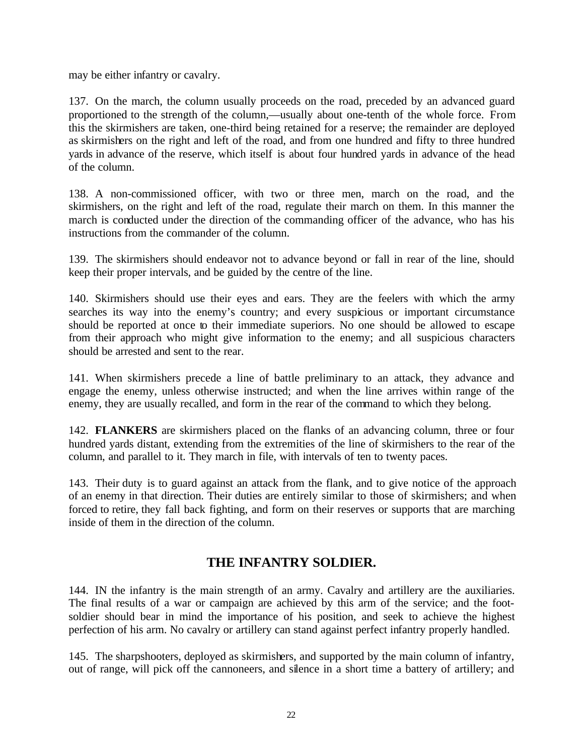may be either infantry or cavalry.

137. On the march, the column usually proceeds on the road, preceded by an advanced guard proportioned to the strength of the column,—usually about one-tenth of the whole force. From this the skirmishers are taken, one-third being retained for a reserve; the remainder are deployed as skirmishers on the right and left of the road, and from one hundred and fifty to three hundred yards in advance of the reserve, which itself is about four hundred yards in advance of the head of the column.

138. A non-commissioned officer, with two or three men, march on the road, and the skirmishers, on the right and left of the road, regulate their march on them. In this manner the march is conducted under the direction of the commanding officer of the advance, who has his instructions from the commander of the column.

139. The skirmishers should endeavor not to advance beyond or fall in rear of the line, should keep their proper intervals, and be guided by the centre of the line.

140. Skirmishers should use their eyes and ears. They are the feelers with which the army searches its way into the enemy's country; and every suspicious or important circumstance should be reported at once to their immediate superiors. No one should be allowed to escape from their approach who might give information to the enemy; and all suspicious characters should be arrested and sent to the rear.

141. When skirmishers precede a line of battle preliminary to an attack, they advance and engage the enemy, unless otherwise instructed; and when the line arrives within range of the enemy, they are usually recalled, and form in the rear of the command to which they belong.

142. **FLANKERS** are skirmishers placed on the flanks of an advancing column, three or four hundred yards distant, extending from the extremities of the line of skirmishers to the rear of the column, and parallel to it. They march in file, with intervals of ten to twenty paces.

143. Their duty is to guard against an attack from the flank, and to give notice of the approach of an enemy in that direction. Their duties are entirely similar to those of skirmishers; and when forced to retire, they fall back fighting, and form on their reserves or supports that are marching inside of them in the direction of the column.

## THE INFANTRY SOLDIER.

144. IN the infantry is the main strength of an army. Cavalry and artillery are the auxiliaries. The final results of a war or campaign are achieved by this arm of the service; and the foot-soldier should bear in mind the importance of his position, and seek to achieve the highest perfection of his arm. No cavalry or artillery can stand against perfect infantry properly handled.

145. The sharpshooters, deployed as skirmishers, and supported by the main column of infantry, out of range, will pick off the cannoneers, and silence in a short time a battery of artillery; and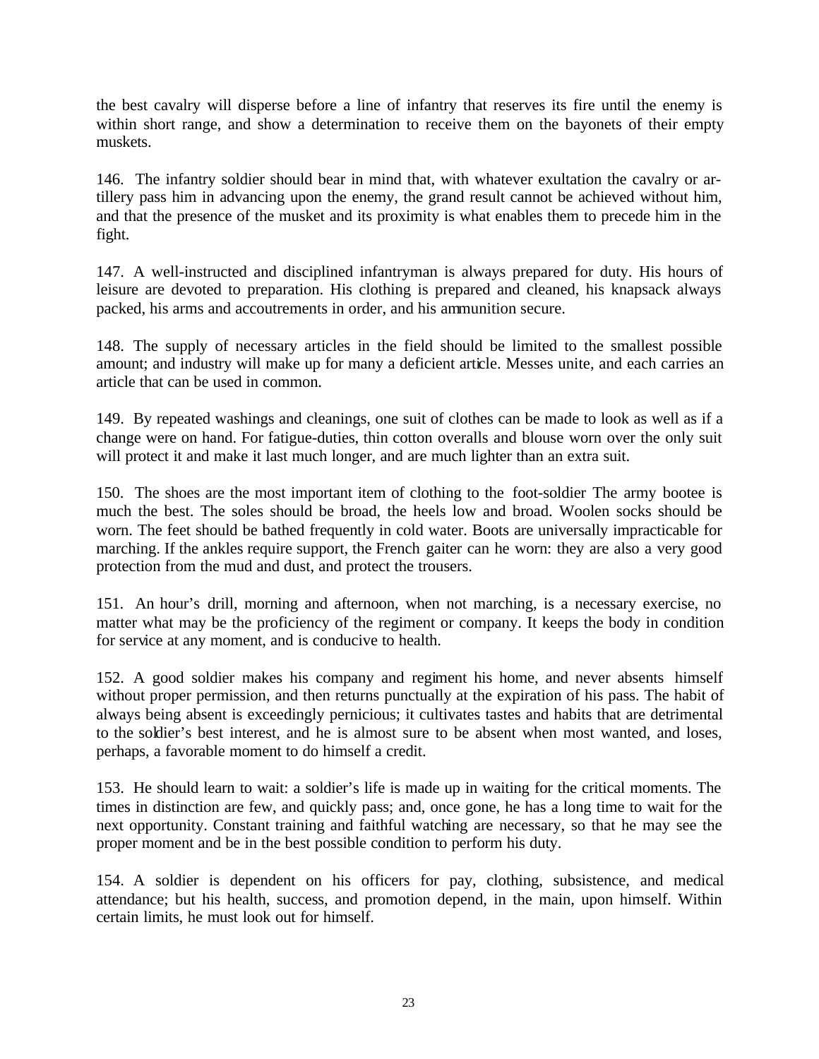the best cavalry will disperse before a line of infantry that reserves its fire until the enemy is within short range, and show a determination to receive them on the bayonets of their empty muskets.

146. The infantry soldier should bear in mind that, with whatever exultation the cavalry or artillery pass him in advancing upon the enemy, the grand result cannot be achieved without him, and that the presence of the musket and its proximity is what enables them to precede him in the fight.

147. A well-instructed and disciplined infantryman is always prepared for duty. His hours of leisure are devoted to preparation. His clothing is prepared and cleaned, his knapsack always packed, his arms and accoutrements in order, and his ammunition secure.

148. The supply of necessary articles in the field should be limited to the smallest possible amount; and industry will make up for many a deficient article. Messes unite, and each carries an article that can be used in common.

149. By repeated washings and cleanings, one suit of clothes can be made to look as well as if a change were on hand. For fatigue-duties, thin cotton overalls and blouse worn over the only suit will protect it and make it last much longer, and are much lighter than an extra suit.

150. The shoes are the most important item of clothing to the foot-soldier The army bootee is much the best. The soles should be broad, the heels low and broad. Woolen socks should be worn. The feet should be bathed frequently in cold water. Boots are universally impracticable for marching. If the ankles require support, the French gaiter can he worn: they are also a very good protection from the mud and dust, and protect the trousers.

151. An hour's drill, morning and afternoon, when not marching, is a necessary exercise, no matter what may be the proficiency of the regiment or company. It keeps the body in condition for service at any moment, and is conducive to health.

152. A good soldier makes his company and regiment his home, and never absents himself without proper permission, and then returns punctually at the expiration of his pass. The habit of always being absent is exceedingly pernicious; it cultivates tastes and habits that are detrimental to the soldier's best interest, and he is almost sure to be absent when most wanted, and loses, perhaps, a favorable moment to do himself a credit.

153. He should learn to wait: a soldier's life is made up in waiting for the critical moments. The times in distinction are few, and quickly pass; and, once gone, he has a long time to wait for the next opportunity. Constant training and faithful watching are necessary, so that he may see the proper moment and be in the best possible condition to perform his duty.

154. A soldier is dependent on his officers for pay, clothing, subsistence, and medical attendance; but his health, success, and promotion depend, in the main, upon himself. Within certain limits, he must look out for himself.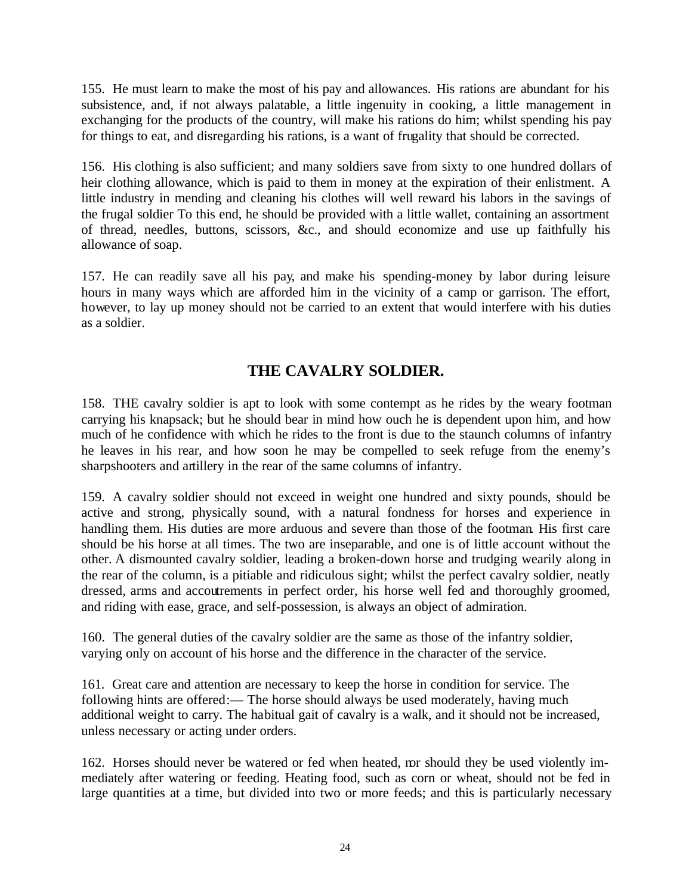155. He must learn to make the most of his pay and allowances. His rations are abundant for his subsistence, and, if not always palatable, a little ingenuity in cooking, a little management in exchanging for the products of the country, will make his rations do him; whilst spending his pay for things to eat, and disregarding his rations, is a want of frugality that should be corrected.

156. His clothing is also sufficient; and many soldiers save from sixty to one hundred dollars of heir clothing allowance, which is paid to them in money at the expiration of their enlistment. A little industry in mending and cleaning his clothes will well reward his labors in the savings of the frugal soldier To this end, he should be provided with a little wallet, containing an assortment of thread, needles, buttons, scissors, &c., and should economize and use up faithfully his allowance of soap.

157. He can readily save all his pay, and make his spending-money by labor during leisure hours in many ways which are afforded him in the vicinity of a camp or garrison. The effort, however, to lay up money should not be carried to an extent that would interfere with his duties as a soldier.

## THE CAVALRY SOLDIER.

158. THE cavalry soldier is apt to look with some contempt as he rides by the weary footman carrying his knapsack; but he should bear in mind how ouch he is dependent upon him, and how much of he confidence with which he rides to the front is due to the staunch columns of infantry he leaves in his rear, and how soon he may be compelled to seek refuge from the enemy's sharpshooters and artillery in the rear of the same columns of infantry.

159. A cavalry soldier should not exceed in weight one hundred and sixty pounds, should be active and strong, physically sound, with a natural fondness for horses and experience in handling them. His duties are more arduous and severe than those of the footman. His first care should be his horse at all times. The two are inseparable, and one is of little account without the other. A dismounted cavalry soldier, leading a broken-down horse and trudging wearily along in the rear of the column, is a pitiable and ridiculous sight; whilst the perfect cavalry soldier, neatly dressed, arms and accoutrements in perfect order, his horse well fed and thoroughly groomed, and riding with ease, grace, and self-possession, is always an object of admiration.

160. The general duties of the cavalry soldier are the same as those of the infantry soldier, varying only on account of his horse and the difference in the character of the service.

161. Great care and attention are necessary to keep the horse in condition for service. The following hints are offered:— The horse should always be used moderately, having much additional weight to carry. The habitual gait of cavalry is a walk, and it should not be increased, unless necessary or acting under orders.

162. Horses should never be watered or fed when heated, nor should they be used violently immediately after watering or feeding. Heating food, such as corn or wheat, should not be fed in large quantities at a time, but divided into two or more feeds; and this is particularly necessary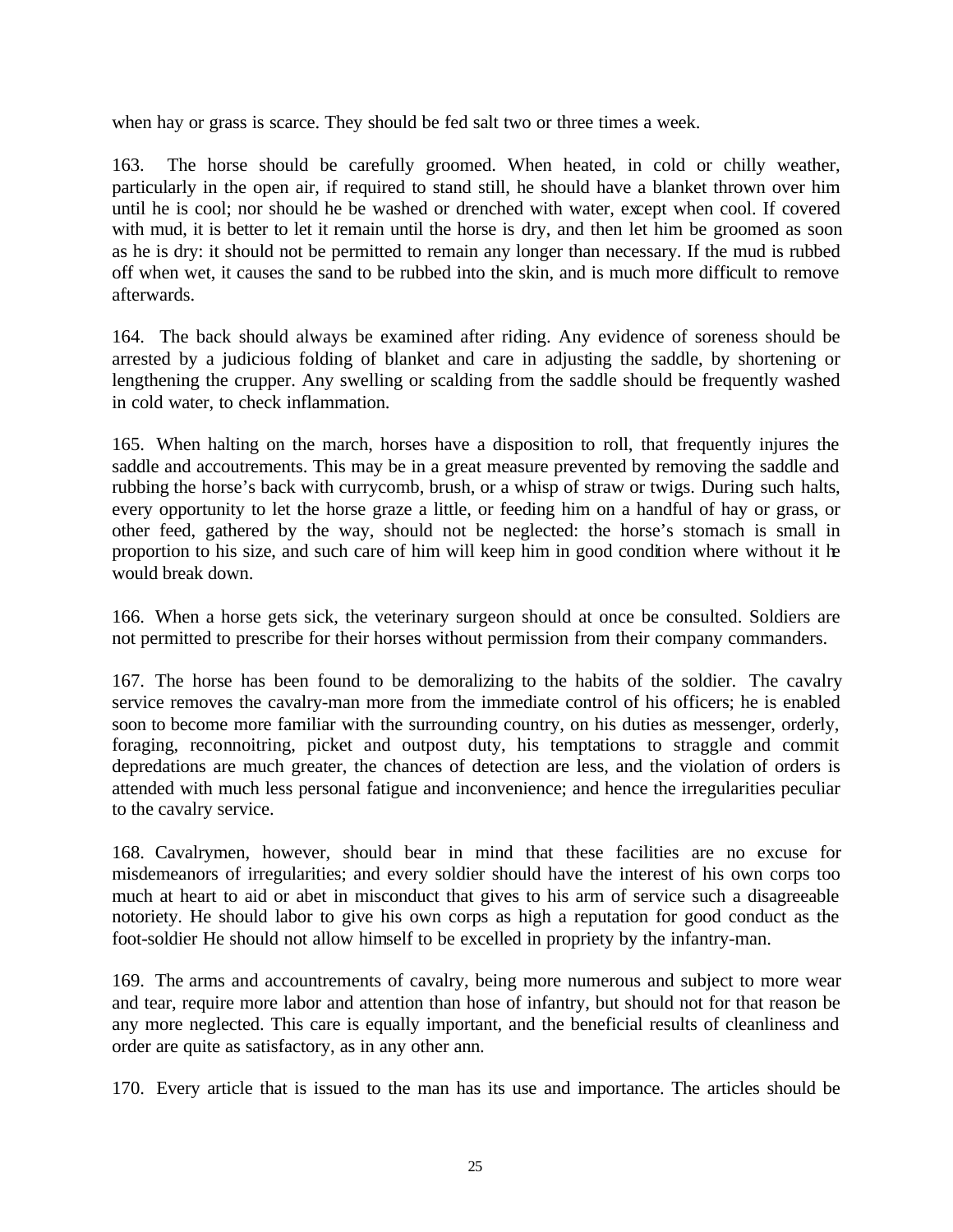when hay or grass is scarce. They should be fed salt two or three times a week.

163. The horse should be carefully groomed. When heated, in cold or chilly weather, particularly in the open air, if required to stand still, he should have a blanket thrown over him until he is cool; nor should he be washed or drenched with water, except when cool. If covered with mud, it is better to let it remain until the horse is dry, and then let him be groomed as soon as he is dry: it should not be permitted to remain any longer than necessary. If the mud is rubbed off when wet, it causes the sand to be rubbed into the skin, and is much more difficult to remove afterwards.

164. The back should always be examined after riding. Any evidence of soreness should be arrested by a judicious folding of blanket and care in adjusting the saddle, by shortening or lengthening the crupper. Any swelling or scalding from the saddle should be frequently washed in cold water, to check inflammation.

165. When halting on the march, horses have a disposition to roll, that frequently injures the saddle and accoutrements. This may be in a great measure prevented by removing the saddle and rubbing the horse's back with currycomb, brush, or a whisp of straw or twigs. During such halts, every opportunity to let the horse graze a little, or feeding him on a handful of hay or grass, or other feed, gathered by the way, should not be neglected: the horse's stomach is small in proportion to his size, and such care of him will keep him in good condition where without it he would break down.

166. When a horse gets sick, the veterinary surgeon should at once be consulted. Soldiers are not permitted to prescribe for their horses without permission from their company commanders.

167. The horse has been found to be demoralizing to the habits of the soldier. The cavalry service removes the cavalry-man more from the immediate control of his officers; he is enabled soon to become more familiar with the surrounding country, on his duties as messenger, orderly, foraging, reconnoitring, picket and outpost duty, his temptations to straggle and commit depredations are much greater, the chances of detection are less, and the violation of orders is attended with much less personal fatigue and inconvenience; and hence the irregularities peculiar to the cavalry service.

168. Cavalrymen, however, should bear in mind that these facilities are no excuse for misdemeanors of irregularities; and every soldier should have the interest of his own corps too much at heart to aid or abet in misconduct that gives to his arm of service such a disagreeable notoriety. He should labor to give his own corps as high a reputation for good conduct as the foot-soldier He should not allow himself to be excelled in propriety by the infantry-man.

169. The arms and accountrements of cavalry, being more numerous and subject to more wear and tear, require more labor and attention than hose of infantry, but should not for that reason be any more neglected. This care is equally important, and the beneficial results of cleanliness and order are quite as satisfactory, as in any other ann.

170. Every article that is issued to the man has its use and importance. The articles should be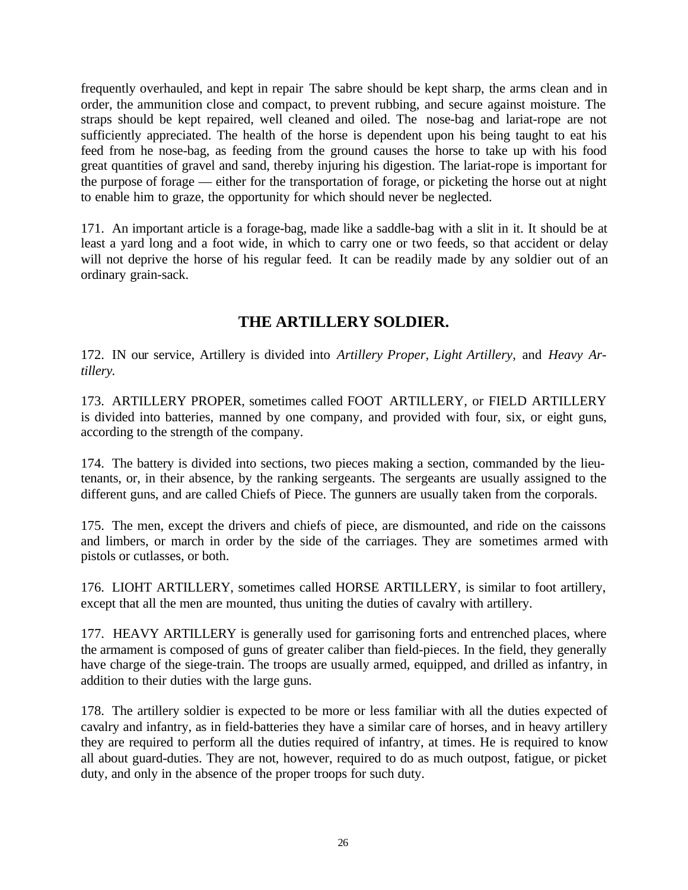frequently overhauled, and kept in repair The sabre should be kept sharp, the arms clean and in order, the ammunition close and compact, to prevent rubbing, and secure against moisture. The straps should be kept repaired, well cleaned and oiled. The nose-bag and lariat-rope are not sufficiently appreciated. The health of the horse is dependent upon his being taught to eat his feed from he nose-bag, as feeding from the ground causes the horse to take up with his food great quantities of gravel and sand, thereby injuring his digestion. The lariat-rope is important for the purpose of forage — either for the transportation of forage, or picketing the horse out at night to enable him to graze, the opportunity for which should never be neglected.

171. An important article is a forage-bag, made like a saddle-bag with a slit in it. It should be at least a yard long and a foot wide, in which to carry one or two feeds, so that accident or delay will not deprive the horse of his regular feed. It can be readily made by any soldier out of an ordinary grain-sack.

## THE ARTILLERY SOLDIER.

172. IN our service, Artillery is divided into *Artillery Proper*, *Light Artillery*, and *Heavy Artillery.*

173. ARTILLERY PROPER, sometimes called FOOT ARTILLERY, or FIELD ARTILLERY is divided into batteries, manned by one company, and provided with four, six, or eight guns, according to the strength of the company.

174. The battery is divided into sections, two pieces making a section, commanded by the lieutenants, or, in their absence, by the ranking sergeants. The sergeants are usually assigned to the different guns, and are called Chiefs of Piece. The gunners are usually taken from the corporals.

175. The men, except the drivers and chiefs of piece, are dismounted, and ride on the caissons and limbers, or march in order by the side of the carriages. They are sometimes armed with pistols or cutlasses, or both.

176. LIOHT ARTILLERY, sometimes called HORSE ARTILLERY, is similar to foot artillery, except that all the men are mounted, thus uniting the duties of cavalry with artillery.

177. HEAVY ARTILLERY is generally used for garrisoning forts and entrenched places, where the armament is composed of guns of greater caliber than field-pieces. In the field, they generally have charge of the siege-train. The troops are usually armed, equipped, and drilled as infantry, in addition to their duties with the large guns.

178. The artillery soldier is expected to be more or less familiar with all the duties expected of cavalry and infantry, as in field-batteries they have a similar care of horses, and in heavy artillery they are required to perform all the duties required of infantry, at times. He is required to know all about guard-duties. They are not, however, required to do as much outpost, fatigue, or picket duty, and only in the absence of the proper troops for such duty.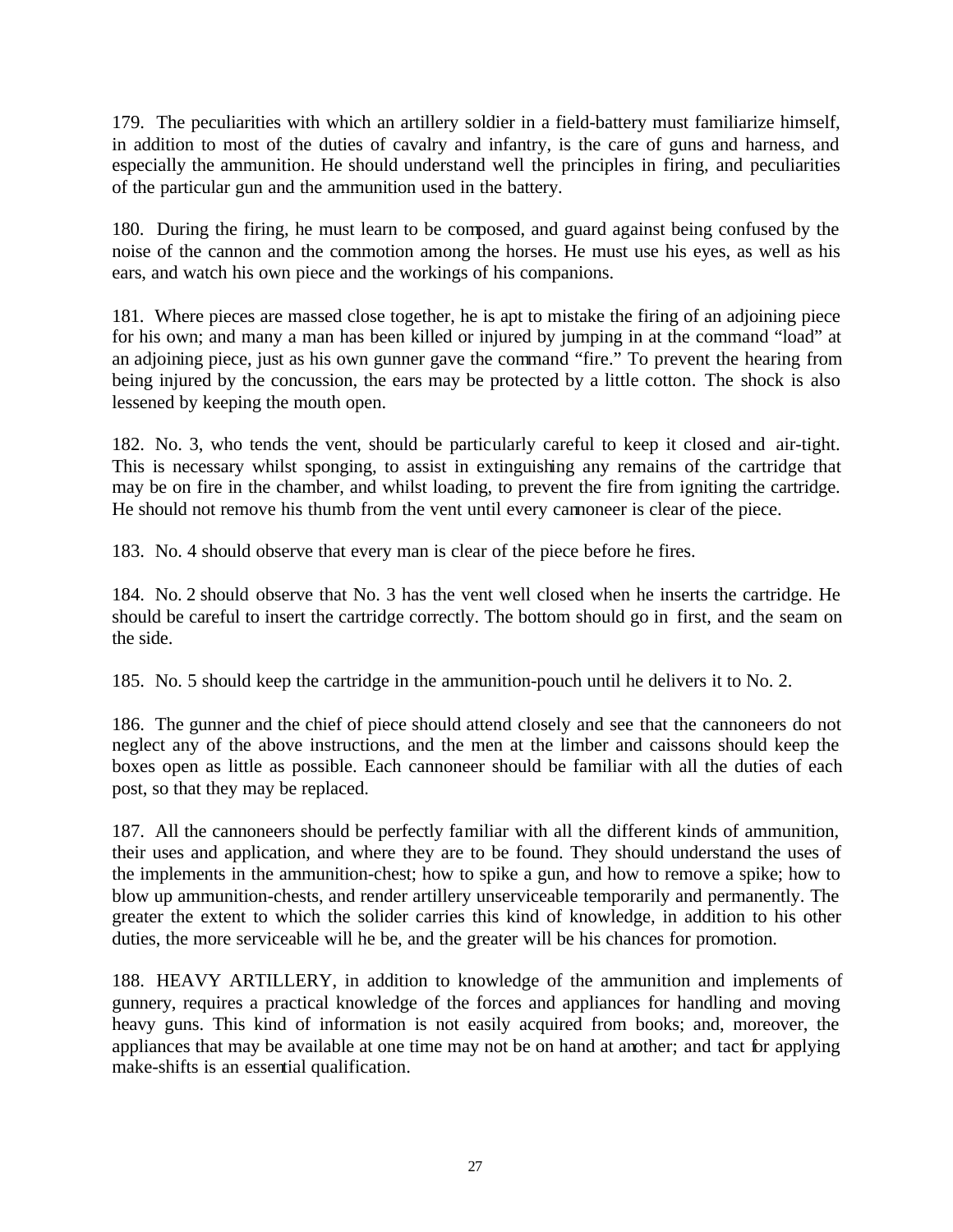179. The peculiarities with which an artillery soldier in a field-battery must familiarize himself, in addition to most of the duties of cavalry and infantry, is the care of guns and harness, and especially the ammunition. He should understand well the principles in firing, and peculiarities of the particular gun and the ammunition used in the battery.

180. During the firing, he must learn to be composed, and guard against being confused by the noise of the cannon and the commotion among the horses. He must use his eyes, as well as his ears, and watch his own piece and the workings of his companions.

181. Where pieces are massed close together, he is apt to mistake the firing of an adjoining piece for his own; and many a man has been killed or injured by jumping in at the command "load" at an adjoining piece, just as his own gunner gave the command "fire." To prevent the hearing from being injured by the concussion, the ears may be protected by a little cotton. The shock is also lessened by keeping the mouth open.

182. No. 3, who tends the vent, should be particularly careful to keep it closed and air-tight. This is necessary whilst sponging, to assist in extinguishing any remains of the cartridge that may be on fire in the chamber, and whilst loading, to prevent the fire from igniting the cartridge. He should not remove his thumb from the vent until every cannoneer is clear of the piece.

183. No. 4 should observe that every man is clear of the piece before he fires.

184. No. 2 should observe that No. 3 has the vent well closed when he inserts the cartridge. He should be careful to insert the cartridge correctly. The bottom should go in first, and the seam on the side.

185. No. 5 should keep the cartridge in the ammunition-pouch until he delivers it to No. 2.

186. The gunner and the chief of piece should attend closely and see that the cannoneers do not neglect any of the above instructions, and the men at the limber and caissons should keep the boxes open as little as possible. Each cannoneer should be familiar with all the duties of each post, so that they may be replaced.

187. All the cannoneers should be perfectly familiar with all the different kinds of ammunition, their uses and application, and where they are to be found. They should understand the uses of the implements in the ammunition-chest; how to spike a gun, and how to remove a spike; how to blow up ammunition-chests, and render artillery unserviceable temporarily and permanently. The greater the extent to which the solider carries this kind of knowledge, in addition to his other duties, the more serviceable will he be, and the greater will be his chances for promotion.

188. HEAVY ARTILLERY, in addition to knowledge of the ammunition and implements of gunnery, requires a practical knowledge of the forces and appliances for handling and moving heavy guns. This kind of information is not easily acquired from books; and, moreover, the appliances that may be available at one time may not be on hand at another; and tact for applying make-shifts is an essential qualification.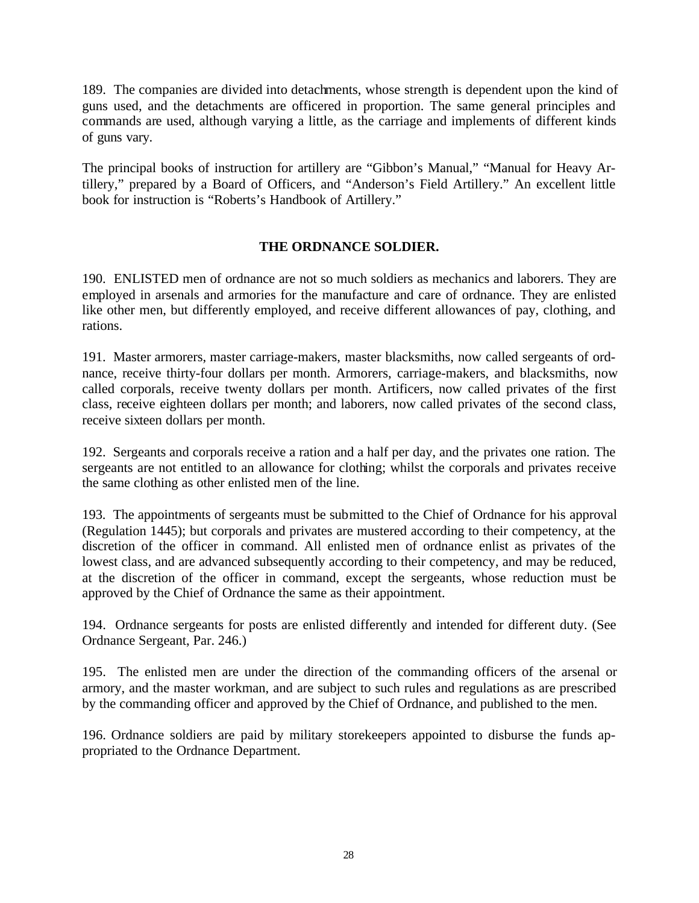189. The companies are divided into detachments, whose strength is dependent upon the kind of guns used, and the detachments are officered in proportion. The same general principles and commands are used, although varying a little, as the carriage and implements of different kinds of guns vary.

The principal books of instruction for artillery are "Gibbon's Manual," "Manual for Heavy Artillery," prepared by a Board of Officers, and "Anderson's Field Artillery." An excellent little book for instruction is "Roberts's Handbook of Artillery."

## THE ORDNANCE SOLDIER.

190. ENLISTED men of ordnance are not so much soldiers as mechanics and laborers. They are employed in arsenals and armories for the manufacture and care of ordnance. They are enlisted like other men, but differently employed, and receive different allowances of pay, clothing, and rations.

191. Master armorers, master carriage-makers, master blacksmiths, now called sergeants of ordnance, receive thirty-four dollars per month. Armorers, carriage-makers, and blacksmiths, now called corporals, receive twenty dollars per month. Artificers, now called privates of the first class, receive eighteen dollars per month; and laborers, now called privates of the second class, receive sixteen dollars per month.

192. Sergeants and corporals receive a ration and a half per day, and the privates one ration. The sergeants are not entitled to an allowance for clothing; whilst the corporals and privates receive the same clothing as other enlisted men of the line.

193. The appointments of sergeants must be submitted to the Chief of Ordnance for his approval (Regulation 1445); but corporals and privates are mustered according to their competency, at the discretion of the officer in command. All enlisted men of ordnance enlist as privates of the lowest class, and are advanced subsequently according to their competency, and may be reduced, at the discretion of the officer in command, except the sergeants, whose reduction must be approved by the Chief of Ordnance the same as their appointment.

194. Ordnance sergeants for posts are enlisted differently and intended for different duty. (See Ordnance Sergeant, Par. 246.)

195. The enlisted men are under the direction of the commanding officers of the arsenal or armory, and the master workman, and are subject to such rules and regulations as are prescribed by the commanding officer and approved by the Chief of Ordnance, and published to the men.

196. Ordnance soldiers are paid by military storekeepers appointed to disburse the funds appropriated to the Ordnance Department.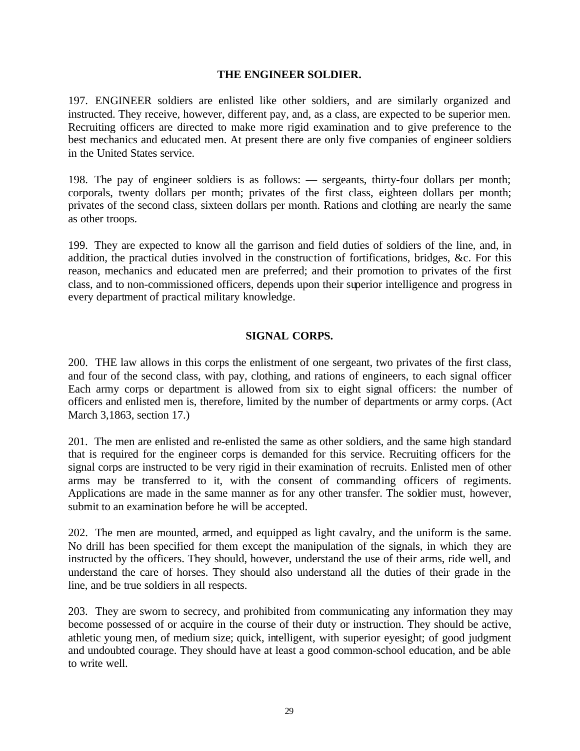### THE ENGINEER SOLDIER.

197. ENGINEER soldiers are enlisted like other soldiers, and are similarly organized and instructed. They receive, however, different pay, and, as a class, are expected to be superior men. Recruiting officers are directed to make more rigid examination and to give preference to the best mechanics and educated men. At present there are only five companies of engineer soldiers in the United States service.

198. The pay of engineer soldiers is as follows: — sergeants, thirty-four dollars per month; corporals, twenty dollars per month; privates of the first class, eighteen dollars per month; privates of the second class, sixteen dollars per month. Rations and clothing are nearly the same as other troops.

199. They are expected to know all the garrison and field duties of soldiers of the line, and, in addition, the practical duties involved in the construction of fortifications, bridges, &c. For this reason, mechanics and educated men are preferred; and their promotion to privates of the first class, and to non-commissioned officers, depends upon their superior intelligence and progress in every department of practical military knowledge.

### SIGNAL CORPS.

200. THE law allows in this corps the enlistment of one sergeant, two privates of the first class, and four of the second class, with pay, clothing, and rations of engineers, to each signal officer Each army corps or department is allowed from six to eight signal officers: the number of officers and enlisted men is, therefore, limited by the number of departments or army corps. (Act March 3,1863, section 17.)

201. The men are enlisted and re-enlisted the same as other soldiers, and the same high standard that is required for the engineer corps is demanded for this service. Recruiting officers for the signal corps are instructed to be very rigid in their examination of recruits. Enlisted men of other arms may be transferred to it, with the consent of commanding officers of regiments. Applications are made in the same manner as for any other transfer. The soldier must, however, submit to an examination before he will be accepted.

202. The men are mounted, armed, and equipped as light cavalry, and the uniform is the same. No drill has been specified for them except the manipulation of the signals, in which they are instructed by the officers. They should, however, understand the use of their arms, ride well, and understand the care of horses. They should also understand all the duties of their grade in the line, and be true soldiers in all respects.

203. They are sworn to secrecy, and prohibited from communicating any information they may become possessed of or acquire in the course of their duty or instruction. They should be active, athletic young men, of medium size; quick, intelligent, with superior eyesight; of good judgment and undoubted courage. They should have at least a good common-school education, and be able to write well.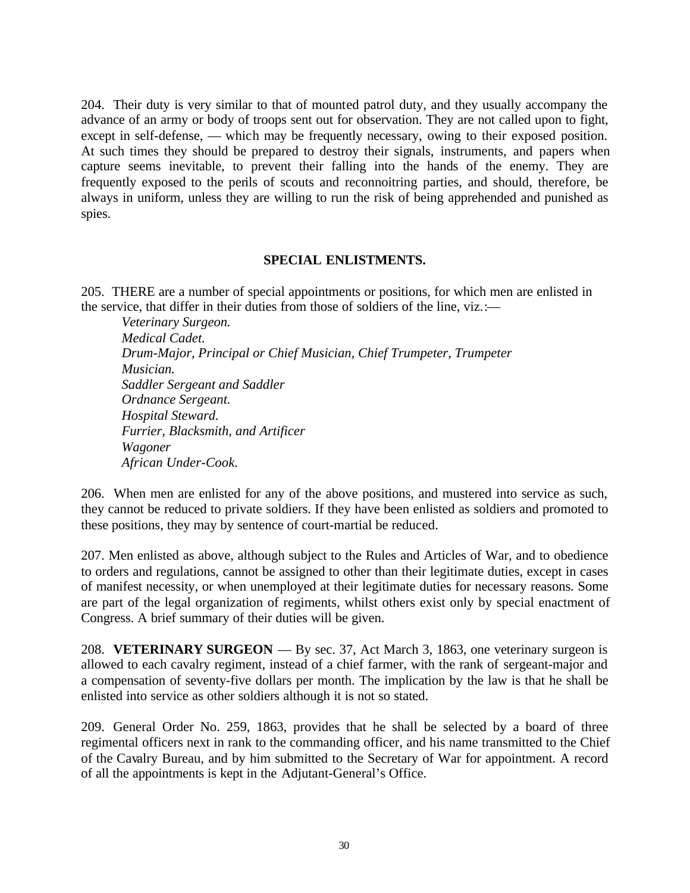204. Their duty is very similar to that of mounted patrol duty, and they usually accompany the advance of an army or body of troops sent out for observation. They are not called upon to fight, except in self-defense, — which may be frequently necessary, owing to their exposed position. At such times they should be prepared to destroy their signals, instruments, and papers when capture seems inevitable, to prevent their falling into the hands of the enemy. They are frequently exposed to the perils of scouts and reconnoitring parties, and should, therefore, be always in uniform, unless they are willing to run the risk of being apprehended and punished as spies.

## SPECIAL ENLISTMENTS.

205. THERE are a number of special appointments or positions, for which men are enlisted in the service, that differ in their duties from those of soldiers of the line, viz.:—

*Veterinary Surgeon.*
*Medical Cadet.*
*Drum-Major, Principal or Chief Musician, Chief Trumpeter, Trumpeter*
*Musician.*
*Saddler Sergeant and Saddler*
*Ordnance Sergeant.*
*Hospital Steward.*
*Furrier, Blacksmith, and Artificer*
*Wagoner*
*African Under-Cook.*

206. When men are enlisted for any of the above positions, and mustered into service as such, they cannot be reduced to private soldiers. If they have been enlisted as soldiers and promoted to these positions, they may by sentence of court-martial be reduced.

207. Men enlisted as above, although subject to the Rules and Articles of War, and to obedience to orders and regulations, cannot be assigned to other than their legitimate duties, except in cases of manifest necessity, or when unemployed at their legitimate duties for necessary reasons. Some are part of the legal organization of regiments, whilst others exist only by special enactment of Congress. A brief summary of their duties will be given.

208. **VETERINARY SURGEON** — By sec. 37, Act March 3, 1863, one veterinary surgeon is allowed to each cavalry regiment, instead of a chief farmer, with the rank of sergeant-major and a compensation of seventy-five dollars per month. The implication by the law is that he shall be enlisted into service as other soldiers although it is not so stated.

209. General Order No. 259, 1863, provides that he shall be selected by a board of three regimental officers next in rank to the commanding officer, and his name transmitted to the Chief of the Cavalry Bureau, and by him submitted to the Secretary of War for appointment. A record of all the appointments is kept in the Adjutant-General's Office.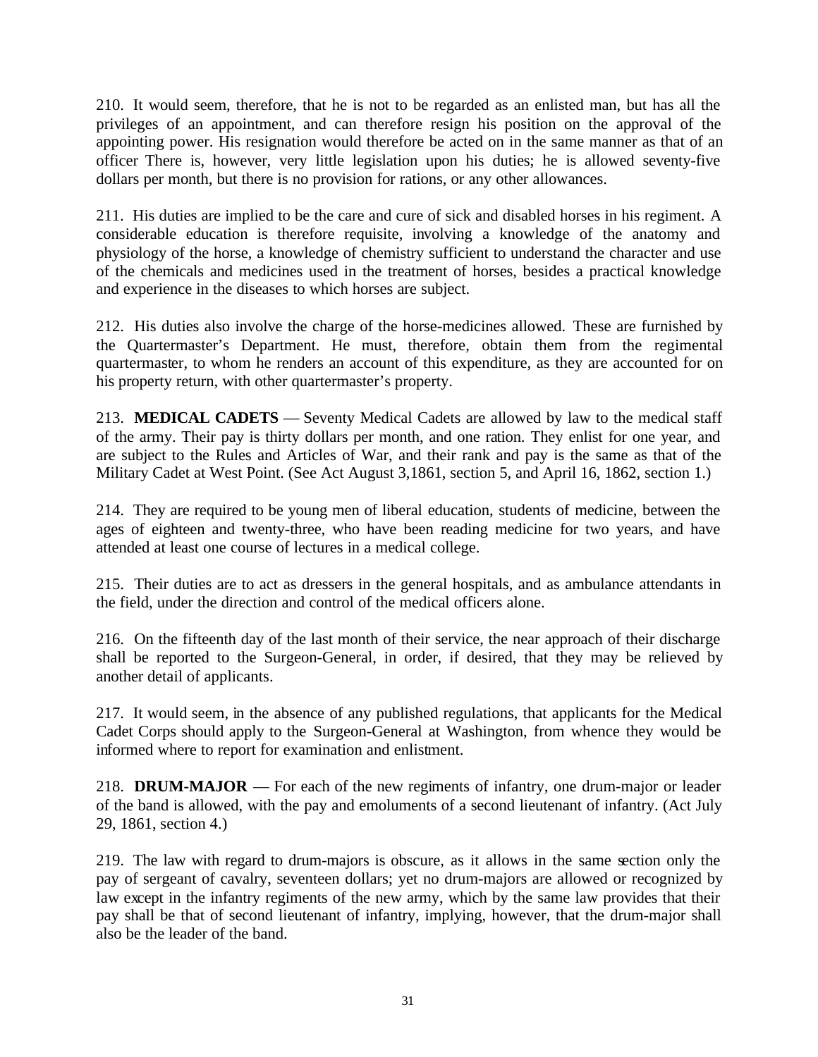210. It would seem, therefore, that he is not to be regarded as an enlisted man, but has all the privileges of an appointment, and can therefore resign his position on the approval of the appointing power. His resignation would therefore be acted on in the same manner as that of an officer There is, however, very little legislation upon his duties; he is allowed seventy-five dollars per month, but there is no provision for rations, or any other allowances.

211. His duties are implied to be the care and cure of sick and disabled horses in his regiment. A considerable education is therefore requisite, involving a knowledge of the anatomy and physiology of the horse, a knowledge of chemistry sufficient to understand the character and use of the chemicals and medicines used in the treatment of horses, besides a practical knowledge and experience in the diseases to which horses are subject.

212. His duties also involve the charge of the horse-medicines allowed. These are furnished by the Quartermaster's Department. He must, therefore, obtain them from the regimental quartermaster, to whom he renders an account of this expenditure, as they are accounted for on his property return, with other quartermaster's property.

213. **MEDICAL CADETS** — Seventy Medical Cadets are allowed by law to the medical staff of the army. Their pay is thirty dollars per month, and one ration. They enlist for one year, and are subject to the Rules and Articles of War, and their rank and pay is the same as that of the Military Cadet at West Point. (See Act August 3,1861, section 5, and April 16, 1862, section 1.)

214. They are required to be young men of liberal education, students of medicine, between the ages of eighteen and twenty-three, who have been reading medicine for two years, and have attended at least one course of lectures in a medical college.

215. Their duties are to act as dressers in the general hospitals, and as ambulance attendants in the field, under the direction and control of the medical officers alone.

216. On the fifteenth day of the last month of their service, the near approach of their discharge shall be reported to the Surgeon-General, in order, if desired, that they may be relieved by another detail of applicants.

217. It would seem, in the absence of any published regulations, that applicants for the Medical Cadet Corps should apply to the Surgeon-General at Washington, from whence they would be informed where to report for examination and enlistment.

218. **DRUM-MAJOR** — For each of the new regiments of infantry, one drum-major or leader of the band is allowed, with the pay and emoluments of a second lieutenant of infantry. (Act July 29, 1861, section 4.)

219. The law with regard to drum-majors is obscure, as it allows in the same section only the pay of sergeant of cavalry, seventeen dollars; yet no drum-majors are allowed or recognized by law except in the infantry regiments of the new army, which by the same law provides that their pay shall be that of second lieutenant of infantry, implying, however, that the drum-major shall also be the leader of the band.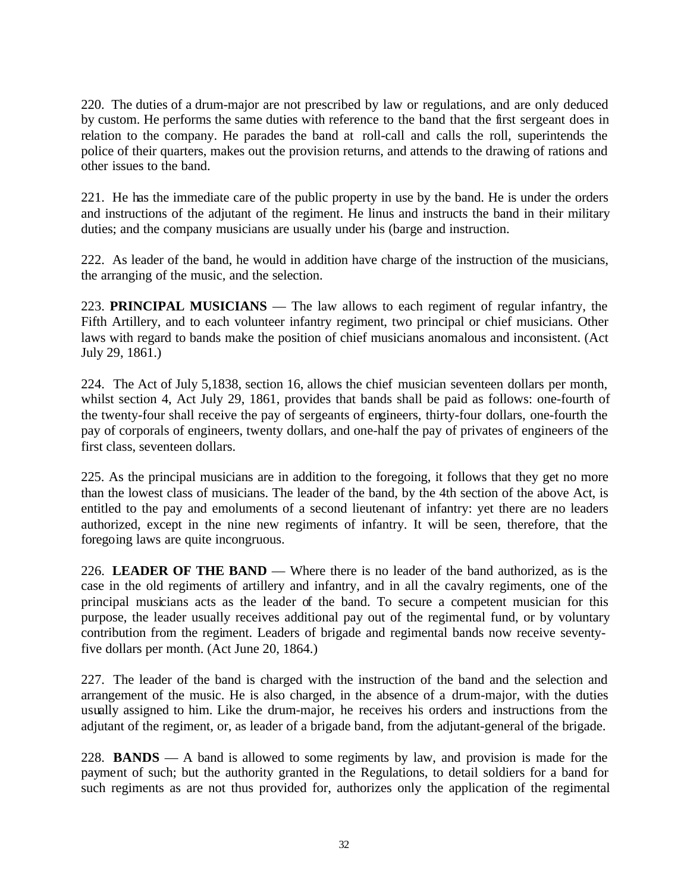220. The duties of a drum-major are not prescribed by law or regulations, and are only deduced by custom. He performs the same duties with reference to the band that the first sergeant does in relation to the company. He parades the band at roll-call and calls the roll, superintends the police of their quarters, makes out the provision returns, and attends to the drawing of rations and other issues to the band.

221. He has the immediate care of the public property in use by the band. He is under the orders and instructions of the adjutant of the regiment. He linus and instructs the band in their military duties; and the company musicians are usually under his (barge and instruction.

222. As leader of the band, he would in addition have charge of the instruction of the musicians, the arranging of the music, and the selection.

223. **PRINCIPAL MUSICIANS** — The law allows to each regiment of regular infantry, the Fifth Artillery, and to each volunteer infantry regiment, two principal or chief musicians. Other laws with regard to bands make the position of chief musicians anomalous and inconsistent. (Act July 29, 1861.)

224. The Act of July 5,1838, section 16, allows the chief musician seventeen dollars per month, whilst section 4, Act July 29, 1861, provides that bands shall be paid as follows: one-fourth of the twenty-four shall receive the pay of sergeants of engineers, thirty-four dollars, one-fourth the pay of corporals of engineers, twenty dollars, and one-half the pay of privates of engineers of the first class, seventeen dollars.

225. As the principal musicians are in addition to the foregoing, it follows that they get no more than the lowest class of musicians. The leader of the band, by the 4th section of the above Act, is entitled to the pay and emoluments of a second lieutenant of infantry: yet there are no leaders authorized, except in the nine new regiments of infantry. It will be seen, therefore, that the foregoing laws are quite incongruous.

226. **LEADER OF THE BAND** — Where there is no leader of the band authorized, as is the case in the old regiments of artillery and infantry, and in all the cavalry regiments, one of the principal musicians acts as the leader of the band. To secure a competent musician for this purpose, the leader usually receives additional pay out of the regimental fund, or by voluntary contribution from the regiment. Leaders of brigade and regimental bands now receive seventy-five dollars per month. (Act June 20, 1864.)

227. The leader of the band is charged with the instruction of the band and the selection and arrangement of the music. He is also charged, in the absence of a drum-major, with the duties usually assigned to him. Like the drum-major, he receives his orders and instructions from the adjutant of the regiment, or, as leader of a brigade band, from the adjutant-general of the brigade.

228. **BANDS** — A band is allowed to some regiments by law, and provision is made for the payment of such; but the authority granted in the Regulations, to detail soldiers for a band for such regiments as are not thus provided for, authorizes only the application of the regimental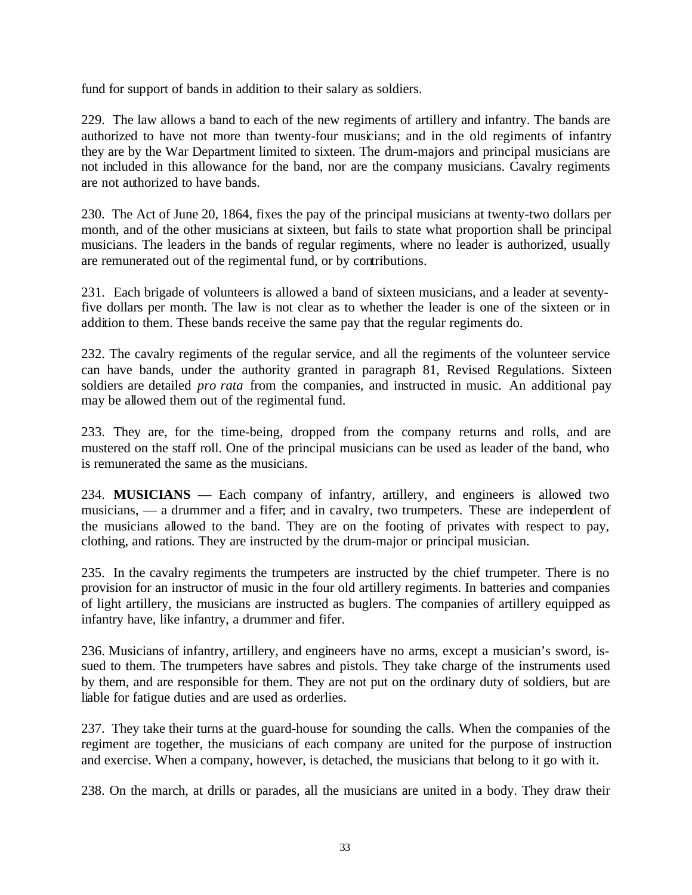fund for support of bands in addition to their salary as soldiers.

229. The law allows a band to each of the new regiments of artillery and infantry. The bands are authorized to have not more than twenty-four musicians; and in the old regiments of infantry they are by the War Department limited to sixteen. The drum-majors and principal musicians are not included in this allowance for the band, nor are the company musicians. Cavalry regiments are not authorized to have bands.

230. The Act of June 20, 1864, fixes the pay of the principal musicians at twenty-two dollars per month, and of the other musicians at sixteen, but fails to state what proportion shall be principal musicians. The leaders in the bands of regular regiments, where no leader is authorized, usually are remunerated out of the regimental fund, or by contributions.

231. Each brigade of volunteers is allowed a band of sixteen musicians, and a leader at seventy-five dollars per month. The law is not clear as to whether the leader is one of the sixteen or in addition to them. These bands receive the same pay that the regular regiments do.

232. The cavalry regiments of the regular service, and all the regiments of the volunteer service can have bands, under the authority granted in paragraph 81, Revised Regulations. Sixteen soldiers are detailed *pro rata* from the companies, and instructed in music. An additional pay may be allowed them out of the regimental fund.

233. They are, for the time-being, dropped from the company returns and rolls, and are mustered on the staff roll. One of the principal musicians can be used as leader of the band, who is remunerated the same as the musicians.

234. **MUSICIANS** — Each company of infantry, artillery, and engineers is allowed two musicians, — a drummer and a fifer; and in cavalry, two trumpeters. These are independent of the musicians allowed to the band. They are on the footing of privates with respect to pay, clothing, and rations. They are instructed by the drum-major or principal musician.

235. In the cavalry regiments the trumpeters are instructed by the chief trumpeter. There is no provision for an instructor of music in the four old artillery regiments. In batteries and companies of light artillery, the musicians are instructed as buglers. The companies of artillery equipped as infantry have, like infantry, a drummer and fifer.

236. Musicians of infantry, artillery, and engineers have no arms, except a musician's sword, issued to them. The trumpeters have sabres and pistols. They take charge of the instruments used by them, and are responsible for them. They are not put on the ordinary duty of soldiers, but are liable for fatigue duties and are used as orderlies.

237. They take their turns at the guard-house for sounding the calls. When the companies of the regiment are together, the musicians of each company are united for the purpose of instruction and exercise. When a company, however, is detached, the musicians that belong to it go with it.

238. On the march, at drills or parades, all the musicians are united in a body. They draw their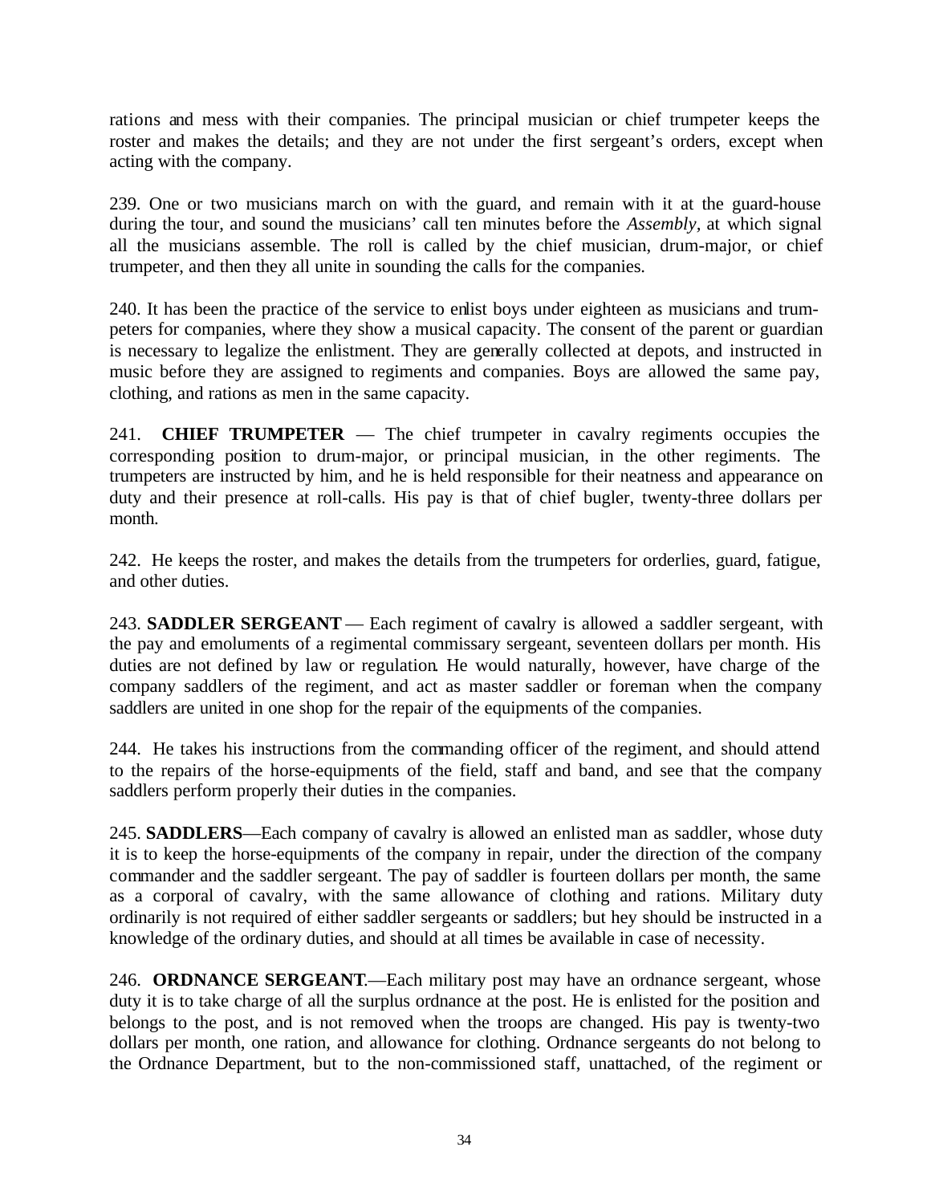rations and mess with their companies. The principal musician or chief trumpeter keeps the roster and makes the details; and they are not under the first sergeant's orders, except when acting with the company.

239. One or two musicians march on with the guard, and remain with it at the guard-house during the tour, and sound the musicians' call ten minutes before the *Assembly*, at which signal all the musicians assemble. The roll is called by the chief musician, drum-major, or chief trumpeter, and then they all unite in sounding the calls for the companies.

240. It has been the practice of the service to enlist boys under eighteen as musicians and trumpeters for companies, where they show a musical capacity. The consent of the parent or guardian is necessary to legalize the enlistment. They are generally collected at depots, and instructed in music before they are assigned to regiments and companies. Boys are allowed the same pay, clothing, and rations as men in the same capacity.

241. **CHIEF TRUMPETER** — The chief trumpeter in cavalry regiments occupies the corresponding position to drum-major, or principal musician, in the other regiments. The trumpeters are instructed by him, and he is held responsible for their neatness and appearance on duty and their presence at roll-calls. His pay is that of chief bugler, twenty-three dollars per month.

242. He keeps the roster, and makes the details from the trumpeters for orderlies, guard, fatigue, and other duties.

243. **SADDLER SERGEANT** — Each regiment of cavalry is allowed a saddler sergeant, with the pay and emoluments of a regimental commissary sergeant, seventeen dollars per month. His duties are not defined by law or regulation. He would naturally, however, have charge of the company saddlers of the regiment, and act as master saddler or foreman when the company saddlers are united in one shop for the repair of the equipments of the companies.

244. He takes his instructions from the commanding officer of the regiment, and should attend to the repairs of the horse-equipments of the field, staff and band, and see that the company saddlers perform properly their duties in the companies.

245. **SADDLERS**—Each company of cavalry is allowed an enlisted man as saddler, whose duty it is to keep the horse-equipments of the company in repair, under the direction of the company commander and the saddler sergeant. The pay of saddler is fourteen dollars per month, the same as a corporal of cavalry, with the same allowance of clothing and rations. Military duty ordinarily is not required of either saddler sergeants or saddlers; but hey should be instructed in a knowledge of the ordinary duties, and should at all times be available in case of necessity.

246. **ORDNANCE SERGEANT**.—Each military post may have an ordnance sergeant, whose duty it is to take charge of all the surplus ordnance at the post. He is enlisted for the position and belongs to the post, and is not removed when the troops are changed. His pay is twenty-two dollars per month, one ration, and allowance for clothing. Ordnance sergeants do not belong to the Ordnance Department, but to the non-commissioned staff, unattached, of the regiment or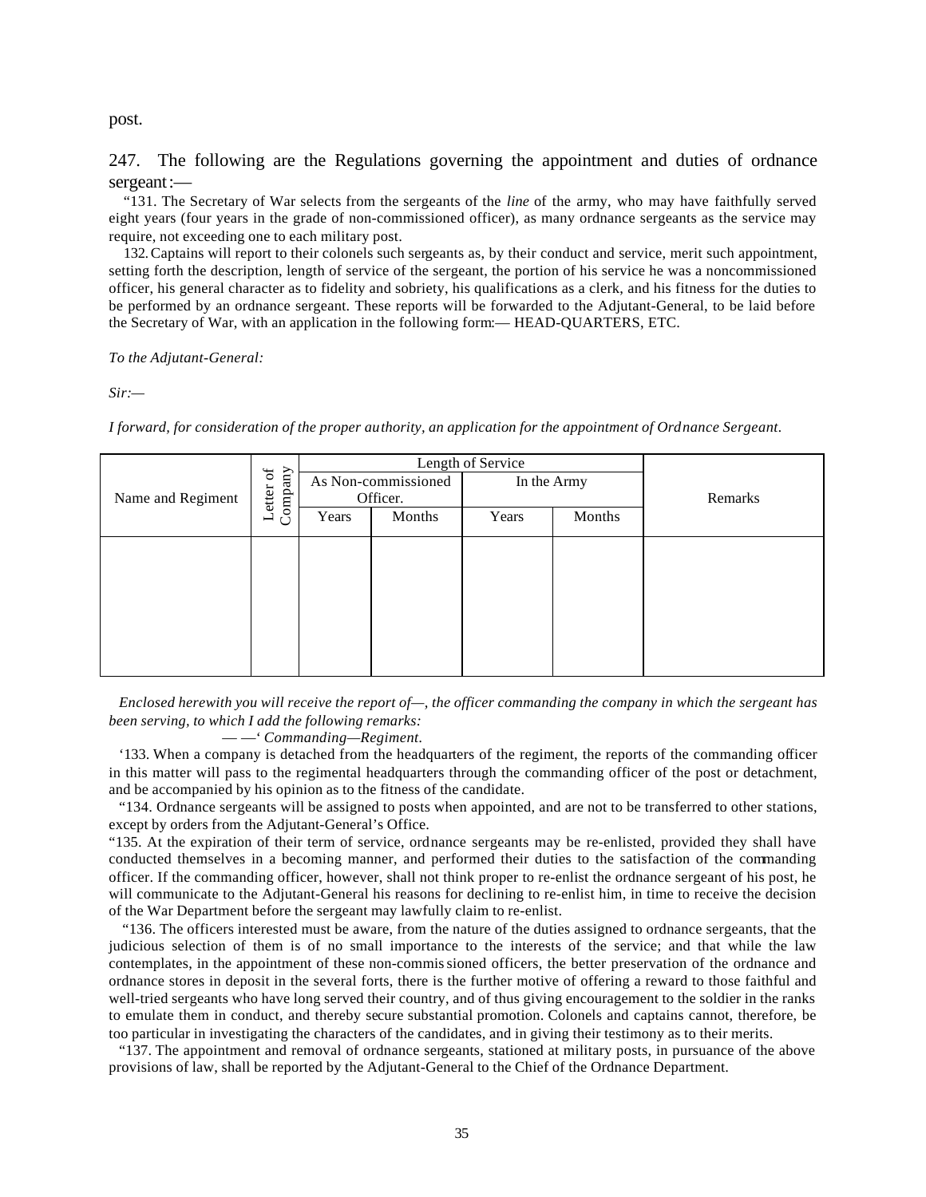post.

247. The following are the Regulations governing the appointment and duties of ordnance sergeant:—

"131. The Secretary of War selects from the sergeants of the *line* of the army, who may have faithfully served eight years (four years in the grade of non-commissioned officer), as many ordnance sergeants as the service may require, not exceeding one to each military post.

132. Captains will report to their colonels such sergeants as, by their conduct and service, merit such appointment, setting forth the description, length of service of the sergeant, the portion of his service he was a noncommissioned officer, his general character as to fidelity and sobriety, his qualifications as a clerk, and his fitness for the duties to be performed by an ordnance sergeant. These reports will be forwarded to the Adjutant-General, to be laid before the Secretary of War, with an application in the following form:— HEAD-QUARTERS, ETC.

*To the Adjutant-General:*

*Sir:—*

*I forward, for consideration of the proper authority, an application for the appointment of Ordnance Sergeant.*

| Name and Regiment | Letter of Company | Length of Service | | | | Remarks |
|---|---|---|---|---|---|---|
| | | As Non-commissioned Officer. | | In the Army | | |
| | | Years | Months | Years | Months | |
| | | | | | | |

*Enclosed herewith you will receive the report of—, the officer commanding the company in which the sergeant has been serving, to which I add the following remarks:*

*— —' Commanding—Regiment.*

'133. When a company is detached from the headquarters of the regiment, the reports of the commanding officer in this matter will pass to the regimental headquarters through the commanding officer of the post or detachment, and be accompanied by his opinion as to the fitness of the candidate.

"134. Ordnance sergeants will be assigned to posts when appointed, and are not to be transferred to other stations, except by orders from the Adjutant-General's Office.

"135. At the expiration of their term of service, ordnance sergeants may be re-enlisted, provided they shall have conducted themselves in a becoming manner, and performed their duties to the satisfaction of the commanding officer. If the commanding officer, however, shall not think proper to re-enlist the ordnance sergeant of his post, he will communicate to the Adjutant-General his reasons for declining to re-enlist him, in time to receive the decision of the War Department before the sergeant may lawfully claim to re-enlist.

"136. The officers interested must be aware, from the nature of the duties assigned to ordnance sergeants, that the judicious selection of them is of no small importance to the interests of the service; and that while the law contemplates, in the appointment of these non-commissioned officers, the better preservation of the ordnance and ordnance stores in deposit in the several forts, there is the further motive of offering a reward to those faithful and well-tried sergeants who have long served their country, and of thus giving encouragement to the soldier in the ranks to emulate them in conduct, and thereby secure substantial promotion. Colonels and captains cannot, therefore, be too particular in investigating the characters of the candidates, and in giving their testimony as to their merits.

"137. The appointment and removal of ordnance sergeants, stationed at military posts, in pursuance of the above provisions of law, shall be reported by the Adjutant-General to the Chief of the Ordnance Department.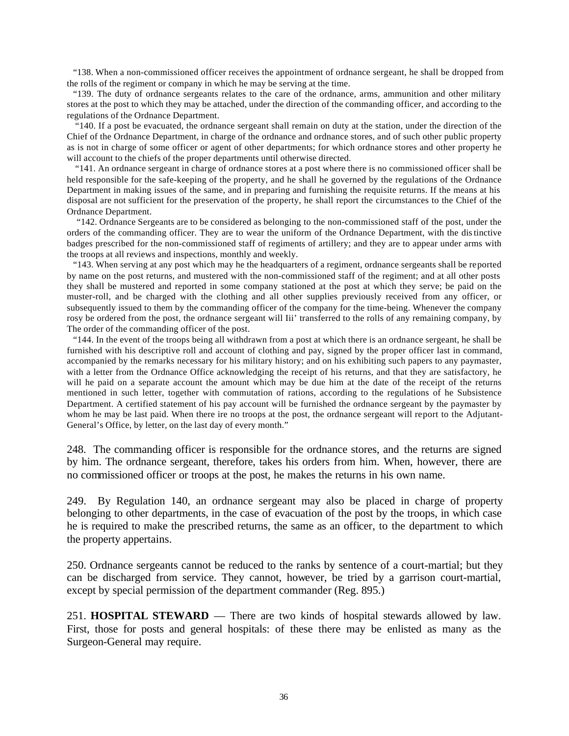"138. When a non-commissioned officer receives the appointment of ordnance sergeant, he shall be dropped from the rolls of the regiment or company in which he may be serving at the time.

"139. The duty of ordnance sergeants relates to the care of the ordnance, arms, ammunition and other military stores at the post to which they may be attached, under the direction of the commanding officer, and according to the regulations of the Ordnance Department.

"140. If a post be evacuated, the ordnance sergeant shall remain on duty at the station, under the direction of the Chief of the Ordnance Department, in charge of the ordnance and ordnance stores, and of such other public property as is not in charge of some officer or agent of other departments; for which ordnance stores and other property he will account to the chiefs of the proper departments until otherwise directed.

"141. An ordnance sergeant in charge of ordnance stores at a post where there is no commissioned officer shall be held responsible for the safe-keeping of the property, and he shall he governed by the regulations of the Ordnance Department in making issues of the same, and in preparing and furnishing the requisite returns. If the means at his disposal are not sufficient for the preservation of the property, he shall report the circumstances to the Chief of the Ordnance Department.

"142. Ordnance Sergeants are to be considered as belonging to the non-commissioned staff of the post, under the orders of the commanding officer. They are to wear the uniform of the Ordnance Department, with the distinctive badges prescribed for the non-commissioned staff of regiments of artillery; and they are to appear under arms with the troops at all reviews and inspections, monthly and weekly.

"143. When serving at any post which may he the headquarters of a regiment, ordnance sergeants shall be reported by name on the post returns, and mustered with the non-commissioned staff of the regiment; and at all other posts they shall be mustered and reported in some company stationed at the post at which they serve; be paid on the muster-roll, and be charged with the clothing and all other supplies previously received from any officer, or subsequently issued to them by the commanding officer of the company for the time-being. Whenever the company rosy be ordered from the post, the ordnance sergeant will Iii' transferred to the rolls of any remaining company, by The order of the commanding officer of the post.

"144. In the event of the troops being all withdrawn from a post at which there is an ordnance sergeant, he shall be furnished with his descriptive roll and account of clothing and pay, signed by the proper officer last in command, accompanied by the remarks necessary for his military history; and on his exhibiting such papers to any paymaster, with a letter from the Ordnance Office acknowledging the receipt of his returns, and that they are satisfactory, he will he paid on a separate account the amount which may be due him at the date of the receipt of the returns mentioned in such letter, together with commutation of rations, according to the regulations of he Subsistence Department. A certified statement of his pay account will be furnished the ordnance sergeant by the paymaster by whom he may be last paid. When there ire no troops at the post, the ordnance sergeant will report to the Adjutant-General's Office, by letter, on the last day of every month."

248. The commanding officer is responsible for the ordnance stores, and the returns are signed by him. The ordnance sergeant, therefore, takes his orders from him. When, however, there are no commissioned officer or troops at the post, he makes the returns in his own name.

249. By Regulation 140, an ordnance sergeant may also be placed in charge of property belonging to other departments, in the case of evacuation of the post by the troops, in which case he is required to make the prescribed returns, the same as an officer, to the department to which the property appertains.

250. Ordnance sergeants cannot be reduced to the ranks by sentence of a court-martial; but they can be discharged from service. They cannot, however, be tried by a garrison court-martial, except by special permission of the department commander (Reg. 895.)

251. **HOSPITAL STEWARD** — There are two kinds of hospital stewards allowed by law. First, those for posts and general hospitals: of these there may be enlisted as many as the Surgeon-General may require.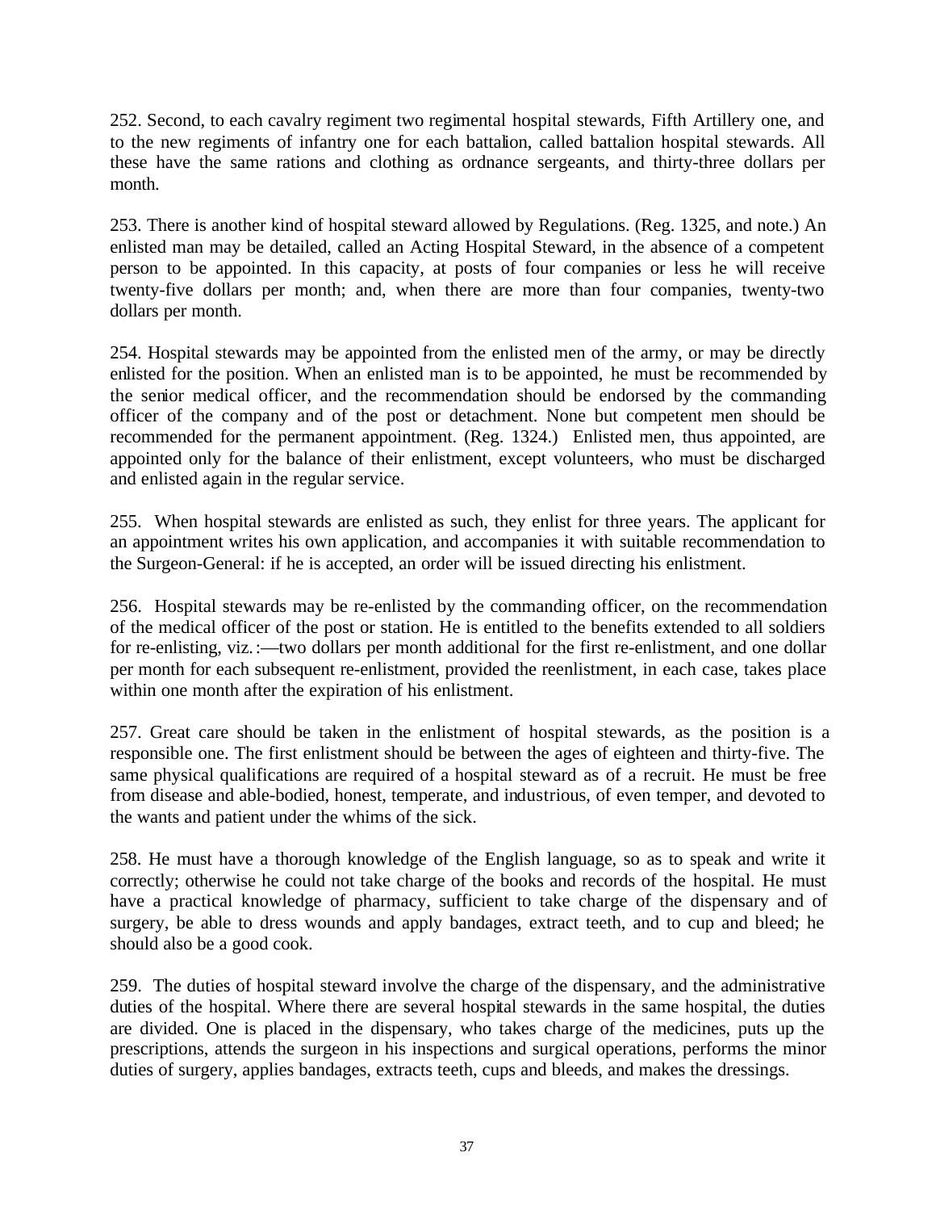252. Second, to each cavalry regiment two regimental hospital stewards, Fifth Artillery one, and to the new regiments of infantry one for each battalion, called battalion hospital stewards. All these have the same rations and clothing as ordnance sergeants, and thirty-three dollars per month.

253. There is another kind of hospital steward allowed by Regulations. (Reg. 1325, and note.) An enlisted man may be detailed, called an Acting Hospital Steward, in the absence of a competent person to be appointed. In this capacity, at posts of four companies or less he will receive twenty-five dollars per month; and, when there are more than four companies, twenty-two dollars per month.

254. Hospital stewards may be appointed from the enlisted men of the army, or may be directly enlisted for the position. When an enlisted man is to be appointed, he must be recommended by the senior medical officer, and the recommendation should be endorsed by the commanding officer of the company and of the post or detachment. None but competent men should be recommended for the permanent appointment. (Reg. 1324.) Enlisted men, thus appointed, are appointed only for the balance of their enlistment, except volunteers, who must be discharged and enlisted again in the regular service.

255. When hospital stewards are enlisted as such, they enlist for three years. The applicant for an appointment writes his own application, and accompanies it with suitable recommendation to the Surgeon-General: if he is accepted, an order will be issued directing his enlistment.

256. Hospital stewards may be re-enlisted by the commanding officer, on the recommendation of the medical officer of the post or station. He is entitled to the benefits extended to all soldiers for re-enlisting, viz.:—two dollars per month additional for the first re-enlistment, and one dollar per month for each subsequent re-enlistment, provided the reenlistment, in each case, takes place within one month after the expiration of his enlistment.

257. Great care should be taken in the enlistment of hospital stewards, as the position is a responsible one. The first enlistment should be between the ages of eighteen and thirty-five. The same physical qualifications are required of a hospital steward as of a recruit. He must be free from disease and able-bodied, honest, temperate, and industrious, of even temper, and devoted to the wants and patient under the whims of the sick.

258. He must have a thorough knowledge of the English language, so as to speak and write it correctly; otherwise he could not take charge of the books and records of the hospital. He must have a practical knowledge of pharmacy, sufficient to take charge of the dispensary and of surgery, be able to dress wounds and apply bandages, extract teeth, and to cup and bleed; he should also be a good cook.

259. The duties of hospital steward involve the charge of the dispensary, and the administrative duties of the hospital. Where there are several hospital stewards in the same hospital, the duties are divided. One is placed in the dispensary, who takes charge of the medicines, puts up the prescriptions, attends the surgeon in his inspections and surgical operations, performs the minor duties of surgery, applies bandages, extracts teeth, cups and bleeds, and makes the dressings.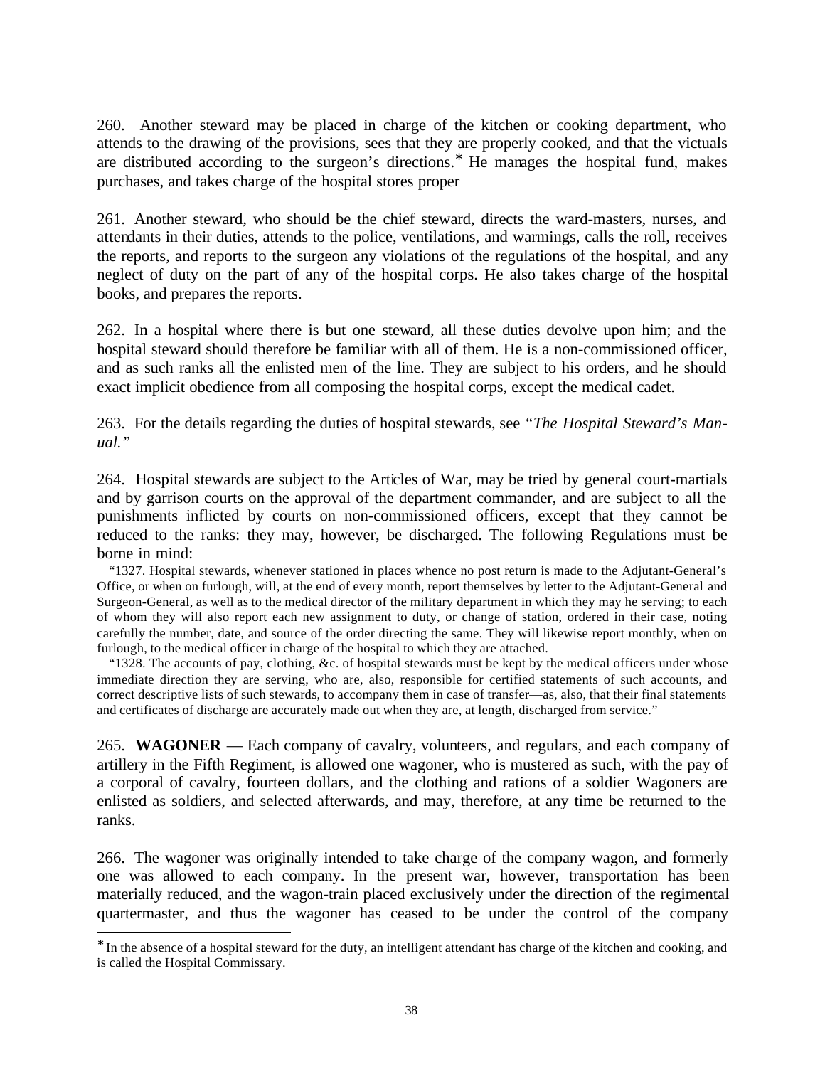260. Another steward may be placed in charge of the kitchen or cooking department, who attends to the drawing of the provisions, sees that they are properly cooked, and that the victuals are distributed according to the surgeon's directions.* He manages the hospital fund, makes purchases, and takes charge of the hospital stores proper

261. Another steward, who should be the chief steward, directs the ward-masters, nurses, and attendants in their duties, attends to the police, ventilations, and warmings, calls the roll, receives the reports, and reports to the surgeon any violations of the regulations of the hospital, and any neglect of duty on the part of any of the hospital corps. He also takes charge of the hospital books, and prepares the reports.

262. In a hospital where there is but one steward, all these duties devolve upon him; and the hospital steward should therefore be familiar with all of them. He is a non-commissioned officer, and as such ranks all the enlisted men of the line. They are subject to his orders, and he should exact implicit obedience from all composing the hospital corps, except the medical cadet.

263. For the details regarding the duties of hospital stewards, see *"The Hospital Steward's Manual."*

264. Hospital stewards are subject to the Articles of War, may be tried by general court-martials and by garrison courts on the approval of the department commander, and are subject to all the punishments inflicted by courts on non-commissioned officers, except that they cannot be reduced to the ranks: they may, however, be discharged. The following Regulations must be borne in mind:

"1327. Hospital stewards, whenever stationed in places whence no post return is made to the Adjutant-General's Office, or when on furlough, will, at the end of every month, report themselves by letter to the Adjutant-General and Surgeon-General, as well as to the medical director of the military department in which they may he serving; to each of whom they will also report each new assignment to duty, or change of station, ordered in their case, noting carefully the number, date, and source of the order directing the same. They will likewise report monthly, when on furlough, to the medical officer in charge of the hospital to which they are attached.

"1328. The accounts of pay, clothing, &c. of hospital stewards must be kept by the medical officers under whose immediate direction they are serving, who are, also, responsible for certified statements of such accounts, and correct descriptive lists of such stewards, to accompany them in case of transfer—as, also, that their final statements and certificates of discharge are accurately made out when they are, at length, discharged from service."

265. **WAGONER** — Each company of cavalry, volunteers, and regulars, and each company of artillery in the Fifth Regiment, is allowed one wagoner, who is mustered as such, with the pay of a corporal of cavalry, fourteen dollars, and the clothing and rations of a soldier Wagoners are enlisted as soldiers, and selected afterwards, and may, therefore, at any time be returned to the ranks.

266. The wagoner was originally intended to take charge of the company wagon, and formerly one was allowed to each company. In the present war, however, transportation has been materially reduced, and the wagon-train placed exclusively under the direction of the regimental quartermaster, and thus the wagoner has ceased to be under the control of the company

---

* In the absence of a hospital steward for the duty, an intelligent attendant has charge of the kitchen and cooking, and is called the Hospital Commissary.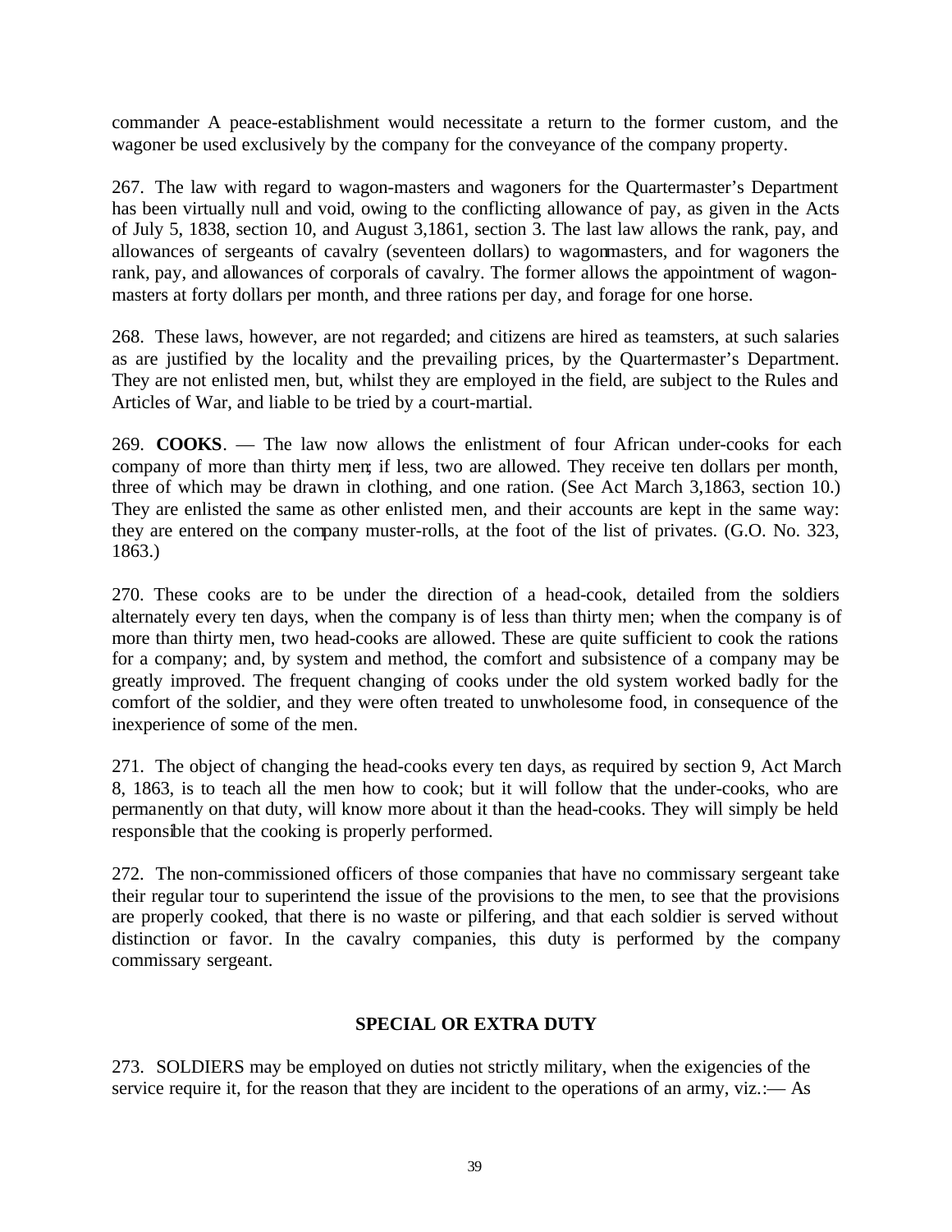commander A peace-establishment would necessitate a return to the former custom, and the wagoner be used exclusively by the company for the conveyance of the company property.

267. The law with regard to wagon-masters and wagoners for the Quartermaster's Department has been virtually null and void, owing to the conflicting allowance of pay, as given in the Acts of July 5, 1838, section 10, and August 3,1861, section 3. The last law allows the rank, pay, and allowances of sergeants of cavalry (seventeen dollars) to wagonmasters, and for wagoners the rank, pay, and allowances of corporals of cavalry. The former allows the appointment of wagon-masters at forty dollars per month, and three rations per day, and forage for one horse.

268. These laws, however, are not regarded; and citizens are hired as teamsters, at such salaries as are justified by the locality and the prevailing prices, by the Quartermaster's Department. They are not enlisted men, but, whilst they are employed in the field, are subject to the Rules and Articles of War, and liable to be tried by a court-martial.

269. **COOKS**. — The law now allows the enlistment of four African under-cooks for each company of more than thirty men; if less, two are allowed. They receive ten dollars per month, three of which may be drawn in clothing, and one ration. (See Act March 3,1863, section 10.) They are enlisted the same as other enlisted men, and their accounts are kept in the same way: they are entered on the company muster-rolls, at the foot of the list of privates. (G.O. No. 323, 1863.)

270. These cooks are to be under the direction of a head-cook, detailed from the soldiers alternately every ten days, when the company is of less than thirty men; when the company is of more than thirty men, two head-cooks are allowed. These are quite sufficient to cook the rations for a company; and, by system and method, the comfort and subsistence of a company may be greatly improved. The frequent changing of cooks under the old system worked badly for the comfort of the soldier, and they were often treated to unwholesome food, in consequence of the inexperience of some of the men.

271. The object of changing the head-cooks every ten days, as required by section 9, Act March 8, 1863, is to teach all the men how to cook; but it will follow that the under-cooks, who are permanently on that duty, will know more about it than the head-cooks. They will simply be held responsible that the cooking is properly performed.

272. The non-commissioned officers of those companies that have no commissary sergeant take their regular tour to superintend the issue of the provisions to the men, to see that the provisions are properly cooked, that there is no waste or pilfering, and that each soldier is served without distinction or favor. In the cavalry companies, this duty is performed by the company commissary sergeant.

## SPECIAL OR EXTRA DUTY

273. SOLDIERS may be employed on duties not strictly military, when the exigencies of the service require it, for the reason that they are incident to the operations of an army, viz.:— As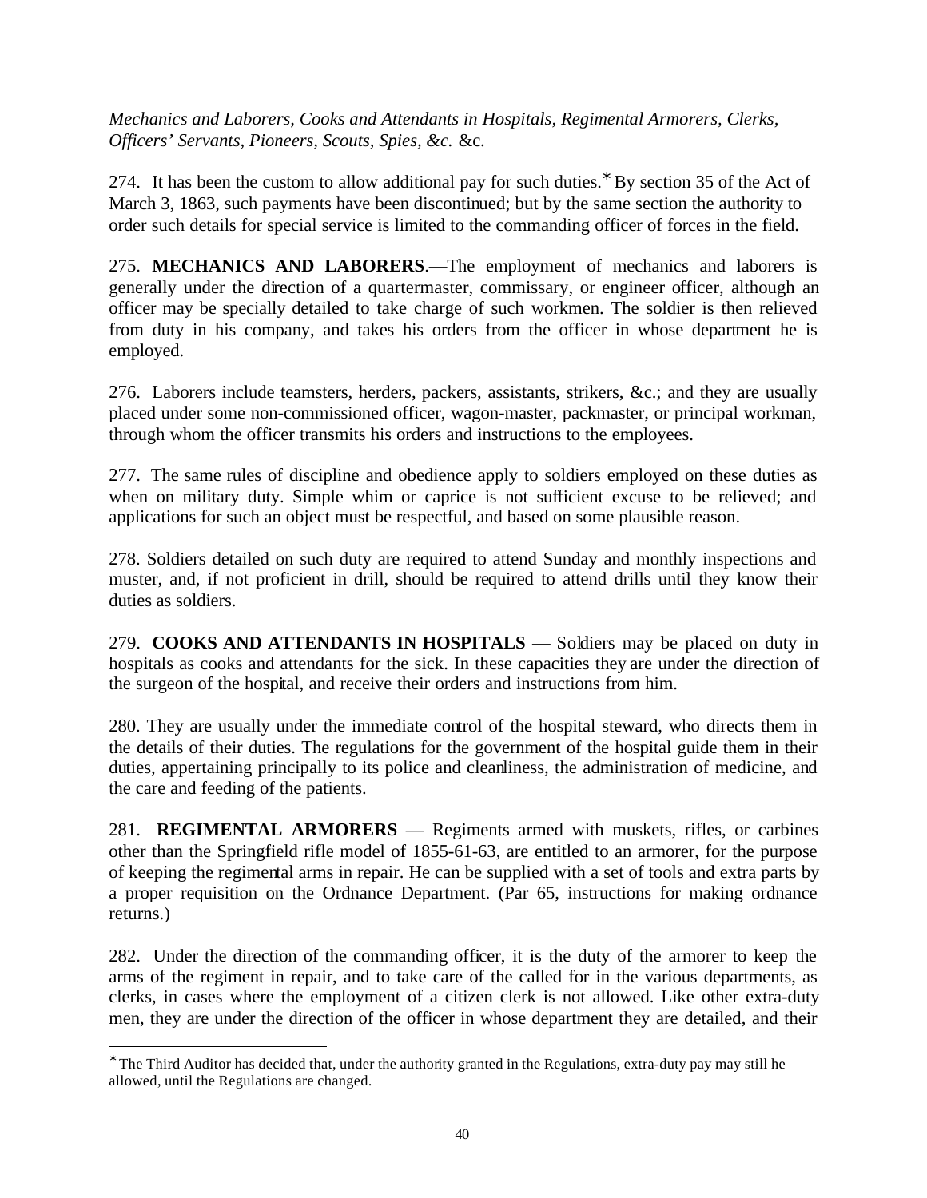*Mechanics and Laborers, Cooks and Attendants in Hospitals, Regimental Armorers, Clerks, Officers' Servants, Pioneers, Scouts, Spies, &c.* &c.

274. It has been the custom to allow additional pay for such duties.* By section 35 of the Act of March 3, 1863, such payments have been discontinued; but by the same section the authority to order such details for special service is limited to the commanding officer of forces in the field.

275. **MECHANICS AND LABORERS**.—The employment of mechanics and laborers is generally under the direction of a quartermaster, commissary, or engineer officer, although an officer may be specially detailed to take charge of such workmen. The soldier is then relieved from duty in his company, and takes his orders from the officer in whose department he is employed.

276. Laborers include teamsters, herders, packers, assistants, strikers, &c.; and they are usually placed under some non-commissioned officer, wagon-master, packmaster, or principal workman, through whom the officer transmits his orders and instructions to the employees.

277. The same rules of discipline and obedience apply to soldiers employed on these duties as when on military duty. Simple whim or caprice is not sufficient excuse to be relieved; and applications for such an object must be respectful, and based on some plausible reason.

278. Soldiers detailed on such duty are required to attend Sunday and monthly inspections and muster, and, if not proficient in drill, should be required to attend drills until they know their duties as soldiers.

279. **COOKS AND ATTENDANTS IN HOSPITALS** — Soldiers may be placed on duty in hospitals as cooks and attendants for the sick. In these capacities they are under the direction of the surgeon of the hospital, and receive their orders and instructions from him.

280. They are usually under the immediate control of the hospital steward, who directs them in the details of their duties. The regulations for the government of the hospital guide them in their duties, appertaining principally to its police and cleanliness, the administration of medicine, and the care and feeding of the patients.

281. **REGIMENTAL ARMORERS** — Regiments armed with muskets, rifles, or carbines other than the Springfield rifle model of 1855-61-63, are entitled to an armorer, for the purpose of keeping the regimental arms in repair. He can be supplied with a set of tools and extra parts by a proper requisition on the Ordnance Department. (Par 65, instructions for making ordnance returns.)

282. Under the direction of the commanding officer, it is the duty of the armorer to keep the arms of the regiment in repair, and to take care of the called for in the various departments, as clerks, in cases where the employment of a citizen clerk is not allowed. Like other extra-duty men, they are under the direction of the officer in whose department they are detailed, and their

---

* The Third Auditor has decided that, under the authority granted in the Regulations, extra-duty pay may still he allowed, until the Regulations are changed.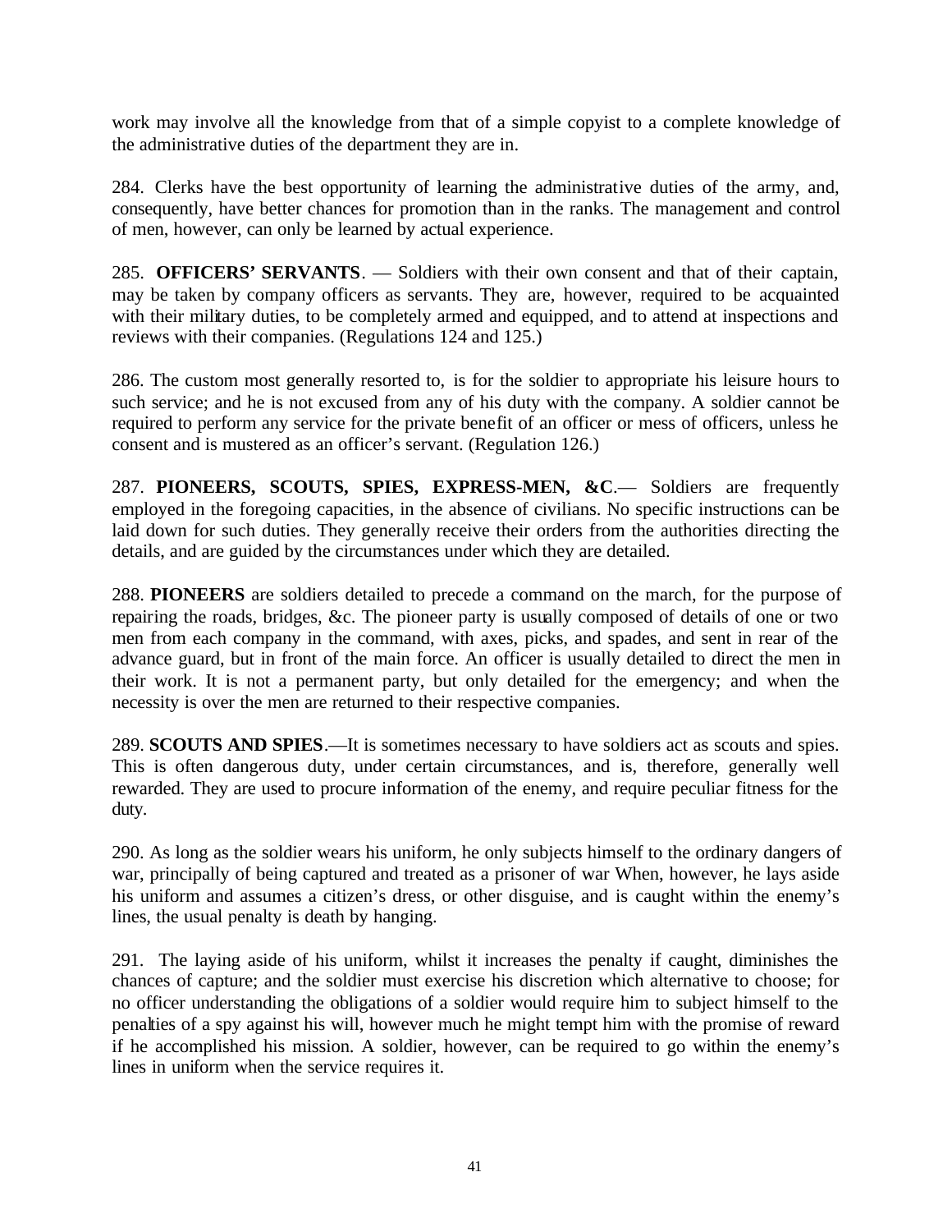work may involve all the knowledge from that of a simple copyist to a complete knowledge of the administrative duties of the department they are in.

284. Clerks have the best opportunity of learning the administrative duties of the army, and, consequently, have better chances for promotion than in the ranks. The management and control of men, however, can only be learned by actual experience.

285. **OFFICERS' SERVANTS**. — Soldiers with their own consent and that of their captain, may be taken by company officers as servants. They are, however, required to be acquainted with their military duties, to be completely armed and equipped, and to attend at inspections and reviews with their companies. (Regulations 124 and 125.)

286. The custom most generally resorted to, is for the soldier to appropriate his leisure hours to such service; and he is not excused from any of his duty with the company. A soldier cannot be required to perform any service for the private benefit of an officer or mess of officers, unless he consent and is mustered as an officer's servant. (Regulation 126.)

287. **PIONEERS, SCOUTS, SPIES, EXPRESS-MEN, &C**.— Soldiers are frequently employed in the foregoing capacities, in the absence of civilians. No specific instructions can be laid down for such duties. They generally receive their orders from the authorities directing the details, and are guided by the circumstances under which they are detailed.

288. **PIONEERS** are soldiers detailed to precede a command on the march, for the purpose of repairing the roads, bridges, &c. The pioneer party is usually composed of details of one or two men from each company in the command, with axes, picks, and spades, and sent in rear of the advance guard, but in front of the main force. An officer is usually detailed to direct the men in their work. It is not a permanent party, but only detailed for the emergency; and when the necessity is over the men are returned to their respective companies.

289. **SCOUTS AND SPIES**.—It is sometimes necessary to have soldiers act as scouts and spies. This is often dangerous duty, under certain circumstances, and is, therefore, generally well rewarded. They are used to procure information of the enemy, and require peculiar fitness for the duty.

290. As long as the soldier wears his uniform, he only subjects himself to the ordinary dangers of war, principally of being captured and treated as a prisoner of war When, however, he lays aside his uniform and assumes a citizen's dress, or other disguise, and is caught within the enemy's lines, the usual penalty is death by hanging.

291. The laying aside of his uniform, whilst it increases the penalty if caught, diminishes the chances of capture; and the soldier must exercise his discretion which alternative to choose; for no officer understanding the obligations of a soldier would require him to subject himself to the penalties of a spy against his will, however much he might tempt him with the promise of reward if he accomplished his mission. A soldier, however, can be required to go within the enemy's lines in uniform when the service requires it.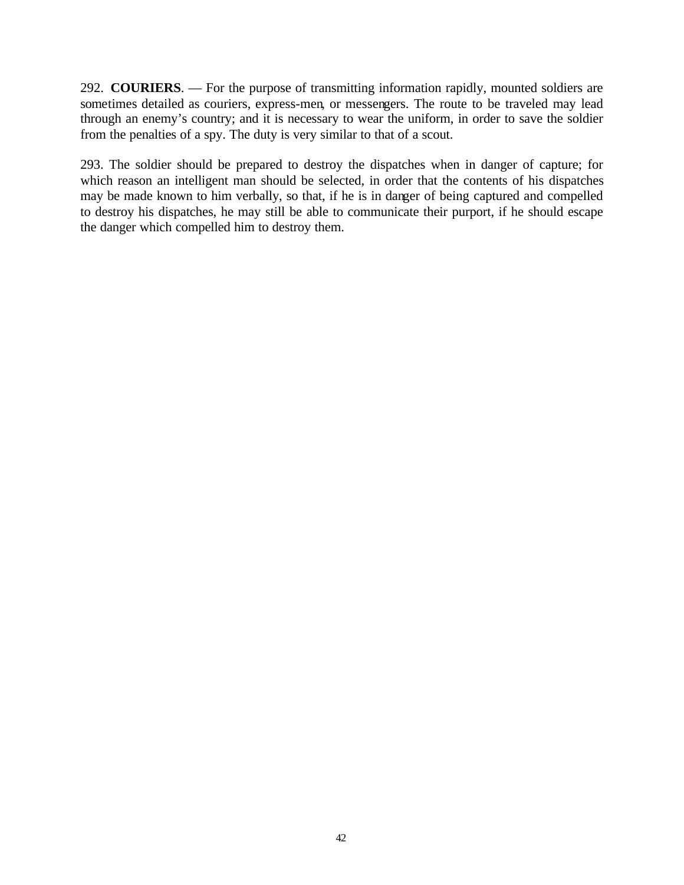292. **COURIERS**. — For the purpose of transmitting information rapidly, mounted soldiers are sometimes detailed as couriers, express-men, or messengers. The route to be traveled may lead through an enemy's country; and it is necessary to wear the uniform, in order to save the soldier from the penalties of a spy. The duty is very similar to that of a scout.

293. The soldier should be prepared to destroy the dispatches when in danger of capture; for which reason an intelligent man should be selected, in order that the contents of his dispatches may be made known to him verbally, so that, if he is in danger of being captured and compelled to destroy his dispatches, he may still be able to communicate their purport, if he should escape the danger which compelled him to destroy them.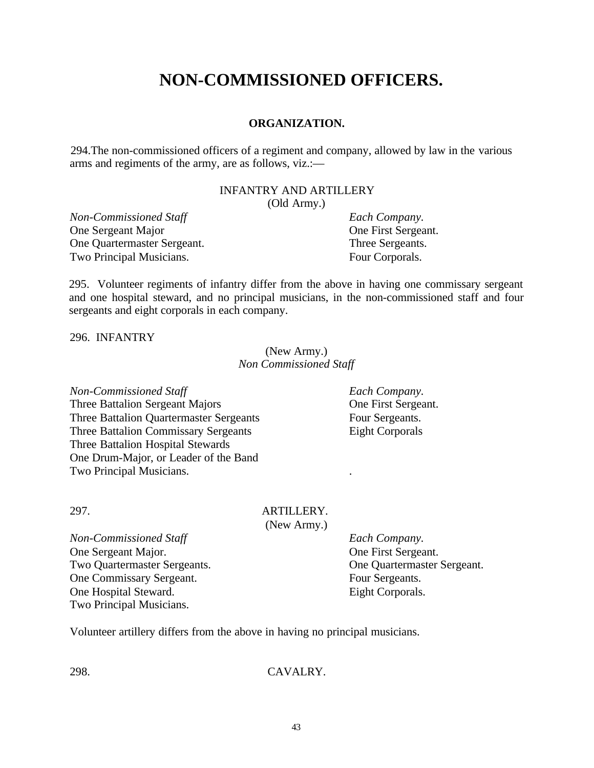# NON-COMMISSIONED OFFICERS.

## ORGANIZATION.

294.The non-commissioned officers of a regiment and company, allowed by law in the various arms and regiments of the army, are as follows, viz.:—

INFANTRY AND ARTILLERY
(Old Army.)

| *Non-Commissioned Staff* | *Each Company.* |
|---|---|
| One Sergeant Major | One First Sergeant. |
| One Quartermaster Sergeant. | Three Sergeants. |
| Two Principal Musicians. | Four Corporals. |

295. Volunteer regiments of infantry differ from the above in having one commissary sergeant and one hospital steward, and no principal musicians, in the non-commissioned staff and four sergeants and eight corporals in each company.

296. INFANTRY

(New Army.)
*Non Commissioned Staff*

| *Non-Commissioned Staff* | *Each Company.* |
|---|---|
| Three Battalion Sergeant Majors | One First Sergeant. |
| Three Battalion Quartermaster Sergeants | Four Sergeants. |
| Three Battalion Commissary Sergeants | Eight Corporals |
| Three Battalion Hospital Stewards | |
| One Drum-Major, or Leader of the Band | |
| Two Principal Musicians. | . |

297. ARTILLERY.
(New Army.)

| *Non-Commissioned Staff* | *Each Company.* |
|---|---|
| One Sergeant Major. | One First Sergeant. |
| Two Quartermaster Sergeants. | One Quartermaster Sergeant. |
| One Commissary Sergeant. | Four Sergeants. |
| One Hospital Steward. | Eight Corporals. |
| Two Principal Musicians. | |

Volunteer artillery differs from the above in having no principal musicians.

298. CAVALRY.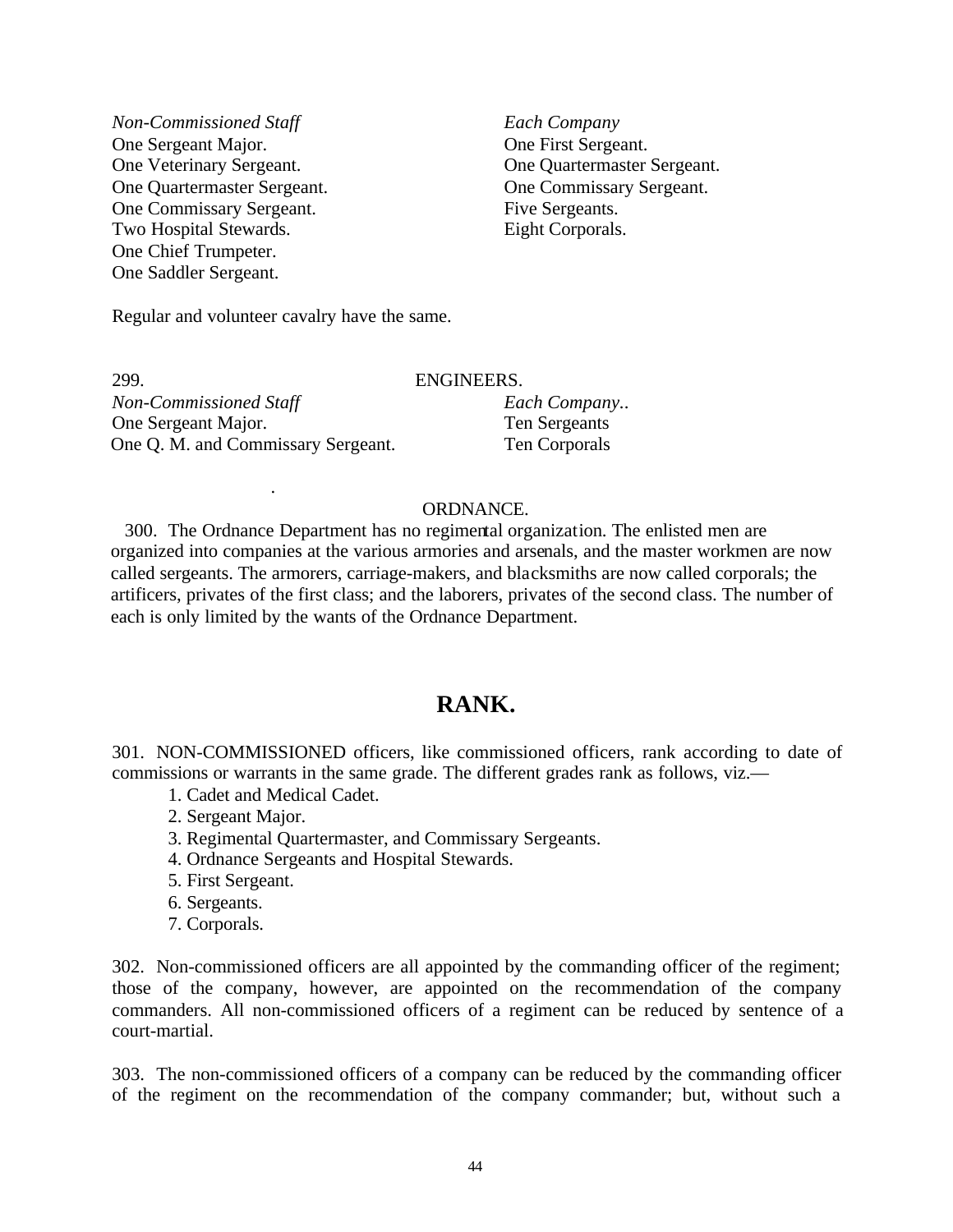*Non-Commissioned Staff*
One Sergeant Major.
One Veterinary Sergeant.
One Quartermaster Sergeant.
One Commissary Sergeant.
Two Hospital Stewards.
One Chief Trumpeter.
One Saddler Sergeant.

*Each Company*
One First Sergeant.
One Quartermaster Sergeant.
One Commissary Sergeant.
Five Sergeants.
Eight Corporals.

Regular and volunteer cavalry have the same.

299. ENGINEERS.

*Non-Commissioned Staff*
One Sergeant Major.
One Q. M. and Commissary Sergeant.

*Each Company..*
Ten Sergeants
Ten Corporals

ORDNANCE.

300. The Ordnance Department has no regimental organization. The enlisted men are organized into companies at the various armories and arsenals, and the master workmen are now called sergeants. The armorers, carriage-makers, and blacksmiths are now called corporals; the artificers, privates of the first class; and the laborers, privates of the second class. The number of each is only limited by the wants of the Ordnance Department.

# RANK.

301. NON-COMMISSIONED officers, like commissioned officers, rank according to date of commissions or warrants in the same grade. The different grades rank as follows, viz.—

1. Cadet and Medical Cadet.
2. Sergeant Major.
3. Regimental Quartermaster, and Commissary Sergeants.
4. Ordnance Sergeants and Hospital Stewards.
5. First Sergeant.
6. Sergeants.
7. Corporals.

302. Non-commissioned officers are all appointed by the commanding officer of the regiment; those of the company, however, are appointed on the recommendation of the company commanders. All non-commissioned officers of a regiment can be reduced by sentence of a court-martial.

303. The non-commissioned officers of a company can be reduced by the commanding officer of the regiment on the recommendation of the company commander; but, without such a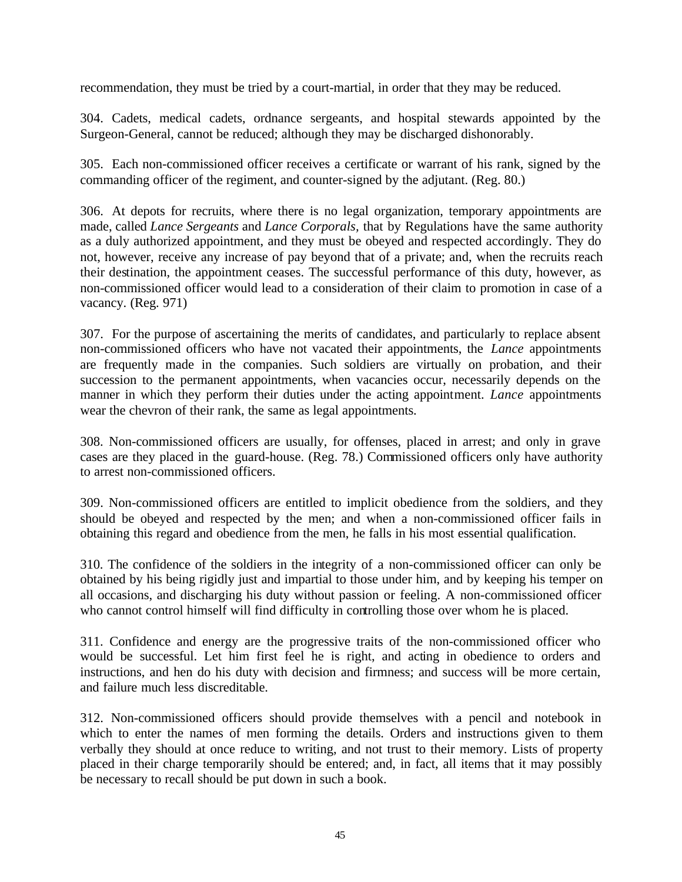recommendation, they must be tried by a court-martial, in order that they may be reduced.

304. Cadets, medical cadets, ordnance sergeants, and hospital stewards appointed by the Surgeon-General, cannot be reduced; although they may be discharged dishonorably.

305. Each non-commissioned officer receives a certificate or warrant of his rank, signed by the commanding officer of the regiment, and counter-signed by the adjutant. (Reg. 80.)

306. At depots for recruits, where there is no legal organization, temporary appointments are made, called *Lance Sergeants* and *Lance Corporals,* that by Regulations have the same authority as a duly authorized appointment, and they must be obeyed and respected accordingly. They do not, however, receive any increase of pay beyond that of a private; and, when the recruits reach their destination, the appointment ceases. The successful performance of this duty, however, as non-commissioned officer would lead to a consideration of their claim to promotion in case of a vacancy. (Reg. 971)

307. For the purpose of ascertaining the merits of candidates, and particularly to replace absent non-commissioned officers who have not vacated their appointments, the *Lance* appointments are frequently made in the companies. Such soldiers are virtually on probation, and their succession to the permanent appointments, when vacancies occur, necessarily depends on the manner in which they perform their duties under the acting appointment. *Lance* appointments wear the chevron of their rank, the same as legal appointments.

308. Non-commissioned officers are usually, for offenses, placed in arrest; and only in grave cases are they placed in the guard-house. (Reg. 78.) Commissioned officers only have authority to arrest non-commissioned officers.

309. Non-commissioned officers are entitled to implicit obedience from the soldiers, and they should be obeyed and respected by the men; and when a non-commissioned officer fails in obtaining this regard and obedience from the men, he falls in his most essential qualification.

310. The confidence of the soldiers in the integrity of a non-commissioned officer can only be obtained by his being rigidly just and impartial to those under him, and by keeping his temper on all occasions, and discharging his duty without passion or feeling. A non-commissioned officer who cannot control himself will find difficulty in controlling those over whom he is placed.

311. Confidence and energy are the progressive traits of the non-commissioned officer who would be successful. Let him first feel he is right, and acting in obedience to orders and instructions, and hen do his duty with decision and firmness; and success will be more certain, and failure much less discreditable.

312. Non-commissioned officers should provide themselves with a pencil and notebook in which to enter the names of men forming the details. Orders and instructions given to them verbally they should at once reduce to writing, and not trust to their memory. Lists of property placed in their charge temporarily should be entered; and, in fact, all items that it may possibly be necessary to recall should be put down in such a book.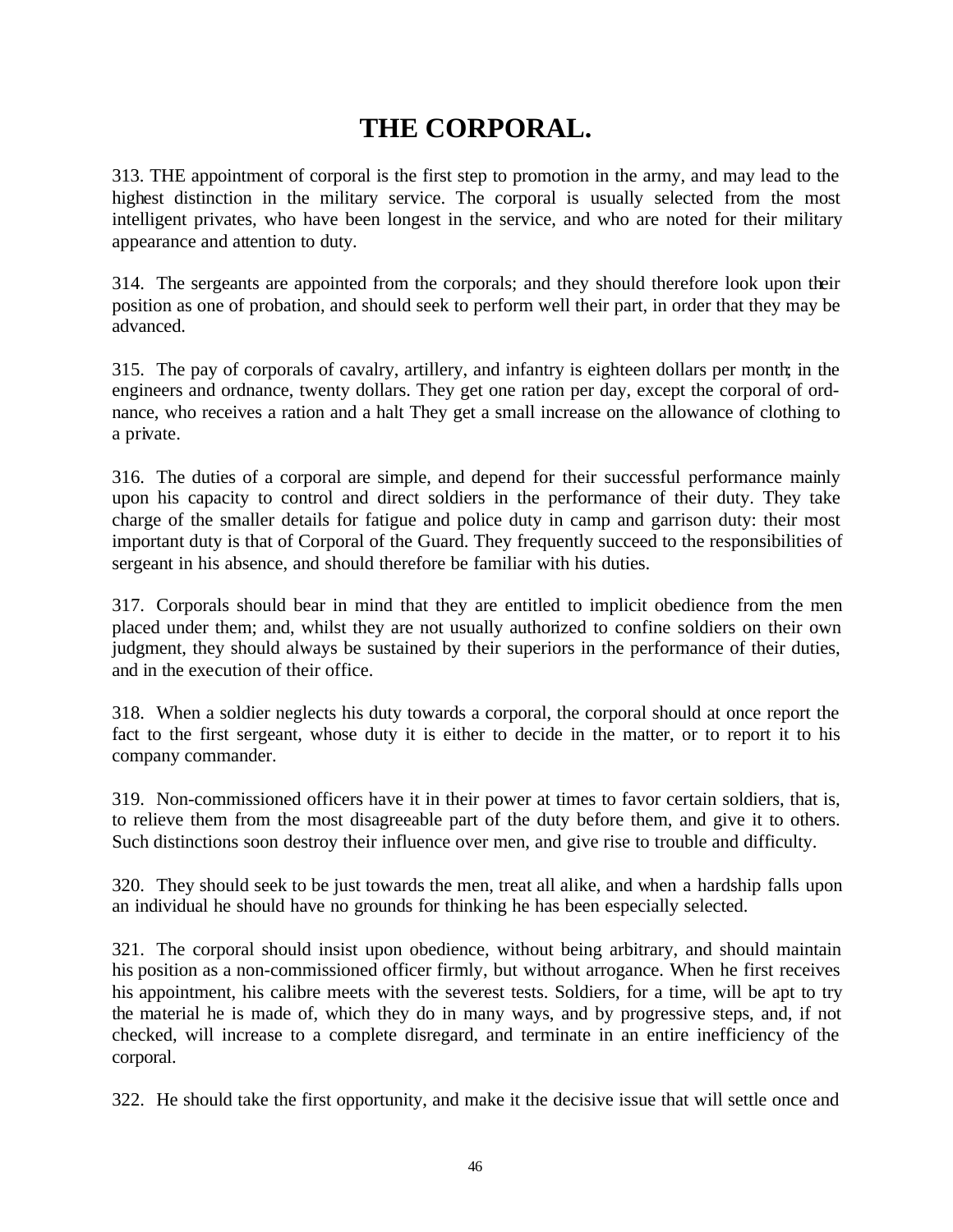# THE CORPORAL.

313. THE appointment of corporal is the first step to promotion in the army, and may lead to the highest distinction in the military service. The corporal is usually selected from the most intelligent privates, who have been longest in the service, and who are noted for their military appearance and attention to duty.

314. The sergeants are appointed from the corporals; and they should therefore look upon their position as one of probation, and should seek to perform well their part, in order that they may be advanced.

315. The pay of corporals of cavalry, artillery, and infantry is eighteen dollars per month; in the engineers and ordnance, twenty dollars. They get one ration per day, except the corporal of ord-nance, who receives a ration and a halt They get a small increase on the allowance of clothing to a private.

316. The duties of a corporal are simple, and depend for their successful performance mainly upon his capacity to control and direct soldiers in the performance of their duty. They take charge of the smaller details for fatigue and police duty in camp and garrison duty: their most important duty is that of Corporal of the Guard. They frequently succeed to the responsibilities of sergeant in his absence, and should therefore be familiar with his duties.

317. Corporals should bear in mind that they are entitled to implicit obedience from the men placed under them; and, whilst they are not usually authorized to confine soldiers on their own judgment, they should always be sustained by their superiors in the performance of their duties, and in the execution of their office.

318. When a soldier neglects his duty towards a corporal, the corporal should at once report the fact to the first sergeant, whose duty it is either to decide in the matter, or to report it to his company commander.

319. Non-commissioned officers have it in their power at times to favor certain soldiers, that is, to relieve them from the most disagreeable part of the duty before them, and give it to others. Such distinctions soon destroy their influence over men, and give rise to trouble and difficulty.

320. They should seek to be just towards the men, treat all alike, and when a hardship falls upon an individual he should have no grounds for thinking he has been especially selected.

321. The corporal should insist upon obedience, without being arbitrary, and should maintain his position as a non-commissioned officer firmly, but without arrogance. When he first receives his appointment, his calibre meets with the severest tests. Soldiers, for a time, will be apt to try the material he is made of, which they do in many ways, and by progressive steps, and, if not checked, will increase to a complete disregard, and terminate in an entire inefficiency of the corporal.

322. He should take the first opportunity, and make it the decisive issue that will settle once and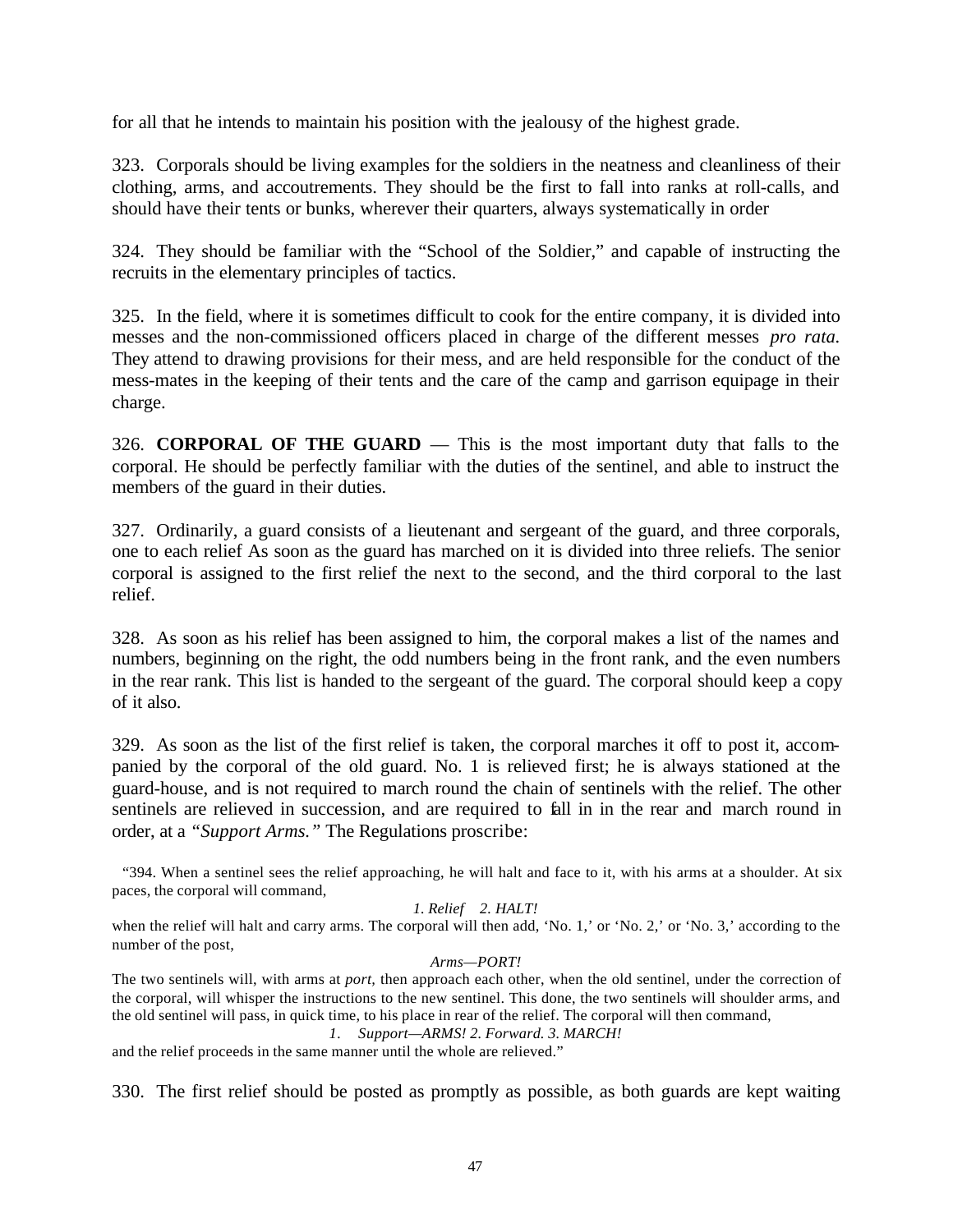for all that he intends to maintain his position with the jealousy of the highest grade.

323. Corporals should be living examples for the soldiers in the neatness and cleanliness of their clothing, arms, and accoutrements. They should be the first to fall into ranks at roll-calls, and should have their tents or bunks, wherever their quarters, always systematically in order

324. They should be familiar with the "School of the Soldier," and capable of instructing the recruits in the elementary principles of tactics.

325. In the field, where it is sometimes difficult to cook for the entire company, it is divided into messes and the non-commissioned officers placed in charge of the different messes *pro rata*. They attend to drawing provisions for their mess, and are held responsible for the conduct of the mess-mates in the keeping of their tents and the care of the camp and garrison equipage in their charge.

326. **CORPORAL OF THE GUARD** — This is the most important duty that falls to the corporal. He should be perfectly familiar with the duties of the sentinel, and able to instruct the members of the guard in their duties.

327. Ordinarily, a guard consists of a lieutenant and sergeant of the guard, and three corporals, one to each relief As soon as the guard has marched on it is divided into three reliefs. The senior corporal is assigned to the first relief the next to the second, and the third corporal to the last relief.

328. As soon as his relief has been assigned to him, the corporal makes a list of the names and numbers, beginning on the right, the odd numbers being in the front rank, and the even numbers in the rear rank. This list is handed to the sergeant of the guard. The corporal should keep a copy of it also.

329. As soon as the list of the first relief is taken, the corporal marches it off to post it, accompanied by the corporal of the old guard. No. 1 is relieved first; he is always stationed at the guard-house, and is not required to march round the chain of sentinels with the relief. The other sentinels are relieved in succession, and are required to fall in in the rear and march round in order, at a *"Support Arms."* The Regulations proscribe:

> "394. When a sentinel sees the relief approaching, he will halt and face to it, with his arms at a shoulder. At six paces, the corporal will command,
>
> *1. Relief 2. HALT!*
>
> when the relief will halt and carry arms. The corporal will then add, 'No. 1,' or 'No. 2,' or 'No. 3,' according to the number of the post,
>
> *Arms—PORT!*
>
> The two sentinels will, with arms at *port*, then approach each other, when the old sentinel, under the correction of the corporal, will whisper the instructions to the new sentinel. This done, the two sentinels will shoulder arms, and the old sentinel will pass, in quick time, to his place in rear of the relief. The corporal will then command,
>
> *1. Support—ARMS! 2. Forward. 3. MARCH!*
>
> and the relief proceeds in the same manner until the whole are relieved."

330. The first relief should be posted as promptly as possible, as both guards are kept waiting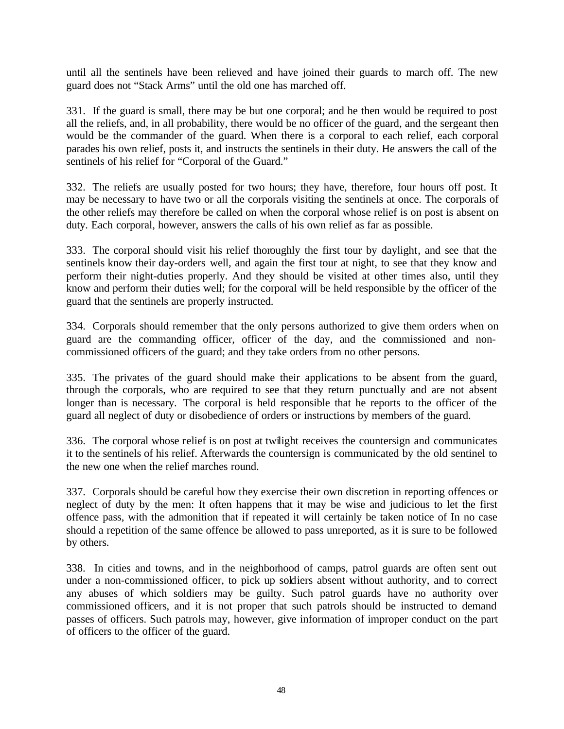until all the sentinels have been relieved and have joined their guards to march off. The new guard does not "Stack Arms" until the old one has marched off.

331. If the guard is small, there may be but one corporal; and he then would be required to post all the reliefs, and, in all probability, there would be no officer of the guard, and the sergeant then would be the commander of the guard. When there is a corporal to each relief, each corporal parades his own relief, posts it, and instructs the sentinels in their duty. He answers the call of the sentinels of his relief for "Corporal of the Guard."

332. The reliefs are usually posted for two hours; they have, therefore, four hours off post. It may be necessary to have two or all the corporals visiting the sentinels at once. The corporals of the other reliefs may therefore be called on when the corporal whose relief is on post is absent on duty. Each corporal, however, answers the calls of his own relief as far as possible.

333. The corporal should visit his relief thoroughly the first tour by daylight, and see that the sentinels know their day-orders well, and again the first tour at night, to see that they know and perform their night-duties properly. And they should be visited at other times also, until they know and perform their duties well; for the corporal will be held responsible by the officer of the guard that the sentinels are properly instructed.

334. Corporals should remember that the only persons authorized to give them orders when on guard are the commanding officer, officer of the day, and the commissioned and non-commissioned officers of the guard; and they take orders from no other persons.

335. The privates of the guard should make their applications to be absent from the guard, through the corporals, who are required to see that they return punctually and are not absent longer than is necessary. The corporal is held responsible that he reports to the officer of the guard all neglect of duty or disobedience of orders or instructions by members of the guard.

336. The corporal whose relief is on post at twilight receives the countersign and communicates it to the sentinels of his relief. Afterwards the countersign is communicated by the old sentinel to the new one when the relief marches round.

337. Corporals should be careful how they exercise their own discretion in reporting offences or neglect of duty by the men: It often happens that it may be wise and judicious to let the first offence pass, with the admonition that if repeated it will certainly be taken notice of In no case should a repetition of the same offence be allowed to pass unreported, as it is sure to be followed by others.

338. In cities and towns, and in the neighborhood of camps, patrol guards are often sent out under a non-commissioned officer, to pick up soldiers absent without authority, and to correct any abuses of which soldiers may be guilty. Such patrol guards have no authority over commissioned officers, and it is not proper that such patrols should be instructed to demand passes of officers. Such patrols may, however, give information of improper conduct on the part of officers to the officer of the guard.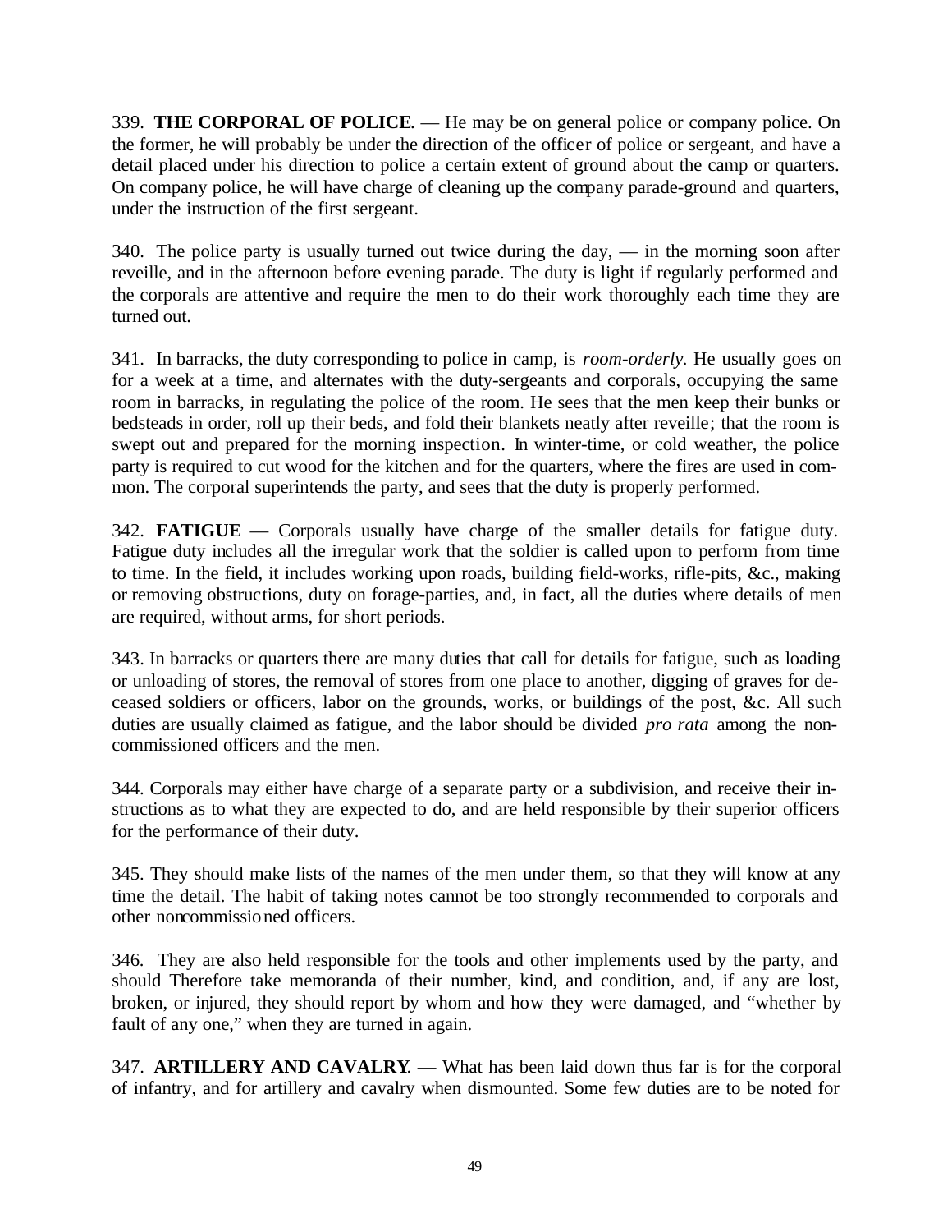339. **THE CORPORAL OF POLICE**. — He may be on general police or company police. On the former, he will probably be under the direction of the officer of police or sergeant, and have a detail placed under his direction to police a certain extent of ground about the camp or quarters. On company police, he will have charge of cleaning up the company parade-ground and quarters, under the instruction of the first sergeant.

340. The police party is usually turned out twice during the day, — in the morning soon after reveille, and in the afternoon before evening parade. The duty is light if regularly performed and the corporals are attentive and require the men to do their work thoroughly each time they are turned out.

341. In barracks, the duty corresponding to police in camp, is *room-orderly*. He usually goes on for a week at a time, and alternates with the duty-sergeants and corporals, occupying the same room in barracks, in regulating the police of the room. He sees that the men keep their bunks or bedsteads in order, roll up their beds, and fold their blankets neatly after reveille; that the room is swept out and prepared for the morning inspection. In winter-time, or cold weather, the police party is required to cut wood for the kitchen and for the quarters, where the fires are used in common. The corporal superintends the party, and sees that the duty is properly performed.

342. **FATIGUE** — Corporals usually have charge of the smaller details for fatigue duty. Fatigue duty includes all the irregular work that the soldier is called upon to perform from time to time. In the field, it includes working upon roads, building field-works, rifle-pits, &c., making or removing obstructions, duty on forage-parties, and, in fact, all the duties where details of men are required, without arms, for short periods.

343. In barracks or quarters there are many duties that call for details for fatigue, such as loading or unloading of stores, the removal of stores from one place to another, digging of graves for deceased soldiers or officers, labor on the grounds, works, or buildings of the post, &c. All such duties are usually claimed as fatigue, and the labor should be divided *pro rata* among the noncommissioned officers and the men.

344. Corporals may either have charge of a separate party or a subdivision, and receive their instructions as to what they are expected to do, and are held responsible by their superior officers for the performance of their duty.

345. They should make lists of the names of the men under them, so that they will know at any time the detail. The habit of taking notes cannot be too strongly recommended to corporals and other noncommissioned officers.

346. They are also held responsible for the tools and other implements used by the party, and should Therefore take memoranda of their number, kind, and condition, and, if any are lost, broken, or injured, they should report by whom and how they were damaged, and "whether by fault of any one," when they are turned in again.

347. **ARTILLERY AND CAVALRY**. — What has been laid down thus far is for the corporal of infantry, and for artillery and cavalry when dismounted. Some few duties are to be noted for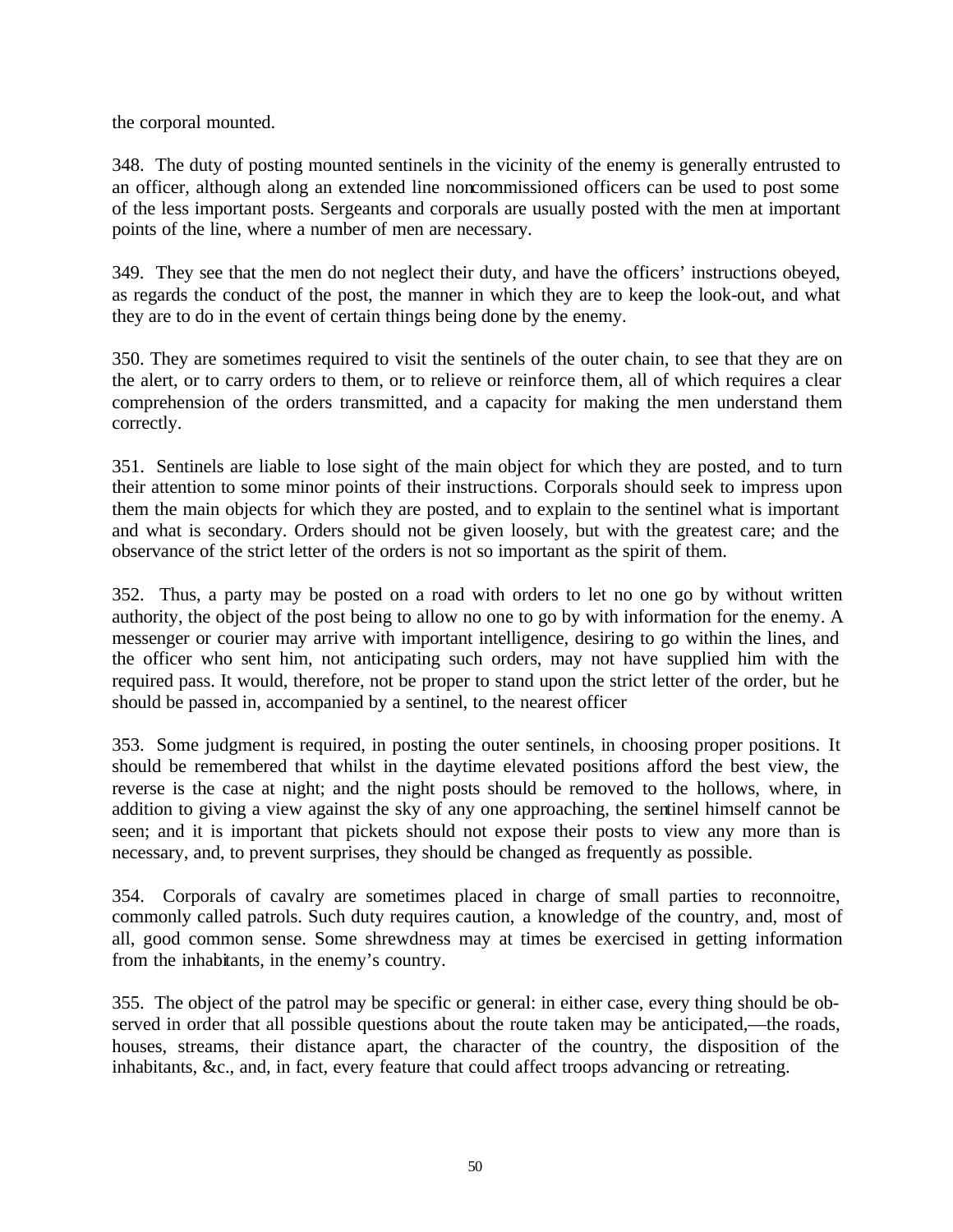the corporal mounted.

348. The duty of posting mounted sentinels in the vicinity of the enemy is generally entrusted to an officer, although along an extended line noncommissioned officers can be used to post some of the less important posts. Sergeants and corporals are usually posted with the men at important points of the line, where a number of men are necessary.

349. They see that the men do not neglect their duty, and have the officers' instructions obeyed, as regards the conduct of the post, the manner in which they are to keep the look-out, and what they are to do in the event of certain things being done by the enemy.

350. They are sometimes required to visit the sentinels of the outer chain, to see that they are on the alert, or to carry orders to them, or to relieve or reinforce them, all of which requires a clear comprehension of the orders transmitted, and a capacity for making the men understand them correctly.

351. Sentinels are liable to lose sight of the main object for which they are posted, and to turn their attention to some minor points of their instructions. Corporals should seek to impress upon them the main objects for which they are posted, and to explain to the sentinel what is important and what is secondary. Orders should not be given loosely, but with the greatest care; and the observance of the strict letter of the orders is not so important as the spirit of them.

352. Thus, a party may be posted on a road with orders to let no one go by without written authority, the object of the post being to allow no one to go by with information for the enemy. A messenger or courier may arrive with important intelligence, desiring to go within the lines, and the officer who sent him, not anticipating such orders, may not have supplied him with the required pass. It would, therefore, not be proper to stand upon the strict letter of the order, but he should be passed in, accompanied by a sentinel, to the nearest officer

353. Some judgment is required, in posting the outer sentinels, in choosing proper positions. It should be remembered that whilst in the daytime elevated positions afford the best view, the reverse is the case at night; and the night posts should be removed to the hollows, where, in addition to giving a view against the sky of any one approaching, the sentinel himself cannot be seen; and it is important that pickets should not expose their posts to view any more than is necessary, and, to prevent surprises, they should be changed as frequently as possible.

354. Corporals of cavalry are sometimes placed in charge of small parties to reconnoitre, commonly called patrols. Such duty requires caution, a knowledge of the country, and, most of all, good common sense. Some shrewdness may at times be exercised in getting information from the inhabitants, in the enemy's country.

355. The object of the patrol may be specific or general: in either case, every thing should be observed in order that all possible questions about the route taken may be anticipated,—the roads, houses, streams, their distance apart, the character of the country, the disposition of the inhabitants, &c., and, in fact, every feature that could affect troops advancing or retreating.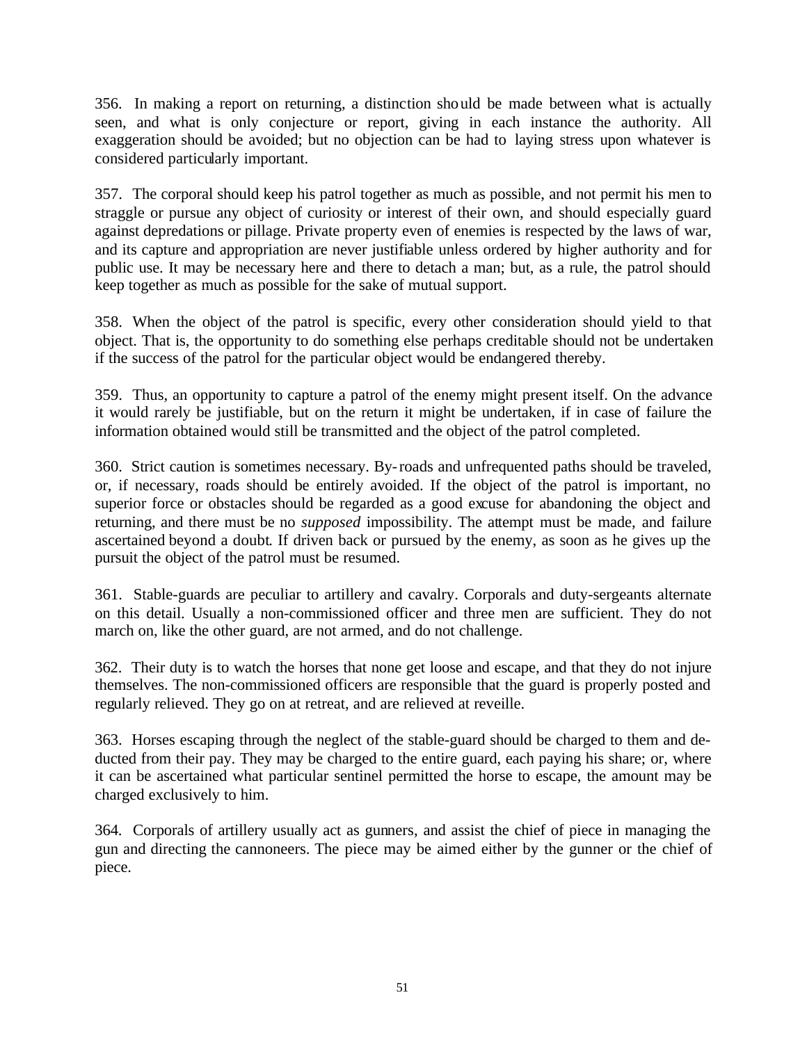356. In making a report on returning, a distinction should be made between what is actually seen, and what is only conjecture or report, giving in each instance the authority. All exaggeration should be avoided; but no objection can be had to laying stress upon whatever is considered particularly important.

357. The corporal should keep his patrol together as much as possible, and not permit his men to straggle or pursue any object of curiosity or interest of their own, and should especially guard against depredations or pillage. Private property even of enemies is respected by the laws of war, and its capture and appropriation are never justifiable unless ordered by higher authority and for public use. It may be necessary here and there to detach a man; but, as a rule, the patrol should keep together as much as possible for the sake of mutual support.

358. When the object of the patrol is specific, every other consideration should yield to that object. That is, the opportunity to do something else perhaps creditable should not be undertaken if the success of the patrol for the particular object would be endangered thereby.

359. Thus, an opportunity to capture a patrol of the enemy might present itself. On the advance it would rarely be justifiable, but on the return it might be undertaken, if in case of failure the information obtained would still be transmitted and the object of the patrol completed.

360. Strict caution is sometimes necessary. By-roads and unfrequented paths should be traveled, or, if necessary, roads should be entirely avoided. If the object of the patrol is important, no superior force or obstacles should be regarded as a good excuse for abandoning the object and returning, and there must be no *supposed* impossibility. The attempt must be made, and failure ascertained beyond a doubt. If driven back or pursued by the enemy, as soon as he gives up the pursuit the object of the patrol must be resumed.

361. Stable-guards are peculiar to artillery and cavalry. Corporals and duty-sergeants alternate on this detail. Usually a non-commissioned officer and three men are sufficient. They do not march on, like the other guard, are not armed, and do not challenge.

362. Their duty is to watch the horses that none get loose and escape, and that they do not injure themselves. The non-commissioned officers are responsible that the guard is properly posted and regularly relieved. They go on at retreat, and are relieved at reveille.

363. Horses escaping through the neglect of the stable-guard should be charged to them and deducted from their pay. They may be charged to the entire guard, each paying his share; or, where it can be ascertained what particular sentinel permitted the horse to escape, the amount may be charged exclusively to him.

364. Corporals of artillery usually act as gunners, and assist the chief of piece in managing the gun and directing the cannoneers. The piece may be aimed either by the gunner or the chief of piece.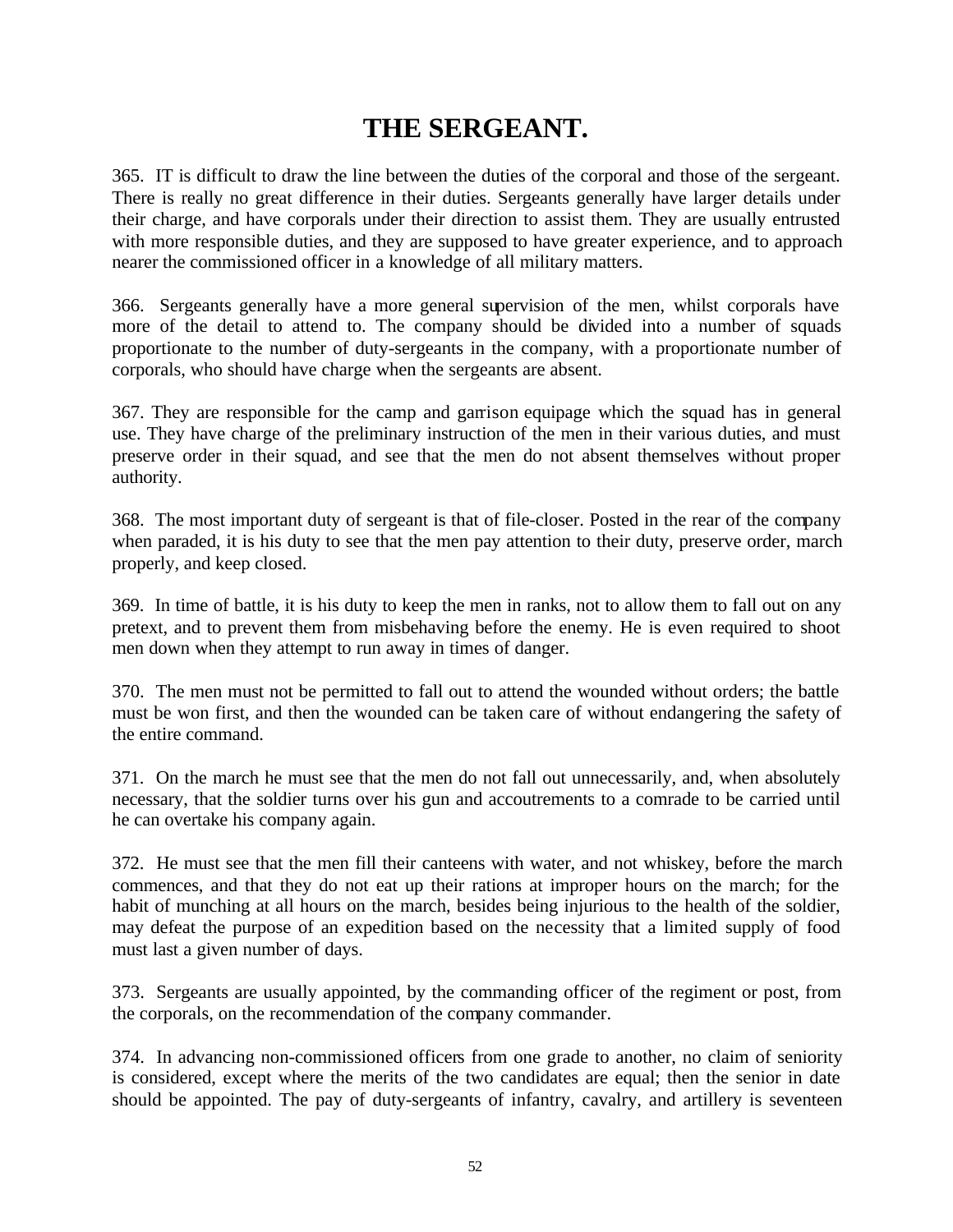# THE SERGEANT.

365. IT is difficult to draw the line between the duties of the corporal and those of the sergeant. There is really no great difference in their duties. Sergeants generally have larger details under their charge, and have corporals under their direction to assist them. They are usually entrusted with more responsible duties, and they are supposed to have greater experience, and to approach nearer the commissioned officer in a knowledge of all military matters.

366. Sergeants generally have a more general supervision of the men, whilst corporals have more of the detail to attend to. The company should be divided into a number of squads proportionate to the number of duty-sergeants in the company, with a proportionate number of corporals, who should have charge when the sergeants are absent.

367. They are responsible for the camp and garrison equipage which the squad has in general use. They have charge of the preliminary instruction of the men in their various duties, and must preserve order in their squad, and see that the men do not absent themselves without proper authority.

368. The most important duty of sergeant is that of file-closer. Posted in the rear of the company when paraded, it is his duty to see that the men pay attention to their duty, preserve order, march properly, and keep closed.

369. In time of battle, it is his duty to keep the men in ranks, not to allow them to fall out on any pretext, and to prevent them from misbehaving before the enemy. He is even required to shoot men down when they attempt to run away in times of danger.

370. The men must not be permitted to fall out to attend the wounded without orders; the battle must be won first, and then the wounded can be taken care of without endangering the safety of the entire command.

371. On the march he must see that the men do not fall out unnecessarily, and, when absolutely necessary, that the soldier turns over his gun and accoutrements to a comrade to be carried until he can overtake his company again.

372. He must see that the men fill their canteens with water, and not whiskey, before the march commences, and that they do not eat up their rations at improper hours on the march; for the habit of munching at all hours on the march, besides being injurious to the health of the soldier, may defeat the purpose of an expedition based on the necessity that a limited supply of food must last a given number of days.

373. Sergeants are usually appointed, by the commanding officer of the regiment or post, from the corporals, on the recommendation of the company commander.

374. In advancing non-commissioned officers from one grade to another, no claim of seniority is considered, except where the merits of the two candidates are equal; then the senior in date should be appointed. The pay of duty-sergeants of infantry, cavalry, and artillery is seventeen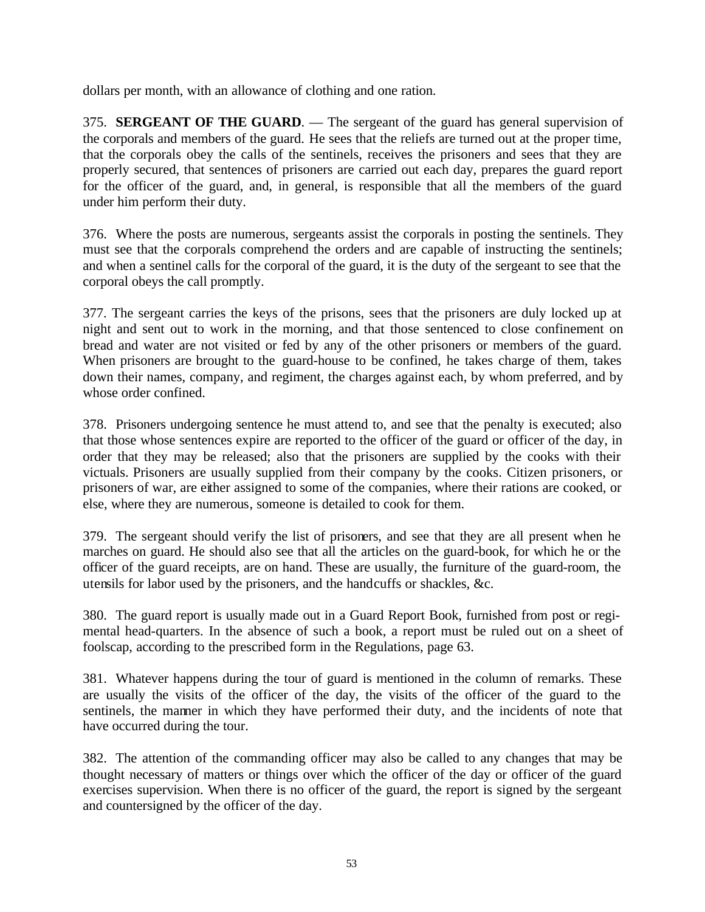dollars per month, with an allowance of clothing and one ration.

375. **SERGEANT OF THE GUARD**. — The sergeant of the guard has general supervision of the corporals and members of the guard. He sees that the reliefs are turned out at the proper time, that the corporals obey the calls of the sentinels, receives the prisoners and sees that they are properly secured, that sentences of prisoners are carried out each day, prepares the guard report for the officer of the guard, and, in general, is responsible that all the members of the guard under him perform their duty.

376. Where the posts are numerous, sergeants assist the corporals in posting the sentinels. They must see that the corporals comprehend the orders and are capable of instructing the sentinels; and when a sentinel calls for the corporal of the guard, it is the duty of the sergeant to see that the corporal obeys the call promptly.

377. The sergeant carries the keys of the prisons, sees that the prisoners are duly locked up at night and sent out to work in the morning, and that those sentenced to close confinement on bread and water are not visited or fed by any of the other prisoners or members of the guard. When prisoners are brought to the guard-house to be confined, he takes charge of them, takes down their names, company, and regiment, the charges against each, by whom preferred, and by whose order confined.

378. Prisoners undergoing sentence he must attend to, and see that the penalty is executed; also that those whose sentences expire are reported to the officer of the guard or officer of the day, in order that they may be released; also that the prisoners are supplied by the cooks with their victuals. Prisoners are usually supplied from their company by the cooks. Citizen prisoners, or prisoners of war, are either assigned to some of the companies, where their rations are cooked, or else, where they are numerous, someone is detailed to cook for them.

379. The sergeant should verify the list of prisoners, and see that they are all present when he marches on guard. He should also see that all the articles on the guard-book, for which he or the officer of the guard receipts, are on hand. These are usually, the furniture of the guard-room, the utensils for labor used by the prisoners, and the handcuffs or shackles, &c.

380. The guard report is usually made out in a Guard Report Book, furnished from post or regimental head-quarters. In the absence of such a book, a report must be ruled out on a sheet of foolscap, according to the prescribed form in the Regulations, page 63.

381. Whatever happens during the tour of guard is mentioned in the column of remarks. These are usually the visits of the officer of the day, the visits of the officer of the guard to the sentinels, the manner in which they have performed their duty, and the incidents of note that have occurred during the tour.

382. The attention of the commanding officer may also be called to any changes that may be thought necessary of matters or things over which the officer of the day or officer of the guard exercises supervision. When there is no officer of the guard, the report is signed by the sergeant and countersigned by the officer of the day.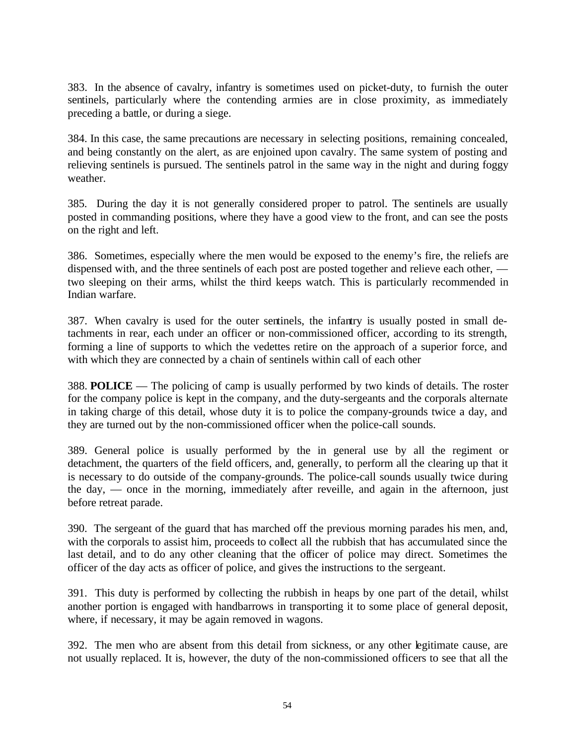383. In the absence of cavalry, infantry is sometimes used on picket-duty, to furnish the outer sentinels, particularly where the contending armies are in close proximity, as immediately preceding a battle, or during a siege.

384. In this case, the same precautions are necessary in selecting positions, remaining concealed, and being constantly on the alert, as are enjoined upon cavalry. The same system of posting and relieving sentinels is pursued. The sentinels patrol in the same way in the night and during foggy weather.

385. During the day it is not generally considered proper to patrol. The sentinels are usually posted in commanding positions, where they have a good view to the front, and can see the posts on the right and left.

386. Sometimes, especially where the men would be exposed to the enemy's fire, the reliefs are dispensed with, and the three sentinels of each post are posted together and relieve each other, — two sleeping on their arms, whilst the third keeps watch. This is particularly recommended in Indian warfare.

387. When cavalry is used for the outer sentinels, the infantry is usually posted in small detachments in rear, each under an officer or non-commissioned officer, according to its strength, forming a line of supports to which the vedettes retire on the approach of a superior force, and with which they are connected by a chain of sentinels within call of each other

388. **POLICE** — The policing of camp is usually performed by two kinds of details. The roster for the company police is kept in the company, and the duty-sergeants and the corporals alternate in taking charge of this detail, whose duty it is to police the company-grounds twice a day, and they are turned out by the non-commissioned officer when the police-call sounds.

389. General police is usually performed by the in general use by all the regiment or detachment, the quarters of the field officers, and, generally, to perform all the clearing up that it is necessary to do outside of the company-grounds. The police-call sounds usually twice during the day, — once in the morning, immediately after reveille, and again in the afternoon, just before retreat parade.

390. The sergeant of the guard that has marched off the previous morning parades his men, and, with the corporals to assist him, proceeds to collect all the rubbish that has accumulated since the last detail, and to do any other cleaning that the officer of police may direct. Sometimes the officer of the day acts as officer of police, and gives the instructions to the sergeant.

391. This duty is performed by collecting the rubbish in heaps by one part of the detail, whilst another portion is engaged with handbarrows in transporting it to some place of general deposit, where, if necessary, it may be again removed in wagons.

392. The men who are absent from this detail from sickness, or any other legitimate cause, are not usually replaced. It is, however, the duty of the non-commissioned officers to see that all the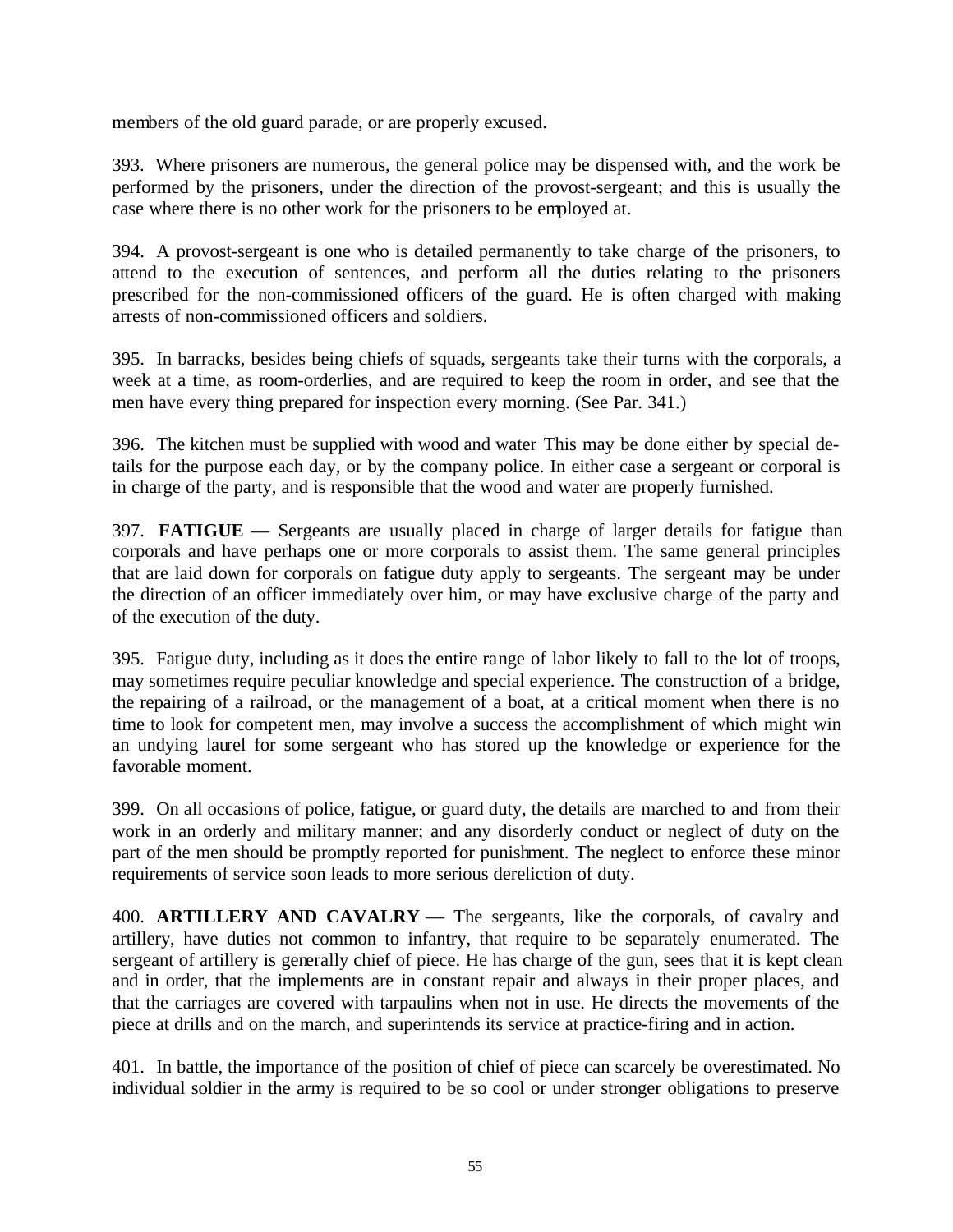members of the old guard parade, or are properly excused.

393. Where prisoners are numerous, the general police may be dispensed with, and the work be performed by the prisoners, under the direction of the provost-sergeant; and this is usually the case where there is no other work for the prisoners to be employed at.

394. A provost-sergeant is one who is detailed permanently to take charge of the prisoners, to attend to the execution of sentences, and perform all the duties relating to the prisoners prescribed for the non-commissioned officers of the guard. He is often charged with making arrests of non-commissioned officers and soldiers.

395. In barracks, besides being chiefs of squads, sergeants take their turns with the corporals, a week at a time, as room-orderlies, and are required to keep the room in order, and see that the men have every thing prepared for inspection every morning. (See Par. 341.)

396. The kitchen must be supplied with wood and water This may be done either by special details for the purpose each day, or by the company police. In either case a sergeant or corporal is in charge of the party, and is responsible that the wood and water are properly furnished.

397. **FATIGUE** — Sergeants are usually placed in charge of larger details for fatigue than corporals and have perhaps one or more corporals to assist them. The same general principles that are laid down for corporals on fatigue duty apply to sergeants. The sergeant may be under the direction of an officer immediately over him, or may have exclusive charge of the party and of the execution of the duty.

395. Fatigue duty, including as it does the entire range of labor likely to fall to the lot of troops, may sometimes require peculiar knowledge and special experience. The construction of a bridge, the repairing of a railroad, or the management of a boat, at a critical moment when there is no time to look for competent men, may involve a success the accomplishment of which might win an undying laurel for some sergeant who has stored up the knowledge or experience for the favorable moment.

399. On all occasions of police, fatigue, or guard duty, the details are marched to and from their work in an orderly and military manner; and any disorderly conduct or neglect of duty on the part of the men should be promptly reported for punishment. The neglect to enforce these minor requirements of service soon leads to more serious dereliction of duty.

400. **ARTILLERY AND CAVALRY** — The sergeants, like the corporals, of cavalry and artillery, have duties not common to infantry, that require to be separately enumerated. The sergeant of artillery is generally chief of piece. He has charge of the gun, sees that it is kept clean and in order, that the implements are in constant repair and always in their proper places, and that the carriages are covered with tarpaulins when not in use. He directs the movements of the piece at drills and on the march, and superintends its service at practice-firing and in action.

401. In battle, the importance of the position of chief of piece can scarcely be overestimated. No individual soldier in the army is required to be so cool or under stronger obligations to preserve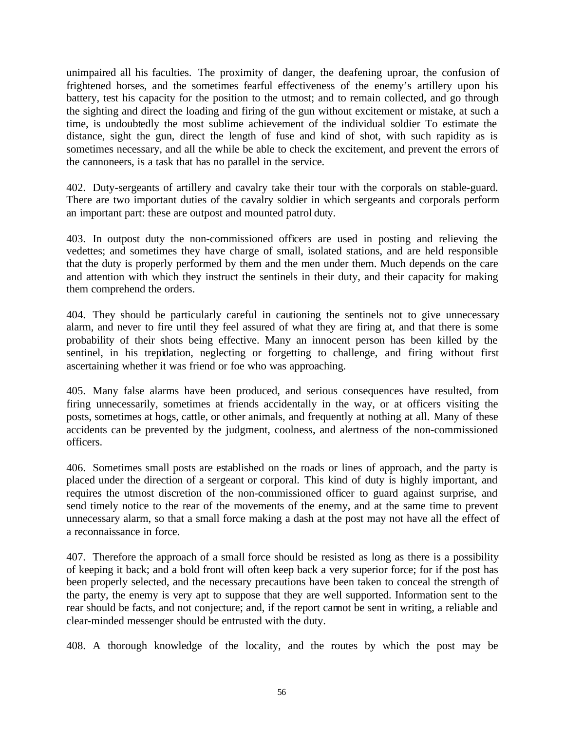unimpaired all his faculties. The proximity of danger, the deafening uproar, the confusion of frightened horses, and the sometimes fearful effectiveness of the enemy's artillery upon his battery, test his capacity for the position to the utmost; and to remain collected, and go through the sighting and direct the loading and firing of the gun without excitement or mistake, at such a time, is undoubtedly the most sublime achievement of the individual soldier To estimate the distance, sight the gun, direct the length of fuse and kind of shot, with such rapidity as is sometimes necessary, and all the while be able to check the excitement, and prevent the errors of the cannoneers, is a task that has no parallel in the service.

402. Duty-sergeants of artillery and cavalry take their tour with the corporals on stable-guard. There are two important duties of the cavalry soldier in which sergeants and corporals perform an important part: these are outpost and mounted patrol duty.

403. In outpost duty the non-commissioned officers are used in posting and relieving the vedettes; and sometimes they have charge of small, isolated stations, and are held responsible that the duty is properly performed by them and the men under them. Much depends on the care and attention with which they instruct the sentinels in their duty, and their capacity for making them comprehend the orders.

404. They should be particularly careful in cautioning the sentinels not to give unnecessary alarm, and never to fire until they feel assured of what they are firing at, and that there is some probability of their shots being effective. Many an innocent person has been killed by the sentinel, in his trepidation, neglecting or forgetting to challenge, and firing without first ascertaining whether it was friend or foe who was approaching.

405. Many false alarms have been produced, and serious consequences have resulted, from firing unnecessarily, sometimes at friends accidentally in the way, or at officers visiting the posts, sometimes at hogs, cattle, or other animals, and frequently at nothing at all. Many of these accidents can be prevented by the judgment, coolness, and alertness of the non-commissioned officers.

406. Sometimes small posts are established on the roads or lines of approach, and the party is placed under the direction of a sergeant or corporal. This kind of duty is highly important, and requires the utmost discretion of the non-commissioned officer to guard against surprise, and send timely notice to the rear of the movements of the enemy, and at the same time to prevent unnecessary alarm, so that a small force making a dash at the post may not have all the effect of a reconnaissance in force.

407. Therefore the approach of a small force should be resisted as long as there is a possibility of keeping it back; and a bold front will often keep back a very superior force; for if the post has been properly selected, and the necessary precautions have been taken to conceal the strength of the party, the enemy is very apt to suppose that they are well supported. Information sent to the rear should be facts, and not conjecture; and, if the report cannot be sent in writing, a reliable and clear-minded messenger should be entrusted with the duty.

408. A thorough knowledge of the locality, and the routes by which the post may be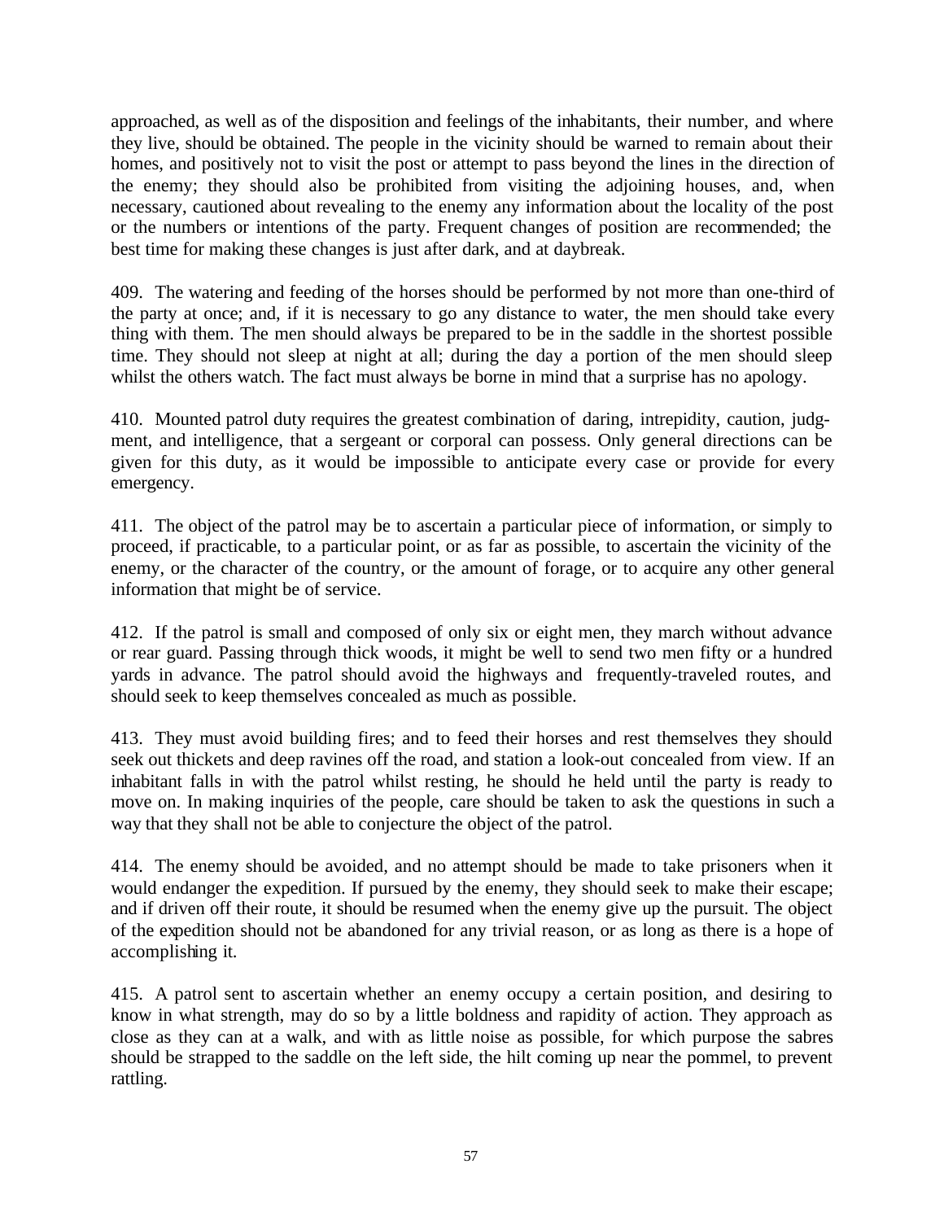approached, as well as of the disposition and feelings of the inhabitants, their number, and where they live, should be obtained. The people in the vicinity should be warned to remain about their homes, and positively not to visit the post or attempt to pass beyond the lines in the direction of the enemy; they should also be prohibited from visiting the adjoining houses, and, when necessary, cautioned about revealing to the enemy any information about the locality of the post or the numbers or intentions of the party. Frequent changes of position are recommended; the best time for making these changes is just after dark, and at daybreak.

409. The watering and feeding of the horses should be performed by not more than one-third of the party at once; and, if it is necessary to go any distance to water, the men should take every thing with them. The men should always be prepared to be in the saddle in the shortest possible time. They should not sleep at night at all; during the day a portion of the men should sleep whilst the others watch. The fact must always be borne in mind that a surprise has no apology.

410. Mounted patrol duty requires the greatest combination of daring, intrepidity, caution, judgment, and intelligence, that a sergeant or corporal can possess. Only general directions can be given for this duty, as it would be impossible to anticipate every case or provide for every emergency.

411. The object of the patrol may be to ascertain a particular piece of information, or simply to proceed, if practicable, to a particular point, or as far as possible, to ascertain the vicinity of the enemy, or the character of the country, or the amount of forage, or to acquire any other general information that might be of service.

412. If the patrol is small and composed of only six or eight men, they march without advance or rear guard. Passing through thick woods, it might be well to send two men fifty or a hundred yards in advance. The patrol should avoid the highways and frequently-traveled routes, and should seek to keep themselves concealed as much as possible.

413. They must avoid building fires; and to feed their horses and rest themselves they should seek out thickets and deep ravines off the road, and station a look-out concealed from view. If an inhabitant falls in with the patrol whilst resting, he should he held until the party is ready to move on. In making inquiries of the people, care should be taken to ask the questions in such a way that they shall not be able to conjecture the object of the patrol.

414. The enemy should be avoided, and no attempt should be made to take prisoners when it would endanger the expedition. If pursued by the enemy, they should seek to make their escape; and if driven off their route, it should be resumed when the enemy give up the pursuit. The object of the expedition should not be abandoned for any trivial reason, or as long as there is a hope of accomplishing it.

415. A patrol sent to ascertain whether an enemy occupy a certain position, and desiring to know in what strength, may do so by a little boldness and rapidity of action. They approach as close as they can at a walk, and with as little noise as possible, for which purpose the sabres should be strapped to the saddle on the left side, the hilt coming up near the pommel, to prevent rattling.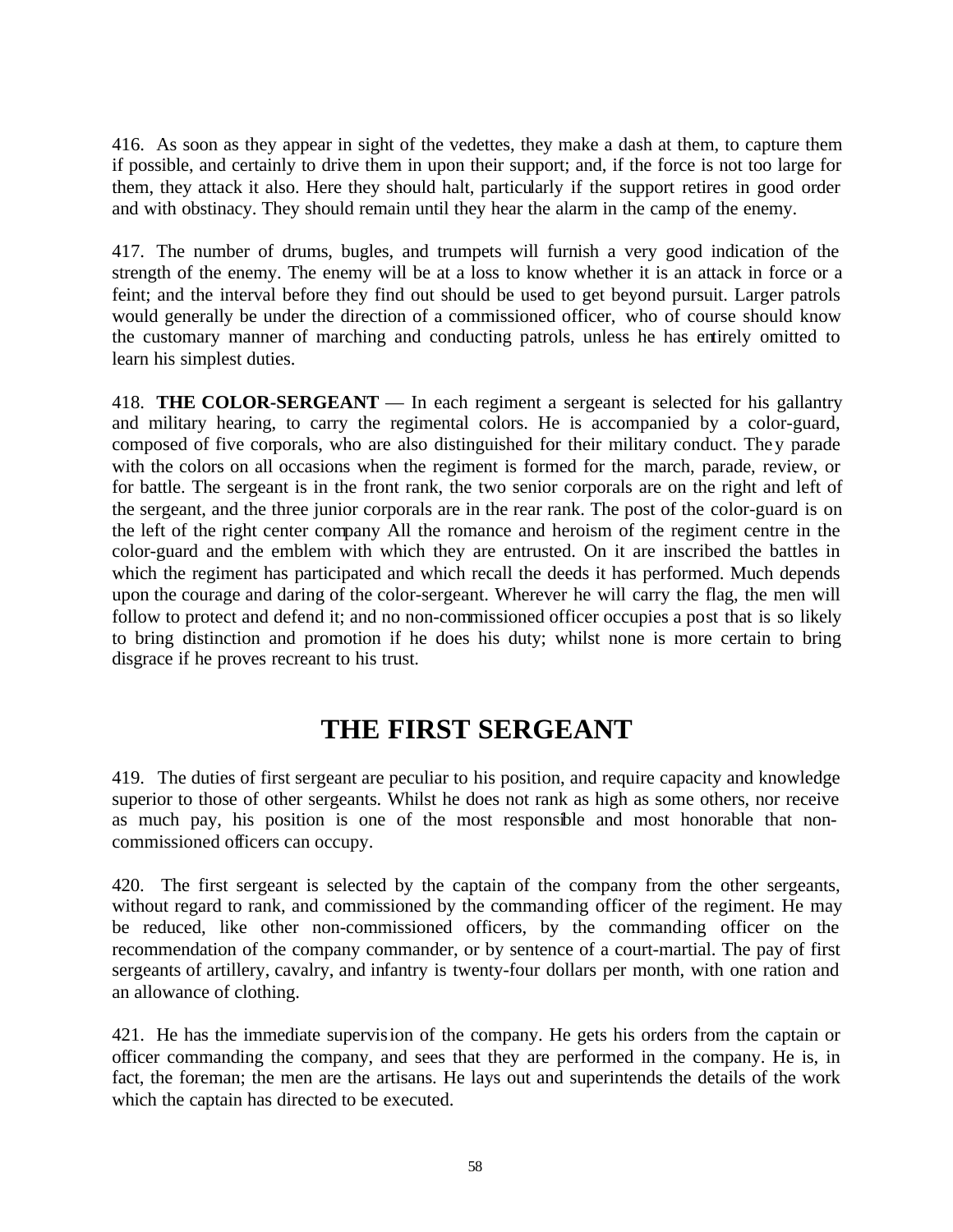416. As soon as they appear in sight of the vedettes, they make a dash at them, to capture them if possible, and certainly to drive them in upon their support; and, if the force is not too large for them, they attack it also. Here they should halt, particularly if the support retires in good order and with obstinacy. They should remain until they hear the alarm in the camp of the enemy.

417. The number of drums, bugles, and trumpets will furnish a very good indication of the strength of the enemy. The enemy will be at a loss to know whether it is an attack in force or a feint; and the interval before they find out should be used to get beyond pursuit. Larger patrols would generally be under the direction of a commissioned officer, who of course should know the customary manner of marching and conducting patrols, unless he has entirely omitted to learn his simplest duties.

418. **THE COLOR-SERGEANT** — In each regiment a sergeant is selected for his gallantry and military hearing, to carry the regimental colors. He is accompanied by a color-guard, composed of five corporals, who are also distinguished for their military conduct. They parade with the colors on all occasions when the regiment is formed for the march, parade, review, or for battle. The sergeant is in the front rank, the two senior corporals are on the right and left of the sergeant, and the three junior corporals are in the rear rank. The post of the color-guard is on the left of the right center company All the romance and heroism of the regiment centre in the color-guard and the emblem with which they are entrusted. On it are inscribed the battles in which the regiment has participated and which recall the deeds it has performed. Much depends upon the courage and daring of the color-sergeant. Wherever he will carry the flag, the men will follow to protect and defend it; and no non-commissioned officer occupies a post that is so likely to bring distinction and promotion if he does his duty; whilst none is more certain to bring disgrace if he proves recreant to his trust.

# THE FIRST SERGEANT

419. The duties of first sergeant are peculiar to his position, and require capacity and knowledge superior to those of other sergeants. Whilst he does not rank as high as some others, nor receive as much pay, his position is one of the most responsible and most honorable that non-commissioned officers can occupy.

420. The first sergeant is selected by the captain of the company from the other sergeants, without regard to rank, and commissioned by the commanding officer of the regiment. He may be reduced, like other non-commissioned officers, by the commanding officer on the recommendation of the company commander, or by sentence of a court-martial. The pay of first sergeants of artillery, cavalry, and infantry is twenty-four dollars per month, with one ration and an allowance of clothing.

421. He has the immediate supervision of the company. He gets his orders from the captain or officer commanding the company, and sees that they are performed in the company. He is, in fact, the foreman; the men are the artisans. He lays out and superintends the details of the work which the captain has directed to be executed.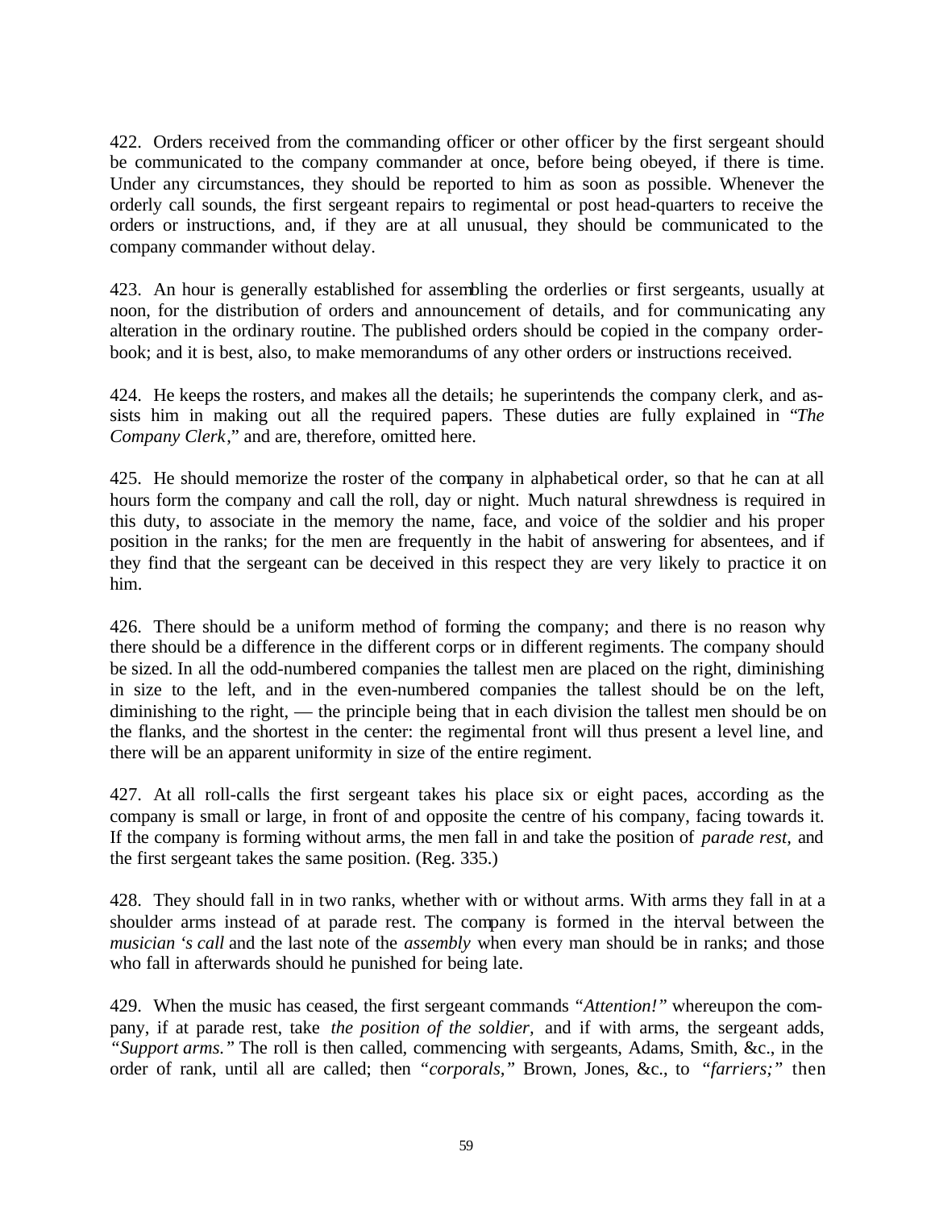422. Orders received from the commanding officer or other officer by the first sergeant should be communicated to the company commander at once, before being obeyed, if there is time. Under any circumstances, they should be reported to him as soon as possible. Whenever the orderly call sounds, the first sergeant repairs to regimental or post head-quarters to receive the orders or instructions, and, if they are at all unusual, they should be communicated to the company commander without delay.

423. An hour is generally established for assembling the orderlies or first sergeants, usually at noon, for the distribution of orders and announcement of details, and for communicating any alteration in the ordinary routine. The published orders should be copied in the company order-book; and it is best, also, to make memorandums of any other orders or instructions received.

424. He keeps the rosters, and makes all the details; he superintends the company clerk, and assists him in making out all the required papers. These duties are fully explained in "*The Company Clerk*," and are, therefore, omitted here.

425. He should memorize the roster of the company in alphabetical order, so that he can at all hours form the company and call the roll, day or night. Much natural shrewdness is required in this duty, to associate in the memory the name, face, and voice of the soldier and his proper position in the ranks; for the men are frequently in the habit of answering for absentees, and if they find that the sergeant can be deceived in this respect they are very likely to practice it on him.

426. There should be a uniform method of forming the company; and there is no reason why there should be a difference in the different corps or in different regiments. The company should be sized. In all the odd-numbered companies the tallest men are placed on the right, diminishing in size to the left, and in the even-numbered companies the tallest should be on the left, diminishing to the right, — the principle being that in each division the tallest men should be on the flanks, and the shortest in the center: the regimental front will thus present a level line, and there will be an apparent uniformity in size of the entire regiment.

427. At all roll-calls the first sergeant takes his place six or eight paces, according as the company is small or large, in front of and opposite the centre of his company, facing towards it. If the company is forming without arms, the men fall in and take the position of *parade rest,* and the first sergeant takes the same position. (Reg. 335.)

428. They should fall in in two ranks, whether with or without arms. With arms they fall in at a shoulder arms instead of at parade rest. The company is formed in the interval between the *musician 's call* and the last note of the *assembly* when every man should be in ranks; and those who fall in afterwards should he punished for being late.

429. When the music has ceased, the first sergeant commands *"Attention!"* whereupon the company, if at parade rest, take *the position of the soldier,* and if with arms, the sergeant adds, *"Support arms."* The roll is then called, commencing with sergeants, Adams, Smith, &c., in the order of rank, until all are called; then *"corporals,"* Brown, Jones, &c., to *"farriers;"* then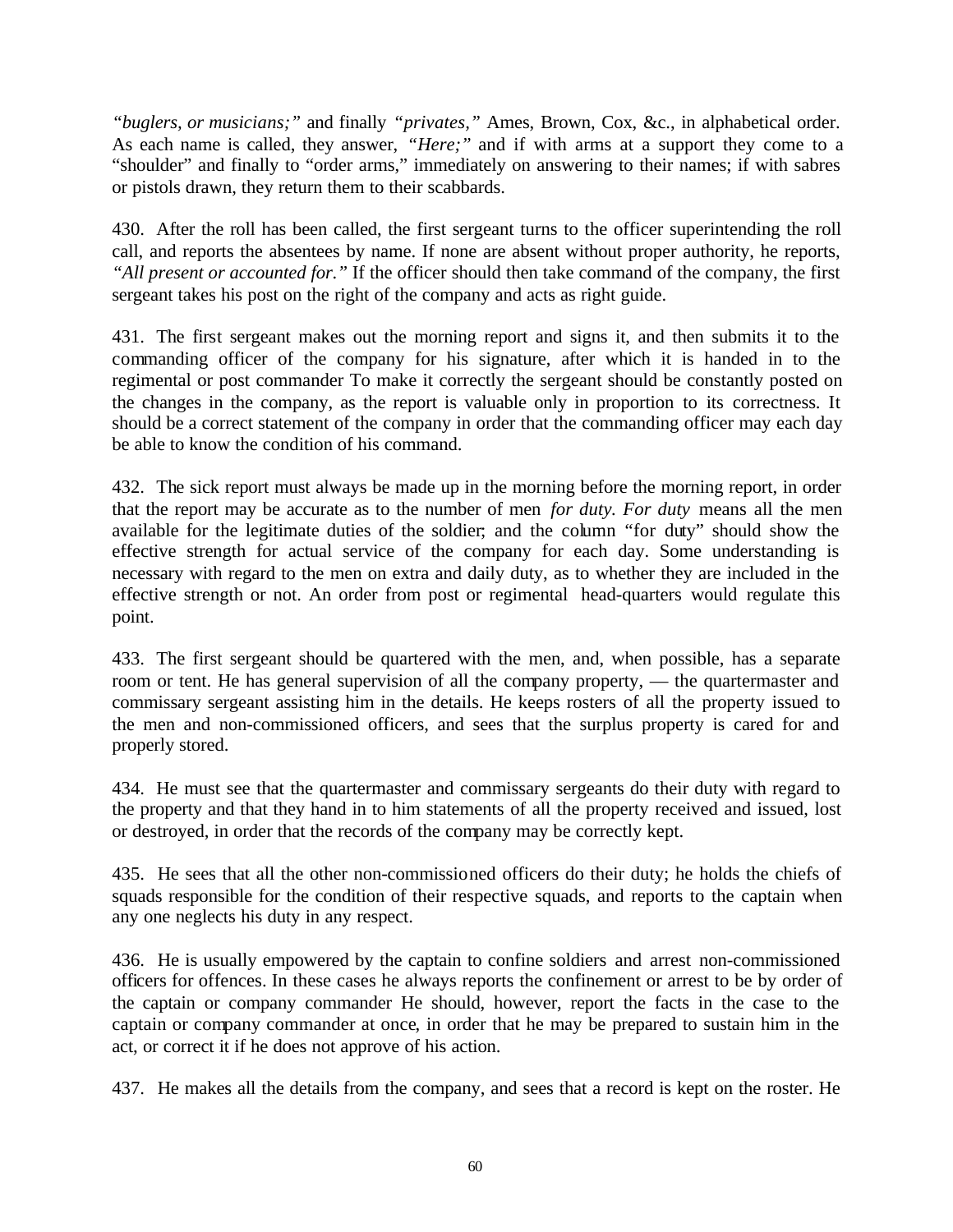*"buglers, or musicians;"* and finally *"privates,"* Ames, Brown, Cox, &c., in alphabetical order. As each name is called, they answer, *"Here;"* and if with arms at a support they come to a "shoulder" and finally to "order arms," immediately on answering to their names; if with sabres or pistols drawn, they return them to their scabbards.

430. After the roll has been called, the first sergeant turns to the officer superintending the roll call, and reports the absentees by name. If none are absent without proper authority, he reports, *"All present or accounted for."* If the officer should then take command of the company, the first sergeant takes his post on the right of the company and acts as right guide.

431. The first sergeant makes out the morning report and signs it, and then submits it to the commanding officer of the company for his signature, after which it is handed in to the regimental or post commander To make it correctly the sergeant should be constantly posted on the changes in the company, as the report is valuable only in proportion to its correctness. It should be a correct statement of the company in order that the commanding officer may each day be able to know the condition of his command.

432. The sick report must always be made up in the morning before the morning report, in order that the report may be accurate as to the number of men *for duty*. *For duty* means all the men available for the legitimate duties of the soldier; and the column "for duty" should show the effective strength for actual service of the company for each day. Some understanding is necessary with regard to the men on extra and daily duty, as to whether they are included in the effective strength or not. An order from post or regimental head-quarters would regulate this point.

433. The first sergeant should be quartered with the men, and, when possible, has a separate room or tent. He has general supervision of all the company property, — the quartermaster and commissary sergeant assisting him in the details. He keeps rosters of all the property issued to the men and non-commissioned officers, and sees that the surplus property is cared for and properly stored.

434. He must see that the quartermaster and commissary sergeants do their duty with regard to the property and that they hand in to him statements of all the property received and issued, lost or destroyed, in order that the records of the company may be correctly kept.

435. He sees that all the other non-commissioned officers do their duty; he holds the chiefs of squads responsible for the condition of their respective squads, and reports to the captain when any one neglects his duty in any respect.

436. He is usually empowered by the captain to confine soldiers and arrest non-commissioned officers for offences. In these cases he always reports the confinement or arrest to be by order of the captain or company commander He should, however, report the facts in the case to the captain or company commander at once, in order that he may be prepared to sustain him in the act, or correct it if he does not approve of his action.

437. He makes all the details from the company, and sees that a record is kept on the roster. He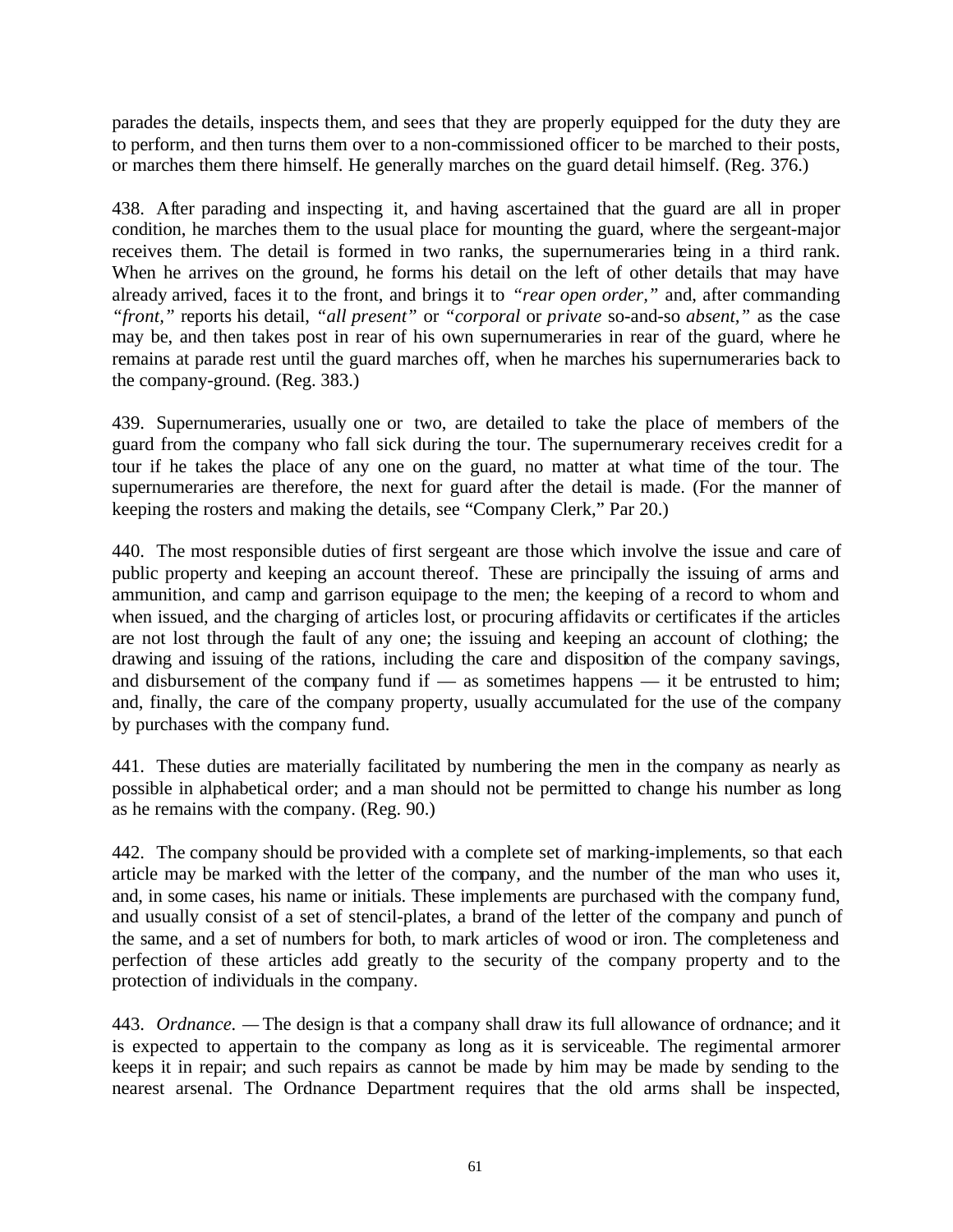parades the details, inspects them, and sees that they are properly equipped for the duty they are to perform, and then turns them over to a non-commissioned officer to be marched to their posts, or marches them there himself. He generally marches on the guard detail himself. (Reg. 376.)

438. After parading and inspecting it, and having ascertained that the guard are all in proper condition, he marches them to the usual place for mounting the guard, where the sergeant-major receives them. The detail is formed in two ranks, the supernumeraries being in a third rank. When he arrives on the ground, he forms his detail on the left of other details that may have already arrived, faces it to the front, and brings it to *"rear open order,"* and, after commanding *"front,"* reports his detail, *"all present"* or *"corporal* or *private* so-and-so *absent,"* as the case may be, and then takes post in rear of his own supernumeraries in rear of the guard, where he remains at parade rest until the guard marches off, when he marches his supernumeraries back to the company-ground. (Reg. 383.)

439. Supernumeraries, usually one or two, are detailed to take the place of members of the guard from the company who fall sick during the tour. The supernumerary receives credit for a tour if he takes the place of any one on the guard, no matter at what time of the tour. The supernumeraries are therefore, the next for guard after the detail is made. (For the manner of keeping the rosters and making the details, see "Company Clerk," Par 20.)

440. The most responsible duties of first sergeant are those which involve the issue and care of public property and keeping an account thereof. These are principally the issuing of arms and ammunition, and camp and garrison equipage to the men; the keeping of a record to whom and when issued, and the charging of articles lost, or procuring affidavits or certificates if the articles are not lost through the fault of any one; the issuing and keeping an account of clothing; the drawing and issuing of the rations, including the care and disposition of the company savings, and disbursement of the company fund if — as sometimes happens — it be entrusted to him; and, finally, the care of the company property, usually accumulated for the use of the company by purchases with the company fund.

441. These duties are materially facilitated by numbering the men in the company as nearly as possible in alphabetical order; and a man should not be permitted to change his number as long as he remains with the company. (Reg. 90.)

442. The company should be provided with a complete set of marking-implements, so that each article may be marked with the letter of the company, and the number of the man who uses it, and, in some cases, his name or initials. These implements are purchased with the company fund, and usually consist of a set of stencil-plates, a brand of the letter of the company and punch of the same, and a set of numbers for both, to mark articles of wood or iron. The completeness and perfection of these articles add greatly to the security of the company property and to the protection of individuals in the company.

443. *Ordnance.* — The design is that a company shall draw its full allowance of ordnance; and it is expected to appertain to the company as long as it is serviceable. The regimental armorer keeps it in repair; and such repairs as cannot be made by him may be made by sending to the nearest arsenal. The Ordnance Department requires that the old arms shall be inspected,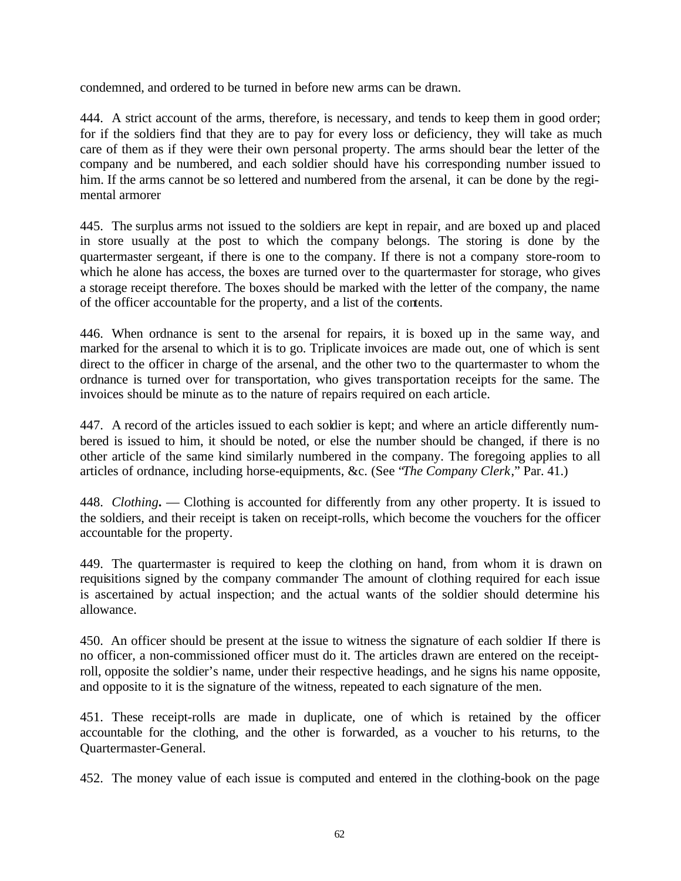condemned, and ordered to be turned in before new arms can be drawn.

444. A strict account of the arms, therefore, is necessary, and tends to keep them in good order; for if the soldiers find that they are to pay for every loss or deficiency, they will take as much care of them as if they were their own personal property. The arms should bear the letter of the company and be numbered, and each soldier should have his corresponding number issued to him. If the arms cannot be so lettered and numbered from the arsenal, it can be done by the regimental armorer

445. The surplus arms not issued to the soldiers are kept in repair, and are boxed up and placed in store usually at the post to which the company belongs. The storing is done by the quartermaster sergeant, if there is one to the company. If there is not a company store-room to which he alone has access, the boxes are turned over to the quartermaster for storage, who gives a storage receipt therefore. The boxes should be marked with the letter of the company, the name of the officer accountable for the property, and a list of the contents.

446. When ordnance is sent to the arsenal for repairs, it is boxed up in the same way, and marked for the arsenal to which it is to go. Triplicate invoices are made out, one of which is sent direct to the officer in charge of the arsenal, and the other two to the quartermaster to whom the ordnance is turned over for transportation, who gives transportation receipts for the same. The invoices should be minute as to the nature of repairs required on each article.

447. A record of the articles issued to each soldier is kept; and where an article differently numbered is issued to him, it should be noted, or else the number should be changed, if there is no other article of the same kind similarly numbered in the company. The foregoing applies to all articles of ordnance, including horse-equipments, &c. (See "*The Company Clerk*," Par. 41.)

448. *Clothing*. — Clothing is accounted for differently from any other property. It is issued to the soldiers, and their receipt is taken on receipt-rolls, which become the vouchers for the officer accountable for the property.

449. The quartermaster is required to keep the clothing on hand, from whom it is drawn on requisitions signed by the company commander The amount of clothing required for each issue is ascertained by actual inspection; and the actual wants of the soldier should determine his allowance.

450. An officer should be present at the issue to witness the signature of each soldier If there is no officer, a non-commissioned officer must do it. The articles drawn are entered on the receipt-roll, opposite the soldier's name, under their respective headings, and he signs his name opposite, and opposite to it is the signature of the witness, repeated to each signature of the men.

451. These receipt-rolls are made in duplicate, one of which is retained by the officer accountable for the clothing, and the other is forwarded, as a voucher to his returns, to the Quartermaster-General.

452. The money value of each issue is computed and entered in the clothing-book on the page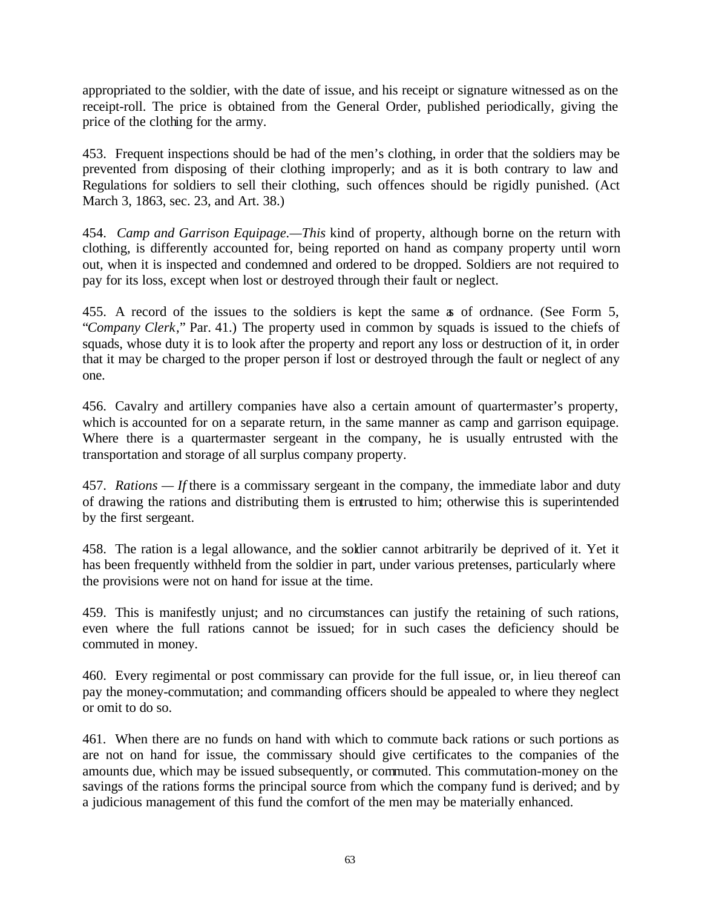appropriated to the soldier, with the date of issue, and his receipt or signature witnessed as on the receipt-roll. The price is obtained from the General Order, published periodically, giving the price of the clothing for the army.

453. Frequent inspections should be had of the men's clothing, in order that the soldiers may be prevented from disposing of their clothing improperly; and as it is both contrary to law and Regulations for soldiers to sell their clothing, such offences should be rigidly punished. (Act March 3, 1863, sec. 23, and Art. 38.)

454. *Camp and Garrison Equipage.—This* kind of property, although borne on the return with clothing, is differently accounted for, being reported on hand as company property until worn out, when it is inspected and condemned and ordered to be dropped. Soldiers are not required to pay for its loss, except when lost or destroyed through their fault or neglect.

455. A record of the issues to the soldiers is kept the same as of ordnance. (See Form 5, "*Company Clerk*," Par. 41.) The property used in common by squads is issued to the chiefs of squads, whose duty it is to look after the property and report any loss or destruction of it, in order that it may be charged to the proper person if lost or destroyed through the fault or neglect of any one.

456. Cavalry and artillery companies have also a certain amount of quartermaster's property, which is accounted for on a separate return, in the same manner as camp and garrison equipage. Where there is a quartermaster sergeant in the company, he is usually entrusted with the transportation and storage of all surplus company property.

457. *Rations — If* there is a commissary sergeant in the company, the immediate labor and duty of drawing the rations and distributing them is entrusted to him; otherwise this is superintended by the first sergeant.

458. The ration is a legal allowance, and the soldier cannot arbitrarily be deprived of it. Yet it has been frequently withheld from the soldier in part, under various pretenses, particularly where the provisions were not on hand for issue at the time.

459. This is manifestly unjust; and no circumstances can justify the retaining of such rations, even where the full rations cannot be issued; for in such cases the deficiency should be commuted in money.

460. Every regimental or post commissary can provide for the full issue, or, in lieu thereof can pay the money-commutation; and commanding officers should be appealed to where they neglect or omit to do so.

461. When there are no funds on hand with which to commute back rations or such portions as are not on hand for issue, the commissary should give certificates to the companies of the amounts due, which may be issued subsequently, or commuted. This commutation-money on the savings of the rations forms the principal source from which the company fund is derived; and by a judicious management of this fund the comfort of the men may be materially enhanced.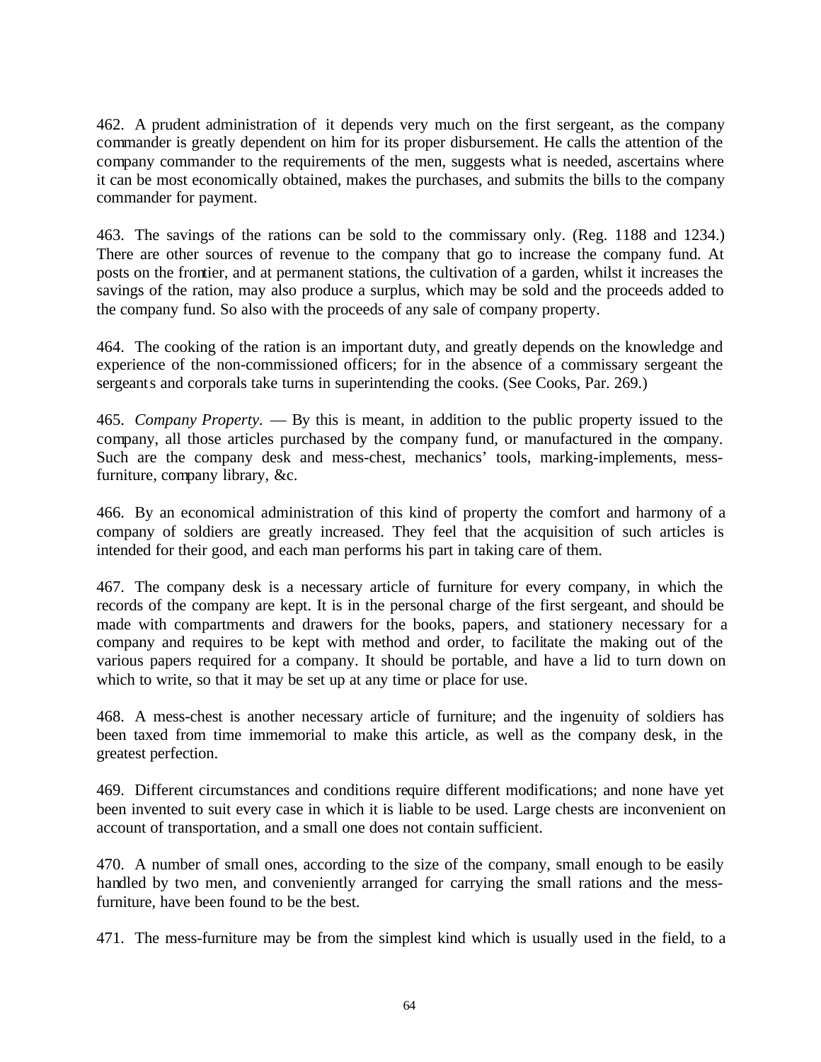462. A prudent administration of it depends very much on the first sergeant, as the company commander is greatly dependent on him for its proper disbursement. He calls the attention of the company commander to the requirements of the men, suggests what is needed, ascertains where it can be most economically obtained, makes the purchases, and submits the bills to the company commander for payment.

463. The savings of the rations can be sold to the commissary only. (Reg. 1188 and 1234.) There are other sources of revenue to the company that go to increase the company fund. At posts on the frontier, and at permanent stations, the cultivation of a garden, whilst it increases the savings of the ration, may also produce a surplus, which may be sold and the proceeds added to the company fund. So also with the proceeds of any sale of company property.

464. The cooking of the ration is an important duty, and greatly depends on the knowledge and experience of the non-commissioned officers; for in the absence of a commissary sergeant the sergeants and corporals take turns in superintending the cooks. (See Cooks, Par. 269.)

465. *Company Property.* — By this is meant, in addition to the public property issued to the company, all those articles purchased by the company fund, or manufactured in the company. Such are the company desk and mess-chest, mechanics' tools, marking-implements, mess-furniture, company library, &c.

466. By an economical administration of this kind of property the comfort and harmony of a company of soldiers are greatly increased. They feel that the acquisition of such articles is intended for their good, and each man performs his part in taking care of them.

467. The company desk is a necessary article of furniture for every company, in which the records of the company are kept. It is in the personal charge of the first sergeant, and should be made with compartments and drawers for the books, papers, and stationery necessary for a company and requires to be kept with method and order, to facilitate the making out of the various papers required for a company. It should be portable, and have a lid to turn down on which to write, so that it may be set up at any time or place for use.

468. A mess-chest is another necessary article of furniture; and the ingenuity of soldiers has been taxed from time immemorial to make this article, as well as the company desk, in the greatest perfection.

469. Different circumstances and conditions require different modifications; and none have yet been invented to suit every case in which it is liable to be used. Large chests are inconvenient on account of transportation, and a small one does not contain sufficient.

470. A number of small ones, according to the size of the company, small enough to be easily handled by two men, and conveniently arranged for carrying the small rations and the mess-furniture, have been found to be the best.

471. The mess-furniture may be from the simplest kind which is usually used in the field, to a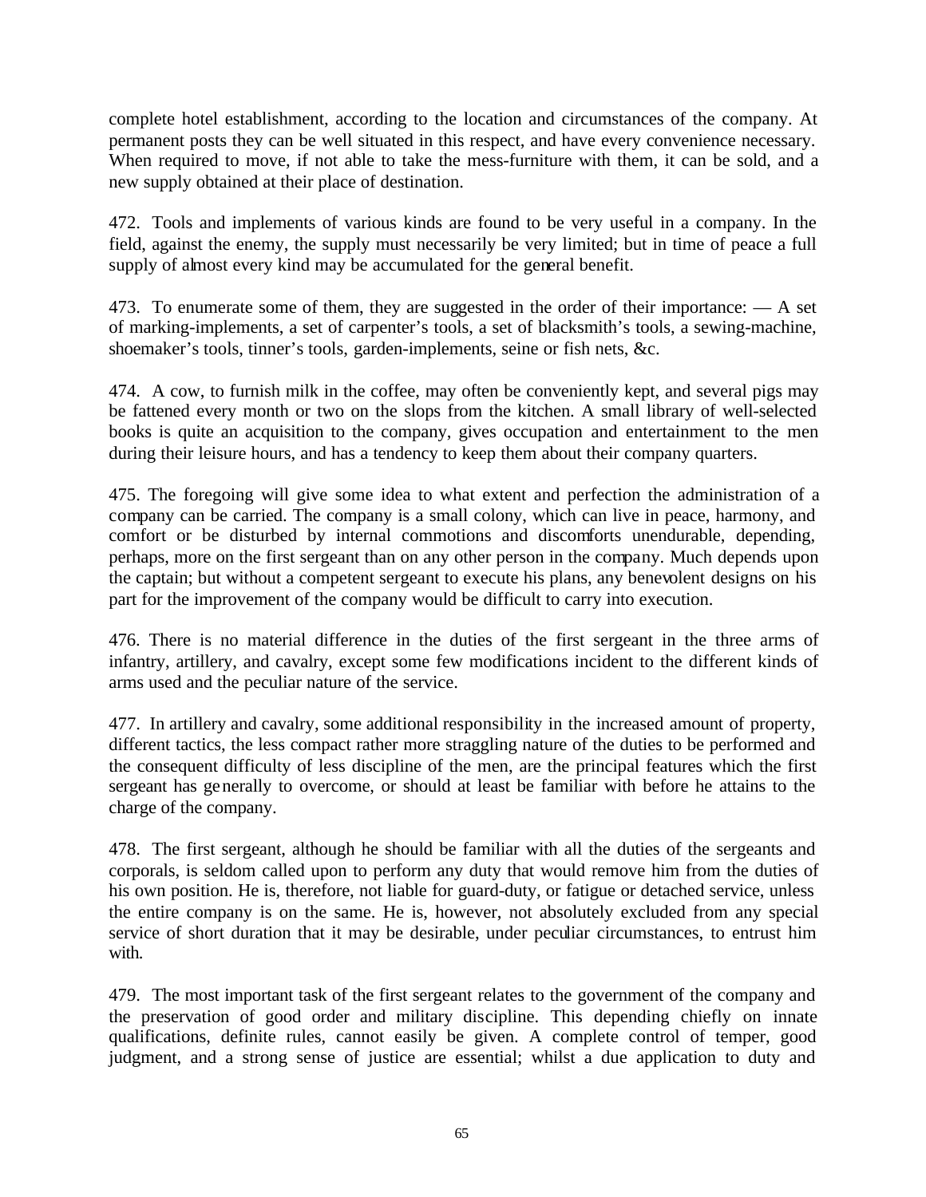complete hotel establishment, according to the location and circumstances of the company. At permanent posts they can be well situated in this respect, and have every convenience necessary. When required to move, if not able to take the mess-furniture with them, it can be sold, and a new supply obtained at their place of destination.

472. Tools and implements of various kinds are found to be very useful in a company. In the field, against the enemy, the supply must necessarily be very limited; but in time of peace a full supply of almost every kind may be accumulated for the general benefit.

473. To enumerate some of them, they are suggested in the order of their importance: — A set of marking-implements, a set of carpenter's tools, a set of blacksmith's tools, a sewing-machine, shoemaker's tools, tinner's tools, garden-implements, seine or fish nets, &c.

474. A cow, to furnish milk in the coffee, may often be conveniently kept, and several pigs may be fattened every month or two on the slops from the kitchen. A small library of well-selected books is quite an acquisition to the company, gives occupation and entertainment to the men during their leisure hours, and has a tendency to keep them about their company quarters.

475. The foregoing will give some idea to what extent and perfection the administration of a company can be carried. The company is a small colony, which can live in peace, harmony, and comfort or be disturbed by internal commotions and discomforts unendurable, depending, perhaps, more on the first sergeant than on any other person in the company. Much depends upon the captain; but without a competent sergeant to execute his plans, any benevolent designs on his part for the improvement of the company would be difficult to carry into execution.

476. There is no material difference in the duties of the first sergeant in the three arms of infantry, artillery, and cavalry, except some few modifications incident to the different kinds of arms used and the peculiar nature of the service.

477. In artillery and cavalry, some additional responsibility in the increased amount of property, different tactics, the less compact rather more straggling nature of the duties to be performed and the consequent difficulty of less discipline of the men, are the principal features which the first sergeant has generally to overcome, or should at least be familiar with before he attains to the charge of the company.

478. The first sergeant, although he should be familiar with all the duties of the sergeants and corporals, is seldom called upon to perform any duty that would remove him from the duties of his own position. He is, therefore, not liable for guard-duty, or fatigue or detached service, unless the entire company is on the same. He is, however, not absolutely excluded from any special service of short duration that it may be desirable, under peculiar circumstances, to entrust him with.

479. The most important task of the first sergeant relates to the government of the company and the preservation of good order and military discipline. This depending chiefly on innate qualifications, definite rules, cannot easily be given. A complete control of temper, good judgment, and a strong sense of justice are essential; whilst a due application to duty and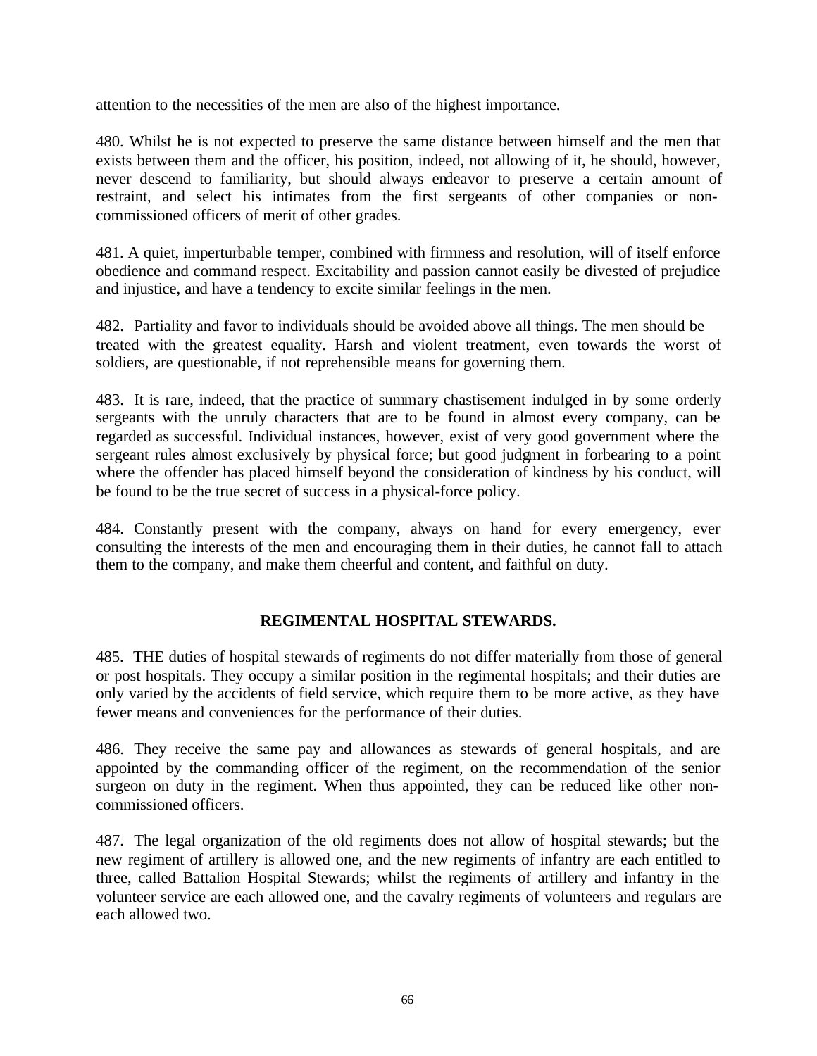attention to the necessities of the men are also of the highest importance.

480. Whilst he is not expected to preserve the same distance between himself and the men that exists between them and the officer, his position, indeed, not allowing of it, he should, however, never descend to familiarity, but should always endeavor to preserve a certain amount of restraint, and select his intimates from the first sergeants of other companies or non-commissioned officers of merit of other grades.

481. A quiet, imperturbable temper, combined with firmness and resolution, will of itself enforce obedience and command respect. Excitability and passion cannot easily be divested of prejudice and injustice, and have a tendency to excite similar feelings in the men.

482. Partiality and favor to individuals should be avoided above all things. The men should be treated with the greatest equality. Harsh and violent treatment, even towards the worst of soldiers, are questionable, if not reprehensible means for governing them.

483. It is rare, indeed, that the practice of summary chastisement indulged in by some orderly sergeants with the unruly characters that are to be found in almost every company, can be regarded as successful. Individual instances, however, exist of very good government where the sergeant rules almost exclusively by physical force; but good judgment in forbearing to a point where the offender has placed himself beyond the consideration of kindness by his conduct, will be found to be the true secret of success in a physical-force policy.

484. Constantly present with the company, always on hand for every emergency, ever consulting the interests of the men and encouraging them in their duties, he cannot fall to attach them to the company, and make them cheerful and content, and faithful on duty.

## REGIMENTAL HOSPITAL STEWARDS.

485. THE duties of hospital stewards of regiments do not differ materially from those of general or post hospitals. They occupy a similar position in the regimental hospitals; and their duties are only varied by the accidents of field service, which require them to be more active, as they have fewer means and conveniences for the performance of their duties.

486. They receive the same pay and allowances as stewards of general hospitals, and are appointed by the commanding officer of the regiment, on the recommendation of the senior surgeon on duty in the regiment. When thus appointed, they can be reduced like other non-commissioned officers.

487. The legal organization of the old regiments does not allow of hospital stewards; but the new regiment of artillery is allowed one, and the new regiments of infantry are each entitled to three, called Battalion Hospital Stewards; whilst the regiments of artillery and infantry in the volunteer service are each allowed one, and the cavalry regiments of volunteers and regulars are each allowed two.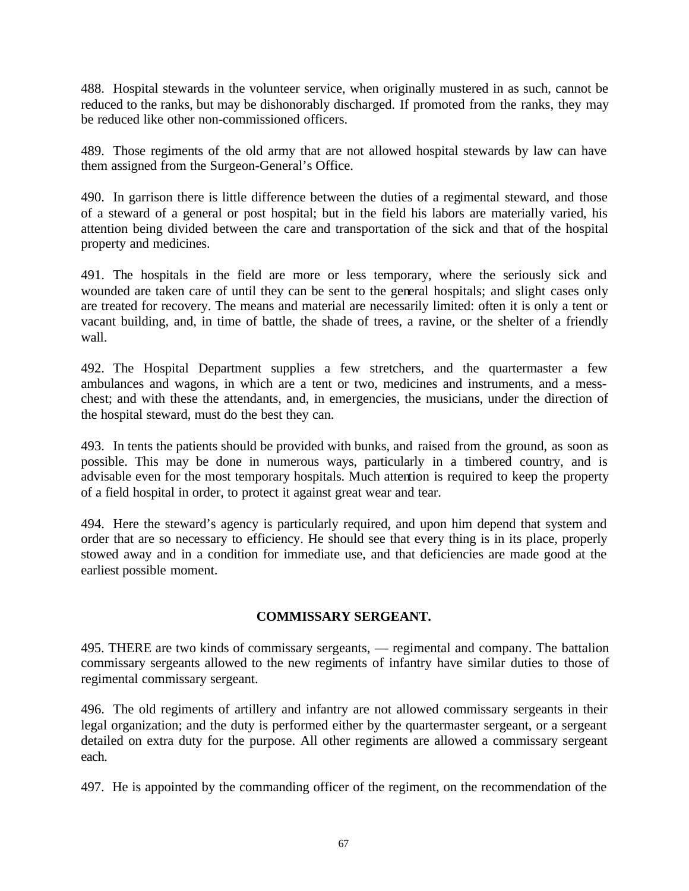488. Hospital stewards in the volunteer service, when originally mustered in as such, cannot be reduced to the ranks, but may be dishonorably discharged. If promoted from the ranks, they may be reduced like other non-commissioned officers.

489. Those regiments of the old army that are not allowed hospital stewards by law can have them assigned from the Surgeon-General's Office.

490. In garrison there is little difference between the duties of a regimental steward, and those of a steward of a general or post hospital; but in the field his labors are materially varied, his attention being divided between the care and transportation of the sick and that of the hospital property and medicines.

491. The hospitals in the field are more or less temporary, where the seriously sick and wounded are taken care of until they can be sent to the general hospitals; and slight cases only are treated for recovery. The means and material are necessarily limited: often it is only a tent or vacant building, and, in time of battle, the shade of trees, a ravine, or the shelter of a friendly wall.

492. The Hospital Department supplies a few stretchers, and the quartermaster a few ambulances and wagons, in which are a tent or two, medicines and instruments, and a mess-chest; and with these the attendants, and, in emergencies, the musicians, under the direction of the hospital steward, must do the best they can.

493. In tents the patients should be provided with bunks, and raised from the ground, as soon as possible. This may be done in numerous ways, particularly in a timbered country, and is advisable even for the most temporary hospitals. Much attention is required to keep the property of a field hospital in order, to protect it against great wear and tear.

494. Here the steward's agency is particularly required, and upon him depend that system and order that are so necessary to efficiency. He should see that every thing is in its place, properly stowed away and in a condition for immediate use, and that deficiencies are made good at the earliest possible moment.

## COMMISSARY SERGEANT.

495. THERE are two kinds of commissary sergeants, — regimental and company. The battalion commissary sergeants allowed to the new regiments of infantry have similar duties to those of regimental commissary sergeant.

496. The old regiments of artillery and infantry are not allowed commissary sergeants in their legal organization; and the duty is performed either by the quartermaster sergeant, or a sergeant detailed on extra duty for the purpose. All other regiments are allowed a commissary sergeant each.

497. He is appointed by the commanding officer of the regiment, on the recommendation of the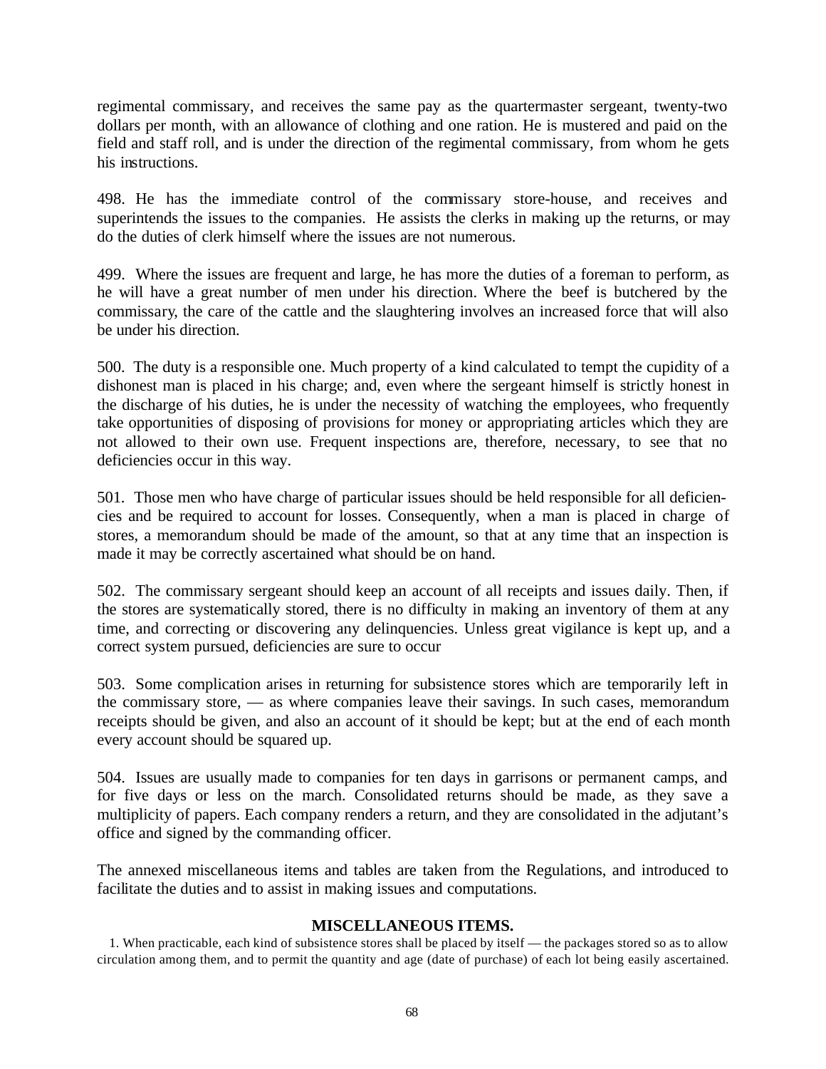regimental commissary, and receives the same pay as the quartermaster sergeant, twenty-two dollars per month, with an allowance of clothing and one ration. He is mustered and paid on the field and staff roll, and is under the direction of the regimental commissary, from whom he gets his instructions.

498. He has the immediate control of the commissary store-house, and receives and superintends the issues to the companies. He assists the clerks in making up the returns, or may do the duties of clerk himself where the issues are not numerous.

499. Where the issues are frequent and large, he has more the duties of a foreman to perform, as he will have a great number of men under his direction. Where the beef is butchered by the commissary, the care of the cattle and the slaughtering involves an increased force that will also be under his direction.

500. The duty is a responsible one. Much property of a kind calculated to tempt the cupidity of a dishonest man is placed in his charge; and, even where the sergeant himself is strictly honest in the discharge of his duties, he is under the necessity of watching the employees, who frequently take opportunities of disposing of provisions for money or appropriating articles which they are not allowed to their own use. Frequent inspections are, therefore, necessary, to see that no deficiencies occur in this way.

501. Those men who have charge of particular issues should be held responsible for all deficiencies and be required to account for losses. Consequently, when a man is placed in charge of stores, a memorandum should be made of the amount, so that at any time that an inspection is made it may be correctly ascertained what should be on hand.

502. The commissary sergeant should keep an account of all receipts and issues daily. Then, if the stores are systematically stored, there is no difficulty in making an inventory of them at any time, and correcting or discovering any delinquencies. Unless great vigilance is kept up, and a correct system pursued, deficiencies are sure to occur

503. Some complication arises in returning for subsistence stores which are temporarily left in the commissary store, — as where companies leave their savings. In such cases, memorandum receipts should be given, and also an account of it should be kept; but at the end of each month every account should be squared up.

504. Issues are usually made to companies for ten days in garrisons or permanent camps, and for five days or less on the march. Consolidated returns should be made, as they save a multiplicity of papers. Each company renders a return, and they are consolidated in the adjutant's office and signed by the commanding officer.

The annexed miscellaneous items and tables are taken from the Regulations, and introduced to facilitate the duties and to assist in making issues and computations.

### MISCELLANEOUS ITEMS.

1. When practicable, each kind of subsistence stores shall be placed by itself — the packages stored so as to allow circulation among them, and to permit the quantity and age (date of purchase) of each lot being easily ascertained.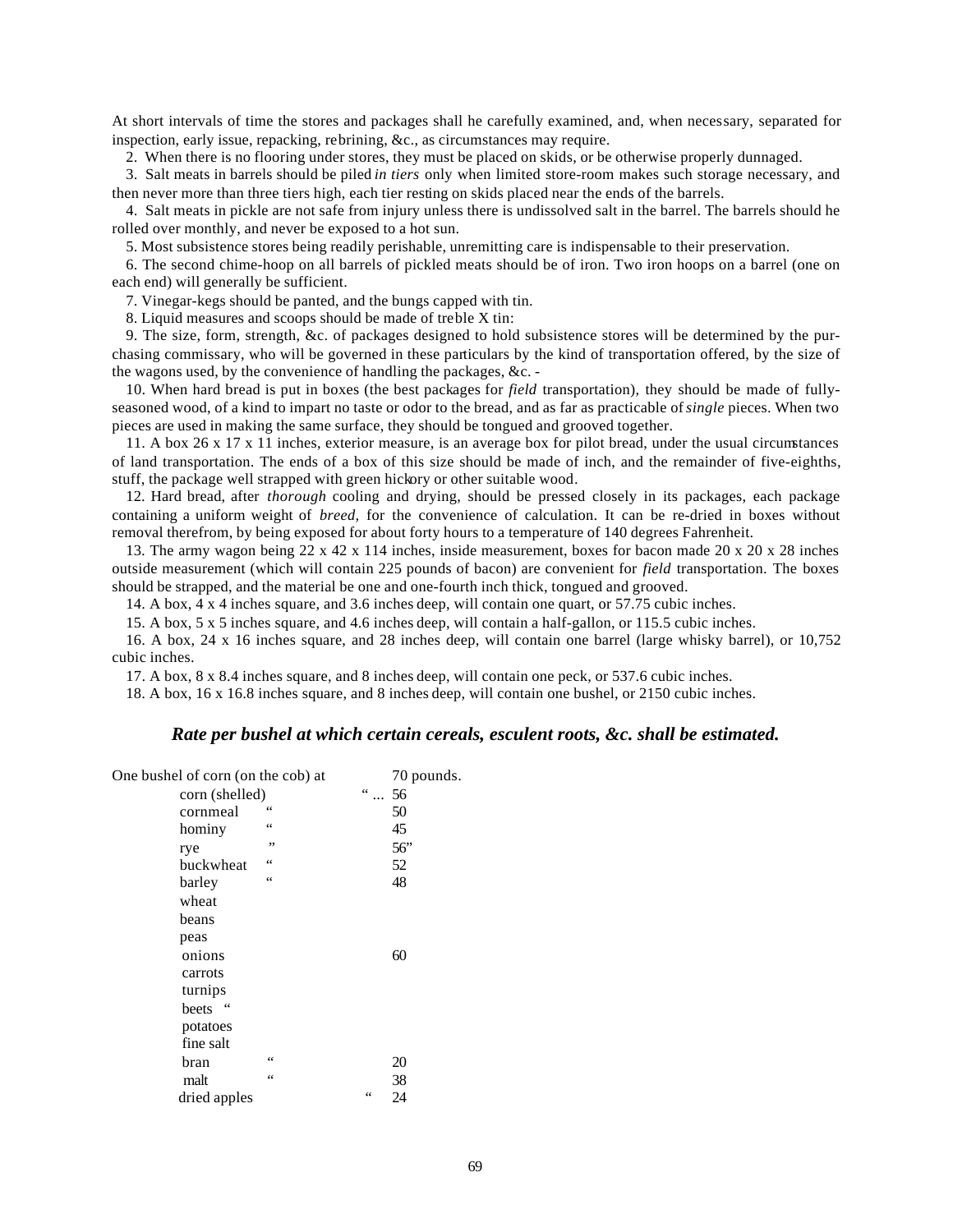At short intervals of time the stores and packages shall he carefully examined, and, when necessary, separated for inspection, early issue, repacking, rebrining, &c., as circumstances may require.

2. When there is no flooring under stores, they must be placed on skids, or be otherwise properly dunnaged.

3. Salt meats in barrels should be piled *in tiers* only when limited store-room makes such storage necessary, and then never more than three tiers high, each tier resting on skids placed near the ends of the barrels.

4. Salt meats in pickle are not safe from injury unless there is undissolved salt in the barrel. The barrels should he rolled over monthly, and never be exposed to a hot sun.

5. Most subsistence stores being readily perishable, unremitting care is indispensable to their preservation.

6. The second chime-hoop on all barrels of pickled meats should be of iron. Two iron hoops on a barrel (one on each end) will generally be sufficient.

7. Vinegar-kegs should be panted, and the bungs capped with tin.

8. Liquid measures and scoops should be made of treble X tin:

9. The size, form, strength, &c. of packages designed to hold subsistence stores will be determined by the purchasing commissary, who will be governed in these particulars by the kind of transportation offered, by the size of the wagons used, by the convenience of handling the packages, &c. -

10. When hard bread is put in boxes (the best packages for *field* transportation), they should be made of fully-seasoned wood, of a kind to impart no taste or odor to the bread, and as far as practicable of *single* pieces. When two pieces are used in making the same surface, they should be tongued and grooved together.

11. A box 26 x 17 x 11 inches, exterior measure, is an average box for pilot bread, under the usual circumstances of land transportation. The ends of a box of this size should be made of inch, and the remainder of five-eighths, stuff, the package well strapped with green hickory or other suitable wood.

12. Hard bread, after *thorough* cooling and drying, should be pressed closely in its packages, each package containing a uniform weight of *breed,* for the convenience of calculation. It can be re-dried in boxes without removal therefrom, by being exposed for about forty hours to a temperature of 140 degrees Fahrenheit.

13. The army wagon being 22 x 42 x 114 inches, inside measurement, boxes for bacon made 20 x 20 x 28 inches outside measurement (which will contain 225 pounds of bacon) are convenient for *field* transportation. The boxes should be strapped, and the material be one and one-fourth inch thick, tongued and grooved.

14. A box, 4 x 4 inches square, and 3.6 inches deep, will contain one quart, or 57.75 cubic inches.

15. A box, 5 x 5 inches square, and 4.6 inches deep, will contain a half-gallon, or 115.5 cubic inches.

16. A box, 24 x 16 inches square, and 28 inches deep, will contain one barrel (large whisky barrel), or 10,752 cubic inches.

17. A box, 8 x 8.4 inches square, and 8 inches deep, will contain one peck, or 537.6 cubic inches.

18. A box, 16 x 16.8 inches square, and 8 inches deep, will contain one bushel, or 2150 cubic inches.

### *Rate per bushel at which certain cereals, esculent roots, &c. shall be estimated.*

One bushel of corn (on the cob) at 70 pounds.
- corn (shelled) " ... 56
- cornmeal " 50
- hominy " 45
- rye " 56"
- buckwheat " 52
- barley " 48
- wheat
- beans
- peas
- onions 60
- carrots
- turnips
- beets "
- potatoes
- fine salt
- bran " 20
- malt " 38
- dried apples " 24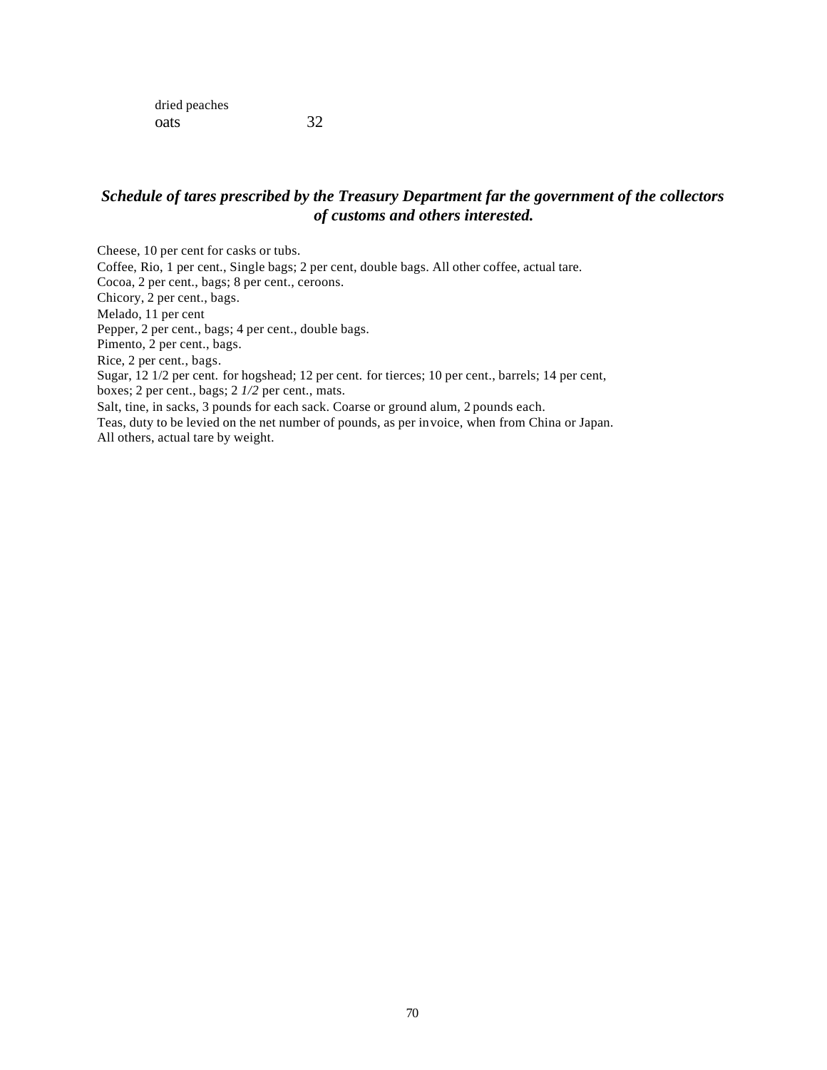| | |
|---|---|
| dried peaches | |
| oats | 32 |

### *Schedule of tares prescribed by the Treasury Department far the government of the collectors of customs and others interested.*

Cheese, 10 per cent for casks or tubs.
Coffee, Rio, 1 per cent., Single bags; 2 per cent, double bags. All other coffee, actual tare.
Cocoa, 2 per cent., bags; 8 per cent., ceroons.
Chicory, 2 per cent., bags.
Melado, 11 per cent
Pepper, 2 per cent., bags; 4 per cent., double bags.
Pimento, 2 per cent., bags.
Rice, 2 per cent., bags.
Sugar, 12 1/2 per cent. for hogshead; 12 per cent. for tierces; 10 per cent., barrels; 14 per cent, boxes; 2 per cent., bags; 2 *1/2* per cent., mats.
Salt, tine, in sacks, 3 pounds for each sack. Coarse or ground alum, 2 pounds each.
Teas, duty to be levied on the net number of pounds, as per invoice, when from China or Japan.
All others, actual tare by weight.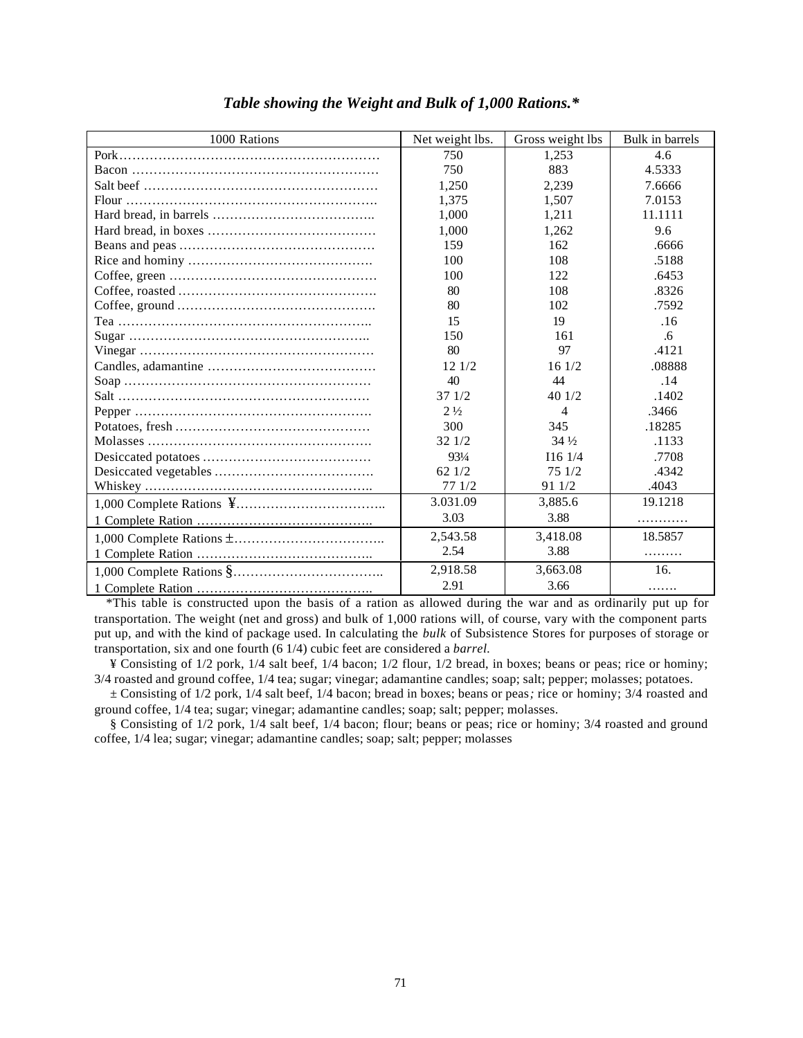### *Table showing the Weight and Bulk of 1,000 Rations.**

| 1000 Rations | Net weight lbs. | Gross weight lbs | Bulk in barrels |
|---|---|---|---|
| Pork…………………………………………………… | 750 | 1,253 | 4.6 |
| Bacon ………………………………………………… | 750 | 883 | 4.5333 |
| Salt beef …………………………………………… | 1,250 | 2,239 | 7.6666 |
| Flour ………………………………………………… | 1,375 | 1,507 | 7.0153 |
| Hard bread, in barrels ……………………………….. | 1,000 | 1,211 | 11.1111 |
| Hard bread, in boxes ………………………………… | 1,000 | 1,262 | 9.6 |
| Beans and peas ………………………………………. | 159 | 162 | .6666 |
| Rice and hominy ……………………………………. | 100 | 108 | .5188 |
| Coffee, green ………………………………………… | 100 | 122 | .6453 |
| Coffee, roasted ………………………………………. | 80 | 108 | .8326 |
| Coffee, ground ………………………………………. | 80 | 102 | .7592 |
| Tea ………………………………………………….. | 15 | 19 | .16 |
| Sugar ……………………………………………….. | 150 | 161 | .6 |
| Vinegar ……………………………………………… | 80 | 97 | .4121 |
| Candles, adamantine ………………………………… | 12 1/2 | 16 1/2 | .08888 |
| Soap ………………………………………………… | 40 | 44 | .14 |
| Salt ………………………………………………….. | 37 1/2 | 40 1/2 | .1402 |
| Pepper ………………………………………………. | 2 ½ | 4 | .3466 |
| Potatoes, fresh ………………………………………. | 300 | 345 | .18285 |
| Molasses ……………………………………………. | 32 1/2 | 34 ½ | .1133 |
| Desiccated potatoes ………………………………… | 93¼ | I16 1/4 | .7708 |
| Desiccated vegetables ………………………………. | 62 1/2 | 75 1/2 | .4342 |
| Whiskey …………………………………………….. | 77 1/2 | 91 1/2 | .4043 |
| 1,000 Complete Rations ¥…………………………….. | 3.031.09 | 3,885.6 | 19.1218 |
| 1 Complete Ration ………………………………….. | 3.03 | 3.88 | ………… |
| 1,000 Complete Rations ±…………………………….. | 2,543.58 | 3,418.08 | 18.5857 |
| 1 Complete Ration ………………………………….. | 2.54 | 3.88 | ……… |
| 1,000 Complete Rations §…………………………….. | 2,918.58 | 3,663.08 | 16. |
| 1 Complete Ration ………………………………….. | 2.91 | 3.66 | ……. |

*This table is constructed upon the basis of a ration as allowed during the war and as ordinarily put up for transportation. The weight (net and gross) and bulk of 1,000 rations will, of course, vary with the component parts put up, and with the kind of package used. In calculating the *bulk* of Subsistence Stores for purposes of storage or transportation, six and one fourth (6 1/4) cubic feet are considered a *barrel.*

¥ Consisting of 1/2 pork, 1/4 salt beef, 1/4 bacon; 1/2 flour, 1/2 bread, in boxes; beans or peas; rice or hominy; 3/4 roasted and ground coffee, 1/4 tea; sugar; vinegar; adamantine candles; soap; salt; pepper; molasses; potatoes.

± Consisting of 1/2 pork, 1/4 salt beef, 1/4 bacon; bread in boxes; beans or peas*;* rice or hominy; 3/4 roasted and ground coffee, 1/4 tea; sugar; vinegar; adamantine candles; soap; salt; pepper; molasses.

§ Consisting of 1/2 pork, 1/4 salt beef, 1/4 bacon; flour; beans or peas; rice or hominy; 3/4 roasted and ground coffee, 1/4 lea; sugar; vinegar; adamantine candles; soap; salt; pepper; molasses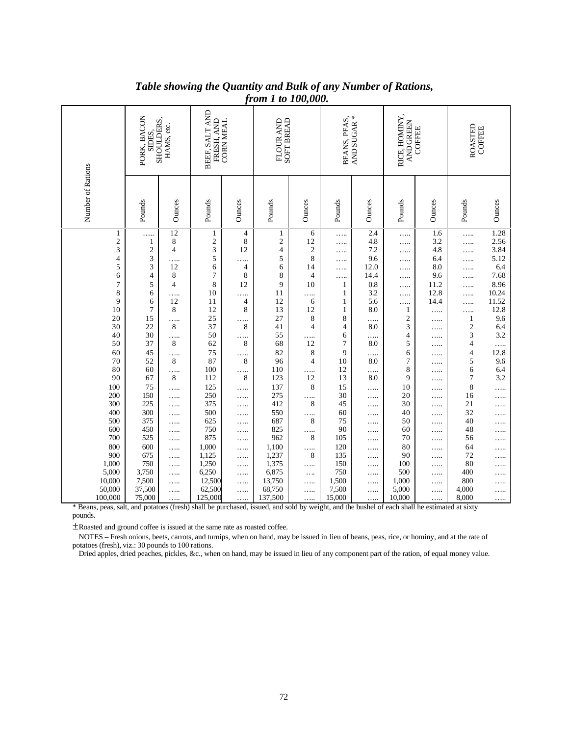***Table showing the Quantity and Bulk of any Number of Rations, from 1 to 100,000.***

| Number of Rations | PORK, BACON SIDES, SHOULDERS, HAMS, etc. | | BEEF, SALT AND FRESH, AND CORN MEAL | | FLOUR AND SOFT BREAD | | BEANS, PEAS, AND SUGAR * | | RICE, HOMINY, AND GREEN COFFEE | | ROASTED COFFEE | |
|---|---|---|---|---|---|---|---|---|---|---|---|---|
| | Pounds | Ounces | Pounds | Ounces | Pounds | Ounces | Pounds | Ounces | Pounds | Ounces | Pounds | Ounces |
| 1 | ….. | 12 | 1 | 4 | 1 | 6 | ….. | 2.4 | ….. | 1.6 | ….. | 1.28 |
| 2 | 1 | 8 | 2 | 8 | 2 | 12 | ….. | 4.8 | ….. | 3.2 | ….. | 2.56 |
| 3 | 2 | 4 | 3 | 12 | 4 | 2 | ….. | 7.2 | ….. | 4.8 | ….. | 3.84 |
| 4 | 3 | ….. | 5 | ….. | 5 | 8 | ….. | 9.6 | ….. | 6.4 | ….. | 5.12 |
| 5 | 3 | 12 | 6 | 4 | 6 | 14 | ….. | 12.0 | ….. | 8.0 | ….. | 6.4 |
| 6 | 4 | 8 | 7 | 8 | 8 | 4 | ….. | 14.4 | ….. | 9.6 | ….. | 7.68 |
| 7 | 5 | 4 | 8 | 12 | 9 | 10 | 1 | 0.8 | ….. | 11.2 | ….. | 8.96 |
| 8 | 6 | ….. | 10 | ….. | 11 | ….. | 1 | 3.2 | ….. | 12.8 | ….. | 10.24 |
| 9 | 6 | 12 | 11 | 4 | 12 | 6 | 1 | 5.6 | ….. | 14.4 | ….. | 11.52 |
| 10 | 7 | 8 | 12 | 8 | 13 | 12 | 1 | 8.0 | 1 | ….. | ….. | 12.8 |
| 20 | 15 | ….. | 25 | ….. | 27 | 8 | 8 | ….. | 2 | ….. | 1 | 9.6 |
| 30 | 22 | 8 | 37 | 8 | 41 | 4 | 4 | 8.0 | 3 | ….. | 2 | 6.4 |
| 40 | 30 | ….. | 50 | ….. | 55 | ….. | 6 | ….. | 4 | ….. | 3 | 3.2 |
| 50 | 37 | 8 | 62 | 8 | 68 | 12 | 7 | 8.0 | 5 | ….. | 4 | ….. |
| 60 | 45 | ….. | 75 | ….. | 82 | 8 | 9 | ….. | 6 | ….. | 4 | 12.8 |
| 70 | 52 | 8 | 87 | 8 | 96 | 4 | 10 | 8.0 | 7 | ….. | 5 | 9.6 |
| 80 | 60 | ….. | 100 | ….. | 110 | ….. | 12 | ….. | 8 | ….. | 6 | 6.4 |
| 90 | 67 | 8 | 112 | 8 | 123 | 12 | 13 | 8.0 | 9 | ….. | 7 | 3.2 |
| 100 | 75 | ….. | 125 | ….. | 137 | 8 | 15 | ….. | 10 | ….. | 8 | ….. |
| 200 | 150 | ….. | 250 | ….. | 275 | ….. | 30 | ….. | 20 | ….. | 16 | ….. |
| 300 | 225 | ….. | 375 | ….. | 412 | 8 | 45 | ….. | 30 | ….. | 21 | ….. |
| 400 | 300 | ….. | 500 | ….. | 550 | ….. | 60 | ….. | 40 | ….. | 32 | ….. |
| 500 | 375 | ….. | 625 | ….. | 687 | 8 | 75 | ….. | 50 | ….. | 40 | ….. |
| 600 | 450 | ….. | 750 | ….. | 825 | ….. | 90 | ….. | 60 | ….. | 48 | ….. |
| 700 | 525 | ….. | 875 | ….. | 962 | 8 | 105 | ….. | 70 | ….. | 56 | ….. |
| 800 | 600 | ….. | 1,000 | ….. | 1,100 | ….. | 120 | ….. | 80 | ….. | 64 | ….. |
| 900 | 675 | ….. | 1,125 | ….. | 1,237 | 8 | 135 | ….. | 90 | ….. | 72 | ….. |
| 1,000 | 750 | ….. | 1,250 | ….. | 1,375 | ….. | 150 | ….. | 100 | ….. | 80 | ….. |
| 5,000 | 3,750 | ….. | 6,250 | ….. | 6,875 | ….. | 750 | ….. | 500 | ….. | 400 | ….. |
| 10,000 | 7,500 | ….. | 12,500 | ….. | 13,750 | ….. | 1,500 | ….. | 1,000 | ….. | 800 | ….. |
| 50,000 | 37,500 | ….. | 62,500 | ….. | 68,750 | ….. | 7,500 | ….. | 5,000 | ….. | 4,000 | ….. |
| 100,000 | 75,000 | ….. | 125,000 | ….. | 137,500 | ….. | 15,000 | ….. | 10,000 | ….. | 8,000 | ….. |

* Beans, peas, salt, and potatoes (fresh) shall be purchased, issued, and sold by weight, and the bushel of each shall he estimated at sixty pounds.

± Roasted and ground coffee is issued at the same rate as roasted coffee.

NOTES – Fresh onions, beets, carrots, and turnips, when on hand, may be issued in lieu of beans, peas, rice, or hominy, and at the rate of potatoes (fresh), viz.: 30 pounds to 100 rations.

Dried apples, dried peaches, pickles, &c., when on hand, may be issued in lieu of any component part of the ration, of equal money value.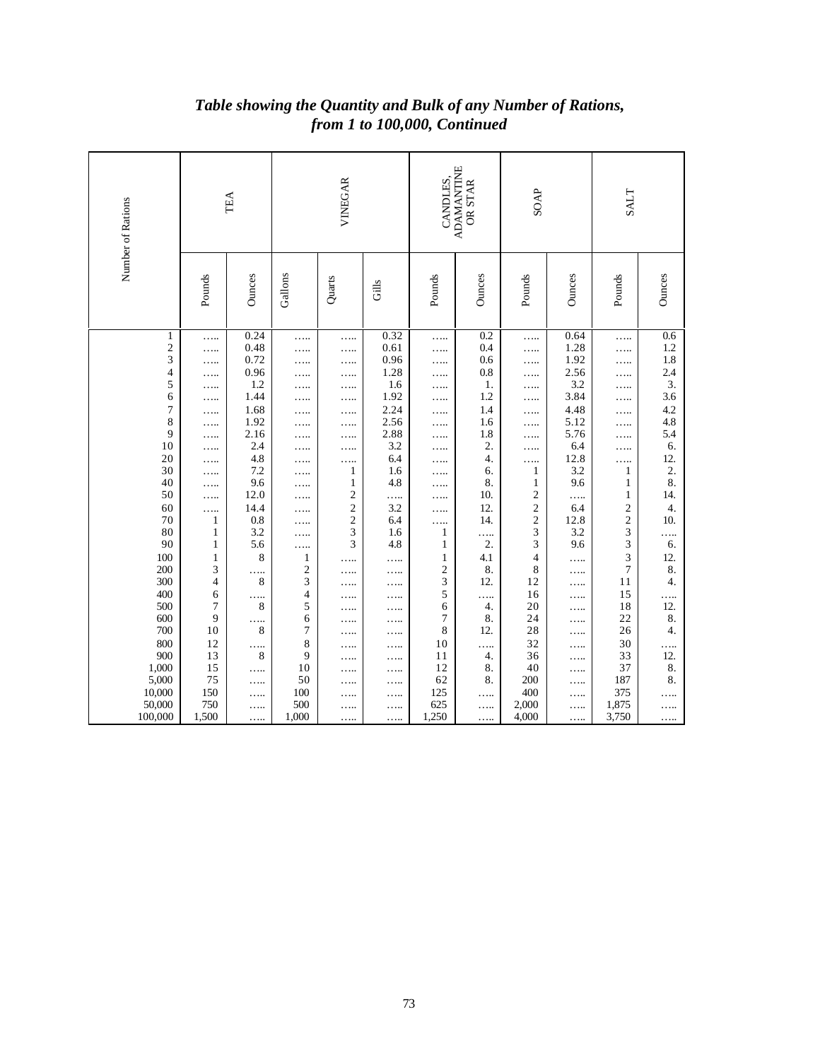## *Table showing the Quantity and Bulk of any Number of Rations, from 1 to 100,000, Continued*

| Number of Rations | TEA | | VINEGAR | | | CANDLES, ADAMANTINE OR STAR | | SOAP | | SALT | |
|---|---|---|---|---|---|---|---|---|---|---|---|
| | Pounds | Ounces | Gallons | Quarts | Gills | Pounds | Ounces | Pounds | Ounces | Pounds | Ounces |
| 1 | ….. | 0.24 | ….. | ….. | 0.32 | ….. | 0.2 | ….. | 0.64 | ….. | 0.6 |
| 2 | ….. | 0.48 | ….. | ….. | 0.61 | ….. | 0.4 | ….. | 1.28 | ….. | 1.2 |
| 3 | ….. | 0.72 | ….. | ….. | 0.96 | ….. | 0.6 | ….. | 1.92 | ….. | 1.8 |
| 4 | ….. | 0.96 | ….. | ….. | 1.28 | ….. | 0.8 | ….. | 2.56 | ….. | 2.4 |
| 5 | ….. | 1.2 | ….. | ….. | 1.6 | ….. | 1. | ….. | 3.2 | ….. | 3. |
| 6 | ….. | 1.44 | ….. | ….. | 1.92 | ….. | 1.2 | ….. | 3.84 | ….. | 3.6 |
| 7 | ….. | 1.68 | ….. | ….. | 2.24 | ….. | 1.4 | ….. | 4.48 | ….. | 4.2 |
| 8 | ….. | 1.92 | ….. | ….. | 2.56 | ….. | 1.6 | ….. | 5.12 | ….. | 4.8 |
| 9 | ….. | 2.16 | ….. | ….. | 2.88 | ….. | 1.8 | ….. | 5.76 | ….. | 5.4 |
| 10 | ….. | 2.4 | ….. | ….. | 3.2 | ….. | 2. | ….. | 6.4 | ….. | 6. |
| 20 | ….. | 4.8 | ….. | ….. | 6.4 | ….. | 4. | ….. | 12.8 | ….. | 12. |
| 30 | ….. | 7.2 | ….. | 1 | 1.6 | ….. | 6. | 1 | 3.2 | 1 | 2. |
| 40 | ….. | 9.6 | ….. | 1 | 4.8 | ….. | 8. | 1 | 9.6 | 1 | 8. |
| 50 | ….. | 12.0 | ….. | 2 | ….. | ….. | 10. | 2 | ….. | 1 | 14. |
| 60 | ….. | 14.4 | ….. | 2 | 3.2 | ….. | 12. | 2 | 6.4 | 2 | 4. |
| 70 | 1 | 0.8 | ….. | 2 | 6.4 | ….. | 14. | 2 | 12.8 | 2 | 10. |
| 80 | 1 | 3.2 | ….. | 3 | 1.6 | 1 | ….. | 3 | 3.2 | 3 | ….. |
| 90 | 1 | 5.6 | ….. | 3 | 4.8 | 1 | 2. | 3 | 9.6 | 3 | 6. |
| 100 | 1 | 8 | 1 | ….. | ….. | 1 | 4.1 | 4 | ….. | 3 | 12. |
| 200 | 3 | ….. | 2 | ….. | ….. | 2 | 8. | 8 | ….. | 7 | 8. |
| 300 | 4 | 8 | 3 | ….. | ….. | 3 | 12. | 12 | ….. | 11 | 4. |
| 400 | 6 | ….. | 4 | ….. | ….. | 5 | ….. | 16 | ….. | 15 | ….. |
| 500 | 7 | 8 | 5 | ….. | ….. | 6 | 4. | 20 | ….. | 18 | 12. |
| 600 | 9 | ….. | 6 | ….. | ….. | 7 | 8. | 24 | ….. | 22 | 8. |
| 700 | 10 | 8 | 7 | ….. | ….. | 8 | 12. | 28 | ….. | 26 | 4. |
| 800 | 12 | ….. | 8 | ….. | ….. | 10 | ….. | 32 | ….. | 30 | ….. |
| 900 | 13 | 8 | 9 | ….. | ….. | 11 | 4. | 36 | ….. | 33 | 12. |
| 1,000 | 15 | ….. | 10 | ….. | ….. | 12 | 8. | 40 | ….. | 37 | 8. |
| 5,000 | 75 | ….. | 50 | ….. | ….. | 62 | 8. | 200 | ….. | 187 | 8. |
| 10,000 | 150 | ….. | 100 | ….. | ….. | 125 | ….. | 400 | ….. | 375 | ….. |
| 50,000 | 750 | ….. | 500 | ….. | ….. | 625 | ….. | 2,000 | ….. | 1,875 | ….. |
| 100,000 | 1,500 | ….. | 1,000 | ….. | ….. | 1,250 | ….. | 4,000 | ….. | 3,750 | ….. |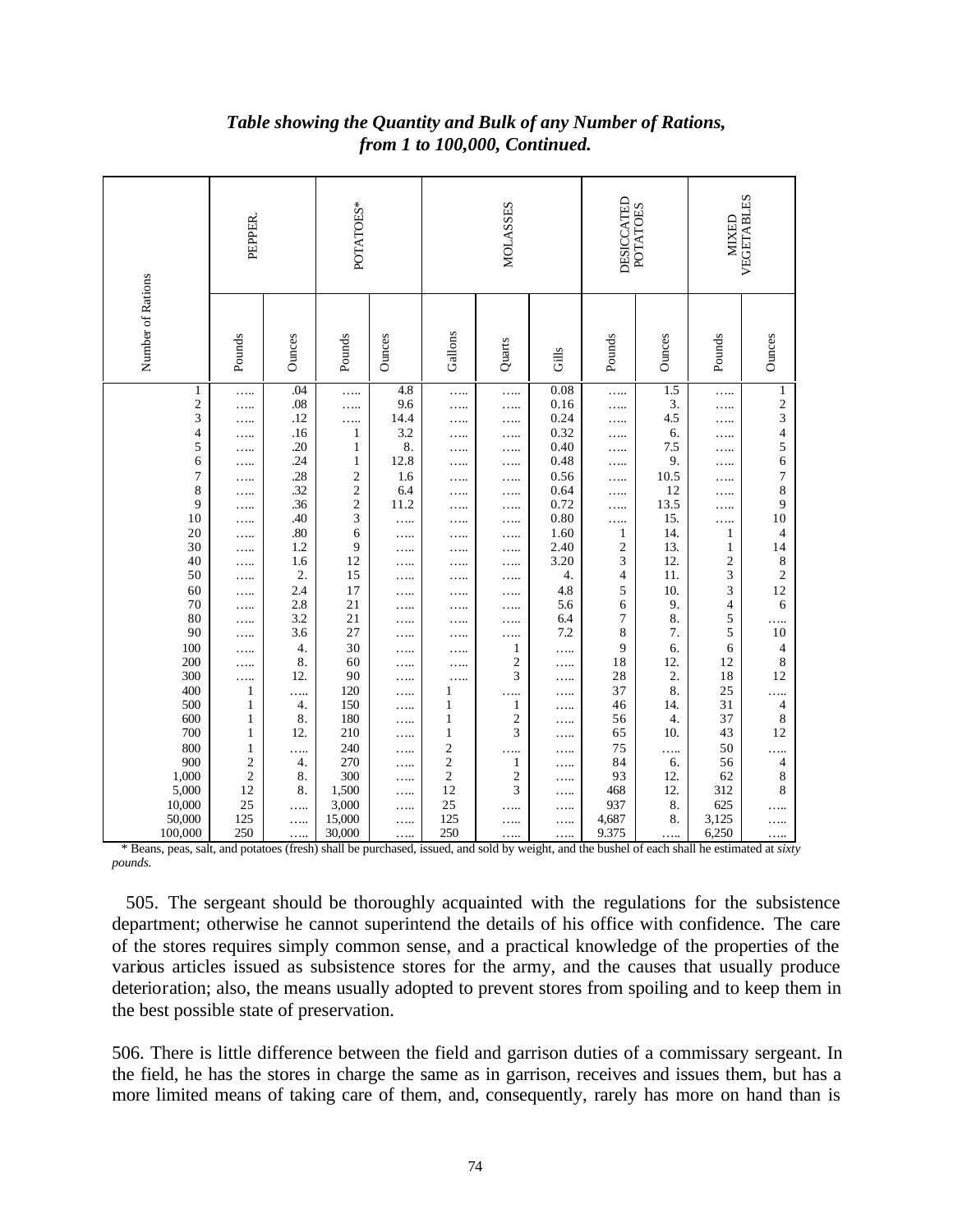### *Table showing the Quantity and Bulk of any Number of Rations, from 1 to 100,000, Continued.*

| Number of Rations | PEPPER. | | POTATOES* | | MOLASSES | | | DESICCATED POTATOES | | MIXED VEGETABLES | |
|---|---|---|---|---|---|---|---|---|---|---|---|
| | Pounds | Ounces | Pounds | Ounces | Gallons | Quarts | Gills | Pounds | Ounces | Pounds | Ounces |
| 1 | ….. | .04 | ….. | 4.8 | ….. | ….. | 0.08 | ….. | 1.5 | ….. | 1 |
| 2 | ….. | .08 | ….. | 9.6 | ….. | ….. | 0.16 | ….. | 3. | ….. | 2 |
| 3 | ….. | .12 | ….. | 14.4 | ….. | ….. | 0.24 | ….. | 4.5 | ….. | 3 |
| 4 | ….. | .16 | 1 | 3.2 | ….. | ….. | 0.32 | ….. | 6. | ….. | 4 |
| 5 | ….. | .20 | 1 | 8. | ….. | ….. | 0.40 | ….. | 7.5 | ….. | 5 |
| 6 | ….. | .24 | 1 | 12.8 | ….. | ….. | 0.48 | ….. | 9. | ….. | 6 |
| 7 | ….. | .28 | 2 | 1.6 | ….. | ….. | 0.56 | ….. | 10.5 | ….. | 7 |
| 8 | ….. | .32 | 2 | 6.4 | ….. | ….. | 0.64 | ….. | 12 | ….. | 8 |
| 9 | ….. | .36 | 2 | 11.2 | ….. | ….. | 0.72 | ….. | 13.5 | ….. | 9 |
| 10 | ….. | .40 | 3 | ….. | ….. | ….. | 0.80 | ….. | 15. | ….. | 10 |
| 20 | ….. | .80 | 6 | ….. | ….. | ….. | 1.60 | 1 | 14. | 1 | 4 |
| 30 | ….. | 1.2 | 9 | ….. | ….. | ….. | 2.40 | 2 | 13. | 1 | 14 |
| 40 | ….. | 1.6 | 12 | ….. | ….. | ….. | 3.20 | 3 | 12. | 2 | 8 |
| 50 | ….. | 2. | 15 | ….. | ….. | ….. | 4. | 4 | 11. | 3 | 2 |
| 60 | ….. | 2.4 | 17 | ….. | ….. | ….. | 4.8 | 5 | 10. | 3 | 12 |
| 70 | ….. | 2.8 | 21 | ….. | ….. | ….. | 5.6 | 6 | 9. | 4 | 6 |
| 80 | ….. | 3.2 | 21 | ….. | ….. | ….. | 6.4 | 7 | 8. | 5 | ….. |
| 90 | ….. | 3.6 | 27 | ….. | ….. | ….. | 7.2 | 8 | 7. | 5 | 10 |
| 100 | ….. | 4. | 30 | ….. | ….. | 1 | ….. | 9 | 6. | 6 | 4 |
| 200 | ….. | 8. | 60 | ….. | ….. | 2 | ….. | 18 | 12. | 12 | 8 |
| 300 | ….. | 12. | 90 | ….. | ….. | 3 | ….. | 28 | 2. | 18 | 12 |
| 400 | 1 | ….. | 120 | ….. | 1 | ….. | ….. | 37 | 8. | 25 | ….. |
| 500 | 1 | 4. | 150 | ….. | 1 | 1 | ….. | 46 | 14. | 31 | 4 |
| 600 | 1 | 8. | 180 | ….. | 1 | 2 | ….. | 56 | 4. | 37 | 8 |
| 700 | 1 | 12. | 210 | ….. | 1 | 3 | ….. | 65 | 10. | 43 | 12 |
| 800 | 1 | ….. | 240 | ….. | 2 | ….. | ….. | 75 | ….. | 50 | ….. |
| 900 | 2 | 4. | 270 | ….. | 2 | 1 | ….. | 84 | 6. | 56 | 4 |
| 1,000 | 2 | 8. | 300 | ….. | 2 | 2 | ….. | 93 | 12. | 62 | 8 |
| 5,000 | 12 | 8. | 1,500 | ….. | 12 | 3 | ….. | 468 | 12. | 312 | 8 |
| 10,000 | 25 | ….. | 3,000 | ….. | 25 | ….. | ….. | 937 | 8. | 625 | ….. |
| 50,000 | 125 | ….. | 15,000 | ….. | 125 | ….. | ….. | 4,687 | 8. | 3,125 | ….. |
| 100,000 | 250 | ….. | 30,000 | ….. | 250 | ….. | ….. | 9.375 | ….. | 6,250 | ….. |

\* Beans, peas, salt, and potatoes (fresh) shall be purchased, issued, and sold by weight, and the bushel of each shall he estimated at *sixty pounds.*

505. The sergeant should be thoroughly acquainted with the regulations for the subsistence department; otherwise he cannot superintend the details of his office with confidence. The care of the stores requires simply common sense, and a practical knowledge of the properties of the various articles issued as subsistence stores for the army, and the causes that usually produce deterioration; also, the means usually adopted to prevent stores from spoiling and to keep them in the best possible state of preservation.

506. There is little difference between the field and garrison duties of a commissary sergeant. In the field, he has the stores in charge the same as in garrison, receives and issues them, but has a more limited means of taking care of them, and, consequently, rarely has more on hand than is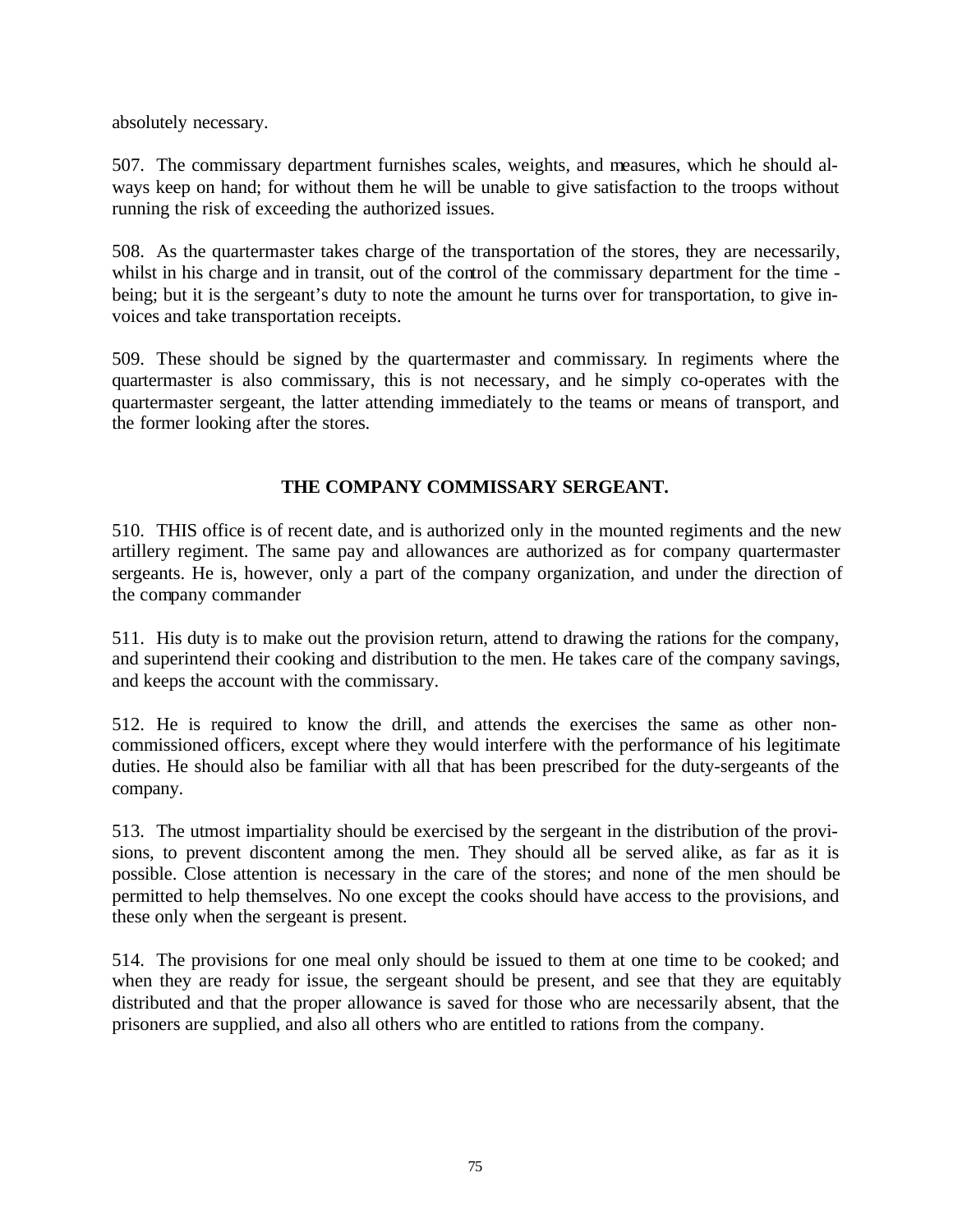absolutely necessary.

507. The commissary department furnishes scales, weights, and measures, which he should always keep on hand; for without them he will be unable to give satisfaction to the troops without running the risk of exceeding the authorized issues.

508. As the quartermaster takes charge of the transportation of the stores, they are necessarily, whilst in his charge and in transit, out of the control of the commissary department for the time - being; but it is the sergeant's duty to note the amount he turns over for transportation, to give invoices and take transportation receipts.

509. These should be signed by the quartermaster and commissary. In regiments where the quartermaster is also commissary, this is not necessary, and he simply co-operates with the quartermaster sergeant, the latter attending immediately to the teams or means of transport, and the former looking after the stores.

## THE COMPANY COMMISSARY SERGEANT.

510. THIS office is of recent date, and is authorized only in the mounted regiments and the new artillery regiment. The same pay and allowances are authorized as for company quartermaster sergeants. He is, however, only a part of the company organization, and under the direction of the company commander

511. His duty is to make out the provision return, attend to drawing the rations for the company, and superintend their cooking and distribution to the men. He takes care of the company savings, and keeps the account with the commissary.

512. He is required to know the drill, and attends the exercises the same as other non-commissioned officers, except where they would interfere with the performance of his legitimate duties. He should also be familiar with all that has been prescribed for the duty-sergeants of the company.

513. The utmost impartiality should be exercised by the sergeant in the distribution of the provisions, to prevent discontent among the men. They should all be served alike, as far as it is possible. Close attention is necessary in the care of the stores; and none of the men should be permitted to help themselves. No one except the cooks should have access to the provisions, and these only when the sergeant is present.

514. The provisions for one meal only should be issued to them at one time to be cooked; and when they are ready for issue, the sergeant should be present, and see that they are equitably distributed and that the proper allowance is saved for those who are necessarily absent, that the prisoners are supplied, and also all others who are entitled to rations from the company.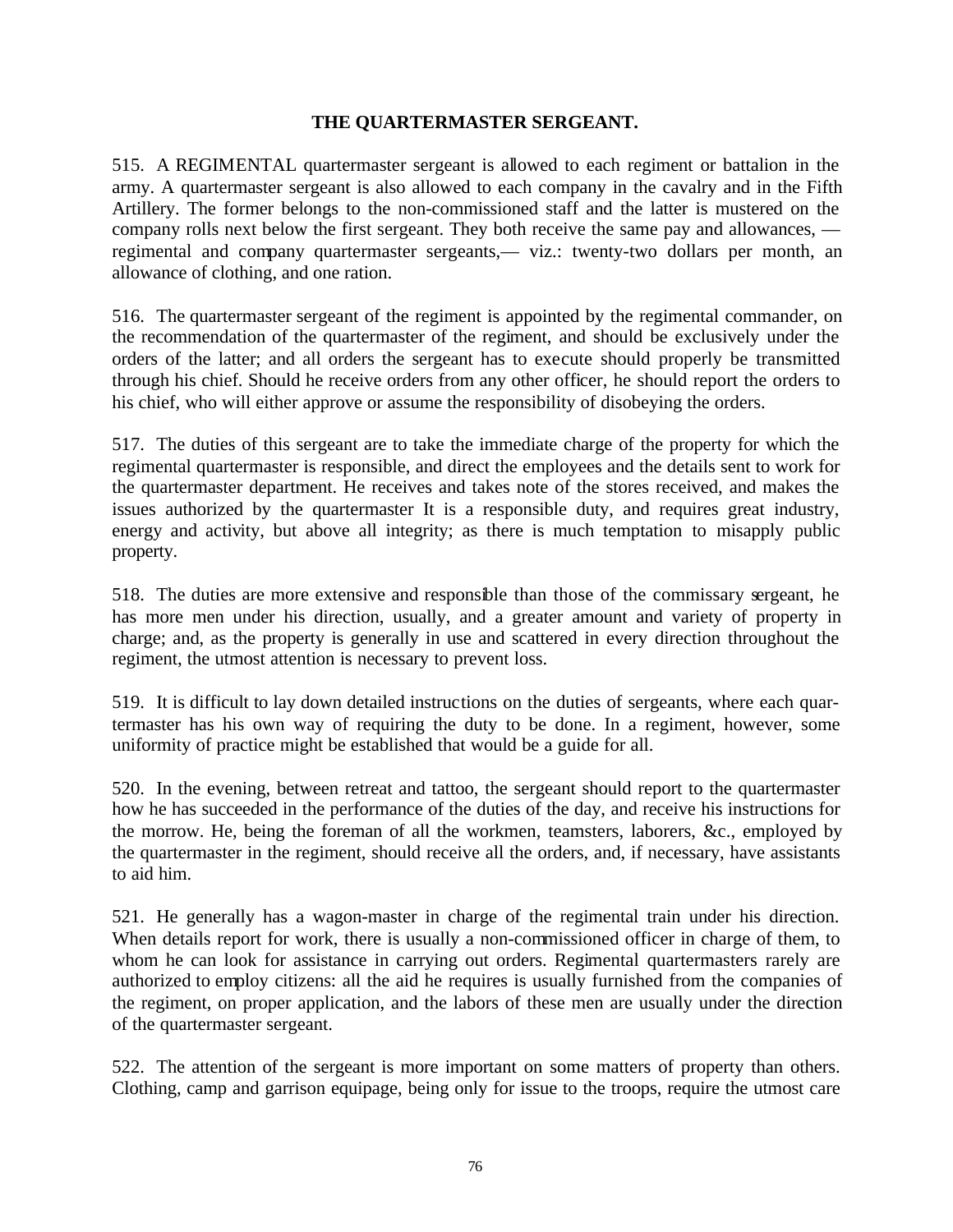## THE QUARTERMASTER SERGEANT.

515. A REGIMENTAL quartermaster sergeant is allowed to each regiment or battalion in the army. A quartermaster sergeant is also allowed to each company in the cavalry and in the Fifth Artillery. The former belongs to the non-commissioned staff and the latter is mustered on the company rolls next below the first sergeant. They both receive the same pay and allowances, — regimental and company quartermaster sergeants,— viz.: twenty-two dollars per month, an allowance of clothing, and one ration.

516. The quartermaster sergeant of the regiment is appointed by the regimental commander, on the recommendation of the quartermaster of the regiment, and should be exclusively under the orders of the latter; and all orders the sergeant has to execute should properly be transmitted through his chief. Should he receive orders from any other officer, he should report the orders to his chief, who will either approve or assume the responsibility of disobeying the orders.

517. The duties of this sergeant are to take the immediate charge of the property for which the regimental quartermaster is responsible, and direct the employees and the details sent to work for the quartermaster department. He receives and takes note of the stores received, and makes the issues authorized by the quartermaster It is a responsible duty, and requires great industry, energy and activity, but above all integrity; as there is much temptation to misapply public property.

518. The duties are more extensive and responsible than those of the commissary sergeant, he has more men under his direction, usually, and a greater amount and variety of property in charge; and, as the property is generally in use and scattered in every direction throughout the regiment, the utmost attention is necessary to prevent loss.

519. It is difficult to lay down detailed instructions on the duties of sergeants, where each quartermaster has his own way of requiring the duty to be done. In a regiment, however, some uniformity of practice might be established that would be a guide for all.

520. In the evening, between retreat and tattoo, the sergeant should report to the quartermaster how he has succeeded in the performance of the duties of the day, and receive his instructions for the morrow. He, being the foreman of all the workmen, teamsters, laborers, &c., employed by the quartermaster in the regiment, should receive all the orders, and, if necessary, have assistants to aid him.

521. He generally has a wagon-master in charge of the regimental train under his direction. When details report for work, there is usually a non-commissioned officer in charge of them, to whom he can look for assistance in carrying out orders. Regimental quartermasters rarely are authorized to employ citizens: all the aid he requires is usually furnished from the companies of the regiment, on proper application, and the labors of these men are usually under the direction of the quartermaster sergeant.

522. The attention of the sergeant is more important on some matters of property than others. Clothing, camp and garrison equipage, being only for issue to the troops, require the utmost care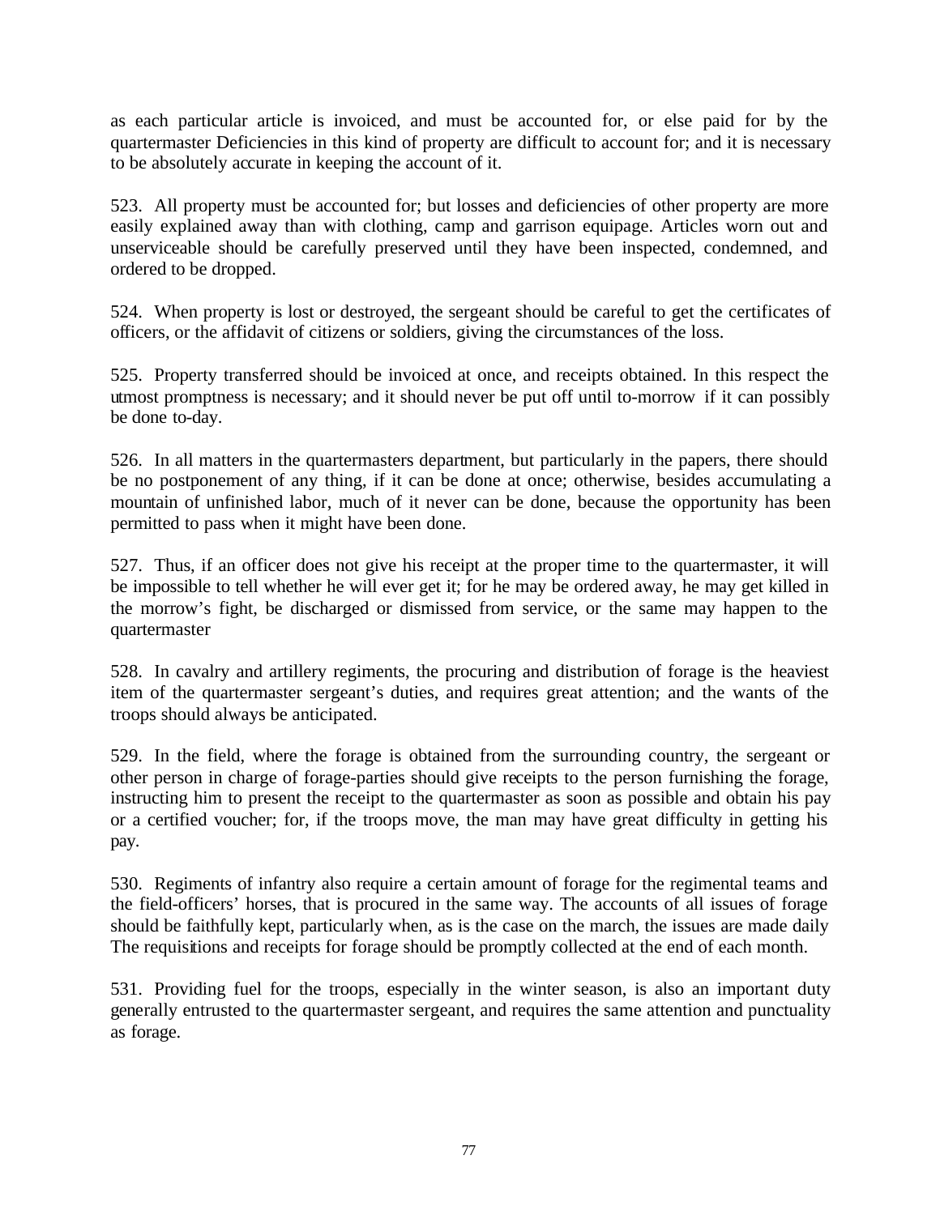as each particular article is invoiced, and must be accounted for, or else paid for by the quartermaster Deficiencies in this kind of property are difficult to account for; and it is necessary to be absolutely accurate in keeping the account of it.

523. All property must be accounted for; but losses and deficiencies of other property are more easily explained away than with clothing, camp and garrison equipage. Articles worn out and unserviceable should be carefully preserved until they have been inspected, condemned, and ordered to be dropped.

524. When property is lost or destroyed, the sergeant should be careful to get the certificates of officers, or the affidavit of citizens or soldiers, giving the circumstances of the loss.

525. Property transferred should be invoiced at once, and receipts obtained. In this respect the utmost promptness is necessary; and it should never be put off until to-morrow if it can possibly be done to-day.

526. In all matters in the quartermasters department, but particularly in the papers, there should be no postponement of any thing, if it can be done at once; otherwise, besides accumulating a mountain of unfinished labor, much of it never can be done, because the opportunity has been permitted to pass when it might have been done.

527. Thus, if an officer does not give his receipt at the proper time to the quartermaster, it will be impossible to tell whether he will ever get it; for he may be ordered away, he may get killed in the morrow's fight, be discharged or dismissed from service, or the same may happen to the quartermaster

528. In cavalry and artillery regiments, the procuring and distribution of forage is the heaviest item of the quartermaster sergeant's duties, and requires great attention; and the wants of the troops should always be anticipated.

529. In the field, where the forage is obtained from the surrounding country, the sergeant or other person in charge of forage-parties should give receipts to the person furnishing the forage, instructing him to present the receipt to the quartermaster as soon as possible and obtain his pay or a certified voucher; for, if the troops move, the man may have great difficulty in getting his pay.

530. Regiments of infantry also require a certain amount of forage for the regimental teams and the field-officers' horses, that is procured in the same way. The accounts of all issues of forage should be faithfully kept, particularly when, as is the case on the march, the issues are made daily The requisitions and receipts for forage should be promptly collected at the end of each month.

531. Providing fuel for the troops, especially in the winter season, is also an important duty generally entrusted to the quartermaster sergeant, and requires the same attention and punctuality as forage.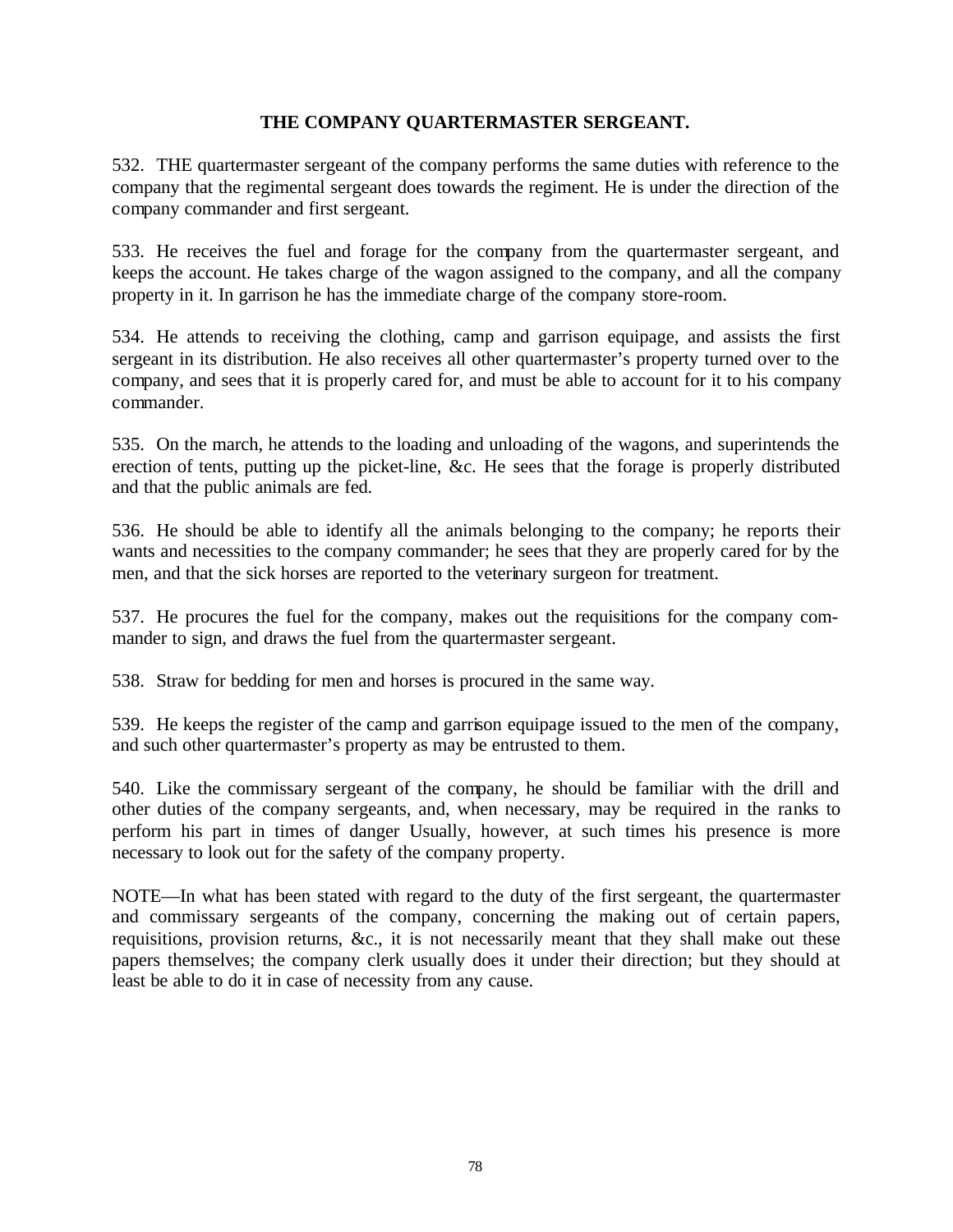## THE COMPANY QUARTERMASTER SERGEANT.

532. THE quartermaster sergeant of the company performs the same duties with reference to the company that the regimental sergeant does towards the regiment. He is under the direction of the company commander and first sergeant.

533. He receives the fuel and forage for the company from the quartermaster sergeant, and keeps the account. He takes charge of the wagon assigned to the company, and all the company property in it. In garrison he has the immediate charge of the company store-room.

534. He attends to receiving the clothing, camp and garrison equipage, and assists the first sergeant in its distribution. He also receives all other quartermaster's property turned over to the company, and sees that it is properly cared for, and must be able to account for it to his company commander.

535. On the march, he attends to the loading and unloading of the wagons, and superintends the erection of tents, putting up the picket-line, &c. He sees that the forage is properly distributed and that the public animals are fed.

536. He should be able to identify all the animals belonging to the company; he reports their wants and necessities to the company commander; he sees that they are properly cared for by the men, and that the sick horses are reported to the veterinary surgeon for treatment.

537. He procures the fuel for the company, makes out the requisitions for the company commander to sign, and draws the fuel from the quartermaster sergeant.

538. Straw for bedding for men and horses is procured in the same way.

539. He keeps the register of the camp and garrison equipage issued to the men of the company, and such other quartermaster's property as may be entrusted to them.

540. Like the commissary sergeant of the company, he should be familiar with the drill and other duties of the company sergeants, and, when necessary, may be required in the ranks to perform his part in times of danger Usually, however, at such times his presence is more necessary to look out for the safety of the company property.

NOTE—In what has been stated with regard to the duty of the first sergeant, the quartermaster and commissary sergeants of the company, concerning the making out of certain papers, requisitions, provision returns, &c., it is not necessarily meant that they shall make out these papers themselves; the company clerk usually does it under their direction; but they should at least be able to do it in case of necessity from any cause.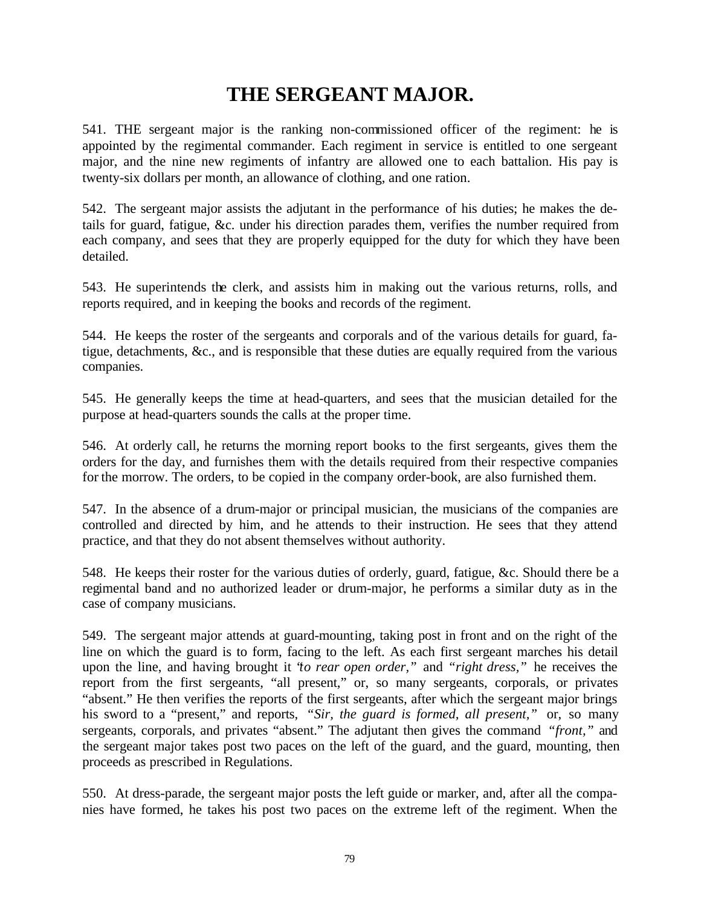# THE SERGEANT MAJOR.

541. THE sergeant major is the ranking non-commissioned officer of the regiment: he is appointed by the regimental commander. Each regiment in service is entitled to one sergeant major, and the nine new regiments of infantry are allowed one to each battalion. His pay is twenty-six dollars per month, an allowance of clothing, and one ration.

542. The sergeant major assists the adjutant in the performance of his duties; he makes the details for guard, fatigue, &c. under his direction parades them, verifies the number required from each company, and sees that they are properly equipped for the duty for which they have been detailed.

543. He superintends the clerk, and assists him in making out the various returns, rolls, and reports required, and in keeping the books and records of the regiment.

544. He keeps the roster of the sergeants and corporals and of the various details for guard, fatigue, detachments, &c., and is responsible that these duties are equally required from the various companies.

545. He generally keeps the time at head-quarters, and sees that the musician detailed for the purpose at head-quarters sounds the calls at the proper time.

546. At orderly call, he returns the morning report books to the first sergeants, gives them the orders for the day, and furnishes them with the details required from their respective companies for the morrow. The orders, to be copied in the company order-book, are also furnished them.

547. In the absence of a drum-major or principal musician, the musicians of the companies are controlled and directed by him, and he attends to their instruction. He sees that they attend practice, and that they do not absent themselves without authority.

548. He keeps their roster for the various duties of orderly, guard, fatigue, &c. Should there be a regimental band and no authorized leader or drum-major, he performs a similar duty as in the case of company musicians.

549. The sergeant major attends at guard-mounting, taking post in front and on the right of the line on which the guard is to form, facing to the left. As each first sergeant marches his detail upon the line, and having brought it "*to rear open order,*" and "*right dress,*" he receives the report from the first sergeants, "all present," or, so many sergeants, corporals, or privates "absent." He then verifies the reports of the first sergeants, after which the sergeant major brings his sword to a "present," and reports, "*Sir, the guard is formed, all present,*" or, so many sergeants, corporals, and privates "absent." The adjutant then gives the command "*front,*" and the sergeant major takes post two paces on the left of the guard, and the guard, mounting, then proceeds as prescribed in Regulations.

550. At dress-parade, the sergeant major posts the left guide or marker, and, after all the companies have formed, he takes his post two paces on the extreme left of the regiment. When the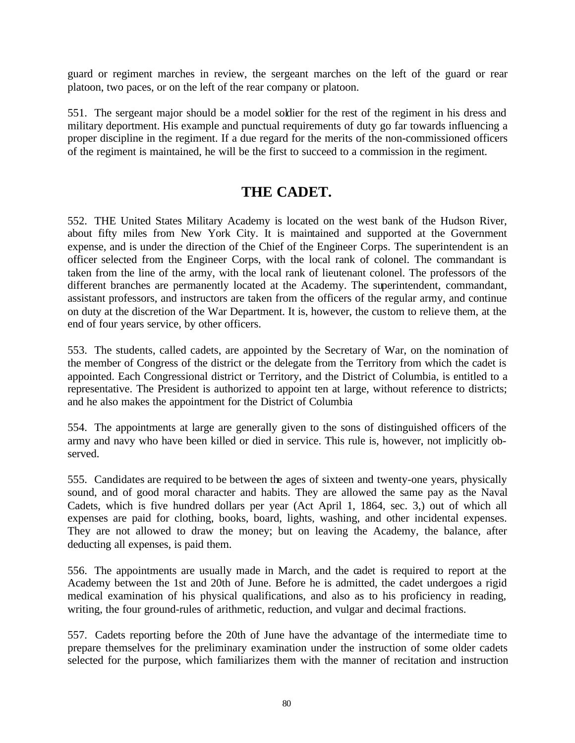guard or regiment marches in review, the sergeant marches on the left of the guard or rear platoon, two paces, or on the left of the rear company or platoon.

551. The sergeant major should be a model soldier for the rest of the regiment in his dress and military deportment. His example and punctual requirements of duty go far towards influencing a proper discipline in the regiment. If a due regard for the merits of the non-commissioned officers of the regiment is maintained, he will be the first to succeed to a commission in the regiment.

## THE CADET.

552. THE United States Military Academy is located on the west bank of the Hudson River, about fifty miles from New York City. It is maintained and supported at the Government expense, and is under the direction of the Chief of the Engineer Corps. The superintendent is an officer selected from the Engineer Corps, with the local rank of colonel. The commandant is taken from the line of the army, with the local rank of lieutenant colonel. The professors of the different branches are permanently located at the Academy. The superintendent, commandant, assistant professors, and instructors are taken from the officers of the regular army, and continue on duty at the discretion of the War Department. It is, however, the custom to relieve them, at the end of four years service, by other officers.

553. The students, called cadets, are appointed by the Secretary of War, on the nomination of the member of Congress of the district or the delegate from the Territory from which the cadet is appointed. Each Congressional district or Territory, and the District of Columbia, is entitled to a representative. The President is authorized to appoint ten at large, without reference to districts; and he also makes the appointment for the District of Columbia

554. The appointments at large are generally given to the sons of distinguished officers of the army and navy who have been killed or died in service. This rule is, however, not implicitly observed.

555. Candidates are required to be between the ages of sixteen and twenty-one years, physically sound, and of good moral character and habits. They are allowed the same pay as the Naval Cadets, which is five hundred dollars per year (Act April 1, 1864, sec. 3,) out of which all expenses are paid for clothing, books, board, lights, washing, and other incidental expenses. They are not allowed to draw the money; but on leaving the Academy, the balance, after deducting all expenses, is paid them.

556. The appointments are usually made in March, and the cadet is required to report at the Academy between the 1st and 20th of June. Before he is admitted, the cadet undergoes a rigid medical examination of his physical qualifications, and also as to his proficiency in reading, writing, the four ground-rules of arithmetic, reduction, and vulgar and decimal fractions.

557. Cadets reporting before the 20th of June have the advantage of the intermediate time to prepare themselves for the preliminary examination under the instruction of some older cadets selected for the purpose, which familiarizes them with the manner of recitation and instruction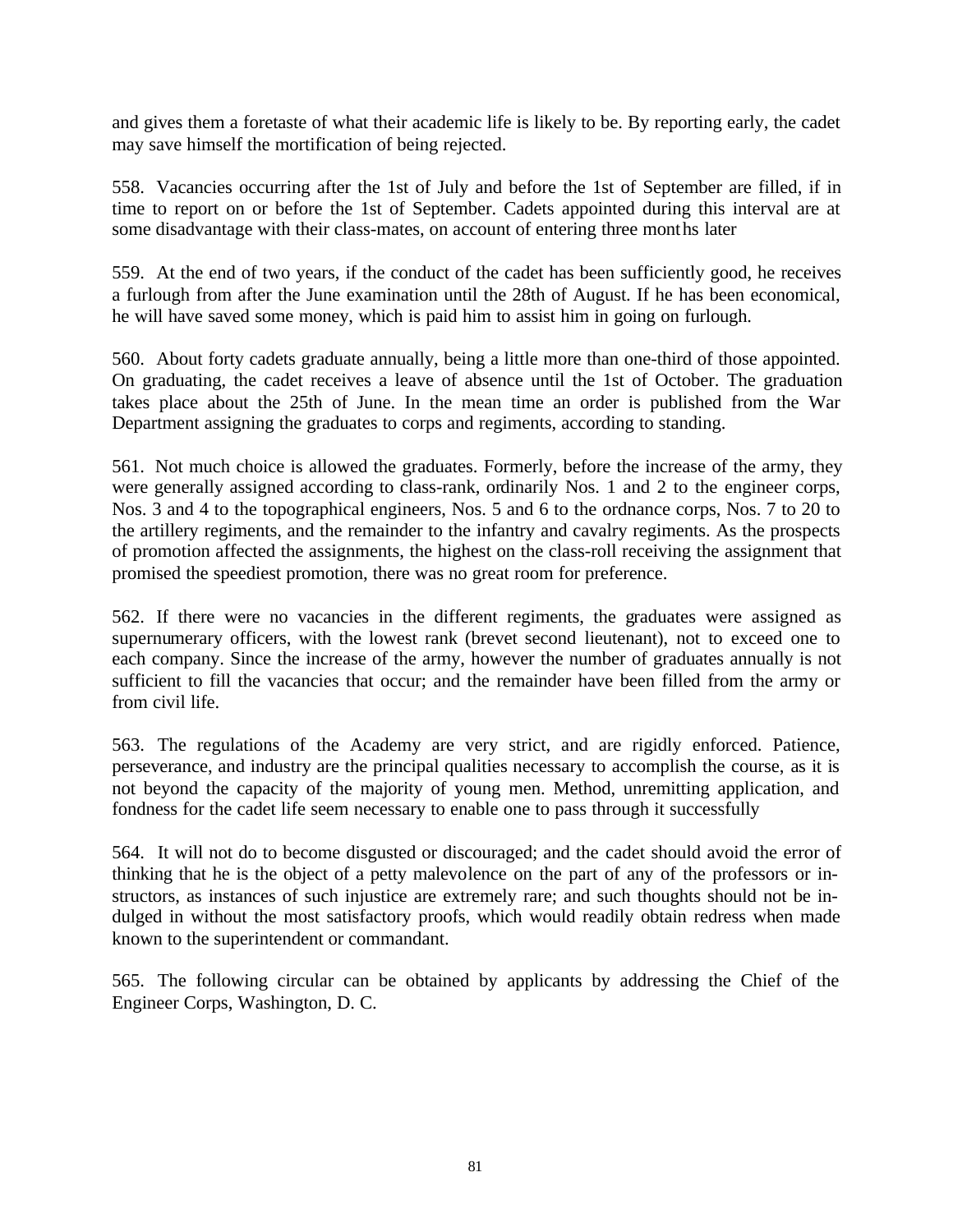and gives them a foretaste of what their academic life is likely to be. By reporting early, the cadet may save himself the mortification of being rejected.

558. Vacancies occurring after the 1st of July and before the 1st of September are filled, if in time to report on or before the 1st of September. Cadets appointed during this interval are at some disadvantage with their class-mates, on account of entering three months later

559. At the end of two years, if the conduct of the cadet has been sufficiently good, he receives a furlough from after the June examination until the 28th of August. If he has been economical, he will have saved some money, which is paid him to assist him in going on furlough.

560. About forty cadets graduate annually, being a little more than one-third of those appointed. On graduating, the cadet receives a leave of absence until the 1st of October. The graduation takes place about the 25th of June. In the mean time an order is published from the War Department assigning the graduates to corps and regiments, according to standing.

561. Not much choice is allowed the graduates. Formerly, before the increase of the army, they were generally assigned according to class-rank, ordinarily Nos. 1 and 2 to the engineer corps, Nos. 3 and 4 to the topographical engineers, Nos. 5 and 6 to the ordnance corps, Nos. 7 to 20 to the artillery regiments, and the remainder to the infantry and cavalry regiments. As the prospects of promotion affected the assignments, the highest on the class-roll receiving the assignment that promised the speediest promotion, there was no great room for preference.

562. If there were no vacancies in the different regiments, the graduates were assigned as supernumerary officers, with the lowest rank (brevet second lieutenant), not to exceed one to each company. Since the increase of the army, however the number of graduates annually is not sufficient to fill the vacancies that occur; and the remainder have been filled from the army or from civil life.

563. The regulations of the Academy are very strict, and are rigidly enforced. Patience, perseverance, and industry are the principal qualities necessary to accomplish the course, as it is not beyond the capacity of the majority of young men. Method, unremitting application, and fondness for the cadet life seem necessary to enable one to pass through it successfully

564. It will not do to become disgusted or discouraged; and the cadet should avoid the error of thinking that he is the object of a petty malevolence on the part of any of the professors or instructors, as instances of such injustice are extremely rare; and such thoughts should not be indulged in without the most satisfactory proofs, which would readily obtain redress when made known to the superintendent or commandant.

565. The following circular can be obtained by applicants by addressing the Chief of the Engineer Corps, Washington, D. C.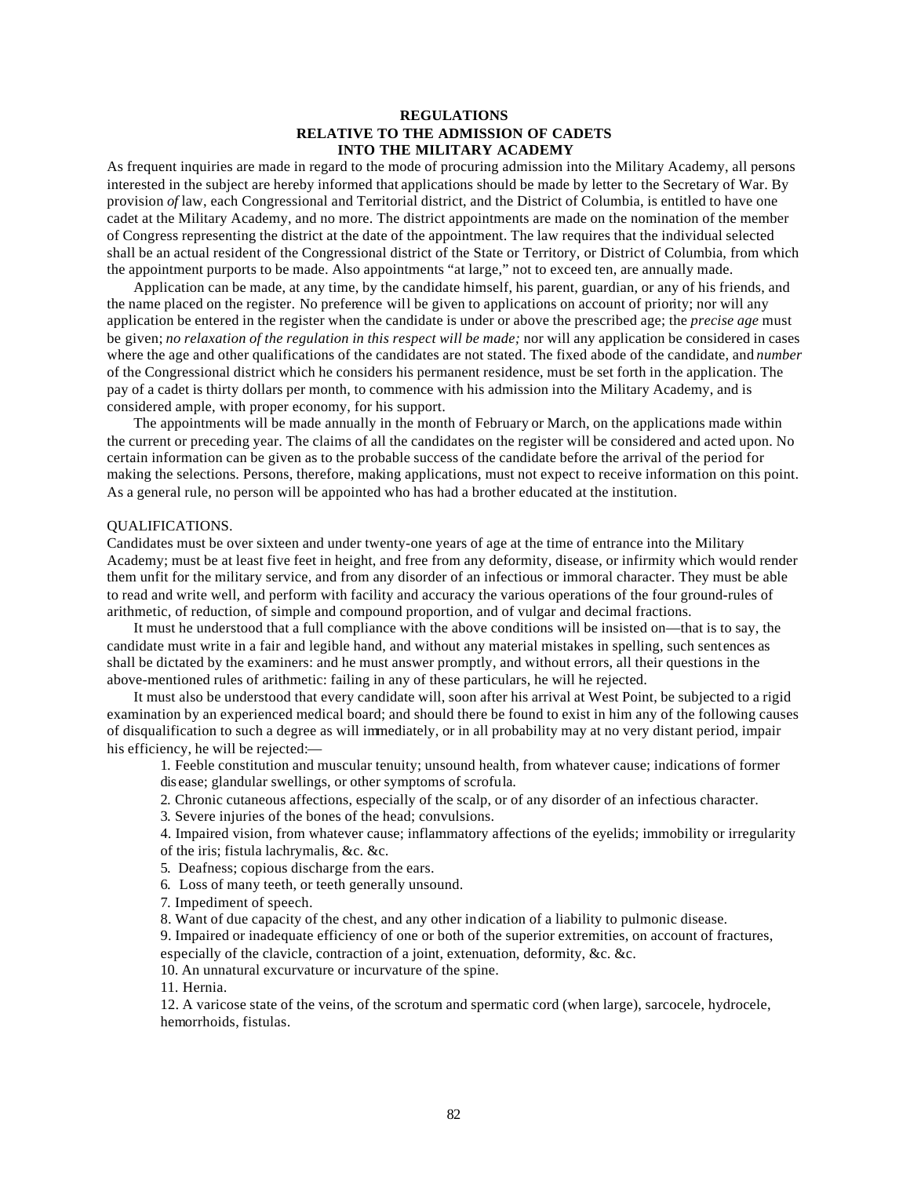**REGULATIONS**
**RELATIVE TO THE ADMISSION OF CADETS**
**INTO THE MILITARY ACADEMY**

As frequent inquiries are made in regard to the mode of procuring admission into the Military Academy, all persons interested in the subject are hereby informed that applications should be made by letter to the Secretary of War. By provision *of* law, each Congressional and Territorial district, and the District of Columbia, is entitled to have one cadet at the Military Academy, and no more. The district appointments are made on the nomination of the member of Congress representing the district at the date of the appointment. The law requires that the individual selected shall be an actual resident of the Congressional district of the State or Territory, or District of Columbia, from which the appointment purports to be made. Also appointments "at large," not to exceed ten, are annually made.

Application can be made, at any time, by the candidate himself, his parent, guardian, or any of his friends, and the name placed on the register. No preference will be given to applications on account of priority; nor will any application be entered in the register when the candidate is under or above the prescribed age; the *precise age* must be given; *no relaxation of the regulation in this respect will be made;* nor will any application be considered in cases where the age and other qualifications of the candidates are not stated. The fixed abode of the candidate, and *number* of the Congressional district which he considers his permanent residence, must be set forth in the application. The pay of a cadet is thirty dollars per month, to commence with his admission into the Military Academy, and is considered ample, with proper economy, for his support.

The appointments will be made annually in the month of February or March, on the applications made within the current or preceding year. The claims of all the candidates on the register will be considered and acted upon. No certain information can be given as to the probable success of the candidate before the arrival of the period for making the selections. Persons, therefore, making applications, must not expect to receive information on this point. As a general rule, no person will be appointed who has had a brother educated at the institution.

QUALIFICATIONS.

Candidates must be over sixteen and under twenty-one years of age at the time of entrance into the Military Academy; must be at least five feet in height, and free from any deformity, disease, or infirmity which would render them unfit for the military service, and from any disorder of an infectious or immoral character. They must be able to read and write well, and perform with facility and accuracy the various operations of the four ground-rules of arithmetic, of reduction, of simple and compound proportion, and of vulgar and decimal fractions.

It must he understood that a full compliance with the above conditions will be insisted on—that is to say, the candidate must write in a fair and legible hand, and without any material mistakes in spelling, such sentences as shall be dictated by the examiners: and he must answer promptly, and without errors, all their questions in the above-mentioned rules of arithmetic: failing in any of these particulars, he will he rejected.

It must also be understood that every candidate will, soon after his arrival at West Point, be subjected to a rigid examination by an experienced medical board; and should there be found to exist in him any of the following causes of disqualification to such a degree as will immediately, or in all probability may at no very distant period, impair his efficiency, he will be rejected:—

1. Feeble constitution and muscular tenuity; unsound health, from whatever cause; indications of former disease; glandular swellings, or other symptoms of scrofula.
2. Chronic cutaneous affections, especially of the scalp, or of any disorder of an infectious character.
3. Severe injuries of the bones of the head; convulsions.
4. Impaired vision, from whatever cause; inflammatory affections of the eyelids; immobility or irregularity of the iris; fistula lachrymalis, &c. &c.
5. Deafness; copious discharge from the ears.
6. Loss of many teeth, or teeth generally unsound.
7. Impediment of speech.
8. Want of due capacity of the chest, and any other indication of a liability to pulmonic disease.
9. Impaired or inadequate efficiency of one or both of the superior extremities, on account of fractures, especially of the clavicle, contraction of a joint, extenuation, deformity, &c. &c.
10. An unnatural excurvature or incurvature of the spine.
11. Hernia.
12. A varicose state of the veins, of the scrotum and spermatic cord (when large), sarcocele, hydrocele, hemorrhoids, fistulas.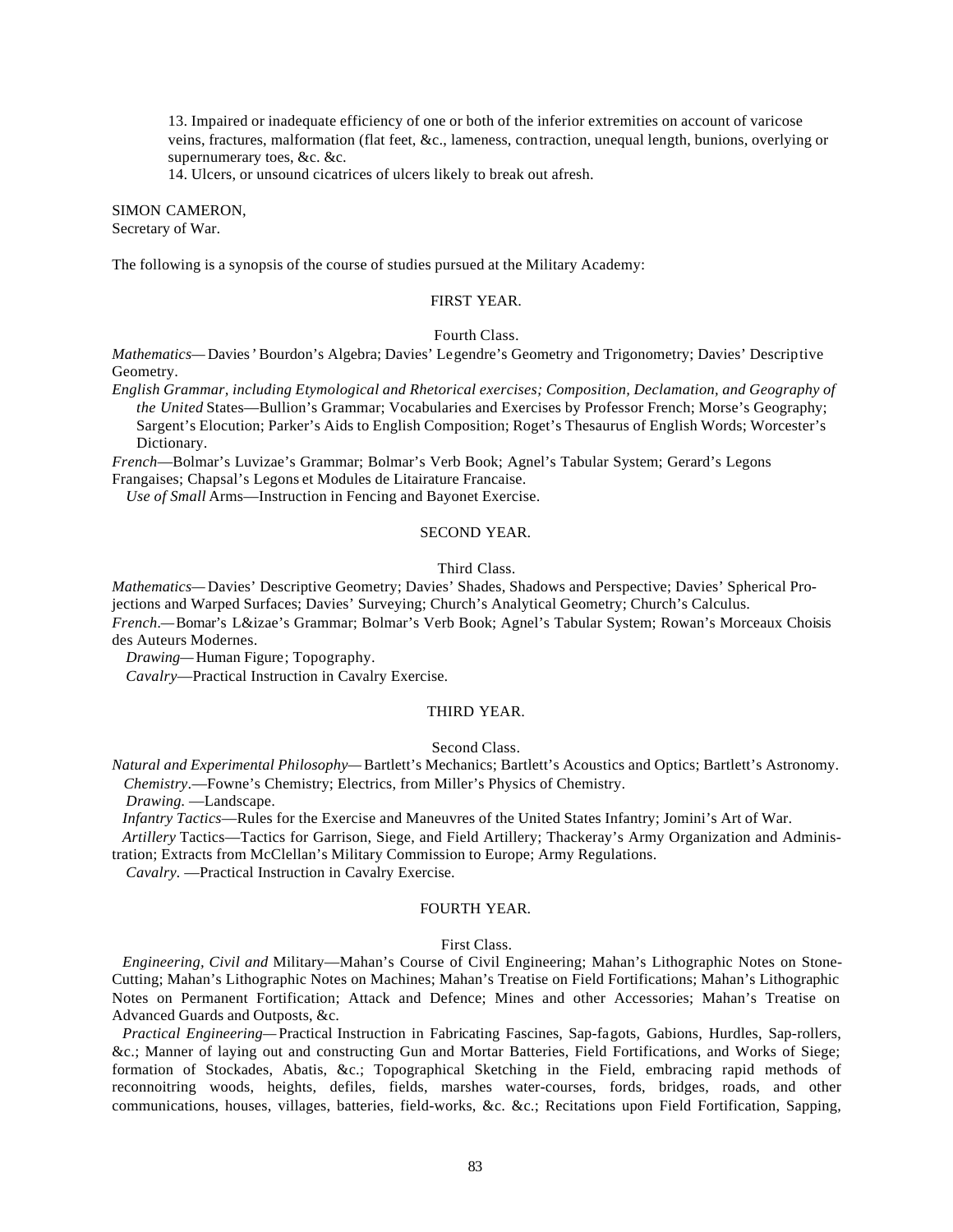13. Impaired or inadequate efficiency of one or both of the inferior extremities on account of varicose veins, fractures, malformation (flat feet, &c., lameness, contraction, unequal length, bunions, overlying or supernumerary toes, &c. &c.

14. Ulcers, or unsound cicatrices of ulcers likely to break out afresh.

SIMON CAMERON,
Secretary of War.

The following is a synopsis of the course of studies pursued at the Military Academy:

## FIRST YEAR.

### Fourth Class.

*Mathematics*— Davies' Bourdon's Algebra; Davies' Legendre's Geometry and Trigonometry; Davies' Descriptive Geometry.

*English Grammar, including Etymological and Rhetorical exercises; Composition, Declamation, and Geography of the United* States—Bullion's Grammar; Vocabularies and Exercises by Professor French; Morse's Geography; Sargent's Elocution; Parker's Aids to English Composition; Roget's Thesaurus of English Words; Worcester's Dictionary.

*French*—Bolmar's Luvizae's Grammar; Bolmar's Verb Book; Agnel's Tabular System; Gerard's Legons Frangaises; Chapsal's Legons et Modules de Litairature Francaise.

*Use of Small* Arms—Instruction in Fencing and Bayonet Exercise.

## SECOND YEAR.

### Third Class.

*Mathematics*— Davies' Descriptive Geometry; Davies' Shades, Shadows and Perspective; Davies' Spherical Projections and Warped Surfaces; Davies' Surveying; Church's Analytical Geometry; Church's Calculus.

*French*.— Bomar's L&izae's Grammar; Bolmar's Verb Book; Agnel's Tabular System; Rowan's Morceaux Choisis des Auteurs Modernes.

*Drawing*— Human Figure; Topography.

*Cavalry*—Practical Instruction in Cavalry Exercise.

## THIRD YEAR.

### Second Class.

*Natural and Experimental Philosophy*— Bartlett's Mechanics; Bartlett's Acoustics and Optics; Bartlett's Astronomy.

*Chemistry*.—Fowne's Chemistry; Electrics, from Miller's Physics of Chemistry.

*Drawing.* —Landscape.

*Infantry Tactics*—Rules for the Exercise and Maneuvres of the United States Infantry; Jomini's Art of War.

*Artillery* Tactics—Tactics for Garrison, Siege, and Field Artillery; Thackeray's Army Organization and Administration; Extracts from McClellan's Military Commission to Europe; Army Regulations.

*Cavalry*. —Practical Instruction in Cavalry Exercise.

## FOURTH YEAR.

### First Class.

*Engineering, Civil and* Military—Mahan's Course of Civil Engineering; Mahan's Lithographic Notes on Stone-Cutting; Mahan's Lithographic Notes on Machines; Mahan's Treatise on Field Fortifications; Mahan's Lithographic Notes on Permanent Fortification; Attack and Defence; Mines and other Accessories; Mahan's Treatise on Advanced Guards and Outposts, &c.

*Practical Engineering*— Practical Instruction in Fabricating Fascines, Sap-fagots, Gabions, Hurdles, Sap-rollers, &c.; Manner of laying out and constructing Gun and Mortar Batteries, Field Fortifications, and Works of Siege; formation of Stockades, Abatis, &c.; Topographical Sketching in the Field, embracing rapid methods of reconnoitring woods, heights, defiles, fields, marshes water-courses, fords, bridges, roads, and other communications, houses, villages, batteries, field-works, &c. &c.; Recitations upon Field Fortification, Sapping,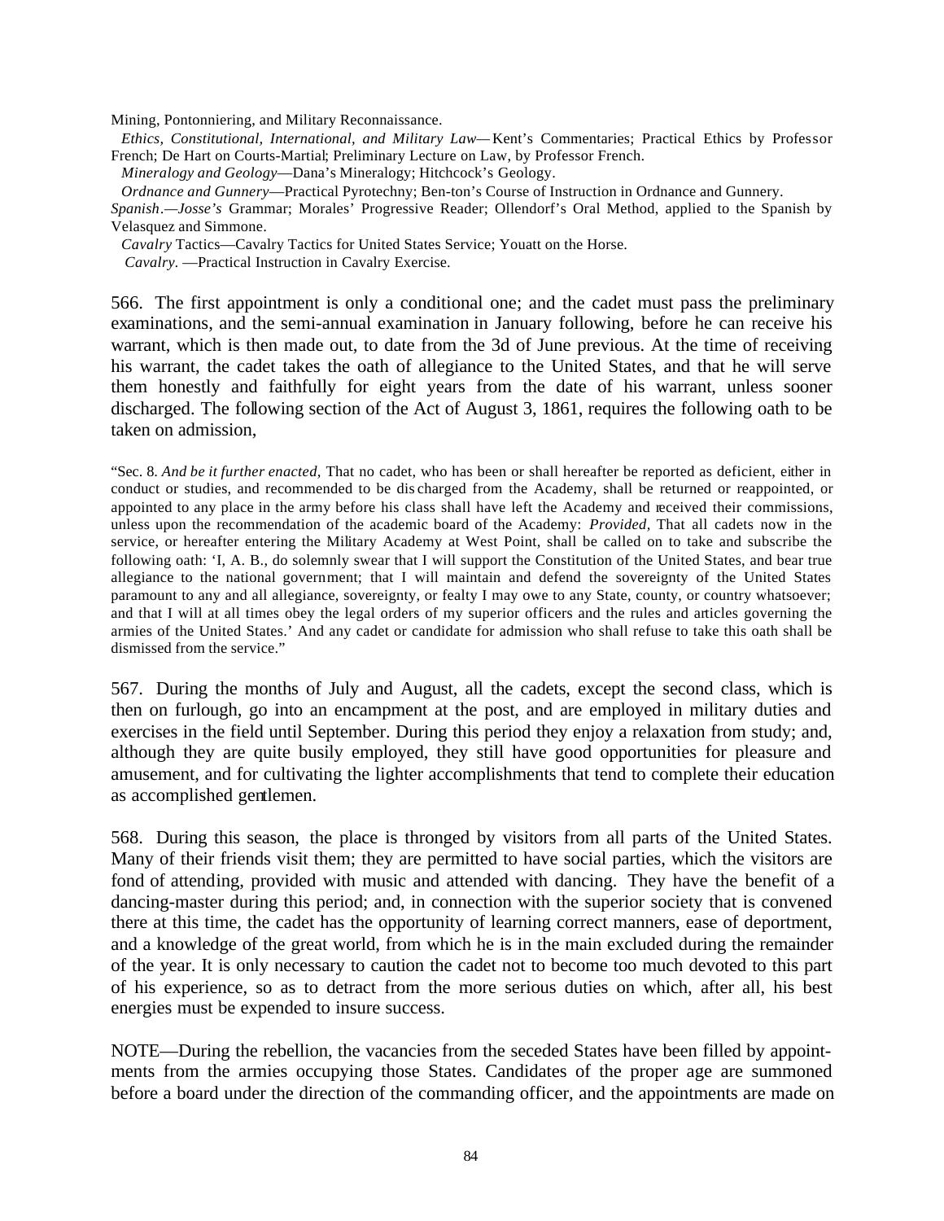Mining, Pontonniering, and Military Reconnaissance.

*Ethics, Constitutional, International, and Military Law*—Kent's Commentaries; Practical Ethics by Professor French; De Hart on Courts-Martial; Preliminary Lecture on Law, by Professor French.

*Mineralogy and Geology*—Dana's Mineralogy; Hitchcock's Geology.

*Ordnance and Gunnery*—Practical Pyrotechny; Ben-ton's Course of Instruction in Ordnance and Gunnery.

*Spanish*.—*Josse's* Grammar; Morales' Progressive Reader; Ollendorf's Oral Method, applied to the Spanish by Velasquez and Simmone.

*Cavalry* Tactics—Cavalry Tactics for United States Service; Youatt on the Horse.

*Cavalry*. —Practical Instruction in Cavalry Exercise.

566. The first appointment is only a conditional one; and the cadet must pass the preliminary examinations, and the semi-annual examination in January following, before he can receive his warrant, which is then made out, to date from the 3d of June previous. At the time of receiving his warrant, the cadet takes the oath of allegiance to the United States, and that he will serve them honestly and faithfully for eight years from the date of his warrant, unless sooner discharged. The following section of the Act of August 3, 1861, requires the following oath to be taken on admission,

"Sec. 8. *And be it further enacted*, That no cadet, who has been or shall hereafter be reported as deficient, either in conduct or studies, and recommended to be discharged from the Academy, shall be returned or reappointed, or appointed to any place in the army before his class shall have left the Academy and received their commissions, unless upon the recommendation of the academic board of the Academy: *Provided*, That all cadets now in the service, or hereafter entering the Military Academy at West Point, shall be called on to take and subscribe the following oath: 'I, A. B., do solemnly swear that I will support the Constitution of the United States, and bear true allegiance to the national government; that I will maintain and defend the sovereignty of the United States paramount to any and all allegiance, sovereignty, or fealty I may owe to any State, county, or country whatsoever; and that I will at all times obey the legal orders of my superior officers and the rules and articles governing the armies of the United States.' And any cadet or candidate for admission who shall refuse to take this oath shall be dismissed from the service."

567. During the months of July and August, all the cadets, except the second class, which is then on furlough, go into an encampment at the post, and are employed in military duties and exercises in the field until September. During this period they enjoy a relaxation from study; and, although they are quite busily employed, they still have good opportunities for pleasure and amusement, and for cultivating the lighter accomplishments that tend to complete their education as accomplished gentlemen.

568. During this season, the place is thronged by visitors from all parts of the United States. Many of their friends visit them; they are permitted to have social parties, which the visitors are fond of attending, provided with music and attended with dancing. They have the benefit of a dancing-master during this period; and, in connection with the superior society that is convened there at this time, the cadet has the opportunity of learning correct manners, ease of deportment, and a knowledge of the great world, from which he is in the main excluded during the remainder of the year. It is only necessary to caution the cadet not to become too much devoted to this part of his experience, so as to detract from the more serious duties on which, after all, his best energies must be expended to insure success.

NOTE—During the rebellion, the vacancies from the seceded States have been filled by appointments from the armies occupying those States. Candidates of the proper age are summoned before a board under the direction of the commanding officer, and the appointments are made on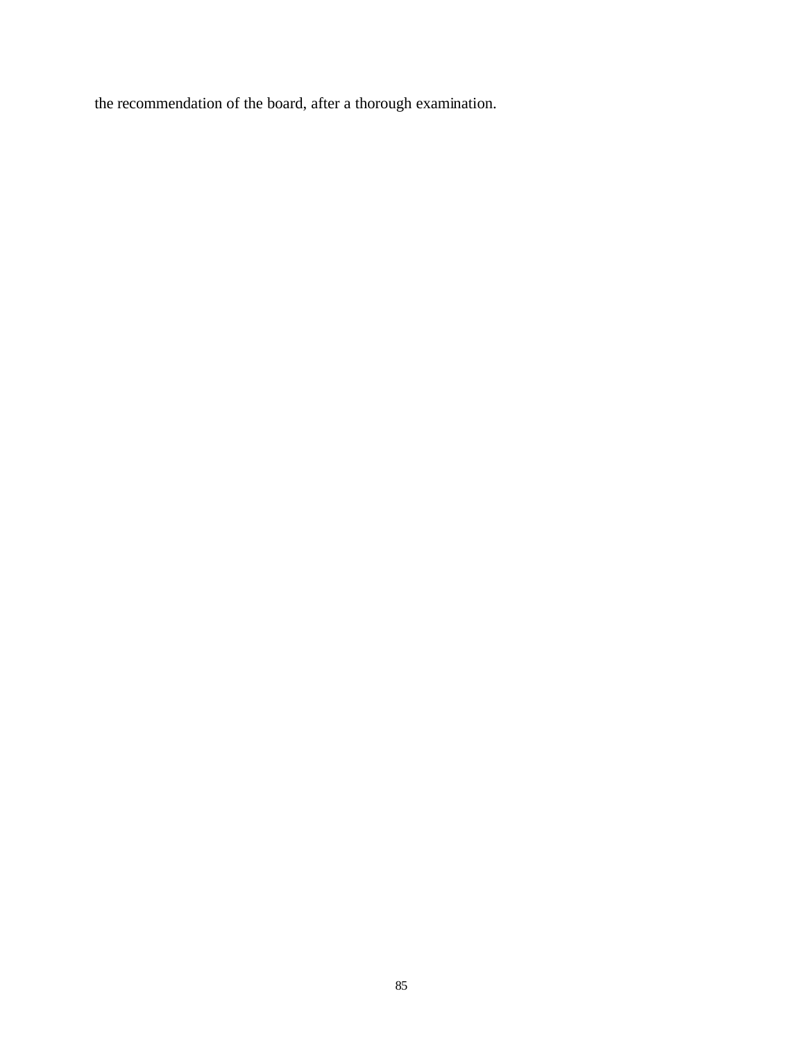the recommendation of the board, after a thorough examination.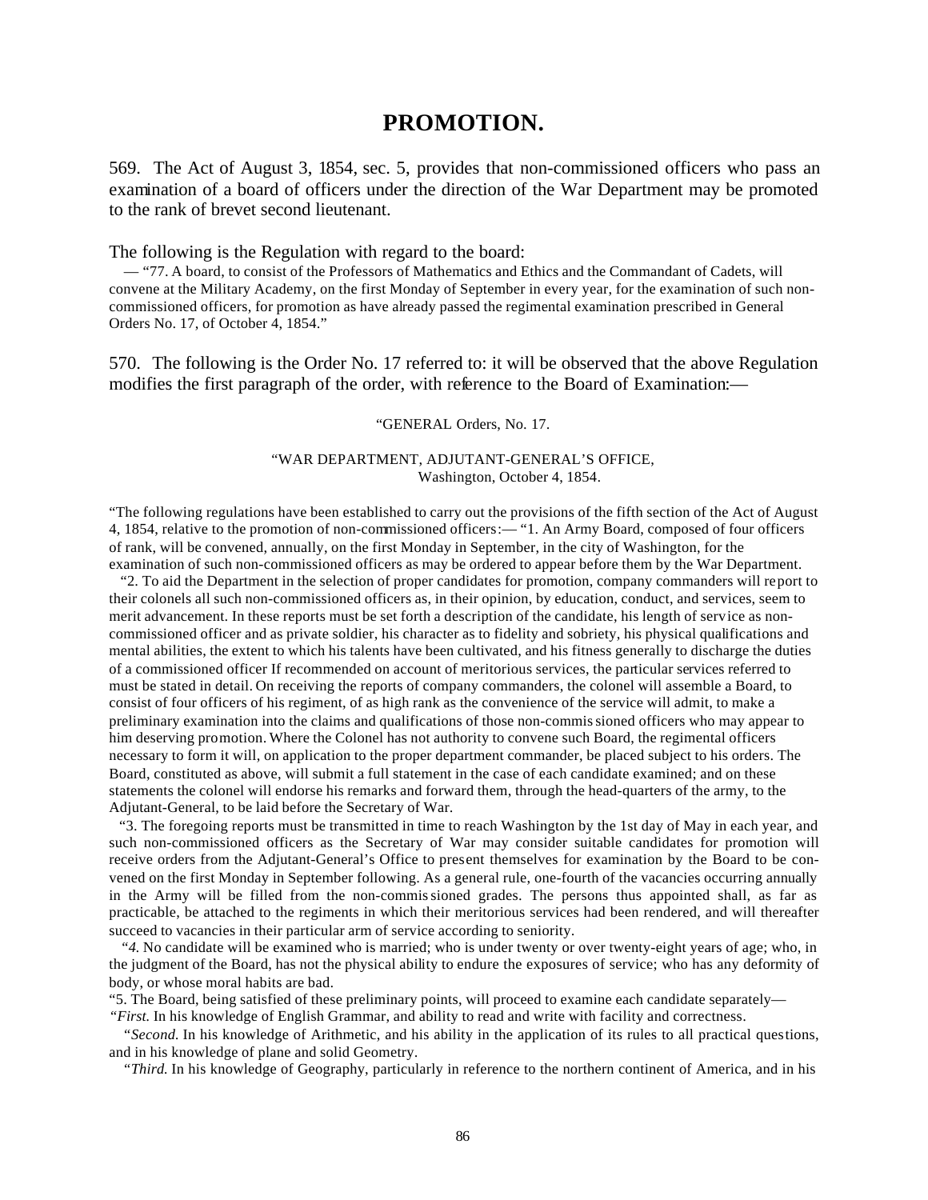# PROMOTION.

569. The Act of August 3, 1854, sec. 5, provides that non-commissioned officers who pass an examination of a board of officers under the direction of the War Department may be promoted to the rank of brevet second lieutenant.

The following is the Regulation with regard to the board:

— "77. A board, to consist of the Professors of Mathematics and Ethics and the Commandant of Cadets, will convene at the Military Academy, on the first Monday of September in every year, for the examination of such non-commissioned officers, for promotion as have already passed the regimental examination prescribed in General Orders No. 17, of October 4, 1854."

570. The following is the Order No. 17 referred to: it will be observed that the above Regulation modifies the first paragraph of the order, with reference to the Board of Examination:—

"GENERAL Orders, No. 17.

"WAR DEPARTMENT, ADJUTANT-GENERAL'S OFFICE,
Washington, October 4, 1854.

"The following regulations have been established to carry out the provisions of the fifth section of the Act of August 4, 1854, relative to the promotion of non-commissioned officers:— "1. An Army Board, composed of four officers of rank, will be convened, annually, on the first Monday in September, in the city of Washington, for the examination of such non-commissioned officers as may be ordered to appear before them by the War Department.

"2. To aid the Department in the selection of proper candidates for promotion, company commanders will report to their colonels all such non-commissioned officers as, in their opinion, by education, conduct, and services, seem to merit advancement. In these reports must be set forth a description of the candidate, his length of service as non-commissioned officer and as private soldier, his character as to fidelity and sobriety, his physical qualifications and mental abilities, the extent to which his talents have been cultivated, and his fitness generally to discharge the duties of a commissioned officer If recommended on account of meritorious services, the particular services referred to must be stated in detail. On receiving the reports of company commanders, the colonel will assemble a Board, to consist of four officers of his regiment, of as high rank as the convenience of the service will admit, to make a preliminary examination into the claims and qualifications of those non-commissioned officers who may appear to him deserving promotion. Where the Colonel has not authority to convene such Board, the regimental officers necessary to form it will, on application to the proper department commander, be placed subject to his orders. The Board, constituted as above, will submit a full statement in the case of each candidate examined; and on these statements the colonel will endorse his remarks and forward them, through the head-quarters of the army, to the Adjutant-General, to be laid before the Secretary of War.

"3. The foregoing reports must be transmitted in time to reach Washington by the 1st day of May in each year, and such non-commissioned officers as the Secretary of War may consider suitable candidates for promotion will receive orders from the Adjutant-General's Office to present themselves for examination by the Board to be convened on the first Monday in September following. As a general rule, one-fourth of the vacancies occurring annually in the Army will be filled from the non-commissioned grades. The persons thus appointed shall, as far as practicable, be attached to the regiments in which their meritorious services had been rendered, and will thereafter succeed to vacancies in their particular arm of service according to seniority.

"*4.* No candidate will be examined who is married; who is under twenty or over twenty-eight years of age; who, in the judgment of the Board, has not the physical ability to endure the exposures of service; who has any deformity of body, or whose moral habits are bad.

"5. The Board, being satisfied of these preliminary points, will proceed to examine each candidate separately—

"*First.* In his knowledge of English Grammar, and ability to read and write with facility and correctness.

"*Second.* In his knowledge of Arithmetic, and his ability in the application of its rules to all practical questions, and in his knowledge of plane and solid Geometry.

"*Third.* In his knowledge of Geography, particularly in reference to the northern continent of America, and in his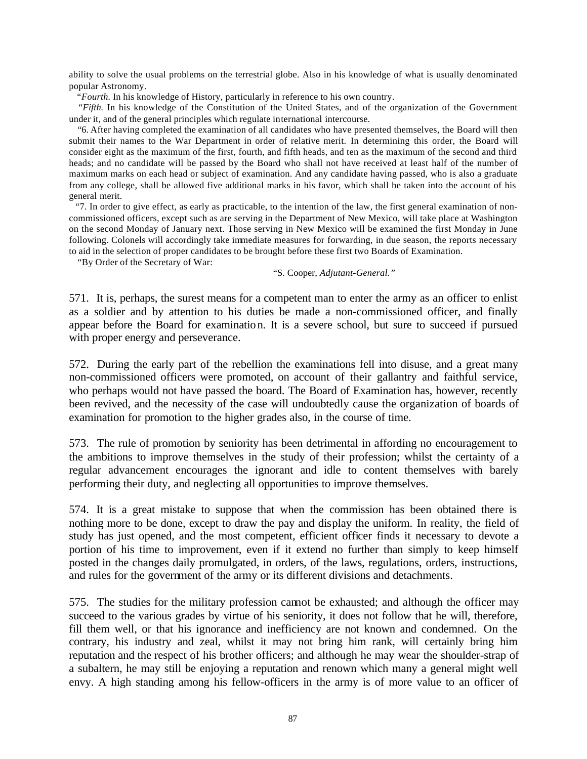ability to solve the usual problems on the terrestrial globe. Also in his knowledge of what is usually denominated popular Astronomy.

"*Fourth.* In his knowledge of History, particularly in reference to his own country.

"*Fifth.* In his knowledge of the Constitution of the United States, and of the organization of the Government under it, and of the general principles which regulate international intercourse.

"6. After having completed the examination of all candidates who have presented themselves, the Board will then submit their names to the War Department in order of relative merit. In determining this order, the Board will consider eight as the maximum of the first, fourth, and fifth heads, and ten as the maximum of the second and third heads; and no candidate will be passed by the Board who shall not have received at least half of the number of maximum marks on each head or subject of examination. And any candidate having passed, who is also a graduate from any college, shall be allowed five additional marks in his favor, which shall be taken into the account of his general merit.

"7. In order to give effect, as early as practicable, to the intention of the law, the first general examination of non-commissioned officers, except such as are serving in the Department of New Mexico, will take place at Washington on the second Monday of January next. Those serving in New Mexico will be examined the first Monday in June following. Colonels will accordingly take immediate measures for forwarding, in due season, the reports necessary to aid in the selection of proper candidates to be brought before these first two Boards of Examination.

"By Order of the Secretary of War:

"S. Cooper, *Adjutant-General.*"

571. It is, perhaps, the surest means for a competent man to enter the army as an officer to enlist as a soldier and by attention to his duties be made a non-commissioned officer, and finally appear before the Board for examination. It is a severe school, but sure to succeed if pursued with proper energy and perseverance.

572. During the early part of the rebellion the examinations fell into disuse, and a great many non-commissioned officers were promoted, on account of their gallantry and faithful service, who perhaps would not have passed the board. The Board of Examination has, however, recently been revived, and the necessity of the case will undoubtedly cause the organization of boards of examination for promotion to the higher grades also, in the course of time.

573. The rule of promotion by seniority has been detrimental in affording no encouragement to the ambitions to improve themselves in the study of their profession; whilst the certainty of a regular advancement encourages the ignorant and idle to content themselves with barely performing their duty, and neglecting all opportunities to improve themselves.

574. It is a great mistake to suppose that when the commission has been obtained there is nothing more to be done, except to draw the pay and display the uniform. In reality, the field of study has just opened, and the most competent, efficient officer finds it necessary to devote a portion of his time to improvement, even if it extend no further than simply to keep himself posted in the changes daily promulgated, in orders, of the laws, regulations, orders, instructions, and rules for the government of the army or its different divisions and detachments.

575. The studies for the military profession cannot be exhausted; and although the officer may succeed to the various grades by virtue of his seniority, it does not follow that he will, therefore, fill them well, or that his ignorance and inefficiency are not known and condemned. On the contrary, his industry and zeal, whilst it may not bring him rank, will certainly bring him reputation and the respect of his brother officers; and although he may wear the shoulder-strap of a subaltern, he may still be enjoying a reputation and renown which many a general might well envy. A high standing among his fellow-officers in the army is of more value to an officer of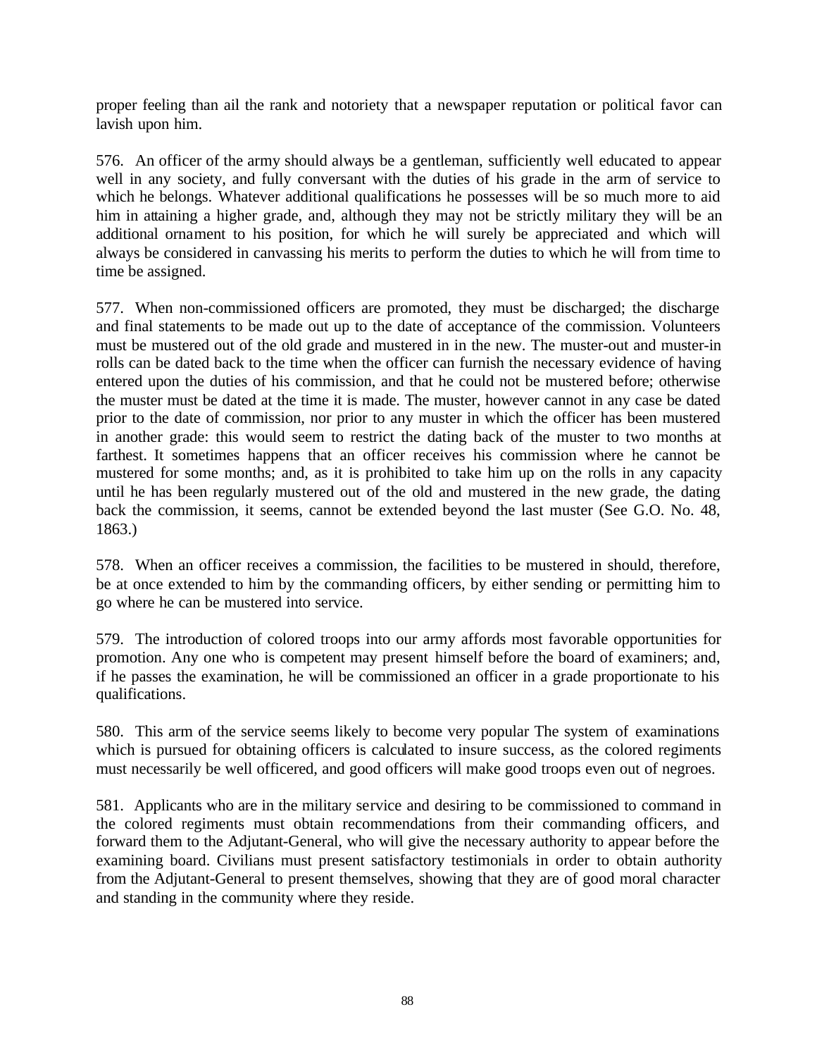proper feeling than ail the rank and notoriety that a newspaper reputation or political favor can lavish upon him.

576. An officer of the army should always be a gentleman, sufficiently well educated to appear well in any society, and fully conversant with the duties of his grade in the arm of service to which he belongs. Whatever additional qualifications he possesses will be so much more to aid him in attaining a higher grade, and, although they may not be strictly military they will be an additional ornament to his position, for which he will surely be appreciated and which will always be considered in canvassing his merits to perform the duties to which he will from time to time be assigned.

577. When non-commissioned officers are promoted, they must be discharged; the discharge and final statements to be made out up to the date of acceptance of the commission. Volunteers must be mustered out of the old grade and mustered in in the new. The muster-out and muster-in rolls can be dated back to the time when the officer can furnish the necessary evidence of having entered upon the duties of his commission, and that he could not be mustered before; otherwise the muster must be dated at the time it is made. The muster, however cannot in any case be dated prior to the date of commission, nor prior to any muster in which the officer has been mustered in another grade: this would seem to restrict the dating back of the muster to two months at farthest. It sometimes happens that an officer receives his commission where he cannot be mustered for some months; and, as it is prohibited to take him up on the rolls in any capacity until he has been regularly mustered out of the old and mustered in the new grade, the dating back the commission, it seems, cannot be extended beyond the last muster (See G.O. No. 48, 1863.)

578. When an officer receives a commission, the facilities to be mustered in should, therefore, be at once extended to him by the commanding officers, by either sending or permitting him to go where he can be mustered into service.

579. The introduction of colored troops into our army affords most favorable opportunities for promotion. Any one who is competent may present himself before the board of examiners; and, if he passes the examination, he will be commissioned an officer in a grade proportionate to his qualifications.

580. This arm of the service seems likely to become very popular The system of examinations which is pursued for obtaining officers is calculated to insure success, as the colored regiments must necessarily be well officered, and good officers will make good troops even out of negroes.

581. Applicants who are in the military service and desiring to be commissioned to command in the colored regiments must obtain recommendations from their commanding officers, and forward them to the Adjutant-General, who will give the necessary authority to appear before the examining board. Civilians must present satisfactory testimonials in order to obtain authority from the Adjutant-General to present themselves, showing that they are of good moral character and standing in the community where they reside.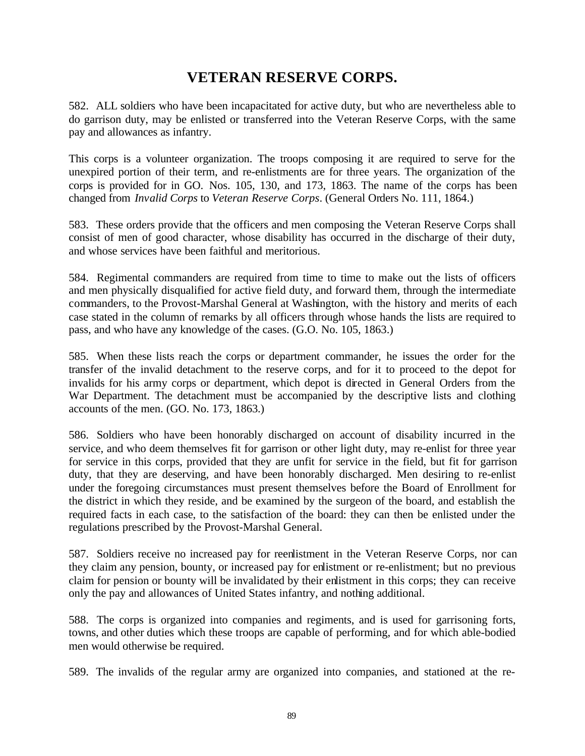# VETERAN RESERVE CORPS.

582. ALL soldiers who have been incapacitated for active duty, but who are nevertheless able to do garrison duty, may be enlisted or transferred into the Veteran Reserve Corps, with the same pay and allowances as infantry.

This corps is a volunteer organization. The troops composing it are required to serve for the unexpired portion of their term, and re-enlistments are for three years. The organization of the corps is provided for in GO. Nos. 105, 130, and 173, 1863. The name of the corps has been changed from *Invalid Corps* to *Veteran Reserve Corps*. (General Orders No. 111, 1864.)

583. These orders provide that the officers and men composing the Veteran Reserve Corps shall consist of men of good character, whose disability has occurred in the discharge of their duty, and whose services have been faithful and meritorious.

584. Regimental commanders are required from time to time to make out the lists of officers and men physically disqualified for active field duty, and forward them, through the intermediate commanders, to the Provost-Marshal General at Washington, with the history and merits of each case stated in the column of remarks by all officers through whose hands the lists are required to pass, and who have any knowledge of the cases. (G.O. No. 105, 1863.)

585. When these lists reach the corps or department commander, he issues the order for the transfer of the invalid detachment to the reserve corps, and for it to proceed to the depot for invalids for his army corps or department, which depot is directed in General Orders from the War Department. The detachment must be accompanied by the descriptive lists and clothing accounts of the men. (GO. No. 173, 1863.)

586. Soldiers who have been honorably discharged on account of disability incurred in the service, and who deem themselves fit for garrison or other light duty, may re-enlist for three year for service in this corps, provided that they are unfit for service in the field, but fit for garrison duty, that they are deserving, and have been honorably discharged. Men desiring to re-enlist under the foregoing circumstances must present themselves before the Board of Enrollment for the district in which they reside, and be examined by the surgeon of the board, and establish the required facts in each case, to the satisfaction of the board: they can then be enlisted under the regulations prescribed by the Provost-Marshal General.

587. Soldiers receive no increased pay for reenlistment in the Veteran Reserve Corps, nor can they claim any pension, bounty, or increased pay for enlistment or re-enlistment; but no previous claim for pension or bounty will be invalidated by their enlistment in this corps; they can receive only the pay and allowances of United States infantry, and nothing additional.

588. The corps is organized into companies and regiments, and is used for garrisoning forts, towns, and other duties which these troops are capable of performing, and for which able-bodied men would otherwise be required.

589. The invalids of the regular army are organized into companies, and stationed at the re-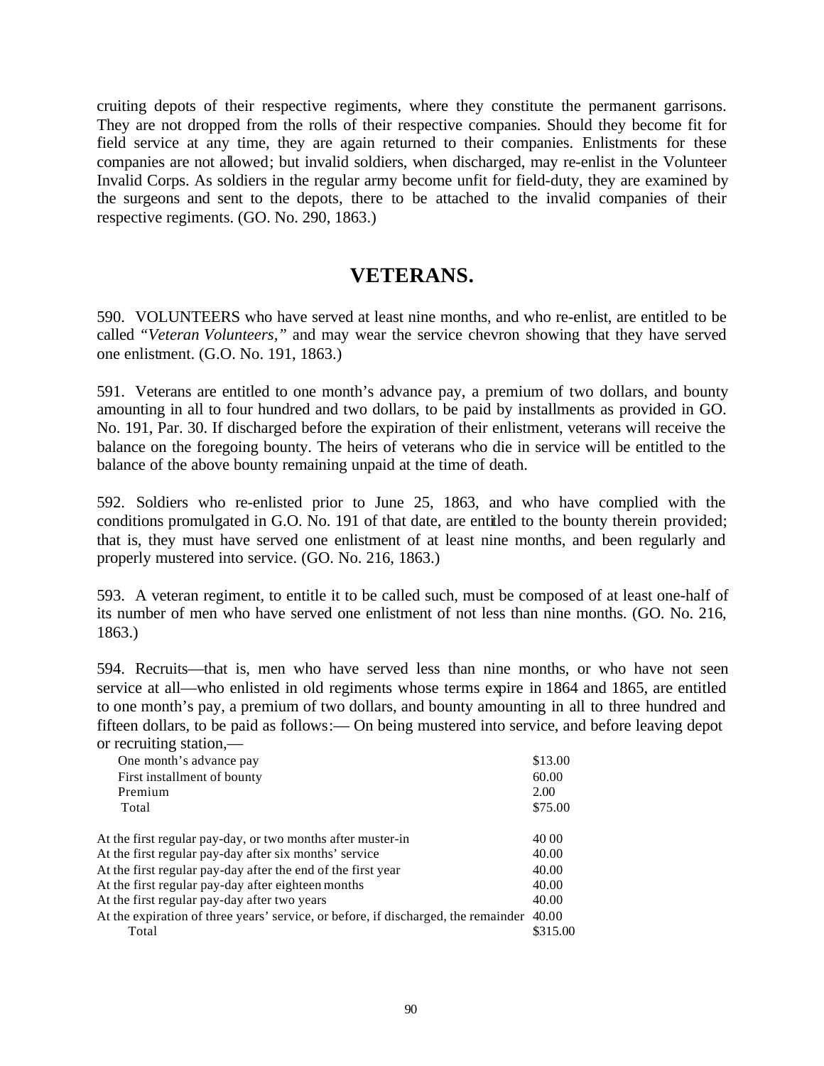cruiting depots of their respective regiments, where they constitute the permanent garrisons. They are not dropped from the rolls of their respective companies. Should they become fit for field service at any time, they are again returned to their companies. Enlistments for these companies are not allowed; but invalid soldiers, when discharged, may re-enlist in the Volunteer Invalid Corps. As soldiers in the regular army become unfit for field-duty, they are examined by the surgeons and sent to the depots, there to be attached to the invalid companies of their respective regiments. (GO. No. 290, 1863.)

## VETERANS.

590. VOLUNTEERS who have served at least nine months, and who re-enlist, are entitled to be called *"Veteran Volunteers,"* and may wear the service chevron showing that they have served one enlistment. (G.O. No. 191, 1863.)

591. Veterans are entitled to one month's advance pay, a premium of two dollars, and bounty amounting in all to four hundred and two dollars, to be paid by installments as provided in GO. No. 191, Par. 30. If discharged before the expiration of their enlistment, veterans will receive the balance on the foregoing bounty. The heirs of veterans who die in service will be entitled to the balance of the above bounty remaining unpaid at the time of death.

592. Soldiers who re-enlisted prior to June 25, 1863, and who have complied with the conditions promulgated in G.O. No. 191 of that date, are entitled to the bounty therein provided; that is, they must have served one enlistment of at least nine months, and been regularly and properly mustered into service. (GO. No. 216, 1863.)

593. A veteran regiment, to entitle it to be called such, must be composed of at least one-half of its number of men who have served one enlistment of not less than nine months. (GO. No. 216, 1863.)

594. Recruits—that is, men who have served less than nine months, or who have not seen service at all—who enlisted in old regiments whose terms expire in 1864 and 1865, are entitled to one month's pay, a premium of two dollars, and bounty amounting in all to three hundred and fifteen dollars, to be paid as follows:— On being mustered into service, and before leaving depot or recruiting station,—

| | |
|---|---|
| One month's advance pay | $13.00 |
| First installment of bounty | 60.00 |
| Premium | 2.00 |
| Total | $75.00 |
| | |
| At the first regular pay-day, or two months after muster-in | 40 00 |
| At the first regular pay-day after six months' service | 40.00 |
| At the first regular pay-day after the end of the first year | 40.00 |
| At the first regular pay-day after eighteen months | 40.00 |
| At the first regular pay-day after two years | 40.00 |
| At the expiration of three years' service, or before, if discharged, the remainder | 40.00 |
| Total | $315.00 |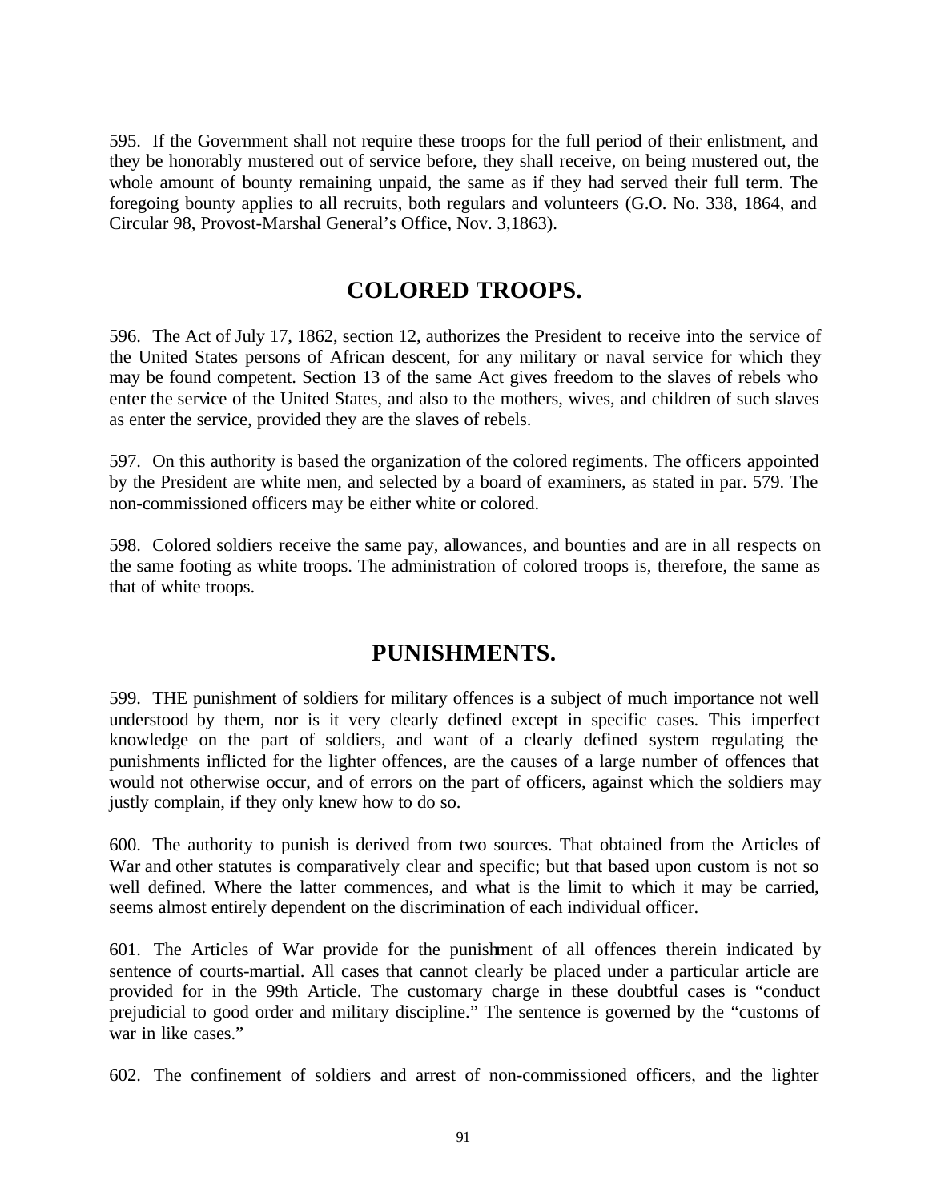595. If the Government shall not require these troops for the full period of their enlistment, and they be honorably mustered out of service before, they shall receive, on being mustered out, the whole amount of bounty remaining unpaid, the same as if they had served their full term. The foregoing bounty applies to all recruits, both regulars and volunteers (G.O. No. 338, 1864, and Circular 98, Provost-Marshal General's Office, Nov. 3,1863).

## COLORED TROOPS.

596. The Act of July 17, 1862, section 12, authorizes the President to receive into the service of the United States persons of African descent, for any military or naval service for which they may be found competent. Section 13 of the same Act gives freedom to the slaves of rebels who enter the service of the United States, and also to the mothers, wives, and children of such slaves as enter the service, provided they are the slaves of rebels.

597. On this authority is based the organization of the colored regiments. The officers appointed by the President are white men, and selected by a board of examiners, as stated in par. 579. The non-commissioned officers may be either white or colored.

598. Colored soldiers receive the same pay, allowances, and bounties and are in all respects on the same footing as white troops. The administration of colored troops is, therefore, the same as that of white troops.

## PUNISHMENTS.

599. THE punishment of soldiers for military offences is a subject of much importance not well understood by them, nor is it very clearly defined except in specific cases. This imperfect knowledge on the part of soldiers, and want of a clearly defined system regulating the punishments inflicted for the lighter offences, are the causes of a large number of offences that would not otherwise occur, and of errors on the part of officers, against which the soldiers may justly complain, if they only knew how to do so.

600. The authority to punish is derived from two sources. That obtained from the Articles of War and other statutes is comparatively clear and specific; but that based upon custom is not so well defined. Where the latter commences, and what is the limit to which it may be carried, seems almost entirely dependent on the discrimination of each individual officer.

601. The Articles of War provide for the punishment of all offences therein indicated by sentence of courts-martial. All cases that cannot clearly be placed under a particular article are provided for in the 99th Article. The customary charge in these doubtful cases is "conduct prejudicial to good order and military discipline." The sentence is governed by the "customs of war in like cases."

602. The confinement of soldiers and arrest of non-commissioned officers, and the lighter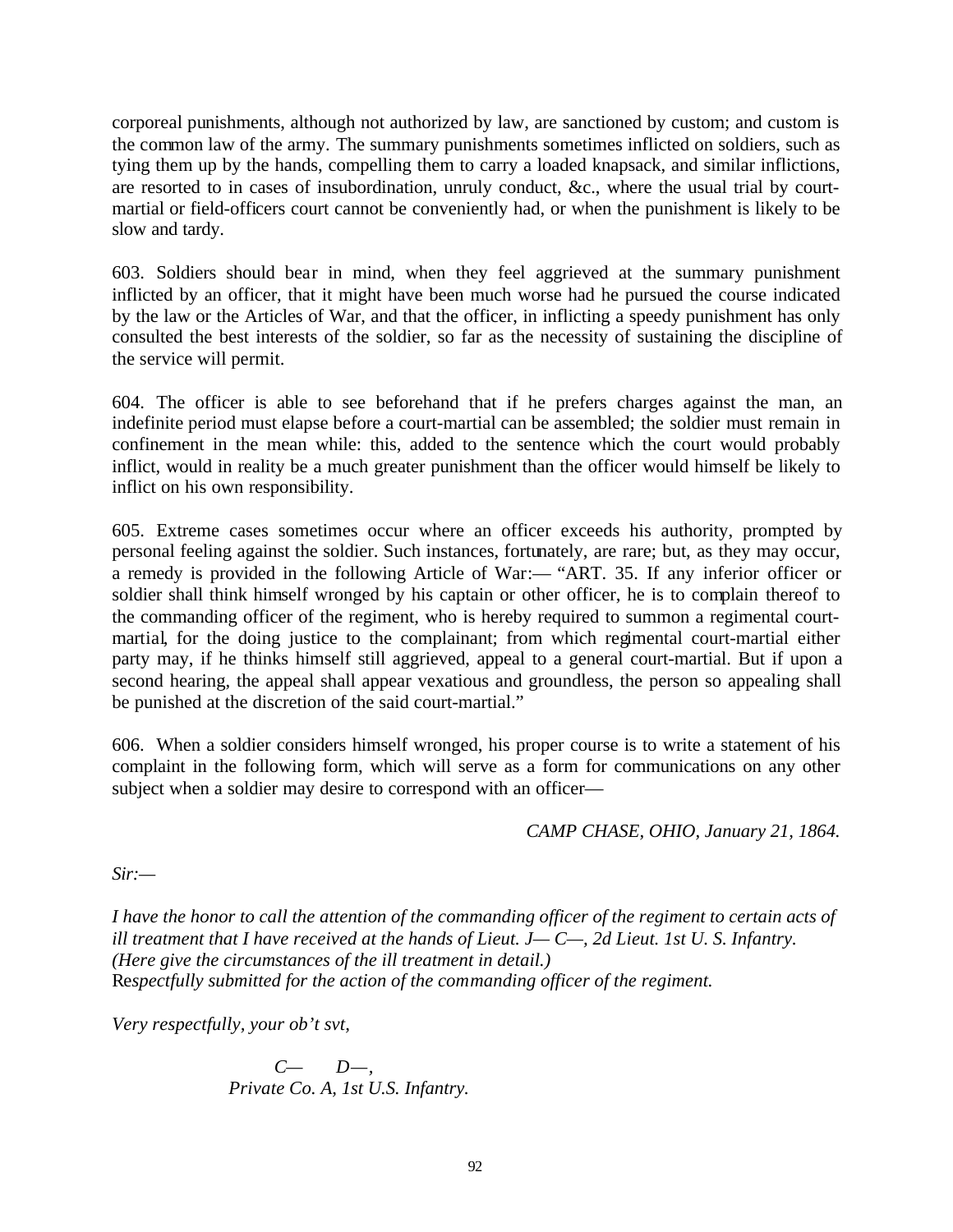corporeal punishments, although not authorized by law, are sanctioned by custom; and custom is the common law of the army. The summary punishments sometimes inflicted on soldiers, such as tying them up by the hands, compelling them to carry a loaded knapsack, and similar inflictions, are resorted to in cases of insubordination, unruly conduct, &c., where the usual trial by court-martial or field-officers court cannot be conveniently had, or when the punishment is likely to be slow and tardy.

603. Soldiers should bear in mind, when they feel aggrieved at the summary punishment inflicted by an officer, that it might have been much worse had he pursued the course indicated by the law or the Articles of War, and that the officer, in inflicting a speedy punishment has only consulted the best interests of the soldier, so far as the necessity of sustaining the discipline of the service will permit.

604. The officer is able to see beforehand that if he prefers charges against the man, an indefinite period must elapse before a court-martial can be assembled; the soldier must remain in confinement in the mean while: this, added to the sentence which the court would probably inflict, would in reality be a much greater punishment than the officer would himself be likely to inflict on his own responsibility.

605. Extreme cases sometimes occur where an officer exceeds his authority, prompted by personal feeling against the soldier. Such instances, fortunately, are rare; but, as they may occur, a remedy is provided in the following Article of War:— "ART. 35. If any inferior officer or soldier shall think himself wronged by his captain or other officer, he is to complain thereof to the commanding officer of the regiment, who is hereby required to summon a regimental court-martial, for the doing justice to the complainant; from which regimental court-martial either party may, if he thinks himself still aggrieved, appeal to a general court-martial. But if upon a second hearing, the appeal shall appear vexatious and groundless, the person so appealing shall be punished at the discretion of the said court-martial."

606. When a soldier considers himself wronged, his proper course is to write a statement of his complaint in the following form, which will serve as a form for communications on any other subject when a soldier may desire to correspond with an officer—

*CAMP CHASE, OHIO, January 21, 1864.*

*Sir:—*

*I have the honor to call the attention of the commanding officer of the regiment to certain acts of ill treatment that I have received at the hands of Lieut. J— C—, 2d Lieut. 1st U. S. Infantry.*
*(Here give the circumstances of the ill treatment in detail.)*
R*espectfully submitted for the action of the commanding officer of the regiment.*

*Very respectfully, your ob't svt,*

*C— D—,*
*Private Co. A, 1st U.S. Infantry.*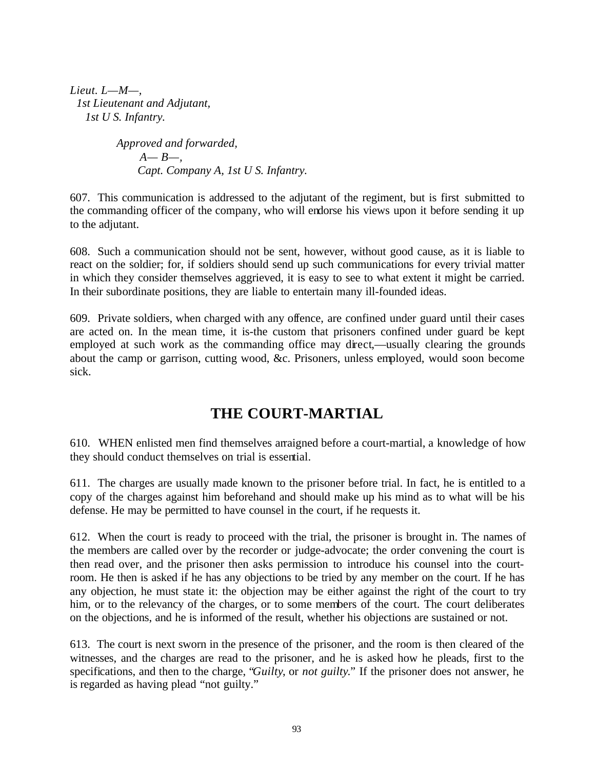*Lieut. L—M—,*
*1st Lieutenant and Adjutant,*
*1st U S. Infantry.*

*Approved and forwarded,*
*A— B—,*
*Capt. Company A, 1st U S. Infantry.*

607. This communication is addressed to the adjutant of the regiment, but is first submitted to the commanding officer of the company, who will endorse his views upon it before sending it up to the adjutant.

608. Such a communication should not be sent, however, without good cause, as it is liable to react on the soldier; for, if soldiers should send up such communications for every trivial matter in which they consider themselves aggrieved, it is easy to see to what extent it might be carried. In their subordinate positions, they are liable to entertain many ill-founded ideas.

609. Private soldiers, when charged with any offence, are confined under guard until their cases are acted on. In the mean time, it is-the custom that prisoners confined under guard be kept employed at such work as the commanding office may direct,—usually clearing the grounds about the camp or garrison, cutting wood, &c. Prisoners, unless employed, would soon become sick.

## THE COURT-MARTIAL

610. WHEN enlisted men find themselves arraigned before a court-martial, a knowledge of how they should conduct themselves on trial is essential.

611. The charges are usually made known to the prisoner before trial. In fact, he is entitled to a copy of the charges against him beforehand and should make up his mind as to what will be his defense. He may be permitted to have counsel in the court, if he requests it.

612. When the court is ready to proceed with the trial, the prisoner is brought in. The names of the members are called over by the recorder or judge-advocate; the order convening the court is then read over, and the prisoner then asks permission to introduce his counsel into the court-room. He then is asked if he has any objections to be tried by any member on the court. If he has any objection, he must state it: the objection may be either against the right of the court to try him, or to the relevancy of the charges, or to some members of the court. The court deliberates on the objections, and he is informed of the result, whether his objections are sustained or not.

613. The court is next sworn in the presence of the prisoner, and the room is then cleared of the witnesses, and the charges are read to the prisoner, and he is asked how he pleads, first to the specifications, and then to the charge, "*Guilty*, or *not guilty*." If the prisoner does not answer, he is regarded as having plead "not guilty."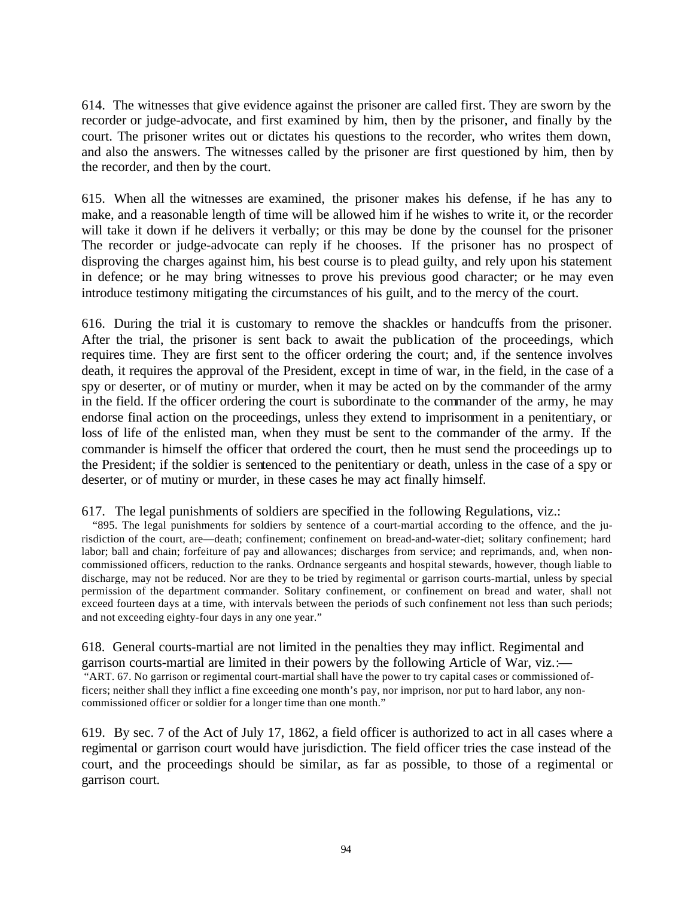614. The witnesses that give evidence against the prisoner are called first. They are sworn by the recorder or judge-advocate, and first examined by him, then by the prisoner, and finally by the court. The prisoner writes out or dictates his questions to the recorder, who writes them down, and also the answers. The witnesses called by the prisoner are first questioned by him, then by the recorder, and then by the court.

615. When all the witnesses are examined, the prisoner makes his defense, if he has any to make, and a reasonable length of time will be allowed him if he wishes to write it, or the recorder will take it down if he delivers it verbally; or this may be done by the counsel for the prisoner The recorder or judge-advocate can reply if he chooses. If the prisoner has no prospect of disproving the charges against him, his best course is to plead guilty, and rely upon his statement in defence; or he may bring witnesses to prove his previous good character; or he may even introduce testimony mitigating the circumstances of his guilt, and to the mercy of the court.

616. During the trial it is customary to remove the shackles or handcuffs from the prisoner. After the trial, the prisoner is sent back to await the publication of the proceedings, which requires time. They are first sent to the officer ordering the court; and, if the sentence involves death, it requires the approval of the President, except in time of war, in the field, in the case of a spy or deserter, or of mutiny or murder, when it may be acted on by the commander of the army in the field. If the officer ordering the court is subordinate to the commander of the army, he may endorse final action on the proceedings, unless they extend to imprisonment in a penitentiary, or loss of life of the enlisted man, when they must be sent to the commander of the army. If the commander is himself the officer that ordered the court, then he must send the proceedings up to the President; if the soldier is sentenced to the penitentiary or death, unless in the case of a spy or deserter, or of mutiny or murder, in these cases he may act finally himself.

617. The legal punishments of soldiers are specified in the following Regulations, viz.:

"895. The legal punishments for soldiers by sentence of a court-martial according to the offence, and the jurisdiction of the court, are—death; confinement; confinement on bread-and-water-diet; solitary confinement; hard labor; ball and chain; forfeiture of pay and allowances; discharges from service; and reprimands, and, when non-commissioned officers, reduction to the ranks. Ordnance sergeants and hospital stewards, however, though liable to discharge, may not be reduced. Nor are they to be tried by regimental or garrison courts-martial, unless by special permission of the department commander. Solitary confinement, or confinement on bread and water, shall not exceed fourteen days at a time, with intervals between the periods of such confinement not less than such periods; and not exceeding eighty-four days in any one year."

618. General courts-martial are not limited in the penalties they may inflict. Regimental and garrison courts-martial are limited in their powers by the following Article of War, viz.:—

"ART. 67. No garrison or regimental court-martial shall have the power to try capital cases or commissioned officers; neither shall they inflict a fine exceeding one month's pay, nor imprison, nor put to hard labor, any non-commissioned officer or soldier for a longer time than one month."

619. By sec. 7 of the Act of July 17, 1862, a field officer is authorized to act in all cases where a regimental or garrison court would have jurisdiction. The field officer tries the case instead of the court, and the proceedings should be similar, as far as possible, to those of a regimental or garrison court.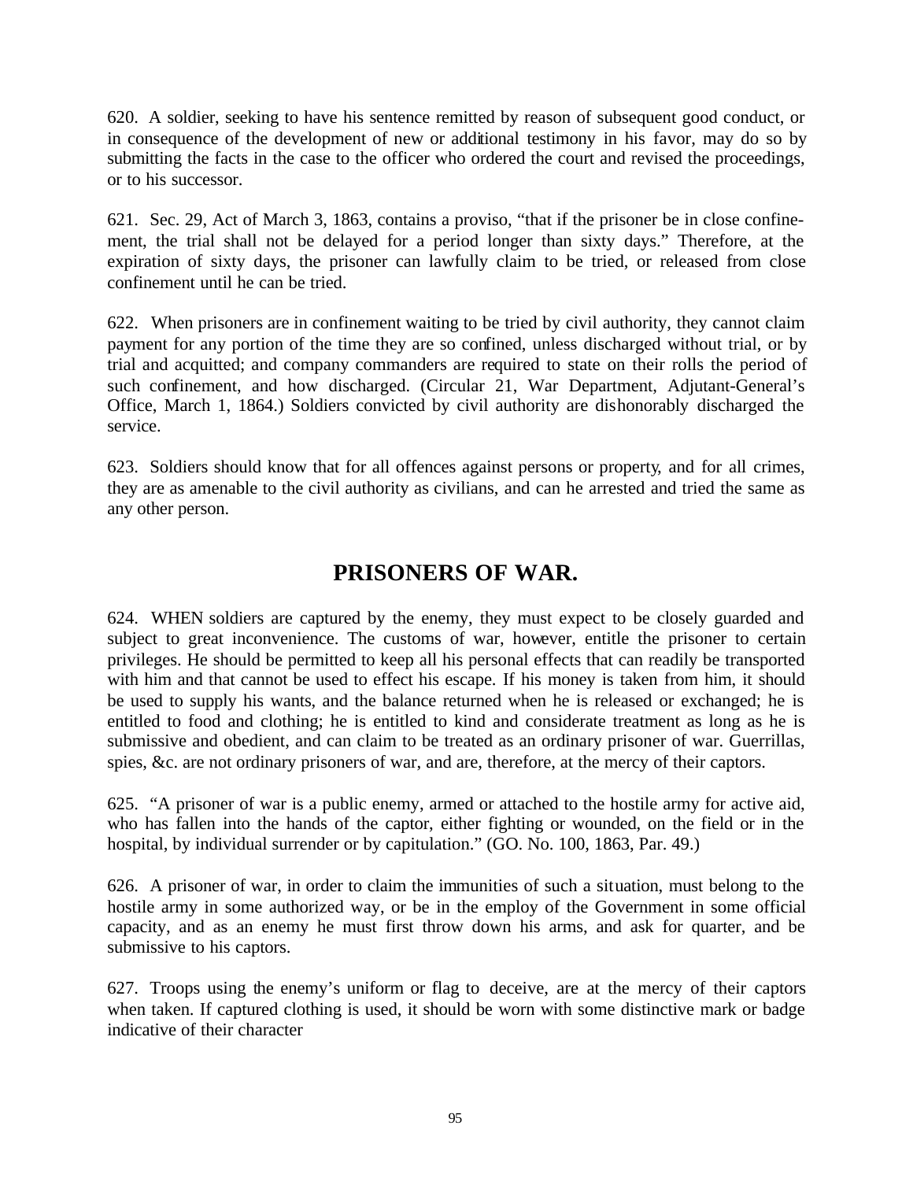620. A soldier, seeking to have his sentence remitted by reason of subsequent good conduct, or in consequence of the development of new or additional testimony in his favor, may do so by submitting the facts in the case to the officer who ordered the court and revised the proceedings, or to his successor.

621. Sec. 29, Act of March 3, 1863, contains a proviso, "that if the prisoner be in close confinement, the trial shall not be delayed for a period longer than sixty days." Therefore, at the expiration of sixty days, the prisoner can lawfully claim to be tried, or released from close confinement until he can be tried.

622. When prisoners are in confinement waiting to be tried by civil authority, they cannot claim payment for any portion of the time they are so confined, unless discharged without trial, or by trial and acquitted; and company commanders are required to state on their rolls the period of such confinement, and how discharged. (Circular 21, War Department, Adjutant-General's Office, March 1, 1864.) Soldiers convicted by civil authority are dishonorably discharged the service.

623. Soldiers should know that for all offences against persons or property, and for all crimes, they are as amenable to the civil authority as civilians, and can he arrested and tried the same as any other person.

## PRISONERS OF WAR.

624. WHEN soldiers are captured by the enemy, they must expect to be closely guarded and subject to great inconvenience. The customs of war, however, entitle the prisoner to certain privileges. He should be permitted to keep all his personal effects that can readily be transported with him and that cannot be used to effect his escape. If his money is taken from him, it should be used to supply his wants, and the balance returned when he is released or exchanged; he is entitled to food and clothing; he is entitled to kind and considerate treatment as long as he is submissive and obedient, and can claim to be treated as an ordinary prisoner of war. Guerrillas, spies, &c. are not ordinary prisoners of war, and are, therefore, at the mercy of their captors.

625. "A prisoner of war is a public enemy, armed or attached to the hostile army for active aid, who has fallen into the hands of the captor, either fighting or wounded, on the field or in the hospital, by individual surrender or by capitulation." (GO. No. 100, 1863, Par. 49.)

626. A prisoner of war, in order to claim the immunities of such a situation, must belong to the hostile army in some authorized way, or be in the employ of the Government in some official capacity, and as an enemy he must first throw down his arms, and ask for quarter, and be submissive to his captors.

627. Troops using the enemy's uniform or flag to deceive, are at the mercy of their captors when taken. If captured clothing is used, it should be worn with some distinctive mark or badge indicative of their character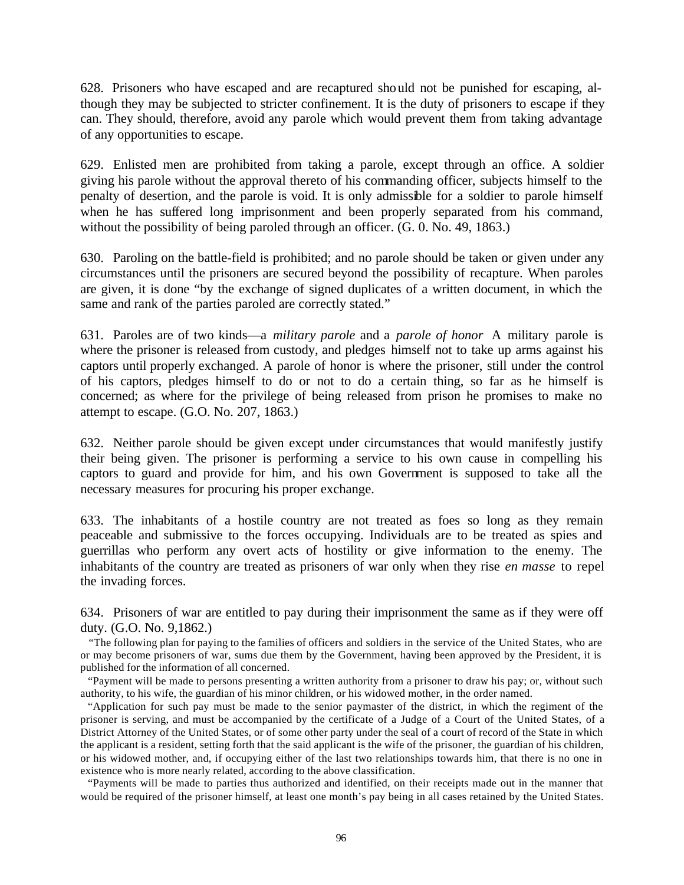628. Prisoners who have escaped and are recaptured should not be punished for escaping, although they may be subjected to stricter confinement. It is the duty of prisoners to escape if they can. They should, therefore, avoid any parole which would prevent them from taking advantage of any opportunities to escape.

629. Enlisted men are prohibited from taking a parole, except through an office. A soldier giving his parole without the approval thereto of his commanding officer, subjects himself to the penalty of desertion, and the parole is void. It is only admissible for a soldier to parole himself when he has suffered long imprisonment and been properly separated from his command, without the possibility of being paroled through an officer. (G. 0. No. 49, 1863.)

630. Paroling on the battle-field is prohibited; and no parole should be taken or given under any circumstances until the prisoners are secured beyond the possibility of recapture. When paroles are given, it is done "by the exchange of signed duplicates of a written document, in which the same and rank of the parties paroled are correctly stated."

631. Paroles are of two kinds—a *military parole* and a *parole of honor* A military parole is where the prisoner is released from custody, and pledges himself not to take up arms against his captors until properly exchanged. A parole of honor is where the prisoner, still under the control of his captors, pledges himself to do or not to do a certain thing, so far as he himself is concerned; as where for the privilege of being released from prison he promises to make no attempt to escape. (G.O. No. 207, 1863.)

632. Neither parole should be given except under circumstances that would manifestly justify their being given. The prisoner is performing a service to his own cause in compelling his captors to guard and provide for him, and his own Government is supposed to take all the necessary measures for procuring his proper exchange.

633. The inhabitants of a hostile country are not treated as foes so long as they remain peaceable and submissive to the forces occupying. Individuals are to be treated as spies and guerrillas who perform any overt acts of hostility or give information to the enemy. The inhabitants of the country are treated as prisoners of war only when they rise *en masse* to repel the invading forces.

634. Prisoners of war are entitled to pay during their imprisonment the same as if they were off duty. (G.O. No. 9,1862.)

"The following plan for paying to the families of officers and soldiers in the service of the United States, who are or may become prisoners of war, sums due them by the Government, having been approved by the President, it is published for the information of all concerned.

"Payment will be made to persons presenting a written authority from a prisoner to draw his pay; or, without such authority, to his wife, the guardian of his minor children, or his widowed mother, in the order named.

"Application for such pay must be made to the senior paymaster of the district, in which the regiment of the prisoner is serving, and must be accompanied by the certificate of a Judge of a Court of the United States, of a District Attorney of the United States, or of some other party under the seal of a court of record of the State in which the applicant is a resident, setting forth that the said applicant is the wife of the prisoner, the guardian of his children, or his widowed mother, and, if occupying either of the last two relationships towards him, that there is no one in existence who is more nearly related, according to the above classification.

"Payments will be made to parties thus authorized and identified, on their receipts made out in the manner that would be required of the prisoner himself, at least one month's pay being in all cases retained by the United States.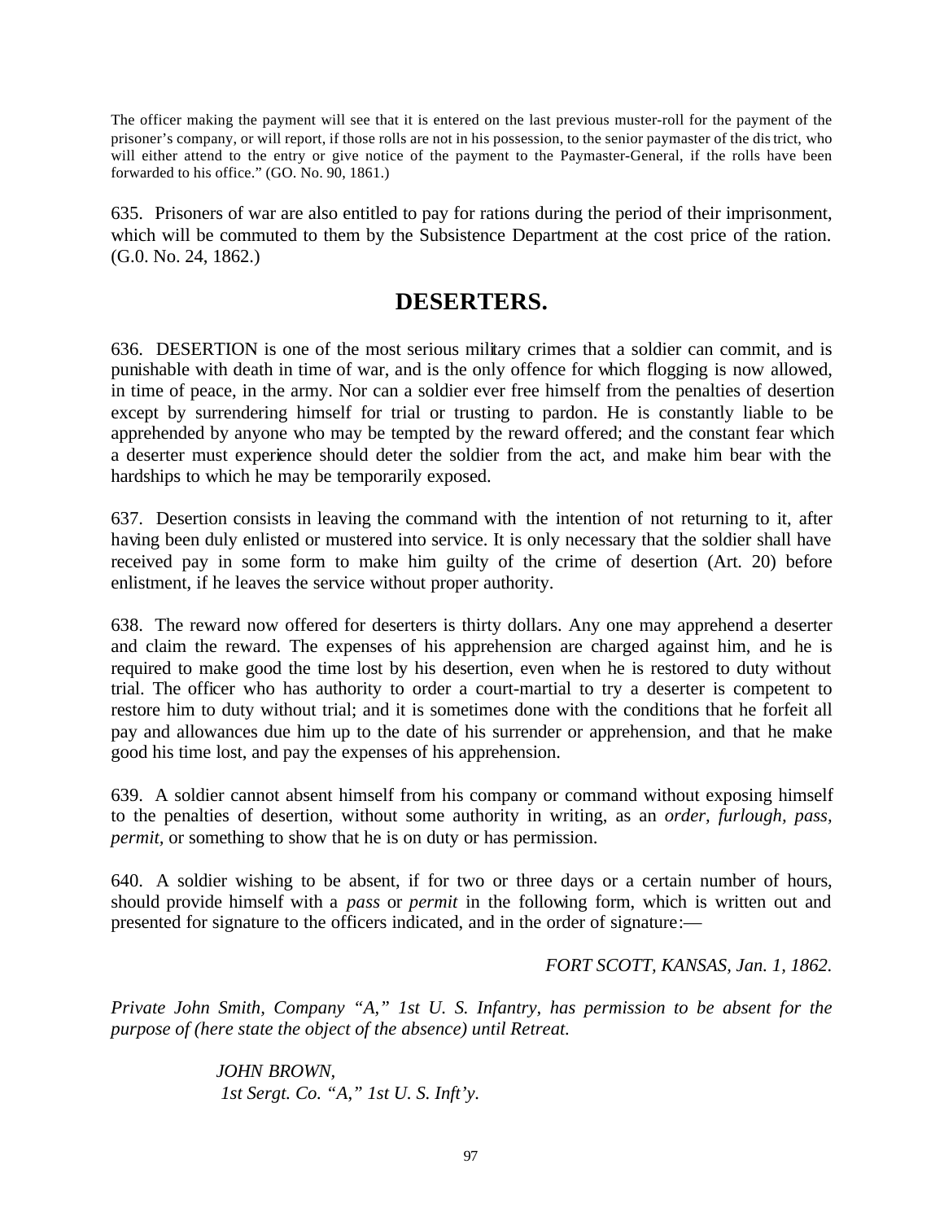The officer making the payment will see that it is entered on the last previous muster-roll for the payment of the prisoner's company, or will report, if those rolls are not in his possession, to the senior paymaster of the district, who will either attend to the entry or give notice of the payment to the Paymaster-General, if the rolls have been forwarded to his office." (GO. No. 90, 1861.)

635. Prisoners of war are also entitled to pay for rations during the period of their imprisonment, which will be commuted to them by the Subsistence Department at the cost price of the ration. (G.0. No. 24, 1862.)

## DESERTERS.

636. DESERTION is one of the most serious military crimes that a soldier can commit, and is punishable with death in time of war, and is the only offence for which flogging is now allowed, in time of peace, in the army. Nor can a soldier ever free himself from the penalties of desertion except by surrendering himself for trial or trusting to pardon. He is constantly liable to be apprehended by anyone who may be tempted by the reward offered; and the constant fear which a deserter must experience should deter the soldier from the act, and make him bear with the hardships to which he may be temporarily exposed.

637. Desertion consists in leaving the command with the intention of not returning to it, after having been duly enlisted or mustered into service. It is only necessary that the soldier shall have received pay in some form to make him guilty of the crime of desertion (Art. 20) before enlistment, if he leaves the service without proper authority.

638. The reward now offered for deserters is thirty dollars. Any one may apprehend a deserter and claim the reward. The expenses of his apprehension are charged against him, and he is required to make good the time lost by his desertion, even when he is restored to duty without trial. The officer who has authority to order a court-martial to try a deserter is competent to restore him to duty without trial; and it is sometimes done with the conditions that he forfeit all pay and allowances due him up to the date of his surrender or apprehension, and that he make good his time lost, and pay the expenses of his apprehension.

639. A soldier cannot absent himself from his company or command without exposing himself to the penalties of desertion, without some authority in writing, as an *order*, *furlough*, *pass*, *permit*, or something to show that he is on duty or has permission.

640. A soldier wishing to be absent, if for two or three days or a certain number of hours, should provide himself with a *pass* or *permit* in the following form, which is written out and presented for signature to the officers indicated, and in the order of signature:—

*FORT SCOTT, KANSAS, Jan. 1, 1862.*

*Private John Smith, Company "A," 1st U. S. Infantry, has permission to be absent for the purpose of (here state the object of the absence) until Retreat.*

*JOHN BROWN,*
*1st Sergt. Co. "A," 1st U. S. Inft'y.*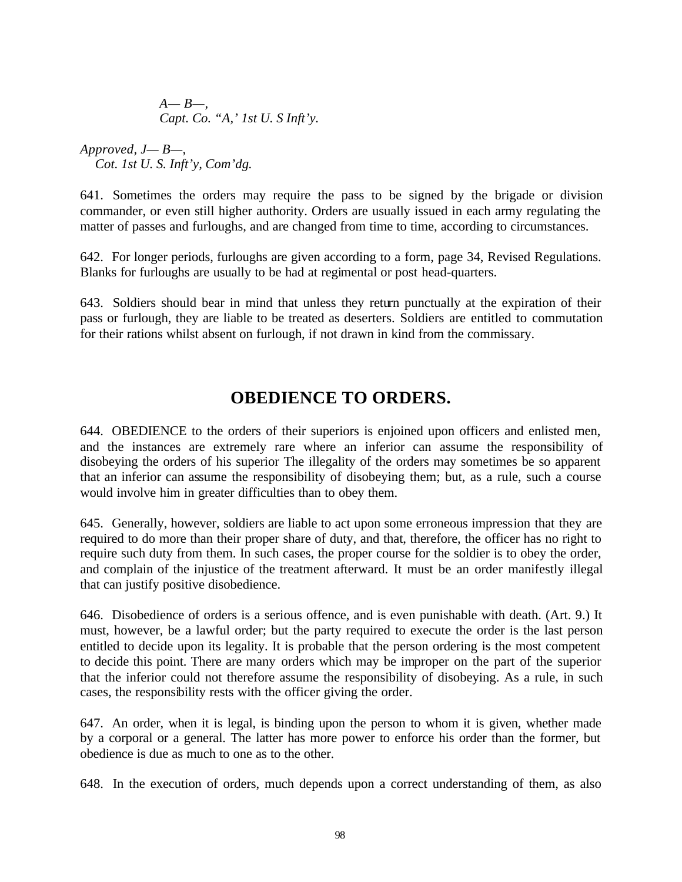*A— B—,*
*Capt. Co. "A,' 1st U. S Inft'y.*

*Approved, J— B—,*
*Cot. 1st U. S. Inft'y, Com'dg.*

641. Sometimes the orders may require the pass to be signed by the brigade or division commander, or even still higher authority. Orders are usually issued in each army regulating the matter of passes and furloughs, and are changed from time to time, according to circumstances.

642. For longer periods, furloughs are given according to a form, page 34, Revised Regulations. Blanks for furloughs are usually to be had at regimental or post head-quarters.

643. Soldiers should bear in mind that unless they return punctually at the expiration of their pass or furlough, they are liable to be treated as deserters. Soldiers are entitled to commutation for their rations whilst absent on furlough, if not drawn in kind from the commissary.

## OBEDIENCE TO ORDERS.

644. OBEDIENCE to the orders of their superiors is enjoined upon officers and enlisted men, and the instances are extremely rare where an inferior can assume the responsibility of disobeying the orders of his superior The illegality of the orders may sometimes be so apparent that an inferior can assume the responsibility of disobeying them; but, as a rule, such a course would involve him in greater difficulties than to obey them.

645. Generally, however, soldiers are liable to act upon some erroneous impression that they are required to do more than their proper share of duty, and that, therefore, the officer has no right to require such duty from them. In such cases, the proper course for the soldier is to obey the order, and complain of the injustice of the treatment afterward. It must be an order manifestly illegal that can justify positive disobedience.

646. Disobedience of orders is a serious offence, and is even punishable with death. (Art. 9.) It must, however, be a lawful order; but the party required to execute the order is the last person entitled to decide upon its legality. It is probable that the person ordering is the most competent to decide this point. There are many orders which may be improper on the part of the superior that the inferior could not therefore assume the responsibility of disobeying. As a rule, in such cases, the responsibility rests with the officer giving the order.

647. An order, when it is legal, is binding upon the person to whom it is given, whether made by a corporal or a general. The latter has more power to enforce his order than the former, but obedience is due as much to one as to the other.

648. In the execution of orders, much depends upon a correct understanding of them, as also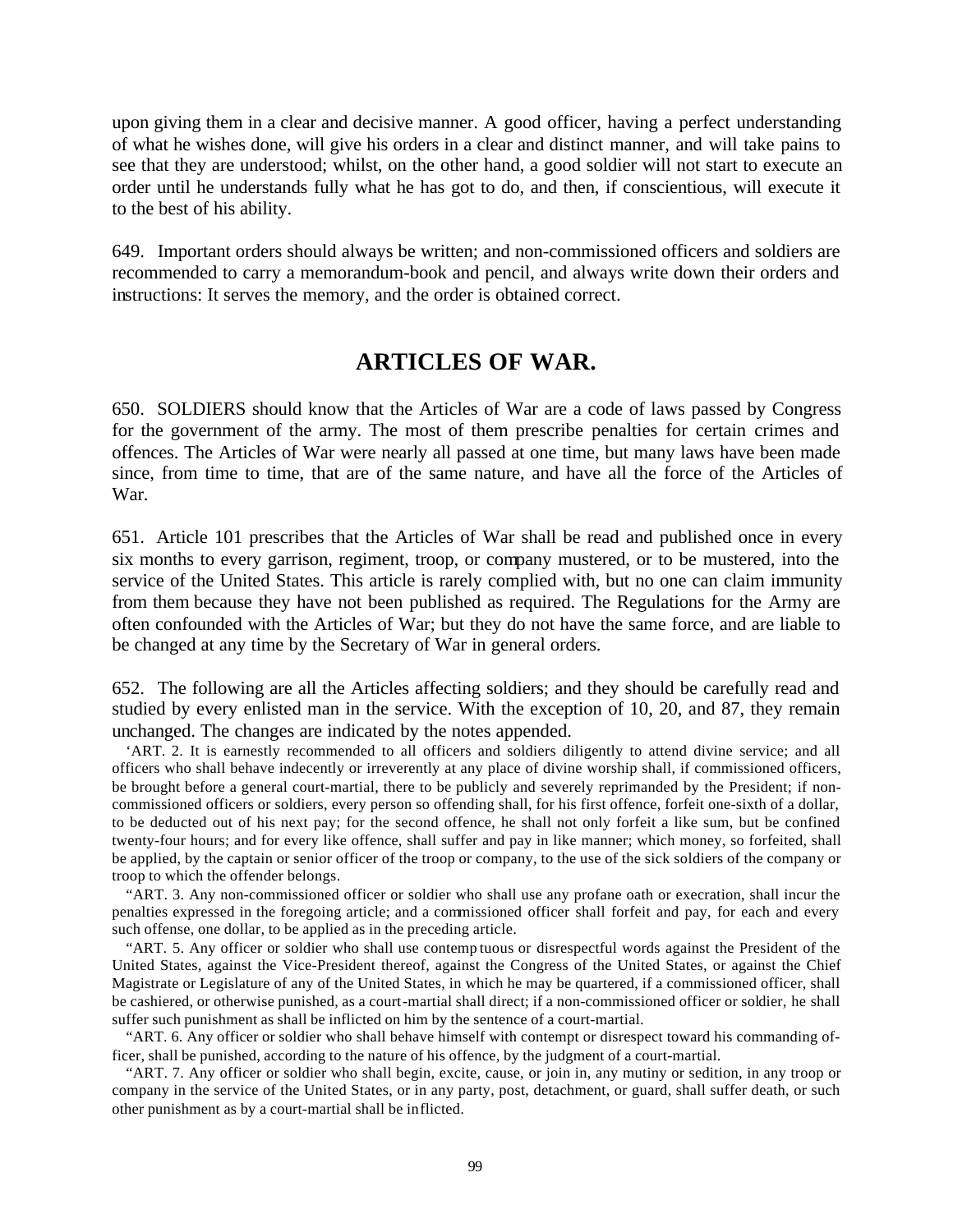upon giving them in a clear and decisive manner. A good officer, having a perfect understanding of what he wishes done, will give his orders in a clear and distinct manner, and will take pains to see that they are understood; whilst, on the other hand, a good soldier will not start to execute an order until he understands fully what he has got to do, and then, if conscientious, will execute it to the best of his ability.

649. Important orders should always be written; and non-commissioned officers and soldiers are recommended to carry a memorandum-book and pencil, and always write down their orders and instructions: It serves the memory, and the order is obtained correct.

## ARTICLES OF WAR.

650. SOLDIERS should know that the Articles of War are a code of laws passed by Congress for the government of the army. The most of them prescribe penalties for certain crimes and offences. The Articles of War were nearly all passed at one time, but many laws have been made since, from time to time, that are of the same nature, and have all the force of the Articles of War.

651. Article 101 prescribes that the Articles of War shall be read and published once in every six months to every garrison, regiment, troop, or company mustered, or to be mustered, into the service of the United States. This article is rarely complied with, but no one can claim immunity from them because they have not been published as required. The Regulations for the Army are often confounded with the Articles of War; but they do not have the same force, and are liable to be changed at any time by the Secretary of War in general orders.

652. The following are all the Articles affecting soldiers; and they should be carefully read and studied by every enlisted man in the service. With the exception of 10, 20, and 87, they remain unchanged. The changes are indicated by the notes appended.

'ART. 2. It is earnestly recommended to all officers and soldiers diligently to attend divine service; and all officers who shall behave indecently or irreverently at any place of divine worship shall, if commissioned officers, be brought before a general court-martial, there to be publicly and severely reprimanded by the President; if non-commissioned officers or soldiers, every person so offending shall, for his first offence, forfeit one-sixth of a dollar, to be deducted out of his next pay; for the second offence, he shall not only forfeit a like sum, but be confined twenty-four hours; and for every like offence, shall suffer and pay in like manner; which money, so forfeited, shall be applied, by the captain or senior officer of the troop or company, to the use of the sick soldiers of the company or troop to which the offender belongs.

"ART. 3. Any non-commissioned officer or soldier who shall use any profane oath or execration, shall incur the penalties expressed in the foregoing article; and a commissioned officer shall forfeit and pay, for each and every such offense, one dollar, to be applied as in the preceding article.

"ART. 5. Any officer or soldier who shall use contemptuous or disrespectful words against the President of the United States, against the Vice-President thereof, against the Congress of the United States, or against the Chief Magistrate or Legislature of any of the United States, in which he may be quartered, if a commissioned officer, shall be cashiered, or otherwise punished, as a court-martial shall direct; if a non-commissioned officer or soldier, he shall suffer such punishment as shall be inflicted on him by the sentence of a court-martial.

"ART. 6. Any officer or soldier who shall behave himself with contempt or disrespect toward his commanding officer, shall be punished, according to the nature of his offence, by the judgment of a court-martial.

"ART. 7. Any officer or soldier who shall begin, excite, cause, or join in, any mutiny or sedition, in any troop or company in the service of the United States, or in any party, post, detachment, or guard, shall suffer death, or such other punishment as by a court-martial shall be inflicted.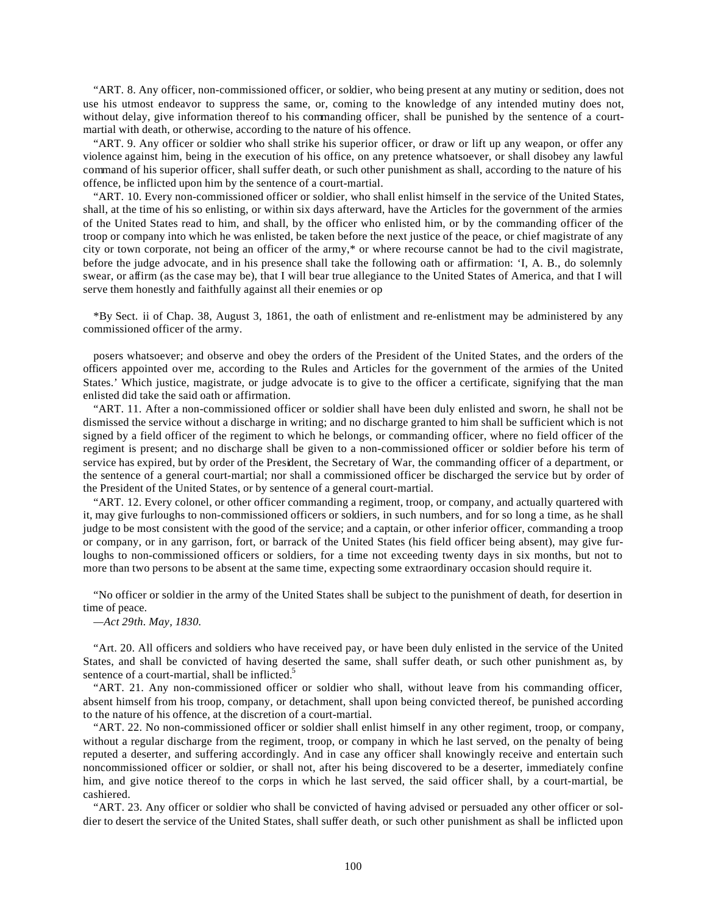"ART. 8. Any officer, non-commissioned officer, or soldier, who being present at any mutiny or sedition, does not use his utmost endeavor to suppress the same, or, coming to the knowledge of any intended mutiny does not, without delay, give information thereof to his commanding officer, shall be punished by the sentence of a court-martial with death, or otherwise, according to the nature of his offence.

"ART. 9. Any officer or soldier who shall strike his superior officer, or draw or lift up any weapon, or offer any violence against him, being in the execution of his office, on any pretence whatsoever, or shall disobey any lawful command of his superior officer, shall suffer death, or such other punishment as shall, according to the nature of his offence, be inflicted upon him by the sentence of a court-martial.

"ART. 10. Every non-commissioned officer or soldier, who shall enlist himself in the service of the United States, shall, at the time of his so enlisting, or within six days afterward, have the Articles for the government of the armies of the United States read to him, and shall, by the officer who enlisted him, or by the commanding officer of the troop or company into which he was enlisted, be taken before the next justice of the peace, or chief magistrate of any city or town corporate, not being an officer of the army,* or where recourse cannot be had to the civil magistrate, before the judge advocate, and in his presence shall take the following oath or affirmation: 'I, A. B., do solemnly swear, or affirm (as the case may be), that I will bear true allegiance to the United States of America, and that I will serve them honestly and faithfully against all their enemies or opposers whatsoever; and observe and obey the orders of the President of the United States, and the orders of the officers appointed over me, according to the Rules and Articles for the government of the armies of the United States.' Which justice, magistrate, or judge advocate is to give to the officer a certificate, signifying that the man enlisted did take the said oath or affirmation.

*By Sect. ii of Chap. 38, August 3, 1861, the oath of enlistment and re-enlistment may be administered by any commissioned officer of the army.

"ART. 11. After a non-commissioned officer or soldier shall have been duly enlisted and sworn, he shall not be dismissed the service without a discharge in writing; and no discharge granted to him shall be sufficient which is not signed by a field officer of the regiment to which he belongs, or commanding officer, where no field officer of the regiment is present; and no discharge shall be given to a non-commissioned officer or soldier before his term of service has expired, but by order of the President, the Secretary of War, the commanding officer of a department, or the sentence of a general court-martial; nor shall a commissioned officer be discharged the service but by order of the President of the United States, or by sentence of a general court-martial.

"ART. 12. Every colonel, or other officer commanding a regiment, troop, or company, and actually quartered with it, may give furloughs to non-commissioned officers or soldiers, in such numbers, and for so long a time, as he shall judge to be most consistent with the good of the service; and a captain, or other inferior officer, commanding a troop or company, or in any garrison, fort, or barrack of the United States (his field officer being absent), may give furloughs to non-commissioned officers or soldiers, for a time not exceeding twenty days in six months, but not to more than two persons to be absent at the same time, expecting some extraordinary occasion should require it.

"No officer or soldier in the army of the United States shall be subject to the punishment of death, for desertion in time of peace.

—*Act 29th. May, 1830.*

"Art. 20. All officers and soldiers who have received pay, or have been duly enlisted in the service of the United States, and shall be convicted of having deserted the same, shall suffer death, or such other punishment as, by sentence of a court-martial, shall be inflicted.[5]

"ART. 21. Any non-commissioned officer or soldier who shall, without leave from his commanding officer, absent himself from his troop, company, or detachment, shall upon being convicted thereof, be punished according to the nature of his offence, at the discretion of a court-martial.

"ART. 22. No non-commissioned officer or soldier shall enlist himself in any other regiment, troop, or company, without a regular discharge from the regiment, troop, or company in which he last served, on the penalty of being reputed a deserter, and suffering accordingly. And in case any officer shall knowingly receive and entertain such noncommissioned officer or soldier, or shall not, after his being discovered to be a deserter, immediately confine him, and give notice thereof to the corps in which he last served, the said officer shall, by a court-martial, be cashiered.

"ART. 23. Any officer or soldier who shall be convicted of having advised or persuaded any other officer or soldier to desert the service of the United States, shall suffer death, or such other punishment as shall be inflicted upon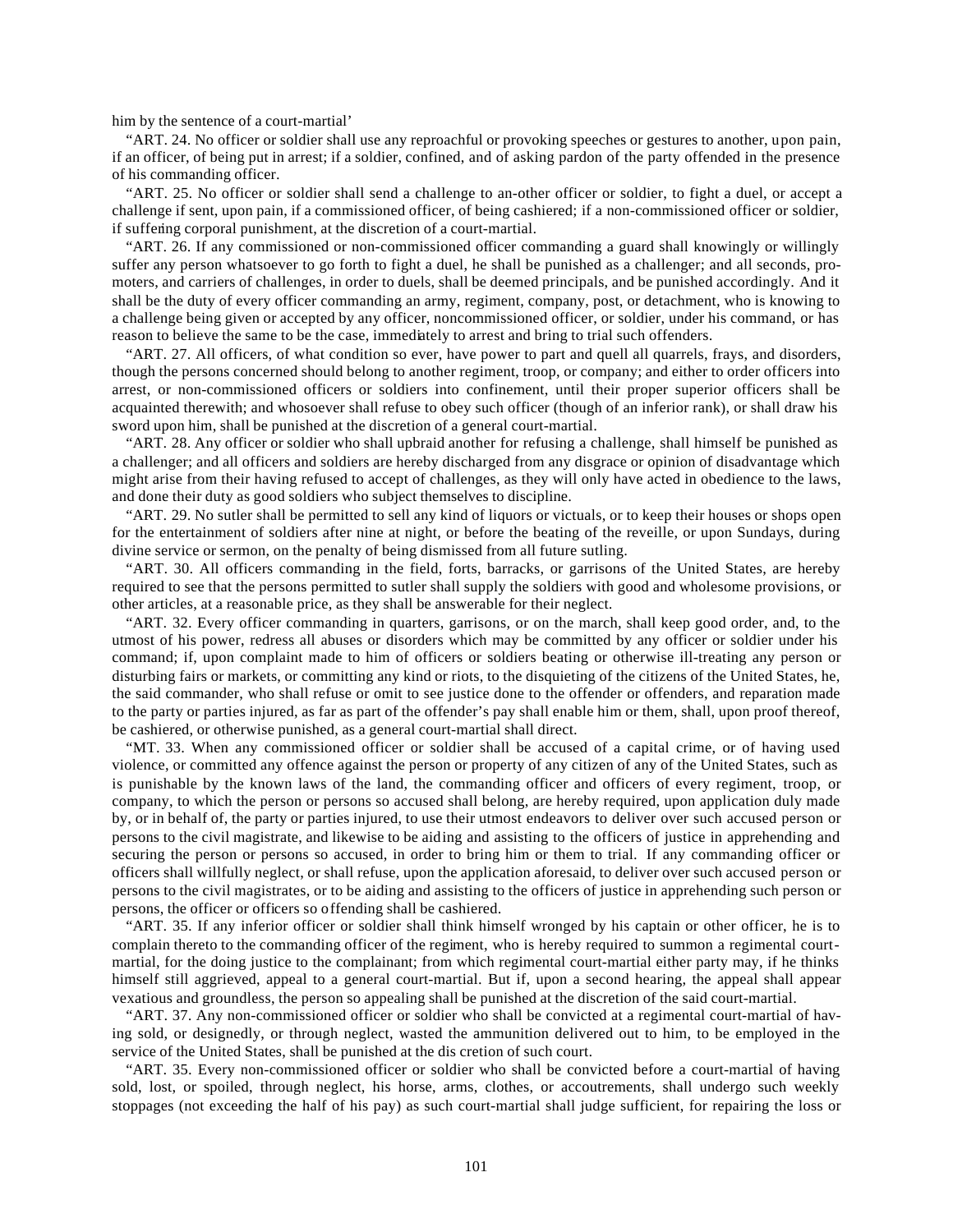him by the sentence of a court-martial'

"ART. 24. No officer or soldier shall use any reproachful or provoking speeches or gestures to another, upon pain, if an officer, of being put in arrest; if a soldier, confined, and of asking pardon of the party offended in the presence of his commanding officer.

"ART. 25. No officer or soldier shall send a challenge to an-other officer or soldier, to fight a duel, or accept a challenge if sent, upon pain, if a commissioned officer, of being cashiered; if a non-commissioned officer or soldier, if suffering corporal punishment, at the discretion of a court-martial.

"ART. 26. If any commissioned or non-commissioned officer commanding a guard shall knowingly or willingly suffer any person whatsoever to go forth to fight a duel, he shall be punished as a challenger; and all seconds, promoters, and carriers of challenges, in order to duels, shall be deemed principals, and be punished accordingly. And it shall be the duty of every officer commanding an army, regiment, company, post, or detachment, who is knowing to a challenge being given or accepted by any officer, noncommissioned officer, or soldier, under his command, or has reason to believe the same to be the case, immediately to arrest and bring to trial such offenders.

"ART. 27. All officers, of what condition so ever, have power to part and quell all quarrels, frays, and disorders, though the persons concerned should belong to another regiment, troop, or company; and either to order officers into arrest, or non-commissioned officers or soldiers into confinement, until their proper superior officers shall be acquainted therewith; and whosoever shall refuse to obey such officer (though of an inferior rank), or shall draw his sword upon him, shall be punished at the discretion of a general court-martial.

"ART. 28. Any officer or soldier who shall upbraid another for refusing a challenge, shall himself be punished as a challenger; and all officers and soldiers are hereby discharged from any disgrace or opinion of disadvantage which might arise from their having refused to accept of challenges, as they will only have acted in obedience to the laws, and done their duty as good soldiers who subject themselves to discipline.

"ART. 29. No sutler shall be permitted to sell any kind of liquors or victuals, or to keep their houses or shops open for the entertainment of soldiers after nine at night, or before the beating of the reveille, or upon Sundays, during divine service or sermon, on the penalty of being dismissed from all future sutling.

"ART. 30. All officers commanding in the field, forts, barracks, or garrisons of the United States, are hereby required to see that the persons permitted to sutler shall supply the soldiers with good and wholesome provisions, or other articles, at a reasonable price, as they shall be answerable for their neglect.

"ART. 32. Every officer commanding in quarters, garrisons, or on the march, shall keep good order, and, to the utmost of his power, redress all abuses or disorders which may be committed by any officer or soldier under his command; if, upon complaint made to him of officers or soldiers beating or otherwise ill-treating any person or disturbing fairs or markets, or committing any kind or riots, to the disquieting of the citizens of the United States, he, the said commander, who shall refuse or omit to see justice done to the offender or offenders, and reparation made to the party or parties injured, as far as part of the offender's pay shall enable him or them, shall, upon proof thereof, be cashiered, or otherwise punished, as a general court-martial shall direct.

"MT. 33. When any commissioned officer or soldier shall be accused of a capital crime, or of having used violence, or committed any offence against the person or property of any citizen of any of the United States, such as is punishable by the known laws of the land, the commanding officer and officers of every regiment, troop, or company, to which the person or persons so accused shall belong, are hereby required, upon application duly made by, or in behalf of, the party or parties injured, to use their utmost endeavors to deliver over such accused person or persons to the civil magistrate, and likewise to be aiding and assisting to the officers of justice in apprehending and securing the person or persons so accused, in order to bring him or them to trial. If any commanding officer or officers shall willfully neglect, or shall refuse, upon the application aforesaid, to deliver over such accused person or persons to the civil magistrates, or to be aiding and assisting to the officers of justice in apprehending such person or persons, the officer or officers so offending shall be cashiered.

"ART. 35. If any inferior officer or soldier shall think himself wronged by his captain or other officer, he is to complain thereto to the commanding officer of the regiment, who is hereby required to summon a regimental court-martial, for the doing justice to the complainant; from which regimental court-martial either party may, if he thinks himself still aggrieved, appeal to a general court-martial. But if, upon a second hearing, the appeal shall appear vexatious and groundless, the person so appealing shall be punished at the discretion of the said court-martial.

"ART. 37. Any non-commissioned officer or soldier who shall be convicted at a regimental court-martial of having sold, or designedly, or through neglect, wasted the ammunition delivered out to him, to be employed in the service of the United States, shall be punished at the dis cretion of such court.

"ART. 35. Every non-commissioned officer or soldier who shall be convicted before a court-martial of having sold, lost, or spoiled, through neglect, his horse, arms, clothes, or accoutrements, shall undergo such weekly stoppages (not exceeding the half of his pay) as such court-martial shall judge sufficient, for repairing the loss or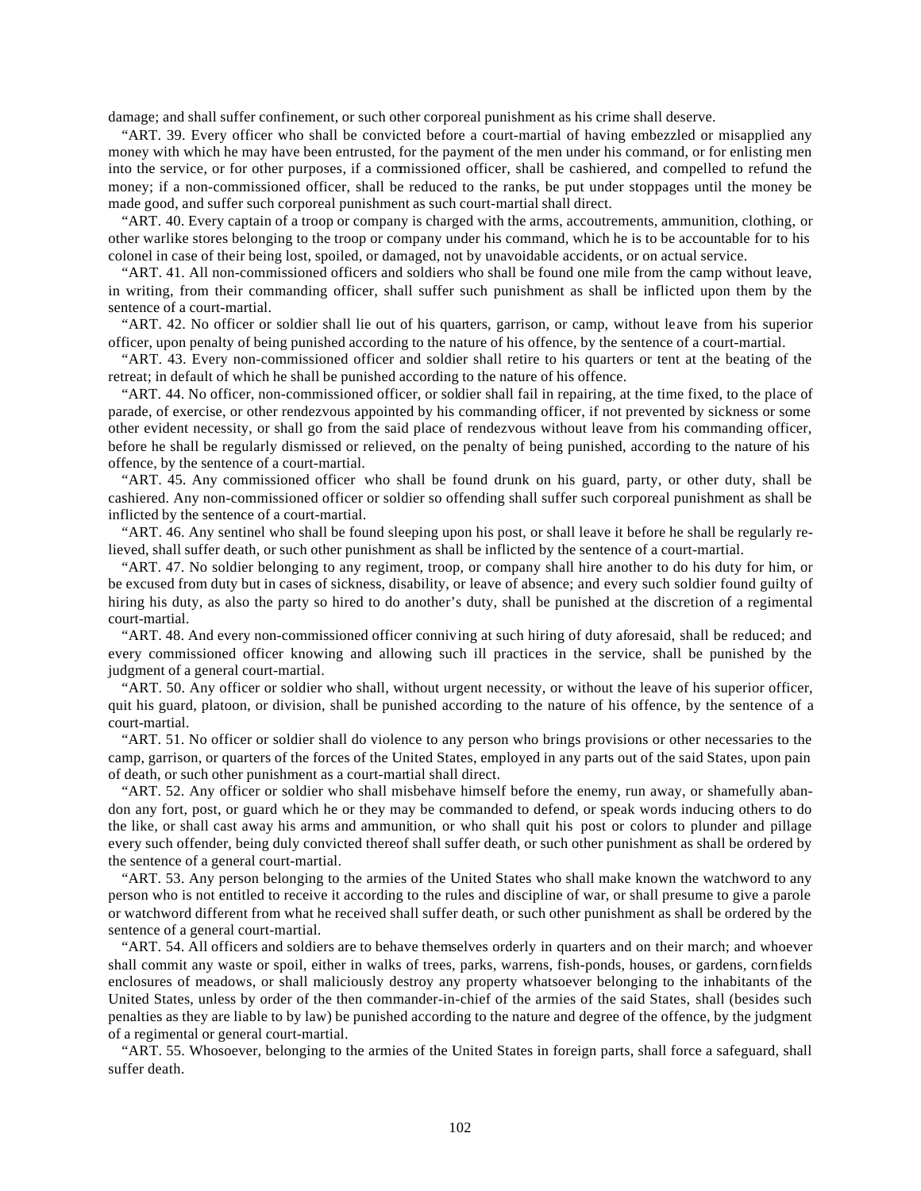damage; and shall suffer confinement, or such other corporeal punishment as his crime shall deserve.

"ART. 39. Every officer who shall be convicted before a court-martial of having embezzled or misapplied any money with which he may have been entrusted, for the payment of the men under his command, or for enlisting men into the service, or for other purposes, if a commissioned officer, shall be cashiered, and compelled to refund the money; if a non-commissioned officer, shall be reduced to the ranks, be put under stoppages until the money be made good, and suffer such corporeal punishment as such court-martial shall direct.

"ART. 40. Every captain of a troop or company is charged with the arms, accoutrements, ammunition, clothing, or other warlike stores belonging to the troop or company under his command, which he is to be accountable for to his colonel in case of their being lost, spoiled, or damaged, not by unavoidable accidents, or on actual service.

"ART. 41. All non-commissioned officers and soldiers who shall be found one mile from the camp without leave, in writing, from their commanding officer, shall suffer such punishment as shall be inflicted upon them by the sentence of a court-martial.

"ART. 42. No officer or soldier shall lie out of his quarters, garrison, or camp, without leave from his superior officer, upon penalty of being punished according to the nature of his offence, by the sentence of a court-martial.

"ART. 43. Every non-commissioned officer and soldier shall retire to his quarters or tent at the beating of the retreat; in default of which he shall be punished according to the nature of his offence.

"ART. 44. No officer, non-commissioned officer, or soldier shall fail in repairing, at the time fixed, to the place of parade, of exercise, or other rendezvous appointed by his commanding officer, if not prevented by sickness or some other evident necessity, or shall go from the said place of rendezvous without leave from his commanding officer, before he shall be regularly dismissed or relieved, on the penalty of being punished, according to the nature of his offence, by the sentence of a court-martial.

"ART. 45. Any commissioned officer who shall be found drunk on his guard, party, or other duty, shall be cashiered. Any non-commissioned officer or soldier so offending shall suffer such corporeal punishment as shall be inflicted by the sentence of a court-martial.

"ART. 46. Any sentinel who shall be found sleeping upon his post, or shall leave it before he shall be regularly relieved, shall suffer death, or such other punishment as shall be inflicted by the sentence of a court-martial.

"ART. 47. No soldier belonging to any regiment, troop, or company shall hire another to do his duty for him, or be excused from duty but in cases of sickness, disability, or leave of absence; and every such soldier found guilty of hiring his duty, as also the party so hired to do another's duty, shall be punished at the discretion of a regimental court-martial.

"ART. 48. And every non-commissioned officer conniving at such hiring of duty aforesaid, shall be reduced; and every commissioned officer knowing and allowing such ill practices in the service, shall be punished by the judgment of a general court-martial.

"ART. 50. Any officer or soldier who shall, without urgent necessity, or without the leave of his superior officer, quit his guard, platoon, or division, shall be punished according to the nature of his offence, by the sentence of a court-martial.

"ART. 51. No officer or soldier shall do violence to any person who brings provisions or other necessaries to the camp, garrison, or quarters of the forces of the United States, employed in any parts out of the said States, upon pain of death, or such other punishment as a court-martial shall direct.

"ART. 52. Any officer or soldier who shall misbehave himself before the enemy, run away, or shamefully abandon any fort, post, or guard which he or they may be commanded to defend, or speak words inducing others to do the like, or shall cast away his arms and ammunition, or who shall quit his post or colors to plunder and pillage every such offender, being duly convicted thereof shall suffer death, or such other punishment as shall be ordered by the sentence of a general court-martial.

"ART. 53. Any person belonging to the armies of the United States who shall make known the watchword to any person who is not entitled to receive it according to the rules and discipline of war, or shall presume to give a parole or watchword different from what he received shall suffer death, or such other punishment as shall be ordered by the sentence of a general court-martial.

"ART. 54. All officers and soldiers are to behave themselves orderly in quarters and on their march; and whoever shall commit any waste or spoil, either in walks of trees, parks, warrens, fish-ponds, houses, or gardens, cornfields enclosures of meadows, or shall maliciously destroy any property whatsoever belonging to the inhabitants of the United States, unless by order of the then commander-in-chief of the armies of the said States, shall (besides such penalties as they are liable to by law) be punished according to the nature and degree of the offence, by the judgment of a regimental or general court-martial.

"ART. 55. Whosoever, belonging to the armies of the United States in foreign parts, shall force a safeguard, shall suffer death.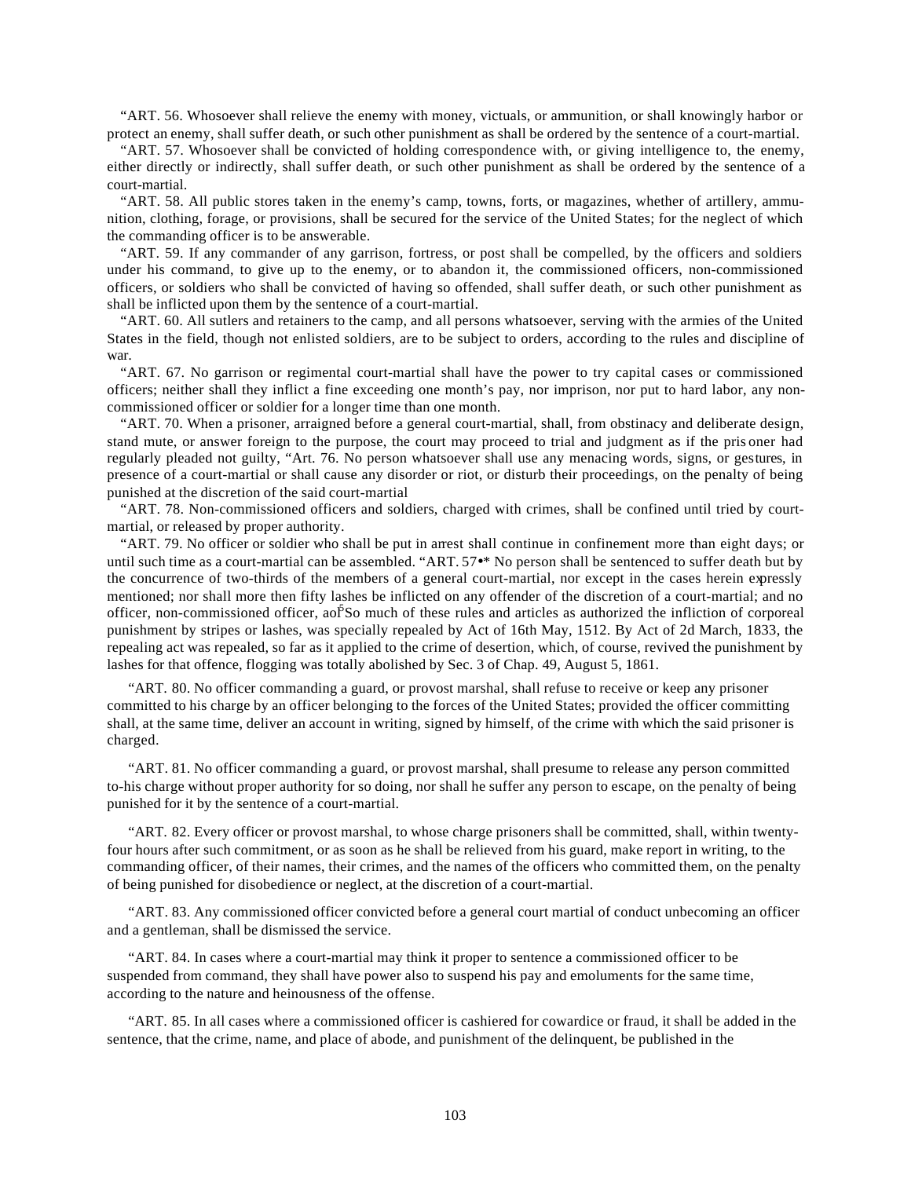"ART. 56. Whosoever shall relieve the enemy with money, victuals, or ammunition, or shall knowingly harbor or protect an enemy, shall suffer death, or such other punishment as shall be ordered by the sentence of a court-martial.

"ART. 57. Whosoever shall be convicted of holding correspondence with, or giving intelligence to, the enemy, either directly or indirectly, shall suffer death, or such other punishment as shall be ordered by the sentence of a court-martial.

"ART. 58. All public stores taken in the enemy's camp, towns, forts, or magazines, whether of artillery, ammunition, clothing, forage, or provisions, shall be secured for the service of the United States; for the neglect of which the commanding officer is to be answerable.

"ART. 59. If any commander of any garrison, fortress, or post shall be compelled, by the officers and soldiers under his command, to give up to the enemy, or to abandon it, the commissioned officers, non-commissioned officers, or soldiers who shall be convicted of having so offended, shall suffer death, or such other punishment as shall be inflicted upon them by the sentence of a court-martial.

"ART. 60. All sutlers and retainers to the camp, and all persons whatsoever, serving with the armies of the United States in the field, though not enlisted soldiers, are to be subject to orders, according to the rules and discipline of war.

"ART. 67. No garrison or regimental court-martial shall have the power to try capital cases or commissioned officers; neither shall they inflict a fine exceeding one month's pay, nor imprison, nor put to hard labor, any non-commissioned officer or soldier for a longer time than one month.

"ART. 70. When a prisoner, arraigned before a general court-martial, shall, from obstinacy and deliberate design, stand mute, or answer foreign to the purpose, the court may proceed to trial and judgment as if the pris oner had regularly pleaded not guilty, "Art. 76. No person whatsoever shall use any menacing words, signs, or gestures, in presence of a court-martial or shall cause any disorder or riot, or disturb their proceedings, on the penalty of being punished at the discretion of the said court-martial

"ART. 78. Non-commissioned officers and soldiers, charged with crimes, shall be confined until tried by court-martial, or released by proper authority.

"ART. 79. No officer or soldier who shall be put in arrest shall continue in confinement more than eight days; or until such time as a court-martial can be assembled. "ART. 57•* No person shall be sentenced to suffer death but by the concurrence of two-thirds of the members of a general court-martial, nor except in the cases herein expressly mentioned; nor shall more then fifty lashes be inflicted on any offender of the discretion of a court-martial; and no officer, non-commissioned officer, ao[5]So much of these rules and articles as authorized the infliction of corporeal punishment by stripes or lashes, was specially repealed by Act of 16th May, 1512. By Act of 2d March, 1833, the repealing act was repealed, so far as it applied to the crime of desertion, which, of course, revived the punishment by lashes for that offence, flogging was totally abolished by Sec. 3 of Chap. 49, August 5, 1861.

"ART. 80. No officer commanding a guard, or provost marshal, shall refuse to receive or keep any prisoner committed to his charge by an officer belonging to the forces of the United States; provided the officer committing shall, at the same time, deliver an account in writing, signed by himself, of the crime with which the said prisoner is charged.

"ART. 81. No officer commanding a guard, or provost marshal, shall presume to release any person committed to-his charge without proper authority for so doing, nor shall he suffer any person to escape, on the penalty of being punished for it by the sentence of a court-martial.

"ART. 82. Every officer or provost marshal, to whose charge prisoners shall be committed, shall, within twenty-four hours after such commitment, or as soon as he shall be relieved from his guard, make report in writing, to the commanding officer, of their names, their crimes, and the names of the officers who committed them, on the penalty of being punished for disobedience or neglect, at the discretion of a court-martial.

"ART. 83. Any commissioned officer convicted before a general court martial of conduct unbecoming an officer and a gentleman, shall be dismissed the service.

"ART. 84. In cases where a court-martial may think it proper to sentence a commissioned officer to be suspended from command, they shall have power also to suspend his pay and emoluments for the same time, according to the nature and heinousness of the offense.

"ART. 85. In all cases where a commissioned officer is cashiered for cowardice or fraud, it shall be added in the sentence, that the crime, name, and place of abode, and punishment of the delinquent, be published in the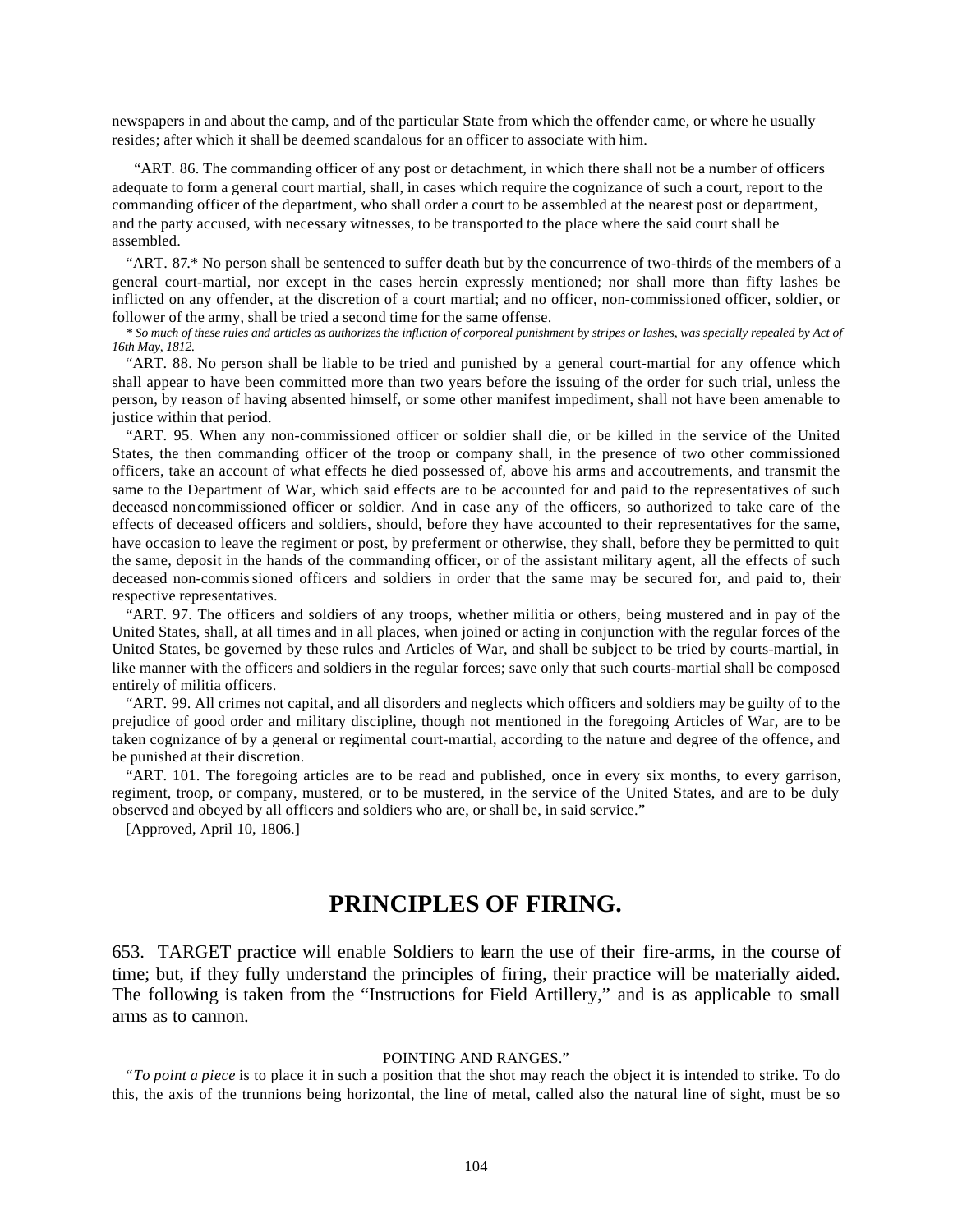newspapers in and about the camp, and of the particular State from which the offender came, or where he usually resides; after which it shall be deemed scandalous for an officer to associate with him.

"ART. 86. The commanding officer of any post or detachment, in which there shall not be a number of officers adequate to form a general court martial, shall, in cases which require the cognizance of such a court, report to the commanding officer of the department, who shall order a court to be assembled at the nearest post or department, and the party accused, with necessary witnesses, to be transported to the place where the said court shall be assembled.

"ART. 87.* No person shall be sentenced to suffer death but by the concurrence of two-thirds of the members of a general court-martial, nor except in the cases herein expressly mentioned; nor shall more than fifty lashes be inflicted on any offender, at the discretion of a court martial; and no officer, non-commissioned officer, soldier, or follower of the army, shall be tried a second time for the same offense.

*\* So much of these rules and articles as authorizes the infliction of corporeal punishment by stripes or lashes, was specially repealed by Act of 16th May, 1812.*

"ART. 88. No person shall be liable to be tried and punished by a general court-martial for any offence which shall appear to have been committed more than two years before the issuing of the order for such trial, unless the person, by reason of having absented himself, or some other manifest impediment, shall not have been amenable to justice within that period.

"ART. 95. When any non-commissioned officer or soldier shall die, or be killed in the service of the United States, the then commanding officer of the troop or company shall, in the presence of two other commissioned officers, take an account of what effects he died possessed of, above his arms and accoutrements, and transmit the same to the Department of War, which said effects are to be accounted for and paid to the representatives of such deceased noncommissioned officer or soldier. And in case any of the officers, so authorized to take care of the effects of deceased officers and soldiers, should, before they have accounted to their representatives for the same, have occasion to leave the regiment or post, by preferment or otherwise, they shall, before they be permitted to quit the same, deposit in the hands of the commanding officer, or of the assistant military agent, all the effects of such deceased non-commissioned officers and soldiers in order that the same may be secured for, and paid to, their respective representatives.

"ART. 97. The officers and soldiers of any troops, whether militia or others, being mustered and in pay of the United States, shall, at all times and in all places, when joined or acting in conjunction with the regular forces of the United States, be governed by these rules and Articles of War, and shall be subject to be tried by courts-martial, in like manner with the officers and soldiers in the regular forces; save only that such courts-martial shall be composed entirely of militia officers.

"ART. 99. All crimes not capital, and all disorders and neglects which officers and soldiers may be guilty of to the prejudice of good order and military discipline, though not mentioned in the foregoing Articles of War, are to be taken cognizance of by a general or regimental court-martial, according to the nature and degree of the offence, and be punished at their discretion.

"ART. 101. The foregoing articles are to be read and published, once in every six months, to every garrison, regiment, troop, or company, mustered, or to be mustered, in the service of the United States, and are to be duly observed and obeyed by all officers and soldiers who are, or shall be, in said service."

[Approved, April 10, 1806.]

## PRINCIPLES OF FIRING.

653. TARGET practice will enable Soldiers to learn the use of their fire-arms, in the course of time; but, if they fully understand the principles of firing, their practice will be materially aided. The following is taken from the "Instructions for Field Artillery," and is as applicable to small arms as to cannon.

POINTING AND RANGES."

"*To point a piece* is to place it in such a position that the shot may reach the object it is intended to strike. To do this, the axis of the trunnions being horizontal, the line of metal, called also the natural line of sight, must be so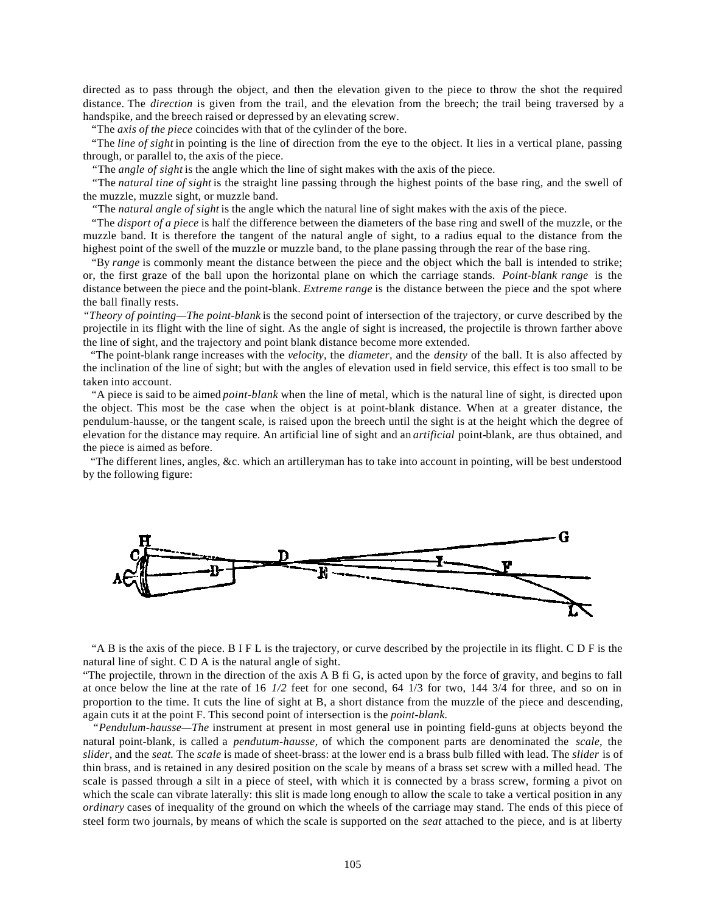directed as to pass through the object, and then the elevation given to the piece to throw the shot the required distance. The *direction* is given from the trail, and the elevation from the breech; the trail being traversed by a handspike, and the breech raised or depressed by an elevating screw.

"The *axis of the piece* coincides with that of the cylinder of the bore.

"The *line of sight* in pointing is the line of direction from the eye to the object. It lies in a vertical plane, passing through, or parallel to, the axis of the piece.

"The *angle of sight* is the angle which the line of sight makes with the axis of the piece.

"The *natural tine of sight* is the straight line passing through the highest points of the base ring, and the swell of the muzzle, muzzle sight, or muzzle band.

"The *natural angle of sight* is the angle which the natural line of sight makes with the axis of the piece.

"The *disport of a piece* is half the difference between the diameters of the base ring and swell of the muzzle, or the muzzle band. It is therefore the tangent of the natural angle of sight, to a radius equal to the distance from the highest point of the swell of the muzzle or muzzle band, to the plane passing through the rear of the base ring.

"By *range* is commonly meant the distance between the piece and the object which the ball is intended to strike; or, the first graze of the ball upon the horizontal plane on which the carriage stands. *Point-blank range* is the distance between the piece and the point-blank. *Extreme range* is the distance between the piece and the spot where the ball finally rests.

"*Theory of pointing—The point-blank* is the second point of intersection of the trajectory, or curve described by the projectile in its flight with the line of sight. As the angle of sight is increased, the projectile is thrown farther above the line of sight, and the trajectory and point blank distance become more extended.

"The point-blank range increases with the *velocity*, the *diameter*, and the *density* of the ball. It is also affected by the inclination of the line of sight; but with the angles of elevation used in field service, this effect is too small to be taken into account.

"A piece is said to be aimed *point-blank* when the line of metal, which is the natural line of sight, is directed upon the object. This most be the case when the object is at point-blank distance. When at a greater distance, the pendulum-hausse, or the tangent scale, is raised upon the breech until the sight is at the height which the degree of elevation for the distance may require. An artificial line of sight and an *artificial* point-blank, are thus obtained, and the piece is aimed as before.

"The different lines, angles, &c. which an artilleryman has to take into account in pointing, will be best understood by the following figure:

"A B is the axis of the piece. B I F L is the trajectory, or curve described by the projectile in its flight. C D F is the natural line of sight. C D A is the natural angle of sight.

"The projectile, thrown in the direction of the axis A B fi G, is acted upon by the force of gravity, and begins to fall at once below the line at the rate of 16 *1/2* feet for one second, 64 1/3 for two, 144 3/4 for three, and so on in proportion to the time. It cuts the line of sight at B, a short distance from the muzzle of the piece and descending, again cuts it at the point F. This second point of intersection is the *point-blank.*

"*Pendulum-hausse—The* instrument at present in most general use in pointing field-guns at objects beyond the natural point-blank, is called a *pendutum-hausse*, of which the component parts are denominated the *scale*, the *slider*, and the *seat.* The *scale* is made of sheet-brass: at the lower end is a brass bulb filled with lead. The *slider* is of thin brass, and is retained in any desired position on the scale by means of a brass set screw with a milled head. The scale is passed through a silt in a piece of steel, with which it is connected by a brass screw, forming a pivot on which the scale can vibrate laterally: this slit is made long enough to allow the scale to take a vertical position in any *ordinary* cases of inequality of the ground on which the wheels of the carriage may stand. The ends of this piece of steel form two journals, by means of which the scale is supported on the *seat* attached to the piece, and is at liberty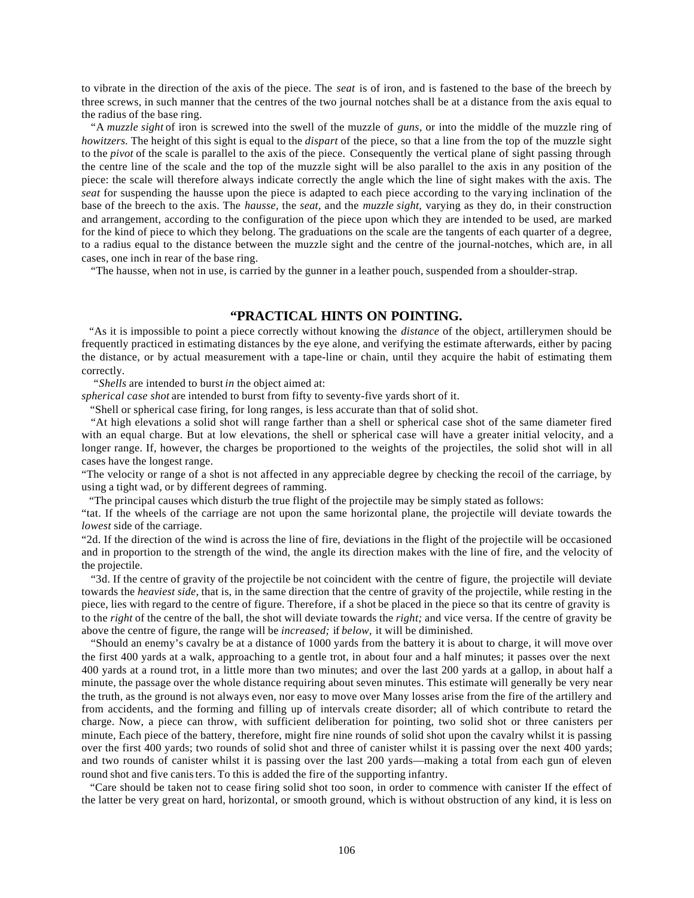to vibrate in the direction of the axis of the piece. The *seat* is of iron, and is fastened to the base of the breech by three screws, in such manner that the centres of the two journal notches shall be at a distance from the axis equal to the radius of the base ring.

"A *muzzle sight* of iron is screwed into the swell of the muzzle of *guns*, or into the middle of the muzzle ring of *howitzers.* The height of this sight is equal to the *dispart* of the piece, so that a line from the top of the muzzle sight to the *pivot* of the scale is parallel to the axis of the piece. Consequently the vertical plane of sight passing through the centre line of the scale and the top of the muzzle sight will be also parallel to the axis in any position of the piece: the scale will therefore always indicate correctly the angle which the line of sight makes with the axis. The *seat* for suspending the hausse upon the piece is adapted to each piece according to the varying inclination of the base of the breech to the axis. The *hausse*, the *seat*, and the *muzzle sight*, varying as they do, in their construction and arrangement, according to the configuration of the piece upon which they are intended to be used, are marked for the kind of piece to which they belong. The graduations on the scale are the tangents of each quarter of a degree, to a radius equal to the distance between the muzzle sight and the centre of the journal-notches, which are, in all cases, one inch in rear of the base ring.

"The hausse, when not in use, is carried by the gunner in a leather pouch, suspended from a shoulder-strap.

## "PRACTICAL HINTS ON POINTING.

"As it is impossible to point a piece correctly without knowing the *distance* of the object, artillerymen should be frequently practiced in estimating distances by the eye alone, and verifying the estimate afterwards, either by pacing the distance, or by actual measurement with a tape-line or chain, until they acquire the habit of estimating them correctly.

"*Shells* are intended to burst *in* the object aimed at:
*spherical case shot* are intended to burst from fifty to seventy-five yards short of it.

"Shell or spherical case firing, for long ranges, is less accurate than that of solid shot.

"At high elevations a solid shot will range farther than a shell or spherical case shot of the same diameter fired with an equal charge. But at low elevations, the shell or spherical case will have a greater initial velocity, and a longer range. If, however, the charges be proportioned to the weights of the projectiles, the solid shot will in all cases have the longest range.

"The velocity or range of a shot is not affected in any appreciable degree by checking the recoil of the carriage, by using a tight wad, or by different degrees of ramming.

"The principal causes which disturb the true flight of the projectile may be simply stated as follows:

"tat. If the wheels of the carriage are not upon the same horizontal plane, the projectile will deviate towards the *lowest* side of the carriage.

"2d. If the direction of the wind is across the line of fire, deviations in the flight of the projectile will be occasioned and in proportion to the strength of the wind, the angle its direction makes with the line of fire, and the velocity of the projectile.

"3d. If the centre of gravity of the projectile be not coincident with the centre of figure, the projectile will deviate towards the *heaviest side*, that is, in the same direction that the centre of gravity of the projectile, while resting in the piece, lies with regard to the centre of figure. Therefore, if a shot be placed in the piece so that its centre of gravity is to the *right* of the centre of the ball, the shot will deviate towards the *right;* and vice versa. If the centre of gravity be above the centre of figure, the range will be *increased;* if *below*, it will be diminished.

"Should an enemy's cavalry be at a distance of 1000 yards from the battery it is about to charge, it will move over the first 400 yards at a walk, approaching to a gentle trot, in about four and a half minutes; it passes over the next 400 yards at a round trot, in a little more than two minutes; and over the last 200 yards at a gallop, in about half a minute, the passage over the whole distance requiring about seven minutes. This estimate will generally be very near the truth, as the ground is not always even, nor easy to move over Many losses arise from the fire of the artillery and from accidents, and the forming and filling up of intervals create disorder; all of which contribute to retard the charge. Now, a piece can throw, with sufficient deliberation for pointing, two solid shot or three canisters per minute, Each piece of the battery, therefore, might fire nine rounds of solid shot upon the cavalry whilst it is passing over the first 400 yards; two rounds of solid shot and three of canister whilst it is passing over the next 400 yards; and two rounds of canister whilst it is passing over the last 200 yards—making a total from each gun of eleven round shot and five canisters. To this is added the fire of the supporting infantry.

"Care should be taken not to cease firing solid shot too soon, in order to commence with canister If the effect of the latter be very great on hard, horizontal, or smooth ground, which is without obstruction of any kind, it is less on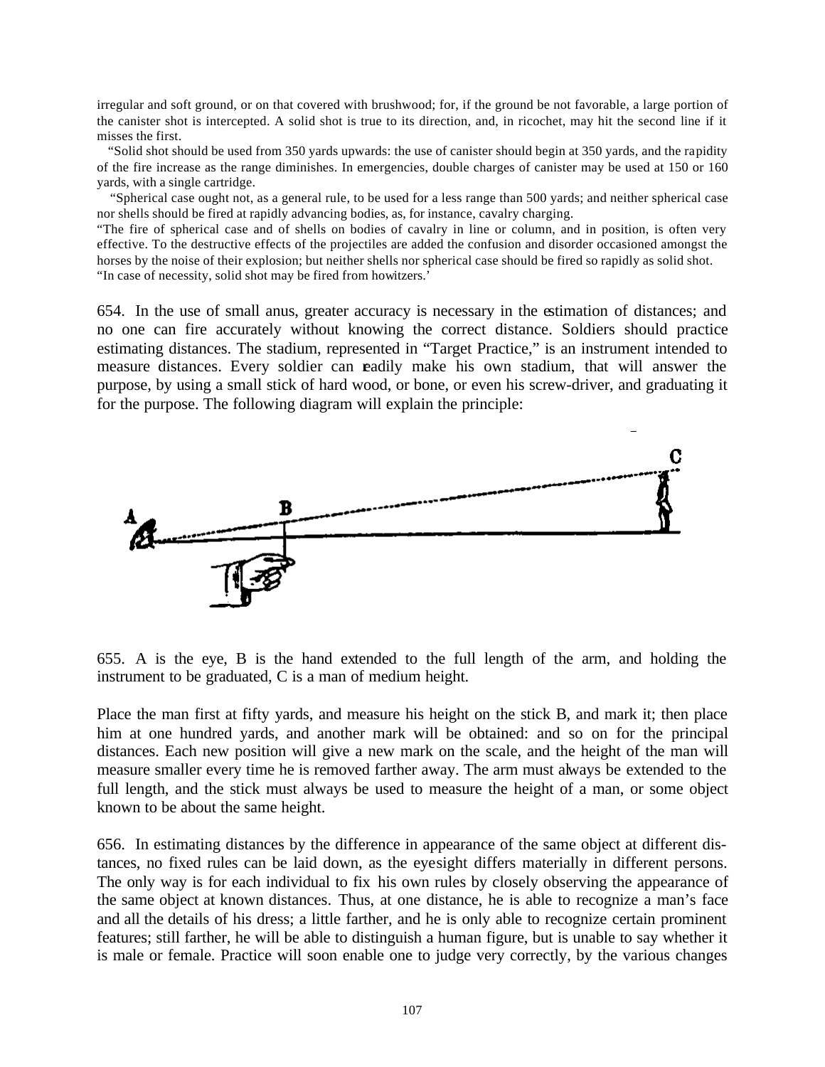irregular and soft ground, or on that covered with brushwood; for, if the ground be not favorable, a large portion of the canister shot is intercepted. A solid shot is true to its direction, and, in ricochet, may hit the second line if it misses the first.

"Solid shot should be used from 350 yards upwards: the use of canister should begin at 350 yards, and the rapidity of the fire increase as the range diminishes. In emergencies, double charges of canister may be used at 150 or 160 yards, with a single cartridge.

"Spherical case ought not, as a general rule, to be used for a less range than 500 yards; and neither spherical case nor shells should be fired at rapidly advancing bodies, as, for instance, cavalry charging.

"The fire of spherical case and of shells on bodies of cavalry in line or column, and in position, is often very effective. To the destructive effects of the projectiles are added the confusion and disorder occasioned amongst the horses by the noise of their explosion; but neither shells nor spherical case should be fired so rapidly as solid shot.

"In case of necessity, solid shot may be fired from howitzers.'

654. In the use of small anus, greater accuracy is necessary in the estimation of distances; and no one can fire accurately without knowing the correct distance. Soldiers should practice estimating distances. The stadium, represented in "Target Practice," is an instrument intended to measure distances. Every soldier can readily make his own stadium, that will answer the purpose, by using a small stick of hard wood, or bone, or even his screw-driver, and graduating it for the purpose. The following diagram will explain the principle:

655. A is the eye, B is the hand extended to the full length of the arm, and holding the instrument to be graduated, C is a man of medium height.

Place the man first at fifty yards, and measure his height on the stick B, and mark it; then place him at one hundred yards, and another mark will be obtained: and so on for the principal distances. Each new position will give a new mark on the scale, and the height of the man will measure smaller every time he is removed farther away. The arm must always be extended to the full length, and the stick must always be used to measure the height of a man, or some object known to be about the same height.

656. In estimating distances by the difference in appearance of the same object at different distances, no fixed rules can be laid down, as the eyesight differs materially in different persons. The only way is for each individual to fix his own rules by closely observing the appearance of the same object at known distances. Thus, at one distance, he is able to recognize a man's face and all the details of his dress; a little farther, and he is only able to recognize certain prominent features; still farther, he will be able to distinguish a human figure, but is unable to say whether it is male or female. Practice will soon enable one to judge very correctly, by the various changes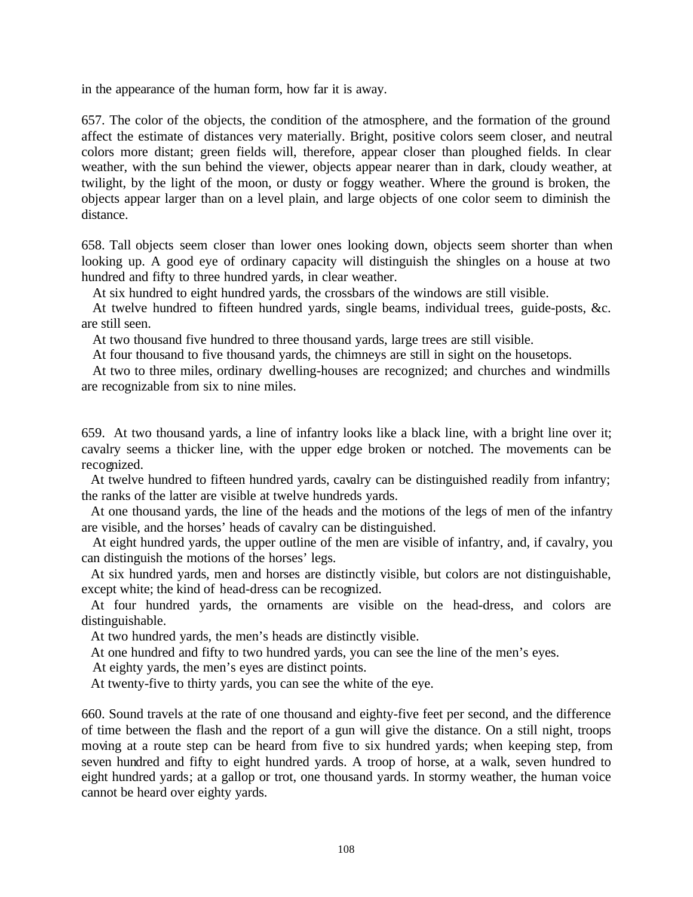in the appearance of the human form, how far it is away.

657. The color of the objects, the condition of the atmosphere, and the formation of the ground affect the estimate of distances very materially. Bright, positive colors seem closer, and neutral colors more distant; green fields will, therefore, appear closer than ploughed fields. In clear weather, with the sun behind the viewer, objects appear nearer than in dark, cloudy weather, at twilight, by the light of the moon, or dusty or foggy weather. Where the ground is broken, the objects appear larger than on a level plain, and large objects of one color seem to diminish the distance.

658. Tall objects seem closer than lower ones looking down, objects seem shorter than when looking up. A good eye of ordinary capacity will distinguish the shingles on a house at two hundred and fifty to three hundred yards, in clear weather.

At six hundred to eight hundred yards, the crossbars of the windows are still visible.

At twelve hundred to fifteen hundred yards, single beams, individual trees, guide-posts, &c. are still seen.

At two thousand five hundred to three thousand yards, large trees are still visible.

At four thousand to five thousand yards, the chimneys are still in sight on the housetops.

At two to three miles, ordinary dwelling-houses are recognized; and churches and windmills are recognizable from six to nine miles.

659. At two thousand yards, a line of infantry looks like a black line, with a bright line over it; cavalry seems a thicker line, with the upper edge broken or notched. The movements can be recognized.

At twelve hundred to fifteen hundred yards, cavalry can be distinguished readily from infantry; the ranks of the latter are visible at twelve hundreds yards.

At one thousand yards, the line of the heads and the motions of the legs of men of the infantry are visible, and the horses' heads of cavalry can be distinguished.

At eight hundred yards, the upper outline of the men are visible of infantry, and, if cavalry, you can distinguish the motions of the horses' legs.

At six hundred yards, men and horses are distinctly visible, but colors are not distinguishable, except white; the kind of head-dress can be recognized.

At four hundred yards, the ornaments are visible on the head-dress, and colors are distinguishable.

At two hundred yards, the men's heads are distinctly visible.

At one hundred and fifty to two hundred yards, you can see the line of the men's eyes.

At eighty yards, the men's eyes are distinct points.

At twenty-five to thirty yards, you can see the white of the eye.

660. Sound travels at the rate of one thousand and eighty-five feet per second, and the difference of time between the flash and the report of a gun will give the distance. On a still night, troops moving at a route step can be heard from five to six hundred yards; when keeping step, from seven hundred and fifty to eight hundred yards. A troop of horse, at a walk, seven hundred to eight hundred yards; at a gallop or trot, one thousand yards. In stormy weather, the human voice cannot be heard over eighty yards.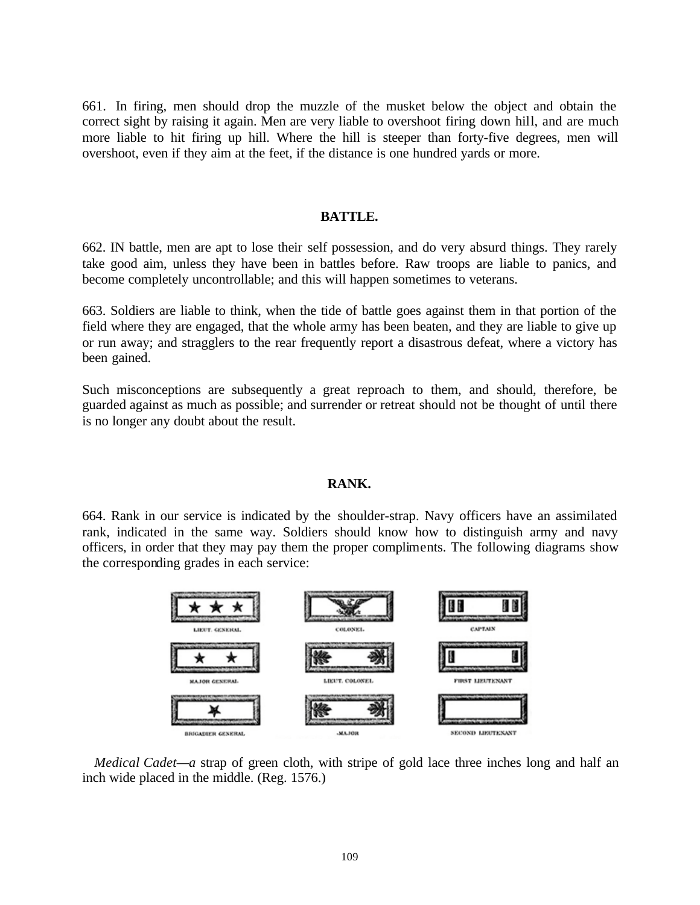661. In firing, men should drop the muzzle of the musket below the object and obtain the correct sight by raising it again. Men are very liable to overshoot firing down hill, and are much more liable to hit firing up hill. Where the hill is steeper than forty-five degrees, men will overshoot, even if they aim at the feet, if the distance is one hundred yards or more.

## BATTLE.

662. IN battle, men are apt to lose their self possession, and do very absurd things. They rarely take good aim, unless they have been in battles before. Raw troops are liable to panics, and become completely uncontrollable; and this will happen sometimes to veterans.

663. Soldiers are liable to think, when the tide of battle goes against them in that portion of the field where they are engaged, that the whole army has been beaten, and they are liable to give up or run away; and stragglers to the rear frequently report a disastrous defeat, where a victory has been gained.

Such misconceptions are subsequently a great reproach to them, and should, therefore, be guarded against as much as possible; and surrender or retreat should not be thought of until there is no longer any doubt about the result.

## RANK.

664. Rank in our service is indicated by the shoulder-strap. Navy officers have an assimilated rank, indicated in the same way. Soldiers should know how to distinguish army and navy officers, in order that they may pay them the proper compliments. The following diagrams show the corresponding grades in each service:

LIEUT. GENERAL. COLONEL. CAPTAIN

MAJOR GENERAL. LIEUT. COLONEL. FIRST LIEUTENANT

BRIGADIER GENERAL MAJOR SECOND LIEUTENANT

*Medical Cadet—a* strap of green cloth, with stripe of gold lace three inches long and half an inch wide placed in the middle. (Reg. 1576.)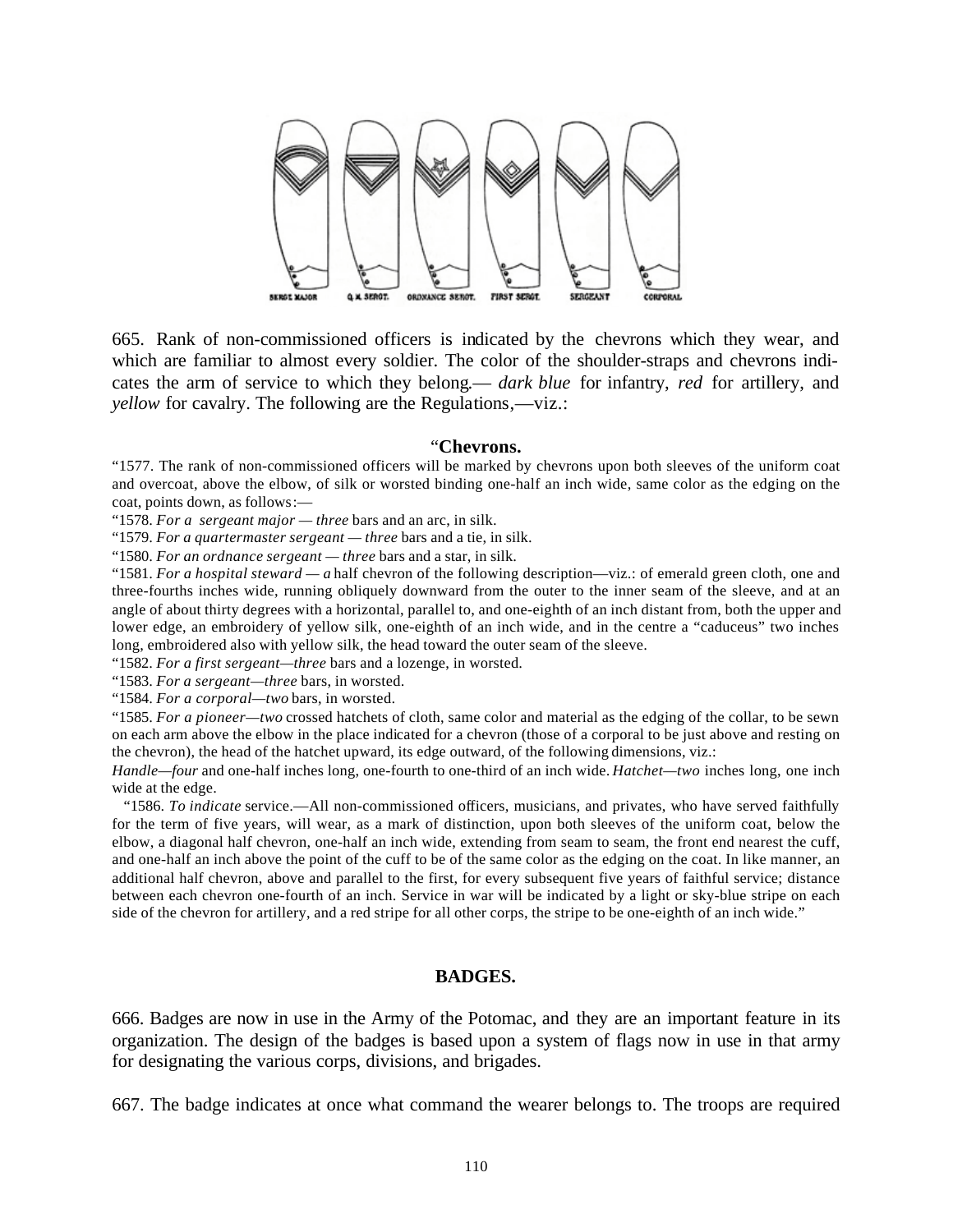SERGT. MAJOR Q. M. SERGT. ORDNANCE SERGT. FIRST SERGT. SERGEANT CORPORAL

665. Rank of non-commissioned officers is indicated by the chevrons which they wear, and which are familiar to almost every soldier. The color of the shoulder-straps and chevrons indicates the arm of service to which they belong.— *dark blue* for infantry, *red* for artillery, and *yellow* for cavalry. The following are the Regulations,—viz.:

"**Chevrons.**

"1577. The rank of non-commissioned officers will be marked by chevrons upon both sleeves of the uniform coat and overcoat, above the elbow, of silk or worsted binding one-half an inch wide, same color as the edging on the coat, points down, as follows:—

"1578. *For a sergeant major — three* bars and an arc, in silk.

"1579. *For a quartermaster sergeant — three* bars and a tie, in silk.

"1580. *For an ordnance sergeant — three* bars and a star, in silk.

"1581. *For a hospital steward — a* half chevron of the following description—viz.: of emerald green cloth, one and three-fourths inches wide, running obliquely downward from the outer to the inner seam of the sleeve, and at an angle of about thirty degrees with a horizontal, parallel to, and one-eighth of an inch distant from, both the upper and lower edge, an embroidery of yellow silk, one-eighth of an inch wide, and in the centre a "caduceus" two inches long, embroidered also with yellow silk, the head toward the outer seam of the sleeve.

"1582. *For a first sergeant—three* bars and a lozenge, in worsted.

"1583. *For a sergeant—three* bars, in worsted.

"1584. *For a corporal—two* bars, in worsted.

"1585. *For a pioneer—two* crossed hatchets of cloth, same color and material as the edging of the collar, to be sewn on each arm above the elbow in the place indicated for a chevron (those of a corporal to be just above and resting on the chevron), the head of the hatchet upward, its edge outward, of the following dimensions, viz.:

*Handle—four* and one-half inches long, one-fourth to one-third of an inch wide. *Hatchet—two* inches long, one inch wide at the edge.

"1586. *To indicate* service.—All non-commissioned officers, musicians, and privates, who have served faithfully for the term of five years, will wear, as a mark of distinction, upon both sleeves of the uniform coat, below the elbow, a diagonal half chevron, one-half an inch wide, extending from seam to seam, the front end nearest the cuff, and one-half an inch above the point of the cuff to be of the same color as the edging on the coat. In like manner, an additional half chevron, above and parallel to the first, for every subsequent five years of faithful service; distance between each chevron one-fourth of an inch. Service in war will be indicated by a light or sky-blue stripe on each side of the chevron for artillery, and a red stripe for all other corps, the stripe to be one-eighth of an inch wide."

## BADGES.

666. Badges are now in use in the Army of the Potomac, and they are an important feature in its organization. The design of the badges is based upon a system of flags now in use in that army for designating the various corps, divisions, and brigades.

667. The badge indicates at once what command the wearer belongs to. The troops are required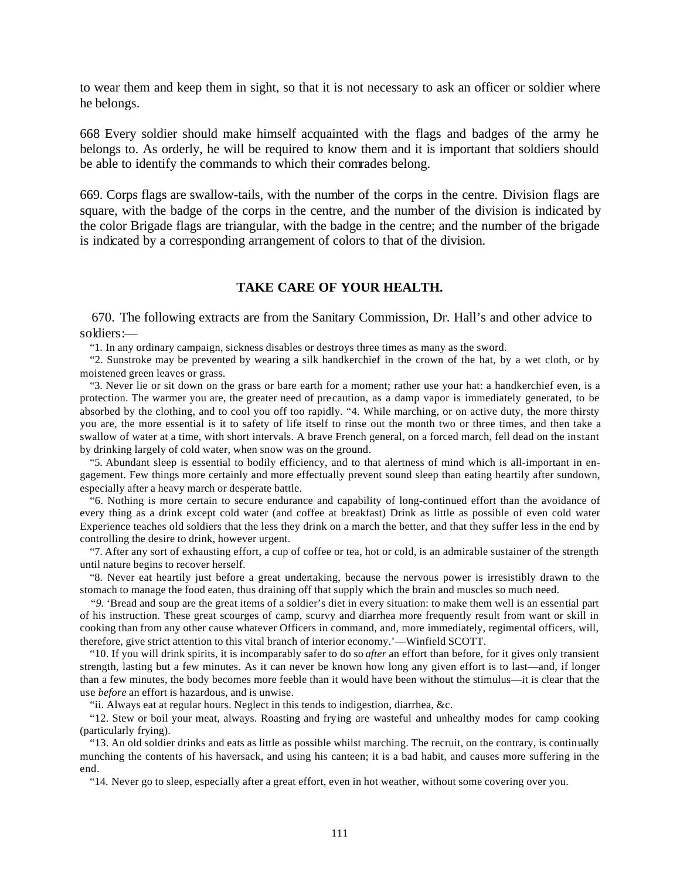to wear them and keep them in sight, so that it is not necessary to ask an officer or soldier where he belongs.

668 Every soldier should make himself acquainted with the flags and badges of the army he belongs to. As orderly, he will be required to know them and it is important that soldiers should be able to identify the commands to which their comrades belong.

669. Corps flags are swallow-tails, with the number of the corps in the centre. Division flags are square, with the badge of the corps in the centre, and the number of the division is indicated by the color Brigade flags are triangular, with the badge in the centre; and the number of the brigade is indicated by a corresponding arrangement of colors to that of the division.

## TAKE CARE OF YOUR HEALTH.

670. The following extracts are from the Sanitary Commission, Dr. Hall's and other advice to soldiers:—

"1. In any ordinary campaign, sickness disables or destroys three times as many as the sword.

"2. Sunstroke may be prevented by wearing a silk handkerchief in the crown of the hat, by a wet cloth, or by moistened green leaves or grass.

"3. Never lie or sit down on the grass or bare earth for a moment; rather use your hat: a handkerchief even, is a protection. The warmer you are, the greater need of precaution, as a damp vapor is immediately generated, to be absorbed by the clothing, and to cool you off too rapidly. "4. While marching, or on active duty, the more thirsty you are, the more essential is it to safety of life itself to rinse out the month two or three times, and then take a swallow of water at a time, with short intervals. A brave French general, on a forced march, fell dead on the instant by drinking largely of cold water, when snow was on the ground.

"5. Abundant sleep is essential to bodily efficiency, and to that alertness of mind which is all-important in engagement. Few things more certainly and more effectually prevent sound sleep than eating heartily after sundown, especially after a heavy march or desperate battle.

"6. Nothing is more certain to secure endurance and capability of long-continued effort than the avoidance of every thing as a drink except cold water (and coffee at breakfast) Drink as little as possible of even cold water Experience teaches old soldiers that the less they drink on a march the better, and that they suffer less in the end by controlling the desire to drink, however urgent.

"7. After any sort of exhausting effort, a cup of coffee or tea, hot or cold, is an admirable sustainer of the strength until nature begins to recover herself.

"8. Never eat heartily just before a great undertaking, because the nervous power is irresistibly drawn to the stomach to manage the food eaten, thus draining off that supply which the brain and muscles so much need.

"9. 'Bread and soup are the great items of a soldier's diet in every situation: to make them well is an essential part of his instruction. These great scourges of camp, scurvy and diarrhea more frequently result from want or skill in cooking than from any other cause whatever Officers in command, and, more immediately, regimental officers, will, therefore, give strict attention to this vital branch of interior economy.'—Winfield SCOTT.

"10. If you will drink spirits, it is incomparably safer to do so *after* an effort than before, for it gives only transient strength, lasting but a few minutes. As it can never be known how long any given effort is to last—and, if longer than a few minutes, the body becomes more feeble than it would have been without the stimulus—it is clear that the use *before* an effort is hazardous, and is unwise.

"ii. Always eat at regular hours. Neglect in this tends to indigestion, diarrhea, &c.

"12. Stew or boil your meat, always. Roasting and frying are wasteful and unhealthy modes for camp cooking (particularly frying).

"13. An old soldier drinks and eats as little as possible whilst marching. The recruit, on the contrary, is continually munching the contents of his haversack, and using his canteen; it is a bad habit, and causes more suffering in the end.

"14. Never go to sleep, especially after a great effort, even in hot weather, without some covering over you.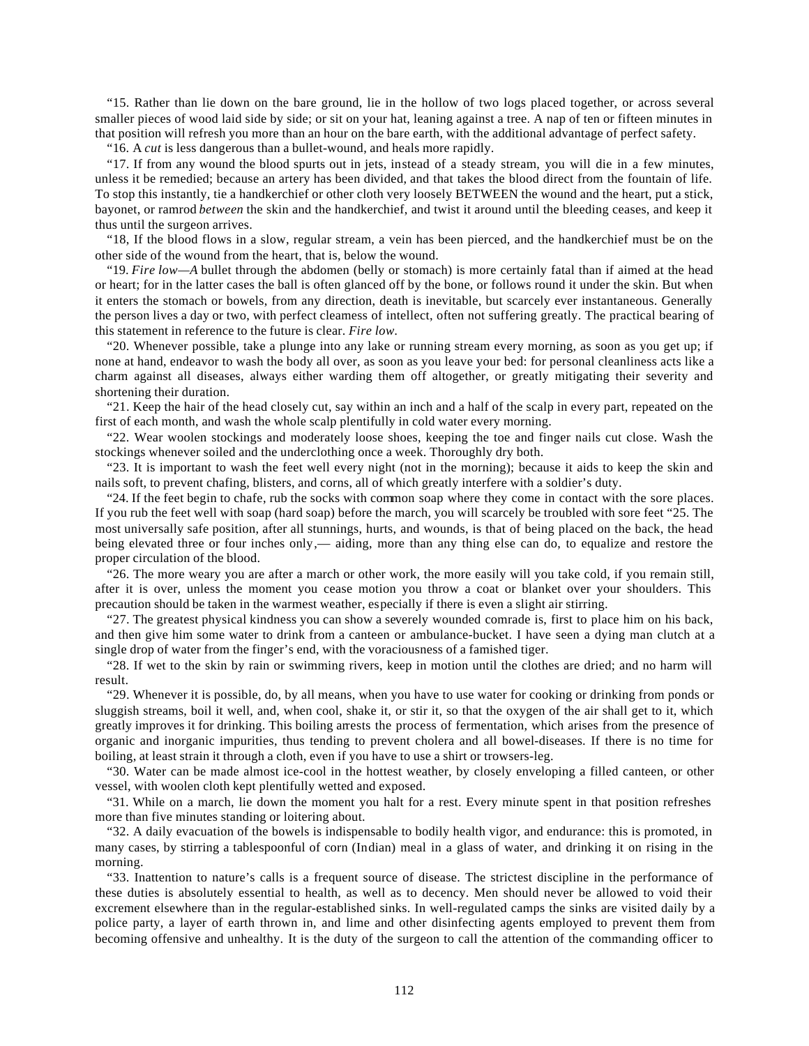"15. Rather than lie down on the bare ground, lie in the hollow of two logs placed together, or across several smaller pieces of wood laid side by side; or sit on your hat, leaning against a tree. A nap of ten or fifteen minutes in that position will refresh you more than an hour on the bare earth, with the additional advantage of perfect safety.

"16. A *cut* is less dangerous than a bullet-wound, and heals more rapidly.

"17. If from any wound the blood spurts out in jets, instead of a steady stream, you will die in a few minutes, unless it be remedied; because an artery has been divided, and that takes the blood direct from the fountain of life. To stop this instantly, tie a handkerchief or other cloth very loosely BETWEEN the wound and the heart, put a stick, bayonet, or ramrod *between* the skin and the handkerchief, and twist it around until the bleeding ceases, and keep it thus until the surgeon arrives.

"18, If the blood flows in a slow, regular stream, a vein has been pierced, and the handkerchief must be on the other side of the wound from the heart, that is, below the wound.

"19. *Fire low—A* bullet through the abdomen (belly or stomach) is more certainly fatal than if aimed at the head or heart; for in the latter cases the ball is often glanced off by the bone, or follows round it under the skin. But when it enters the stomach or bowels, from any direction, death is inevitable, but scarcely ever instantaneous. Generally the person lives a day or two, with perfect clearness of intellect, often not suffering greatly. The practical bearing of this statement in reference to the future is clear. *Fire low.*

"20. Whenever possible, take a plunge into any lake or running stream every morning, as soon as you get up; if none at hand, endeavor to wash the body all over, as soon as you leave your bed: for personal cleanliness acts like a charm against all diseases, always either warding them off altogether, or greatly mitigating their severity and shortening their duration.

"21. Keep the hair of the head closely cut, say within an inch and a half of the scalp in every part, repeated on the first of each month, and wash the whole scalp plentifully in cold water every morning.

"22. Wear woolen stockings and moderately loose shoes, keeping the toe and finger nails cut close. Wash the stockings whenever soiled and the underclothing once a week. Thoroughly dry both.

"23. It is important to wash the feet well every night (not in the morning); because it aids to keep the skin and nails soft, to prevent chafing, blisters, and corns, all of which greatly interfere with a soldier's duty.

"24. If the feet begin to chafe, rub the socks with common soap where they come in contact with the sore places. If you rub the feet well with soap (hard soap) before the march, you will scarcely be troubled with sore feet "25. The most universally safe position, after all stunnings, hurts, and wounds, is that of being placed on the back, the head being elevated three or four inches only,— aiding, more than any thing else can do, to equalize and restore the proper circulation of the blood.

"26. The more weary you are after a march or other work, the more easily will you take cold, if you remain still, after it is over, unless the moment you cease motion you throw a coat or blanket over your shoulders. This precaution should be taken in the warmest weather, especially if there is even a slight air stirring.

"27. The greatest physical kindness you can show a severely wounded comrade is, first to place him on his back, and then give him some water to drink from a canteen or ambulance-bucket. I have seen a dying man clutch at a single drop of water from the finger's end, with the voraciousness of a famished tiger.

"28. If wet to the skin by rain or swimming rivers, keep in motion until the clothes are dried; and no harm will result.

"29. Whenever it is possible, do, by all means, when you have to use water for cooking or drinking from ponds or sluggish streams, boil it well, and, when cool, shake it, or stir it, so that the oxygen of the air shall get to it, which greatly improves it for drinking. This boiling arrests the process of fermentation, which arises from the presence of organic and inorganic impurities, thus tending to prevent cholera and all bowel-diseases. If there is no time for boiling, at least strain it through a cloth, even if you have to use a shirt or trowsers-leg.

"30. Water can be made almost ice-cool in the hottest weather, by closely enveloping a filled canteen, or other vessel, with woolen cloth kept plentifully wetted and exposed.

"31. While on a march, lie down the moment you halt for a rest. Every minute spent in that position refreshes more than five minutes standing or loitering about.

"32. A daily evacuation of the bowels is indispensable to bodily health vigor, and endurance: this is promoted, in many cases, by stirring a tablespoonful of corn (Indian) meal in a glass of water, and drinking it on rising in the morning.

"33. Inattention to nature's calls is a frequent source of disease. The strictest discipline in the performance of these duties is absolutely essential to health, as well as to decency. Men should never be allowed to void their excrement elsewhere than in the regular-established sinks. In well-regulated camps the sinks are visited daily by a police party, a layer of earth thrown in, and lime and other disinfecting agents employed to prevent them from becoming offensive and unhealthy. It is the duty of the surgeon to call the attention of the commanding officer to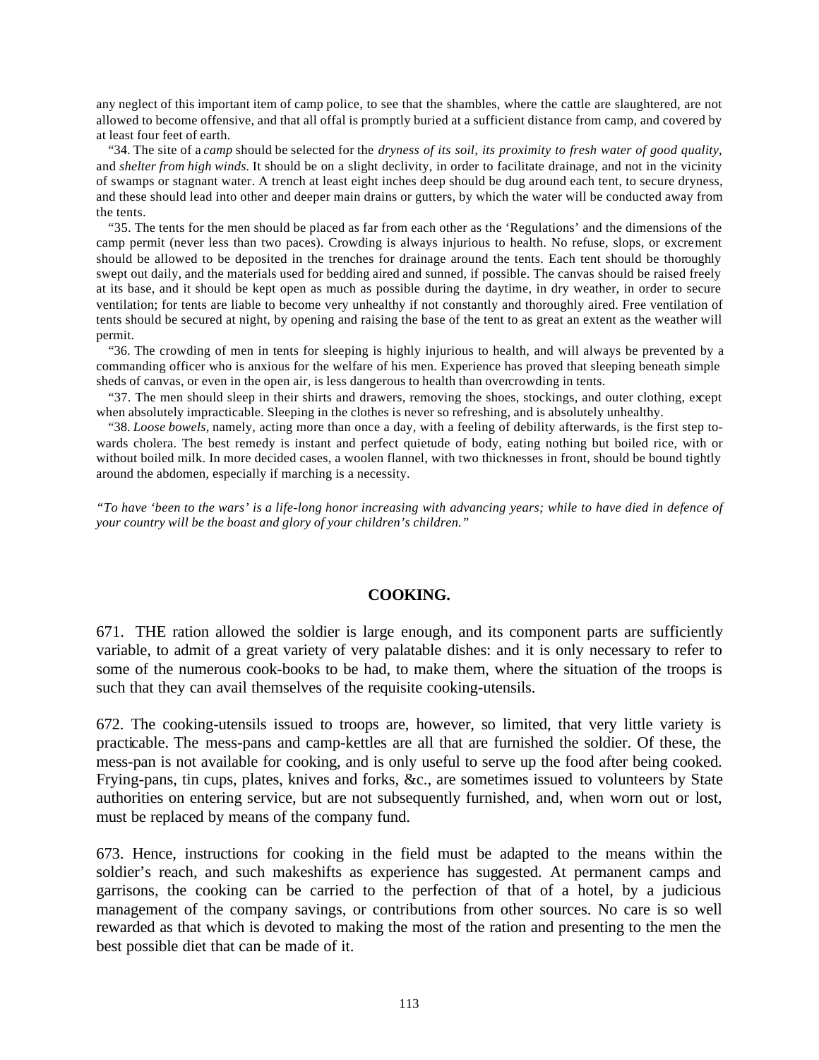any neglect of this important item of camp police, to see that the shambles, where the cattle are slaughtered, are not allowed to become offensive, and that all offal is promptly buried at a sufficient distance from camp, and covered by at least four feet of earth.

"34. The site of a *camp* should be selected for the *dryness of its soil, its proximity to fresh water of good quality,* and *shelter from high winds.* It should be on a slight declivity, in order to facilitate drainage, and not in the vicinity of swamps or stagnant water. A trench at least eight inches deep should be dug around each tent, to secure dryness, and these should lead into other and deeper main drains or gutters, by which the water will be conducted away from the tents.

"35. The tents for the men should be placed as far from each other as the 'Regulations' and the dimensions of the camp permit (never less than two paces). Crowding is always injurious to health. No refuse, slops, or excrement should be allowed to be deposited in the trenches for drainage around the tents. Each tent should be thoroughly swept out daily, and the materials used for bedding aired and sunned, if possible. The canvas should be raised freely at its base, and it should be kept open as much as possible during the daytime, in dry weather, in order to secure ventilation; for tents are liable to become very unhealthy if not constantly and thoroughly aired. Free ventilation of tents should be secured at night, by opening and raising the base of the tent to as great an extent as the weather will permit.

"36. The crowding of men in tents for sleeping is highly injurious to health, and will always be prevented by a commanding officer who is anxious for the welfare of his men. Experience has proved that sleeping beneath simple sheds of canvas, or even in the open air, is less dangerous to health than overcrowding in tents.

"37. The men should sleep in their shirts and drawers, removing the shoes, stockings, and outer clothing, except when absolutely impracticable. Sleeping in the clothes is never so refreshing, and is absolutely unhealthy.

"38. *Loose bowels*, namely, acting more than once a day, with a feeling of debility afterwards, is the first step towards cholera. The best remedy is instant and perfect quietude of body, eating nothing but boiled rice, with or without boiled milk. In more decided cases, a woolen flannel, with two thicknesses in front, should be bound tightly around the abdomen, especially if marching is a necessity.

*"To have 'been to the wars' is a life-long honor increasing with advancing years; while to have died in defence of your country will be the boast and glory of your children's children."*

## COOKING.

671. THE ration allowed the soldier is large enough, and its component parts are sufficiently variable, to admit of a great variety of very palatable dishes: and it is only necessary to refer to some of the numerous cook-books to be had, to make them, where the situation of the troops is such that they can avail themselves of the requisite cooking-utensils.

672. The cooking-utensils issued to troops are, however, so limited, that very little variety is practicable. The mess-pans and camp-kettles are all that are furnished the soldier. Of these, the mess-pan is not available for cooking, and is only useful to serve up the food after being cooked. Frying-pans, tin cups, plates, knives and forks, &c., are sometimes issued to volunteers by State authorities on entering service, but are not subsequently furnished, and, when worn out or lost, must be replaced by means of the company fund.

673. Hence, instructions for cooking in the field must be adapted to the means within the soldier's reach, and such makeshifts as experience has suggested. At permanent camps and garrisons, the cooking can be carried to the perfection of that of a hotel, by a judicious management of the company savings, or contributions from other sources. No care is so well rewarded as that which is devoted to making the most of the ration and presenting to the men the best possible diet that can be made of it.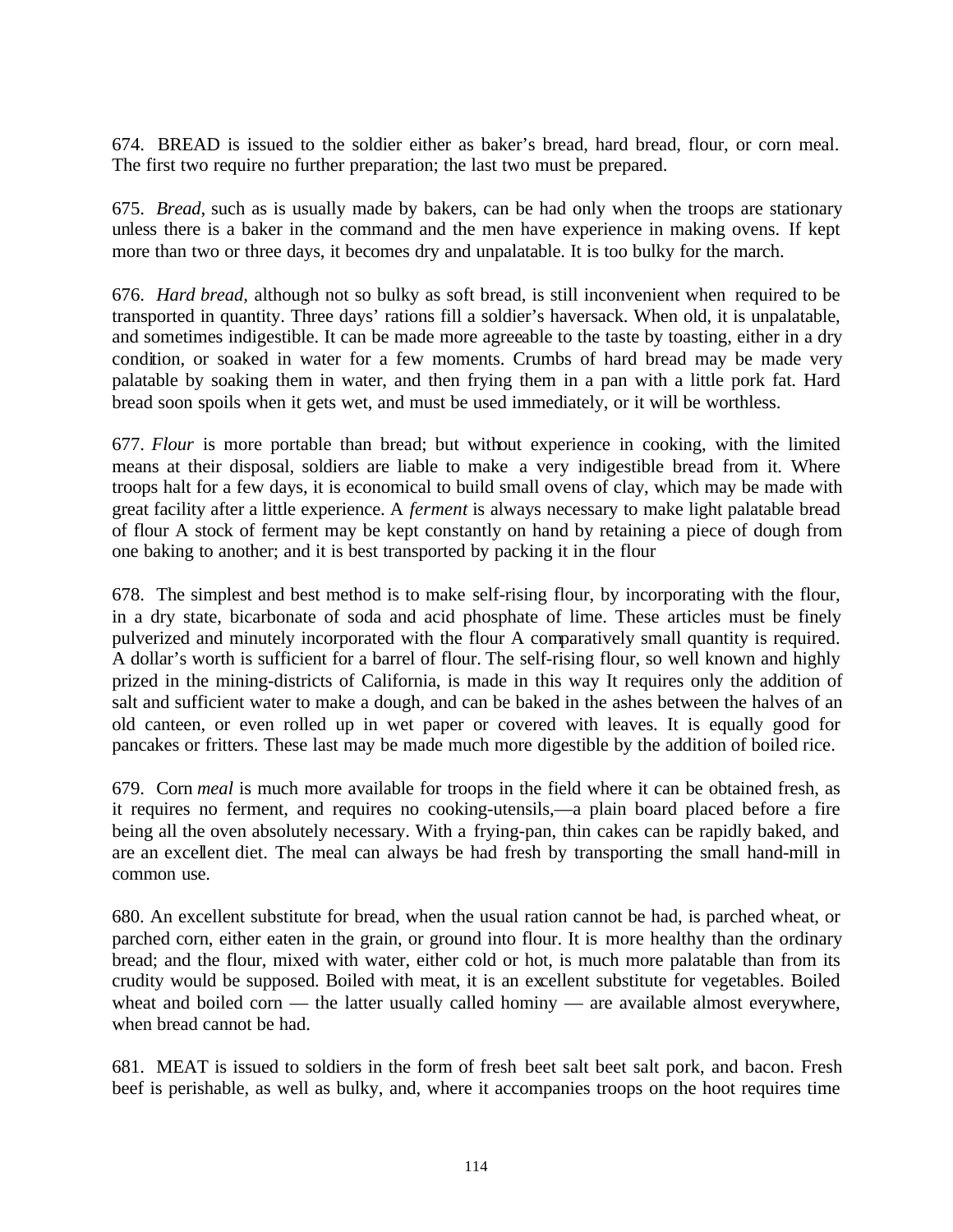674. BREAD is issued to the soldier either as baker's bread, hard bread, flour, or corn meal. The first two require no further preparation; the last two must be prepared.

675. *Bread,* such as is usually made by bakers, can be had only when the troops are stationary unless there is a baker in the command and the men have experience in making ovens. If kept more than two or three days, it becomes dry and unpalatable. It is too bulky for the march.

676. *Hard bread,* although not so bulky as soft bread, is still inconvenient when required to be transported in quantity. Three days' rations fill a soldier's haversack. When old, it is unpalatable, and sometimes indigestible. It can be made more agreeable to the taste by toasting, either in a dry condition, or soaked in water for a few moments. Crumbs of hard bread may be made very palatable by soaking them in water, and then frying them in a pan with a little pork fat. Hard bread soon spoils when it gets wet, and must be used immediately, or it will be worthless.

677. *Flour* is more portable than bread; but without experience in cooking, with the limited means at their disposal, soldiers are liable to make a very indigestible bread from it. Where troops halt for a few days, it is economical to build small ovens of clay, which may be made with great facility after a little experience. A *ferment* is always necessary to make light palatable bread of flour A stock of ferment may be kept constantly on hand by retaining a piece of dough from one baking to another; and it is best transported by packing it in the flour

678. The simplest and best method is to make self-rising flour, by incorporating with the flour, in a dry state, bicarbonate of soda and acid phosphate of lime. These articles must be finely pulverized and minutely incorporated with the flour A comparatively small quantity is required. A dollar's worth is sufficient for a barrel of flour. The self-rising flour, so well known and highly prized in the mining-districts of California, is made in this way It requires only the addition of salt and sufficient water to make a dough, and can be baked in the ashes between the halves of an old canteen, or even rolled up in wet paper or covered with leaves. It is equally good for pancakes or fritters. These last may be made much more digestible by the addition of boiled rice.

679. Corn *meal* is much more available for troops in the field where it can be obtained fresh, as it requires no ferment, and requires no cooking-utensils,—a plain board placed before a fire being all the oven absolutely necessary. With a frying-pan, thin cakes can be rapidly baked, and are an excellent diet. The meal can always be had fresh by transporting the small hand-mill in common use.

680. An excellent substitute for bread, when the usual ration cannot be had, is parched wheat, or parched corn, either eaten in the grain, or ground into flour. It is more healthy than the ordinary bread; and the flour, mixed with water, either cold or hot, is much more palatable than from its crudity would be supposed. Boiled with meat, it is an excellent substitute for vegetables. Boiled wheat and boiled corn — the latter usually called hominy — are available almost everywhere, when bread cannot be had.

681. MEAT is issued to soldiers in the form of fresh beet salt beet salt pork, and bacon. Fresh beef is perishable, as well as bulky, and, where it accompanies troops on the hoot requires time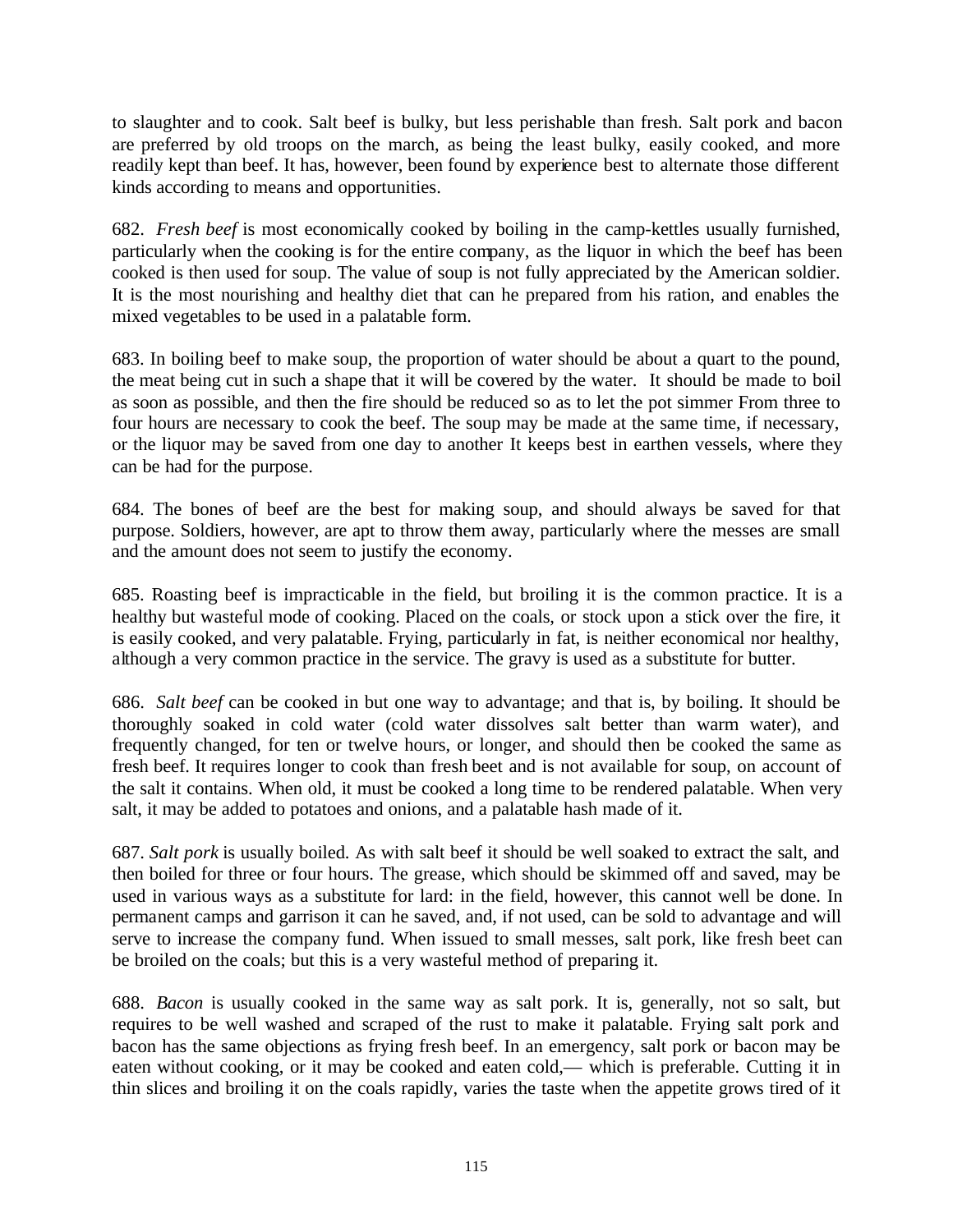to slaughter and to cook. Salt beef is bulky, but less perishable than fresh. Salt pork and bacon are preferred by old troops on the march, as being the least bulky, easily cooked, and more readily kept than beef. It has, however, been found by experience best to alternate those different kinds according to means and opportunities.

682. *Fresh beef* is most economically cooked by boiling in the camp-kettles usually furnished, particularly when the cooking is for the entire company, as the liquor in which the beef has been cooked is then used for soup. The value of soup is not fully appreciated by the American soldier. It is the most nourishing and healthy diet that can he prepared from his ration, and enables the mixed vegetables to be used in a palatable form.

683. In boiling beef to make soup, the proportion of water should be about a quart to the pound, the meat being cut in such a shape that it will be covered by the water. It should be made to boil as soon as possible, and then the fire should be reduced so as to let the pot simmer From three to four hours are necessary to cook the beef. The soup may be made at the same time, if necessary, or the liquor may be saved from one day to another It keeps best in earthen vessels, where they can be had for the purpose.

684. The bones of beef are the best for making soup, and should always be saved for that purpose. Soldiers, however, are apt to throw them away, particularly where the messes are small and the amount does not seem to justify the economy.

685. Roasting beef is impracticable in the field, but broiling it is the common practice. It is a healthy but wasteful mode of cooking. Placed on the coals, or stock upon a stick over the fire, it is easily cooked, and very palatable. Frying, particularly in fat, is neither economical nor healthy, although a very common practice in the service. The gravy is used as a substitute for butter.

686. *Salt beef* can be cooked in but one way to advantage; and that is, by boiling. It should be thoroughly soaked in cold water (cold water dissolves salt better than warm water), and frequently changed, for ten or twelve hours, or longer, and should then be cooked the same as fresh beef. It requires longer to cook than fresh beet and is not available for soup, on account of the salt it contains. When old, it must be cooked a long time to be rendered palatable. When very salt, it may be added to potatoes and onions, and a palatable hash made of it.

687. *Salt pork* is usually boiled. As with salt beef it should be well soaked to extract the salt, and then boiled for three or four hours. The grease, which should be skimmed off and saved, may be used in various ways as a substitute for lard: in the field, however, this cannot well be done. In permanent camps and garrison it can he saved, and, if not used, can be sold to advantage and will serve to increase the company fund. When issued to small messes, salt pork, like fresh beet can be broiled on the coals; but this is a very wasteful method of preparing it.

688. *Bacon* is usually cooked in the same way as salt pork. It is, generally, not so salt, but requires to be well washed and scraped of the rust to make it palatable. Frying salt pork and bacon has the same objections as frying fresh beef. In an emergency, salt pork or bacon may be eaten without cooking, or it may be cooked and eaten cold,— which is preferable. Cutting it in thin slices and broiling it on the coals rapidly, varies the taste when the appetite grows tired of it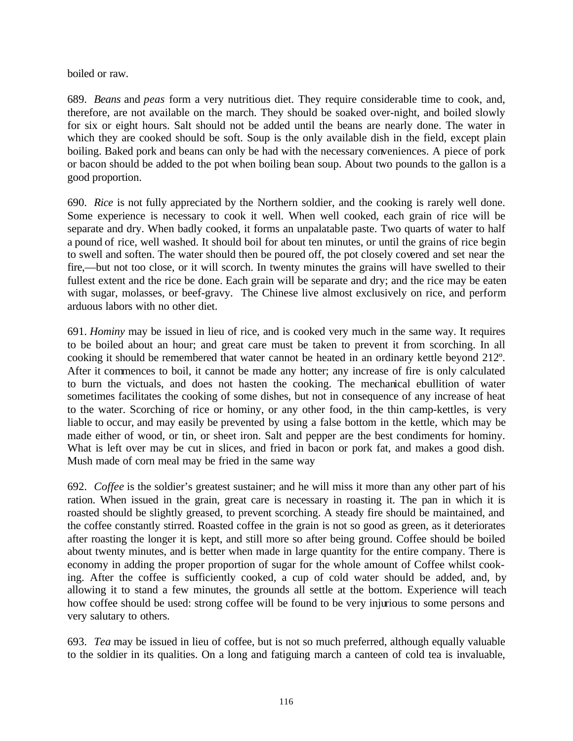boiled or raw.

689. *Beans* and *peas* form a very nutritious diet. They require considerable time to cook, and, therefore, are not available on the march. They should be soaked over-night, and boiled slowly for six or eight hours. Salt should not be added until the beans are nearly done. The water in which they are cooked should be soft. Soup is the only available dish in the field, except plain boiling. Baked pork and beans can only be had with the necessary conveniences. A piece of pork or bacon should be added to the pot when boiling bean soup. About two pounds to the gallon is a good proportion.

690. *Rice* is not fully appreciated by the Northern soldier, and the cooking is rarely well done. Some experience is necessary to cook it well. When well cooked, each grain of rice will be separate and dry. When badly cooked, it forms an unpalatable paste. Two quarts of water to half a pound of rice, well washed. It should boil for about ten minutes, or until the grains of rice begin to swell and soften. The water should then be poured off, the pot closely covered and set near the fire,—but not too close, or it will scorch. In twenty minutes the grains will have swelled to their fullest extent and the rice be done. Each grain will be separate and dry; and the rice may be eaten with sugar, molasses, or beef-gravy. The Chinese live almost exclusively on rice, and perform arduous labors with no other diet.

691. *Hominy* may be issued in lieu of rice, and is cooked very much in the same way. It requires to be boiled about an hour; and great care must be taken to prevent it from scorching. In all cooking it should be remembered that water cannot be heated in an ordinary kettle beyond 212º. After it commences to boil, it cannot be made any hotter; any increase of fire is only calculated to burn the victuals, and does not hasten the cooking. The mechanical ebullition of water sometimes facilitates the cooking of some dishes, but not in consequence of any increase of heat to the water. Scorching of rice or hominy, or any other food, in the thin camp-kettles, is very liable to occur, and may easily be prevented by using a false bottom in the kettle, which may be made either of wood, or tin, or sheet iron. Salt and pepper are the best condiments for hominy. What is left over may be cut in slices, and fried in bacon or pork fat, and makes a good dish. Mush made of corn meal may be fried in the same way

692. *Coffee* is the soldier's greatest sustainer; and he will miss it more than any other part of his ration. When issued in the grain, great care is necessary in roasting it. The pan in which it is roasted should be slightly greased, to prevent scorching. A steady fire should be maintained, and the coffee constantly stirred. Roasted coffee in the grain is not so good as green, as it deteriorates after roasting the longer it is kept, and still more so after being ground. Coffee should be boiled about twenty minutes, and is better when made in large quantity for the entire company. There is economy in adding the proper proportion of sugar for the whole amount of Coffee whilst cooking. After the coffee is sufficiently cooked, a cup of cold water should be added, and, by allowing it to stand a few minutes, the grounds all settle at the bottom. Experience will teach how coffee should be used: strong coffee will be found to be very injurious to some persons and very salutary to others.

693. *Tea* may be issued in lieu of coffee, but is not so much preferred, although equally valuable to the soldier in its qualities. On a long and fatiguing march a canteen of cold tea is invaluable,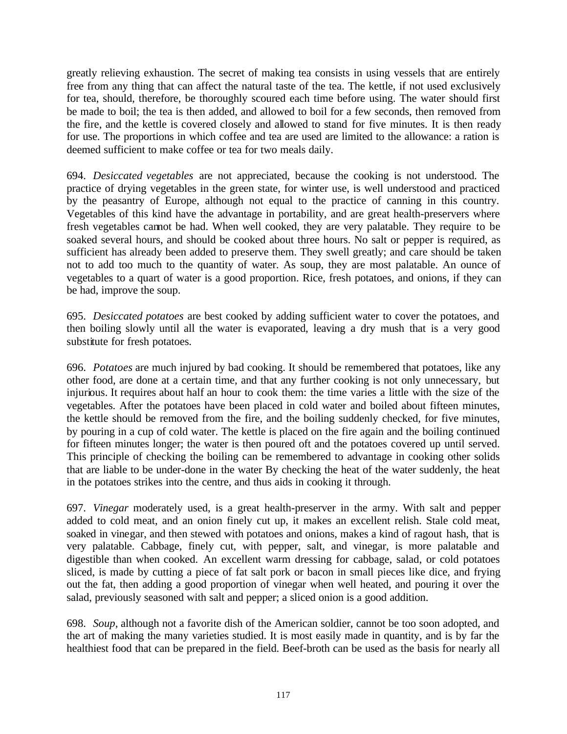greatly relieving exhaustion. The secret of making tea consists in using vessels that are entirely free from any thing that can affect the natural taste of the tea. The kettle, if not used exclusively for tea, should, therefore, be thoroughly scoured each time before using. The water should first be made to boil; the tea is then added, and allowed to boil for a few seconds, then removed from the fire, and the kettle is covered closely and allowed to stand for five minutes. It is then ready for use. The proportions in which coffee and tea are used are limited to the allowance: a ration is deemed sufficient to make coffee or tea for two meals daily.

694. *Desiccated vegetables* are not appreciated, because the cooking is not understood. The practice of drying vegetables in the green state, for winter use, is well understood and practiced by the peasantry of Europe, although not equal to the practice of canning in this country. Vegetables of this kind have the advantage in portability, and are great health-preservers where fresh vegetables cannot be had. When well cooked, they are very palatable. They require to be soaked several hours, and should be cooked about three hours. No salt or pepper is required, as sufficient has already been added to preserve them. They swell greatly; and care should be taken not to add too much to the quantity of water. As soup, they are most palatable. An ounce of vegetables to a quart of water is a good proportion. Rice, fresh potatoes, and onions, if they can be had, improve the soup.

695. *Desiccated potatoes* are best cooked by adding sufficient water to cover the potatoes, and then boiling slowly until all the water is evaporated, leaving a dry mush that is a very good substitute for fresh potatoes.

696. *Potatoes* are much injured by bad cooking. It should be remembered that potatoes, like any other food, are done at a certain time, and that any further cooking is not only unnecessary, but injurious. It requires about half an hour to cook them: the time varies a little with the size of the vegetables. After the potatoes have been placed in cold water and boiled about fifteen minutes, the kettle should be removed from the fire, and the boiling suddenly checked, for five minutes, by pouring in a cup of cold water. The kettle is placed on the fire again and the boiling continued for fifteen minutes longer; the water is then poured oft and the potatoes covered up until served. This principle of checking the boiling can be remembered to advantage in cooking other solids that are liable to be under-done in the water By checking the heat of the water suddenly, the heat in the potatoes strikes into the centre, and thus aids in cooking it through.

697. *Vinegar* moderately used, is a great health-preserver in the army. With salt and pepper added to cold meat, and an onion finely cut up, it makes an excellent relish. Stale cold meat, soaked in vinegar, and then stewed with potatoes and onions, makes a kind of ragout hash, that is very palatable. Cabbage, finely cut, with pepper, salt, and vinegar, is more palatable and digestible than when cooked. An excellent warm dressing for cabbage, salad, or cold potatoes sliced, is made by cutting a piece of fat salt pork or bacon in small pieces like dice, and frying out the fat, then adding a good proportion of vinegar when well heated, and pouring it over the salad, previously seasoned with salt and pepper; a sliced onion is a good addition.

698. *Soup,* although not a favorite dish of the American soldier, cannot be too soon adopted, and the art of making the many varieties studied. It is most easily made in quantity, and is by far the healthiest food that can be prepared in the field. Beef-broth can be used as the basis for nearly all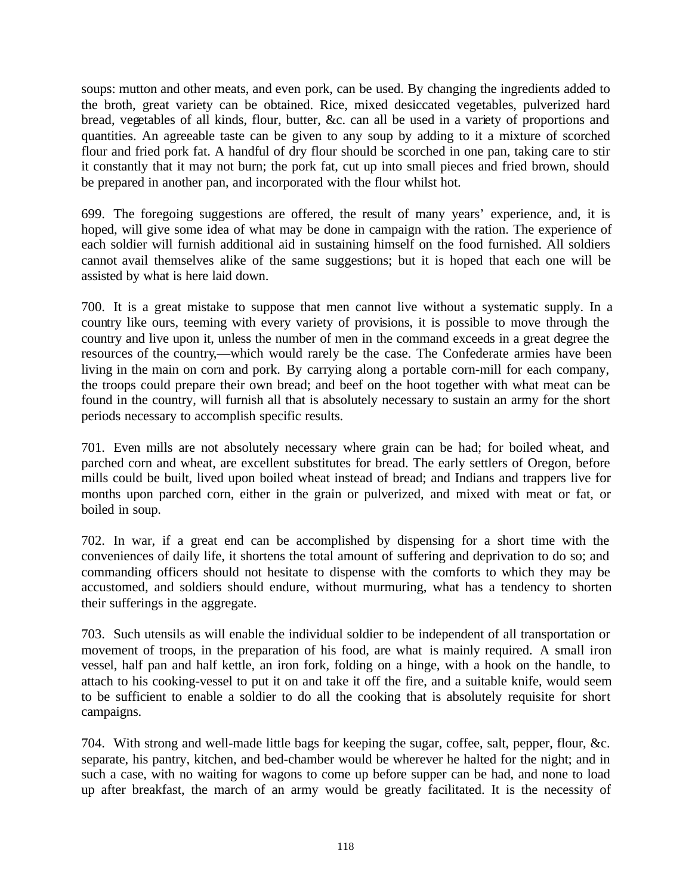soups: mutton and other meats, and even pork, can be used. By changing the ingredients added to the broth, great variety can be obtained. Rice, mixed desiccated vegetables, pulverized hard bread, vegetables of all kinds, flour, butter, &c. can all be used in a variety of proportions and quantities. An agreeable taste can be given to any soup by adding to it a mixture of scorched flour and fried pork fat. A handful of dry flour should be scorched in one pan, taking care to stir it constantly that it may not burn; the pork fat, cut up into small pieces and fried brown, should be prepared in another pan, and incorporated with the flour whilst hot.

699. The foregoing suggestions are offered, the result of many years' experience, and, it is hoped, will give some idea of what may be done in campaign with the ration. The experience of each soldier will furnish additional aid in sustaining himself on the food furnished. All soldiers cannot avail themselves alike of the same suggestions; but it is hoped that each one will be assisted by what is here laid down.

700. It is a great mistake to suppose that men cannot live without a systematic supply. In a country like ours, teeming with every variety of provisions, it is possible to move through the country and live upon it, unless the number of men in the command exceeds in a great degree the resources of the country,—which would rarely be the case. The Confederate armies have been living in the main on corn and pork. By carrying along a portable corn-mill for each company, the troops could prepare their own bread; and beef on the hoot together with what meat can be found in the country, will furnish all that is absolutely necessary to sustain an army for the short periods necessary to accomplish specific results.

701. Even mills are not absolutely necessary where grain can be had; for boiled wheat, and parched corn and wheat, are excellent substitutes for bread. The early settlers of Oregon, before mills could be built, lived upon boiled wheat instead of bread; and Indians and trappers live for months upon parched corn, either in the grain or pulverized, and mixed with meat or fat, or boiled in soup.

702. In war, if a great end can be accomplished by dispensing for a short time with the conveniences of daily life, it shortens the total amount of suffering and deprivation to do so; and commanding officers should not hesitate to dispense with the comforts to which they may be accustomed, and soldiers should endure, without murmuring, what has a tendency to shorten their sufferings in the aggregate.

703. Such utensils as will enable the individual soldier to be independent of all transportation or movement of troops, in the preparation of his food, are what is mainly required. A small iron vessel, half pan and half kettle, an iron fork, folding on a hinge, with a hook on the handle, to attach to his cooking-vessel to put it on and take it off the fire, and a suitable knife, would seem to be sufficient to enable a soldier to do all the cooking that is absolutely requisite for short campaigns.

704. With strong and well-made little bags for keeping the sugar, coffee, salt, pepper, flour, &c. separate, his pantry, kitchen, and bed-chamber would be wherever he halted for the night; and in such a case, with no waiting for wagons to come up before supper can be had, and none to load up after breakfast, the march of an army would be greatly facilitated. It is the necessity of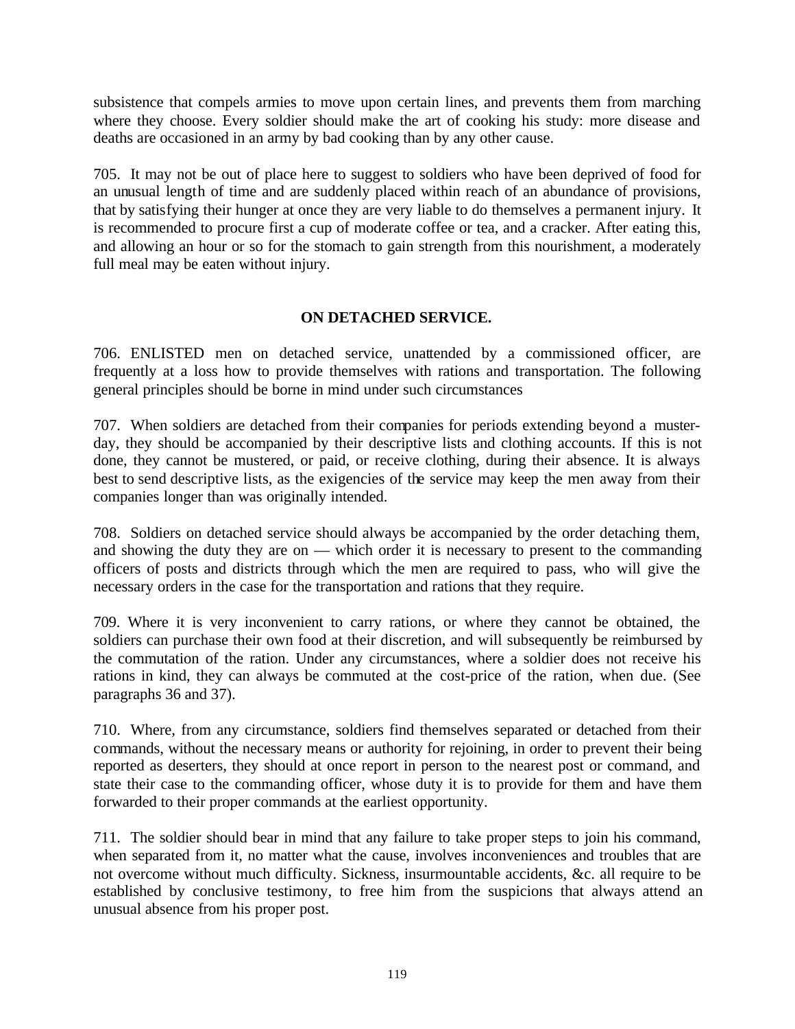subsistence that compels armies to move upon certain lines, and prevents them from marching where they choose. Every soldier should make the art of cooking his study: more disease and deaths are occasioned in an army by bad cooking than by any other cause.

705. It may not be out of place here to suggest to soldiers who have been deprived of food for an unusual length of time and are suddenly placed within reach of an abundance of provisions, that by satisfying their hunger at once they are very liable to do themselves a permanent injury. It is recommended to procure first a cup of moderate coffee or tea, and a cracker. After eating this, and allowing an hour or so for the stomach to gain strength from this nourishment, a moderately full meal may be eaten without injury.

## ON DETACHED SERVICE.

706. ENLISTED men on detached service, unattended by a commissioned officer, are frequently at a loss how to provide themselves with rations and transportation. The following general principles should be borne in mind under such circumstances

707. When soldiers are detached from their companies for periods extending beyond a muster-day, they should be accompanied by their descriptive lists and clothing accounts. If this is not done, they cannot be mustered, or paid, or receive clothing, during their absence. It is always best to send descriptive lists, as the exigencies of the service may keep the men away from their companies longer than was originally intended.

708. Soldiers on detached service should always be accompanied by the order detaching them, and showing the duty they are on — which order it is necessary to present to the commanding officers of posts and districts through which the men are required to pass, who will give the necessary orders in the case for the transportation and rations that they require.

709. Where it is very inconvenient to carry rations, or where they cannot be obtained, the soldiers can purchase their own food at their discretion, and will subsequently be reimbursed by the commutation of the ration. Under any circumstances, where a soldier does not receive his rations in kind, they can always be commuted at the cost-price of the ration, when due. (See paragraphs 36 and 37).

710. Where, from any circumstance, soldiers find themselves separated or detached from their commands, without the necessary means or authority for rejoining, in order to prevent their being reported as deserters, they should at once report in person to the nearest post or command, and state their case to the commanding officer, whose duty it is to provide for them and have them forwarded to their proper commands at the earliest opportunity.

711. The soldier should bear in mind that any failure to take proper steps to join his command, when separated from it, no matter what the cause, involves inconveniences and troubles that are not overcome without much difficulty. Sickness, insurmountable accidents, &c. all require to be established by conclusive testimony, to free him from the suspicions that always attend an unusual absence from his proper post.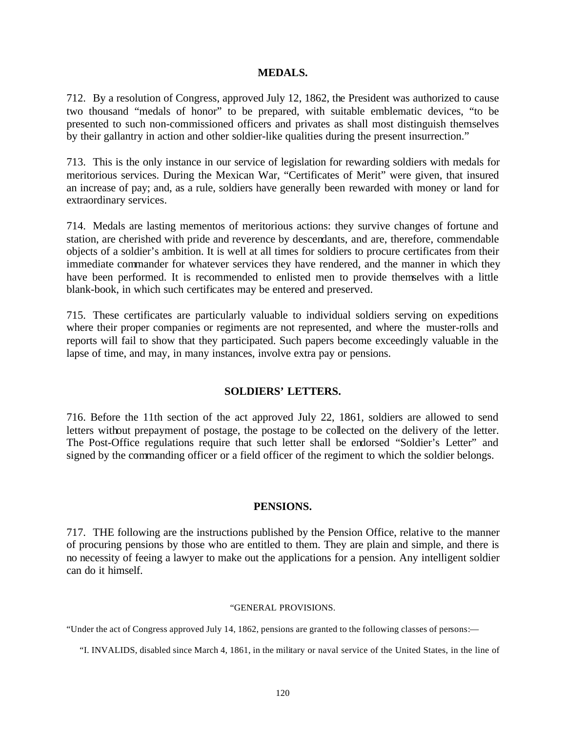## MEDALS.

712. By a resolution of Congress, approved July 12, 1862, the President was authorized to cause two thousand "medals of honor" to be prepared, with suitable emblematic devices, "to be presented to such non-commissioned officers and privates as shall most distinguish themselves by their gallantry in action and other soldier-like qualities during the present insurrection."

713. This is the only instance in our service of legislation for rewarding soldiers with medals for meritorious services. During the Mexican War, "Certificates of Merit" were given, that insured an increase of pay; and, as a rule, soldiers have generally been rewarded with money or land for extraordinary services.

714. Medals are lasting mementos of meritorious actions: they survive changes of fortune and station, are cherished with pride and reverence by descendants, and are, therefore, commendable objects of a soldier's ambition. It is well at all times for soldiers to procure certificates from their immediate commander for whatever services they have rendered, and the manner in which they have been performed. It is recommended to enlisted men to provide themselves with a little blank-book, in which such certificates may be entered and preserved.

715. These certificates are particularly valuable to individual soldiers serving on expeditions where their proper companies or regiments are not represented, and where the muster-rolls and reports will fail to show that they participated. Such papers become exceedingly valuable in the lapse of time, and may, in many instances, involve extra pay or pensions.

## SOLDIERS' LETTERS.

716. Before the 11th section of the act approved July 22, 1861, soldiers are allowed to send letters without prepayment of postage, the postage to be collected on the delivery of the letter. The Post-Office regulations require that such letter shall be endorsed "Soldier's Letter" and signed by the commanding officer or a field officer of the regiment to which the soldier belongs.

## PENSIONS.

717. THE following are the instructions published by the Pension Office, relative to the manner of procuring pensions by those who are entitled to them. They are plain and simple, and there is no necessity of feeing a lawyer to make out the applications for a pension. Any intelligent soldier can do it himself.

"GENERAL PROVISIONS.

"Under the act of Congress approved July 14, 1862, pensions are granted to the following classes of persons:—

"I. INVALIDS, disabled since March 4, 1861, in the military or naval service of the United States, in the line of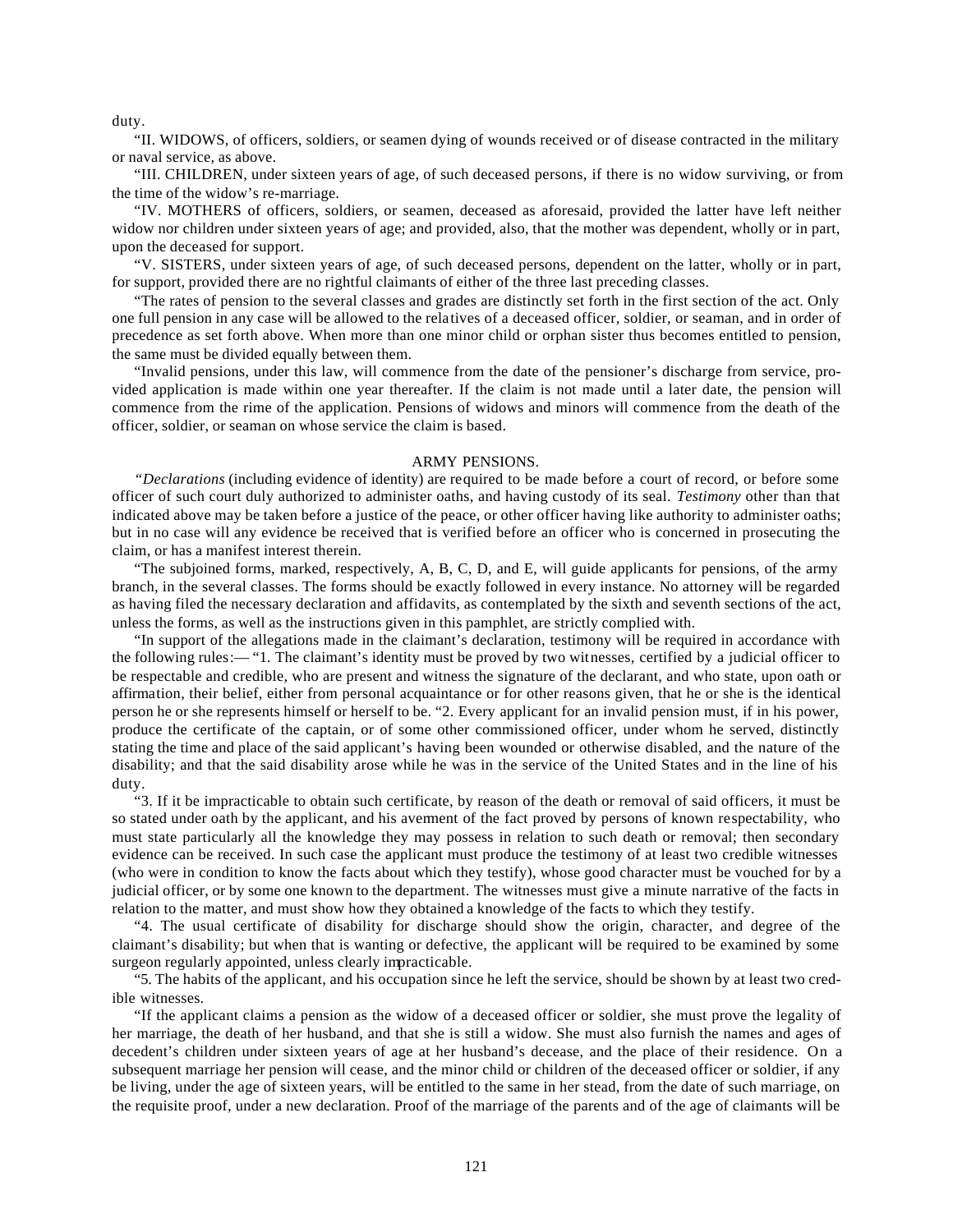duty.

"II. WIDOWS, of officers, soldiers, or seamen dying of wounds received or of disease contracted in the military or naval service, as above.

"III. CHILDREN, under sixteen years of age, of such deceased persons, if there is no widow surviving, or from the time of the widow's re-marriage.

"IV. MOTHERS of officers, soldiers, or seamen, deceased as aforesaid, provided the latter have left neither widow nor children under sixteen years of age; and provided, also, that the mother was dependent, wholly or in part, upon the deceased for support.

"V. SISTERS, under sixteen years of age, of such deceased persons, dependent on the latter, wholly or in part, for support, provided there are no rightful claimants of either of the three last preceding classes.

"The rates of pension to the several classes and grades are distinctly set forth in the first section of the act. Only one full pension in any case will be allowed to the relatives of a deceased officer, soldier, or seaman, and in order of precedence as set forth above. When more than one minor child or orphan sister thus becomes entitled to pension, the same must be divided equally between them.

"Invalid pensions, under this law, will commence from the date of the pensioner's discharge from service, provided application is made within one year thereafter. If the claim is not made until a later date, the pension will commence from the rime of the application. Pensions of widows and minors will commence from the death of the officer, soldier, or seaman on whose service the claim is based.

## ARMY PENSIONS.

"*Declarations* (including evidence of identity) are required to be made before a court of record, or before some officer of such court duly authorized to administer oaths, and having custody of its seal. *Testimony* other than that indicated above may be taken before a justice of the peace, or other officer having like authority to administer oaths; but in no case will any evidence be received that is verified before an officer who is concerned in prosecuting the claim, or has a manifest interest therein.

"The subjoined forms, marked, respectively, A, B, C, D, and E, will guide applicants for pensions, of the army branch, in the several classes. The forms should be exactly followed in every instance. No attorney will be regarded as having filed the necessary declaration and affidavits, as contemplated by the sixth and seventh sections of the act, unless the forms, as well as the instructions given in this pamphlet, are strictly complied with.

"In support of the allegations made in the claimant's declaration, testimony will be required in accordance with the following rules:— "1. The claimant's identity must be proved by two witnesses, certified by a judicial officer to be respectable and credible, who are present and witness the signature of the declarant, and who state, upon oath or affirmation, their belief, either from personal acquaintance or for other reasons given, that he or she is the identical person he or she represents himself or herself to be. "2. Every applicant for an invalid pension must, if in his power, produce the certificate of the captain, or of some other commissioned officer, under whom he served, distinctly stating the time and place of the said applicant's having been wounded or otherwise disabled, and the nature of the disability; and that the said disability arose while he was in the service of the United States and in the line of his duty.

"3. If it be impracticable to obtain such certificate, by reason of the death or removal of said officers, it must be so stated under oath by the applicant, and his averment of the fact proved by persons of known respectability, who must state particularly all the knowledge they may possess in relation to such death or removal; then secondary evidence can be received. In such case the applicant must produce the testimony of at least two credible witnesses (who were in condition to know the facts about which they testify), whose good character must be vouched for by a judicial officer, or by some one known to the department. The witnesses must give a minute narrative of the facts in relation to the matter, and must show how they obtained a knowledge of the facts to which they testify.

"4. The usual certificate of disability for discharge should show the origin, character, and degree of the claimant's disability; but when that is wanting or defective, the applicant will be required to be examined by some surgeon regularly appointed, unless clearly impracticable.

"5. The habits of the applicant, and his occupation since he left the service, should be shown by at least two credible witnesses.

"If the applicant claims a pension as the widow of a deceased officer or soldier, she must prove the legality of her marriage, the death of her husband, and that she is still a widow. She must also furnish the names and ages of decedent's children under sixteen years of age at her husband's decease, and the place of their residence. On a subsequent marriage her pension will cease, and the minor child or children of the deceased officer or soldier, if any be living, under the age of sixteen years, will be entitled to the same in her stead, from the date of such marriage, on the requisite proof, under a new declaration. Proof of the marriage of the parents and of the age of claimants will be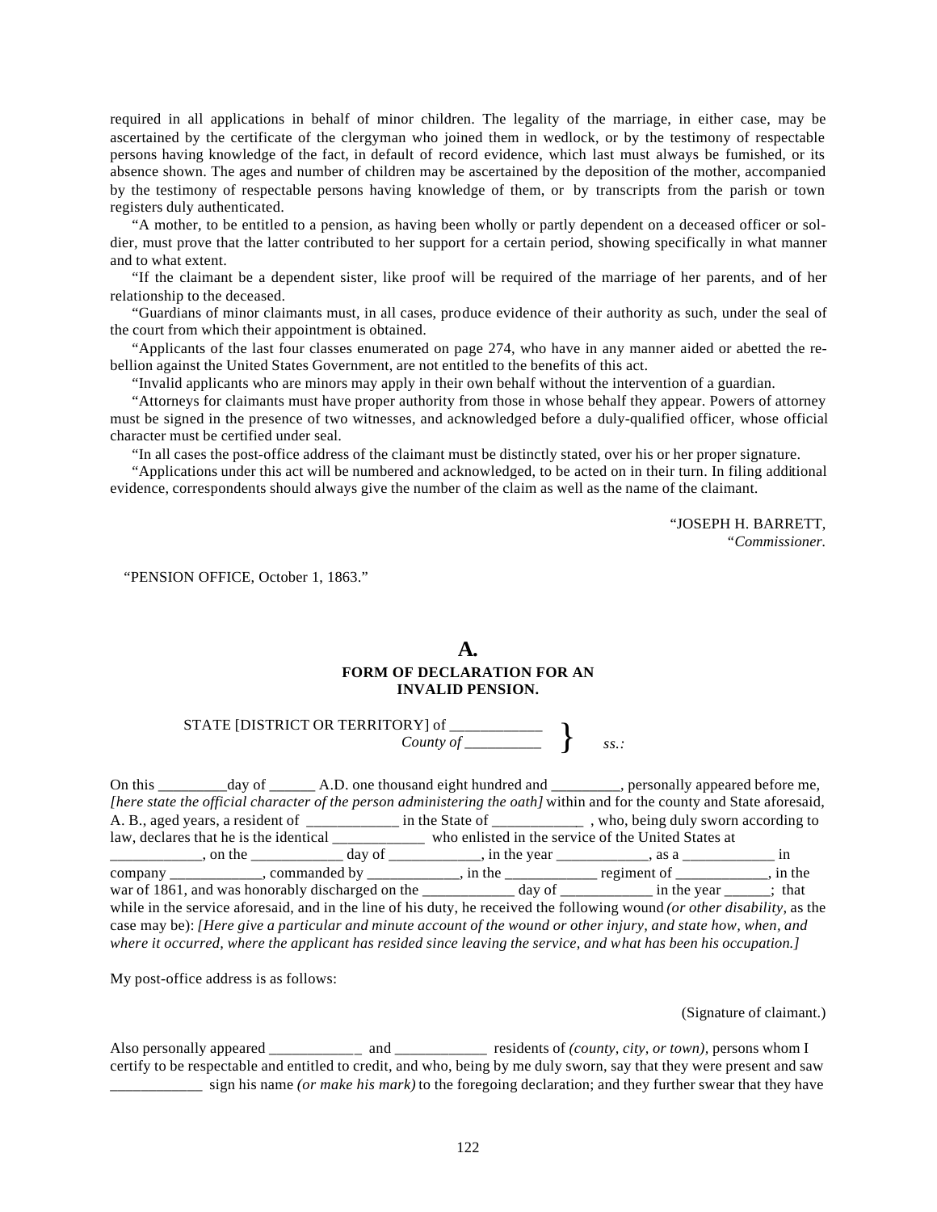required in all applications in behalf of minor children. The legality of the marriage, in either case, may be ascertained by the certificate of the clergyman who joined them in wedlock, or by the testimony of respectable persons having knowledge of the fact, in default of record evidence, which last must always be furnished, or its absence shown. The ages and number of children may be ascertained by the deposition of the mother, accompanied by the testimony of respectable persons having knowledge of them, or by transcripts from the parish or town registers duly authenticated.

"A mother, to be entitled to a pension, as having been wholly or partly dependent on a deceased officer or soldier, must prove that the latter contributed to her support for a certain period, showing specifically in what manner and to what extent.

"If the claimant be a dependent sister, like proof will be required of the marriage of her parents, and of her relationship to the deceased.

"Guardians of minor claimants must, in all cases, produce evidence of their authority as such, under the seal of the court from which their appointment is obtained.

"Applicants of the last four classes enumerated on page 274, who have in any manner aided or abetted the rebellion against the United States Government, are not entitled to the benefits of this act.

"Invalid applicants who are minors may apply in their own behalf without the intervention of a guardian.

"Attorneys for claimants must have proper authority from those in whose behalf they appear. Powers of attorney must be signed in the presence of two witnesses, and acknowledged before a duly-qualified officer, whose official character must be certified under seal.

"In all cases the post-office address of the claimant must be distinctly stated, over his or her proper signature.

"Applications under this act will be numbered and acknowledged, to be acted on in their turn. In filing additional evidence, correspondents should always give the number of the claim as well as the name of the claimant.

"JOSEPH H. BARRETT,
"*Commissioner.*

"PENSION OFFICE, October 1, 1863."

## A.
### FORM OF DECLARATION FOR AN INVALID PENSION.

STATE [DISTRICT OR TERRITORY] of ____________ }
*County of* __________ } *ss.:*

On this _________day of ______ A.D. one thousand eight hundred and _________, personally appeared before me, *[here state the official character of the person administering the oath]* within and for the county and State aforesaid, A. B., aged years, a resident of ____________ in the State of ____________ , who, being duly sworn according to law, declares that he is the identical ____________ who enlisted in the service of the United States at ____________, on the ____________ day of ____________, in the year ____________, as a ____________ in company ____________, commanded by ____________, in the ____________ regiment of ____________, in the war of 1861, and was honorably discharged on the ____________ day of ____________ in the year ______; that while in the service aforesaid, and in the line of his duty, he received the following wound *(or other disability,* as the case may be): *[Here give a particular and minute account of the wound or other injury, and state how, when, and where it occurred, where the applicant has resided since leaving the service, and what has been his occupation.]*

My post-office address is as follows:

(Signature of claimant.)

Also personally appeared ____________ and ____________ residents of *(county, city, or town),* persons whom I certify to be respectable and entitled to credit, and who, being by me duly sworn, say that they were present and saw ____________ sign his name *(or make his mark)* to the foregoing declaration; and they further swear that they have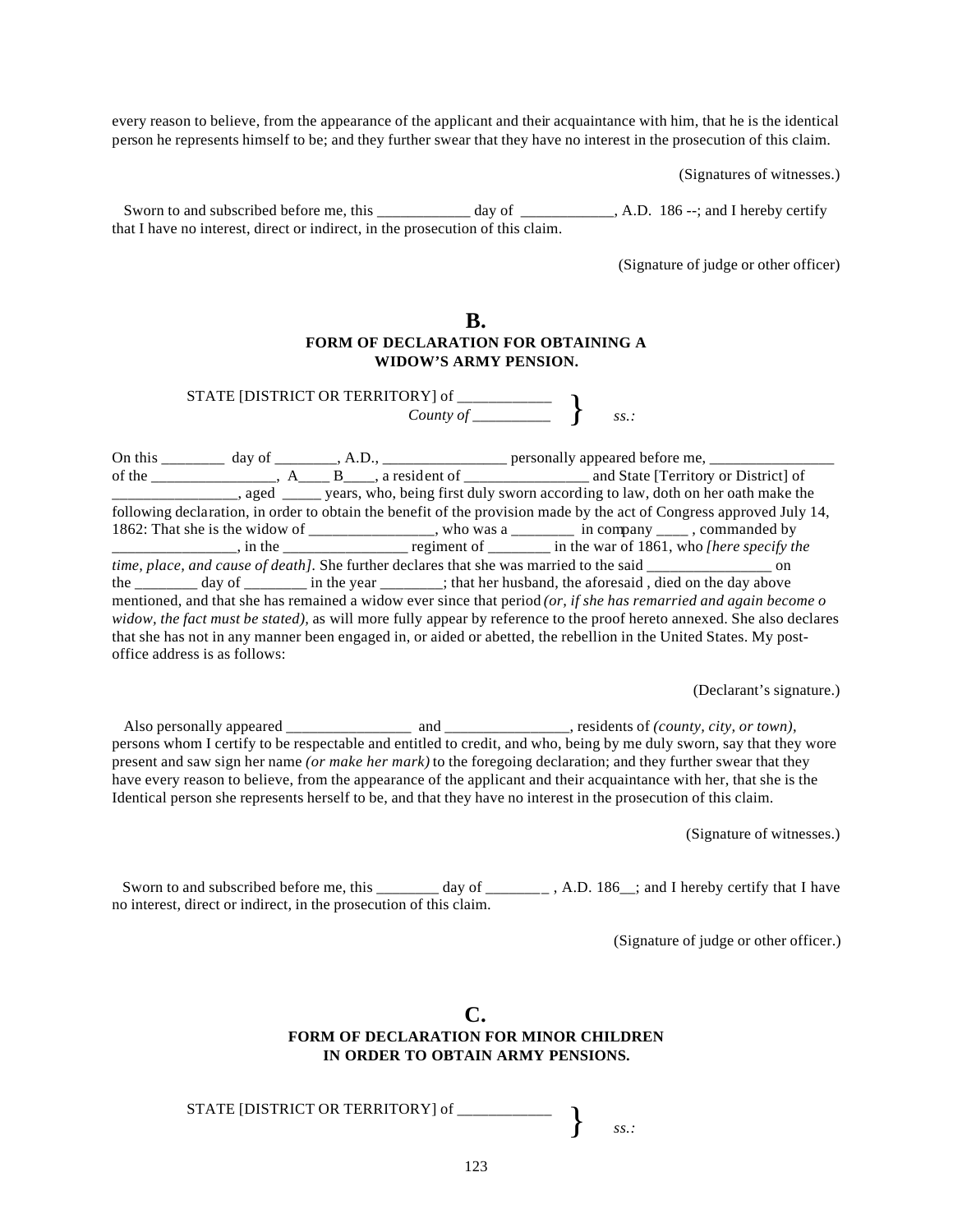every reason to believe, from the appearance of the applicant and their acquaintance with him, that he is the identical person he represents himself to be; and they further swear that they have no interest in the prosecution of this claim.

(Signatures of witnesses.)

Sworn to and subscribed before me, this ____________ day of ____________, A.D. 186 --; and I hereby certify that I have no interest, direct or indirect, in the prosecution of this claim.

(Signature of judge or other officer)

## B.
### FORM OF DECLARATION FOR OBTAINING A WIDOW'S ARMY PENSION.

STATE [DISTRICT OR TERRITORY] of ____________ }
*County of* __________ } *ss.:*

On this ________ day of ________, A.D., ________________ personally appeared before me, ________________ of the ________________, A____ B____, a resident of ________________ and State [Territory or District] of ________________, aged _____ years, who, being first duly sworn according to law, doth on her oath make the following declaration, in order to obtain the benefit of the provision made by the act of Congress approved July 14, 1862: That she is the widow of ________________, who was a ________ in company ____ , commanded by ________________, in the ________________ regiment of ________ in the war of 1861, who *[here specify the time, place, and cause of death].* She further declares that she was married to the said ________________ on the ________ day of ________ in the year ________; that her husband, the aforesaid , died on the day above mentioned, and that she has remained a widow ever since that period *(or, if she has remarried and again become o widow, the fact must be stated),* as will more fully appear by reference to the proof hereto annexed. She also declares that she has not in any manner been engaged in, or aided or abetted, the rebellion in the United States. My post-office address is as follows:

(Declarant's signature.)

Also personally appeared ________________ and ________________, residents of *(county, city, or town),* persons whom I certify to be respectable and entitled to credit, and who, being by me duly sworn, say that they wore present and saw sign her name *(or make her mark)* to the foregoing declaration; and they further swear that they have every reason to believe, from the appearance of the applicant and their acquaintance with her, that she is the Identical person she represents herself to be, and that they have no interest in the prosecution of this claim.

(Signature of witnesses.)

Sworn to and subscribed before me, this ________ day of ________ , A.D. 186__; and I hereby certify that I have no interest, direct or indirect, in the prosecution of this claim.

(Signature of judge or other officer.)

## C.
### FORM OF DECLARATION FOR MINOR CHILDREN IN ORDER TO OBTAIN ARMY PENSIONS.

STATE [DISTRICT OR TERRITORY] of ____________ } *ss.:*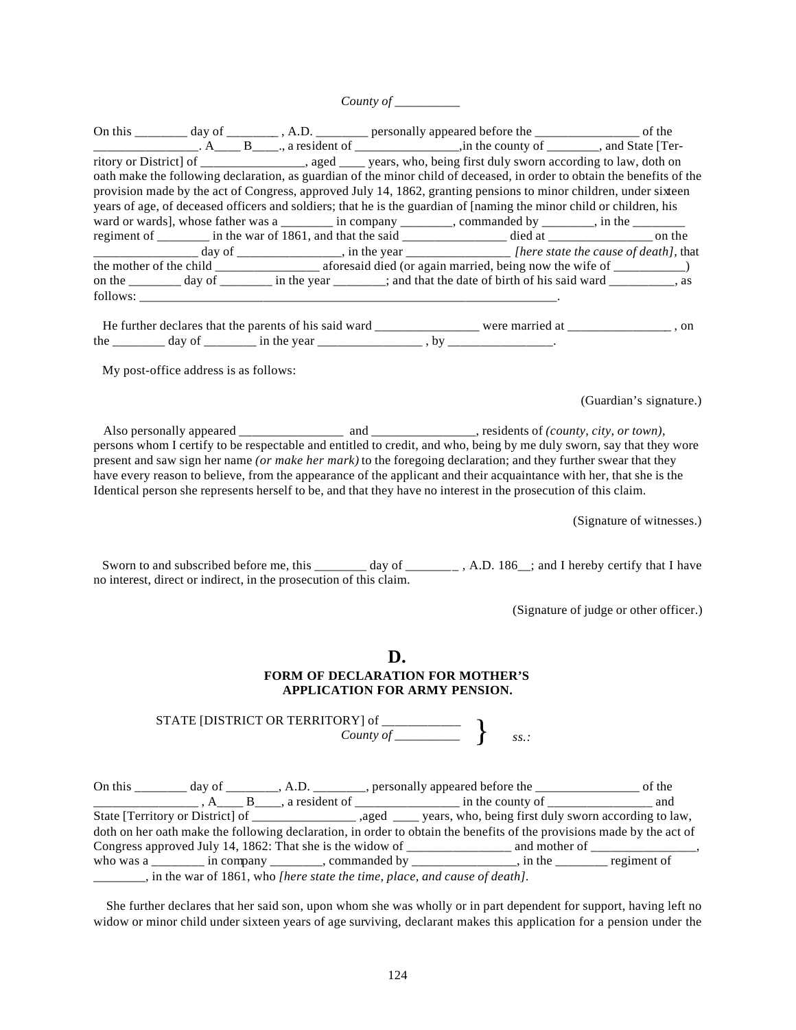*County of* __________

On this ________ day of ________ , A.D. ________ personally appeared before the ________________ of the ________________. A____ B____., a resident of ________________,in the county of ________, and State [Territory or District] of ________________, aged ____ years, who, being first duly sworn according to law, doth on oath make the following declaration, as guardian of the minor child of deceased, in order to obtain the benefits of the provision made by the act of Congress, approved July 14, 1862, granting pensions to minor children, under sixteen years of age, of deceased officers and soldiers; that he is the guardian of [naming the minor child or children, his ward or wards], whose father was a ________ in company ________, commanded by ________, in the ________ regiment of ________ in the war of 1861, and that the said ________________ died at ________________ on the ________________ day of ________________, in the year ________________ *[here state the cause of death]*, that the mother of the child ________________ aforesaid died (or again married, being now the wife of ___________) on the ________ day of ________ in the year ________; and that the date of birth of his said ward __________, as follows: ____________________________________________________________________.

He further declares that the parents of his said ward ________________ were married at ________________ , on the ________ day of ________ in the year ________________ , by ________________.

My post-office address is as follows:

(Guardian's signature.)

Also personally appeared ________________ and ________________, residents of *(county, city, or town)*, persons whom I certify to be respectable and entitled to credit, and who, being by me duly sworn, say that they wore present and saw sign her name *(or make her mark)* to the foregoing declaration; and they further swear that they have every reason to believe, from the appearance of the applicant and their acquaintance with her, that she is the Identical person she represents herself to be, and that they have no interest in the prosecution of this claim.

(Signature of witnesses.)

Sworn to and subscribed before me, this ________ day of ________ , A.D. 186__; and I hereby certify that I have no interest, direct or indirect, in the prosecution of this claim.

(Signature of judge or other officer.)

## D.

### FORM OF DECLARATION FOR MOTHER'S APPLICATION FOR ARMY PENSION.

STATE [DISTRICT OR TERRITORY] of ____________ }
*County of* __________ } *ss.:*

On this ________ day of ________, A.D. ________, personally appeared before the ________________ of the ________________ , A____ B____, a resident of ________________ in the county of ________________ and State [Territory or District] of ________________ ,aged ____ years, who, being first duly sworn according to law, doth on her oath make the following declaration, in order to obtain the benefits of the provisions made by the act of Congress approved July 14, 1862: That she is the widow of ________________ and mother of ________________, who was a ________ in company ________, commanded by ________________, in the ________ regiment of ________, in the war of 1861, who *[here state the time, place, and cause of death]*.

She further declares that her said son, upon whom she was wholly or in part dependent for support, having left no widow or minor child under sixteen years of age surviving, declarant makes this application for a pension under the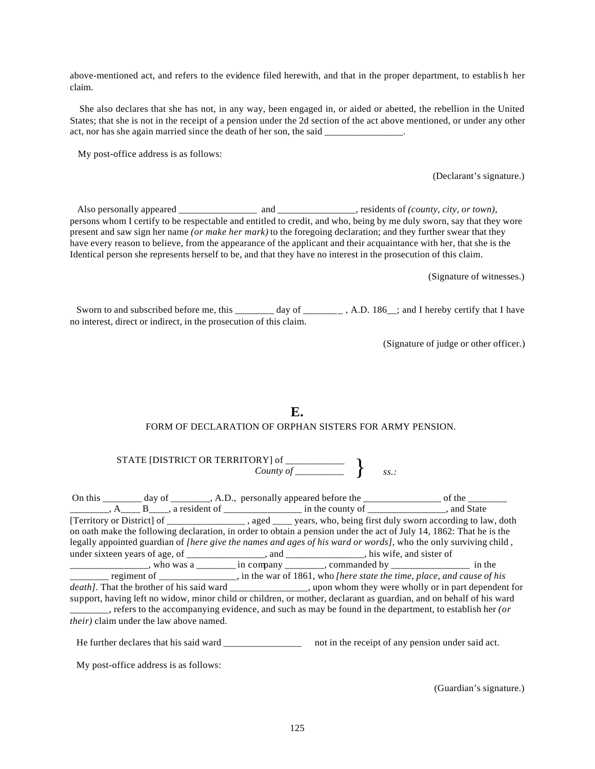above-mentioned act, and refers to the evidence filed herewith, and that in the proper department, to establish her claim.

She also declares that she has not, in any way, been engaged in, or aided or abetted, the rebellion in the United States; that she is not in the receipt of a pension under the 2d section of the act above mentioned, or under any other act, nor has she again married since the death of her son, the said ________________.

My post-office address is as follows:

(Declarant's signature.)

Also personally appeared ________________ and ________________, residents of *(county, city, or town)*, persons whom I certify to be respectable and entitled to credit, and who, being by me duly sworn, say that they wore present and saw sign her name *(or make her mark)* to the foregoing declaration; and they further swear that they have every reason to believe, from the appearance of the applicant and their acquaintance with her, that she is the Identical person she represents herself to be, and that they have no interest in the prosecution of this claim.

(Signature of witnesses.)

Sworn to and subscribed before me, this ________ day of ________ , A.D. 186__; and I hereby certify that I have no interest, direct or indirect, in the prosecution of this claim.

(Signature of judge or other officer.)

## E.

### FORM OF DECLARATION OF ORPHAN SISTERS FOR ARMY PENSION.

STATE [DISTRICT OR TERRITORY] of ____________
*County of* __________ } *ss.:*

On this ________ day of ________, A.D., personally appeared before the ________________ of the ________ ________, A____ B____, a resident of ________________ in the county of ________________, and State [Territory or District] of ________________ , aged ____ years, who, being first duly sworn according to law, doth on oath make the following declaration, in order to obtain a pension under the act of July 14, 1862: That he is the legally appointed guardian of *[here give the names and ages of his ward or words]*, who the only surviving child , under sixteen years of age, of ________________, and ________________, his wife, and sister of ________________, who was a ________ in company ________, commanded by ________________ in the ________ regiment of ________________, in the war of 1861, who *[here state the time, place, and cause of his death]*. That the brother of his said ward ________________, upon whom they were wholly or in part dependent for support, having left no widow, minor child or children, or mother, declarant as guardian, and on behalf of his ward ________, refers to the accompanying evidence, and such as may be found in the department, to establish her *(or their)* claim under the law above named.

He further declares that his said ward ________________ not in the receipt of any pension under said act.

My post-office address is as follows:

(Guardian's signature.)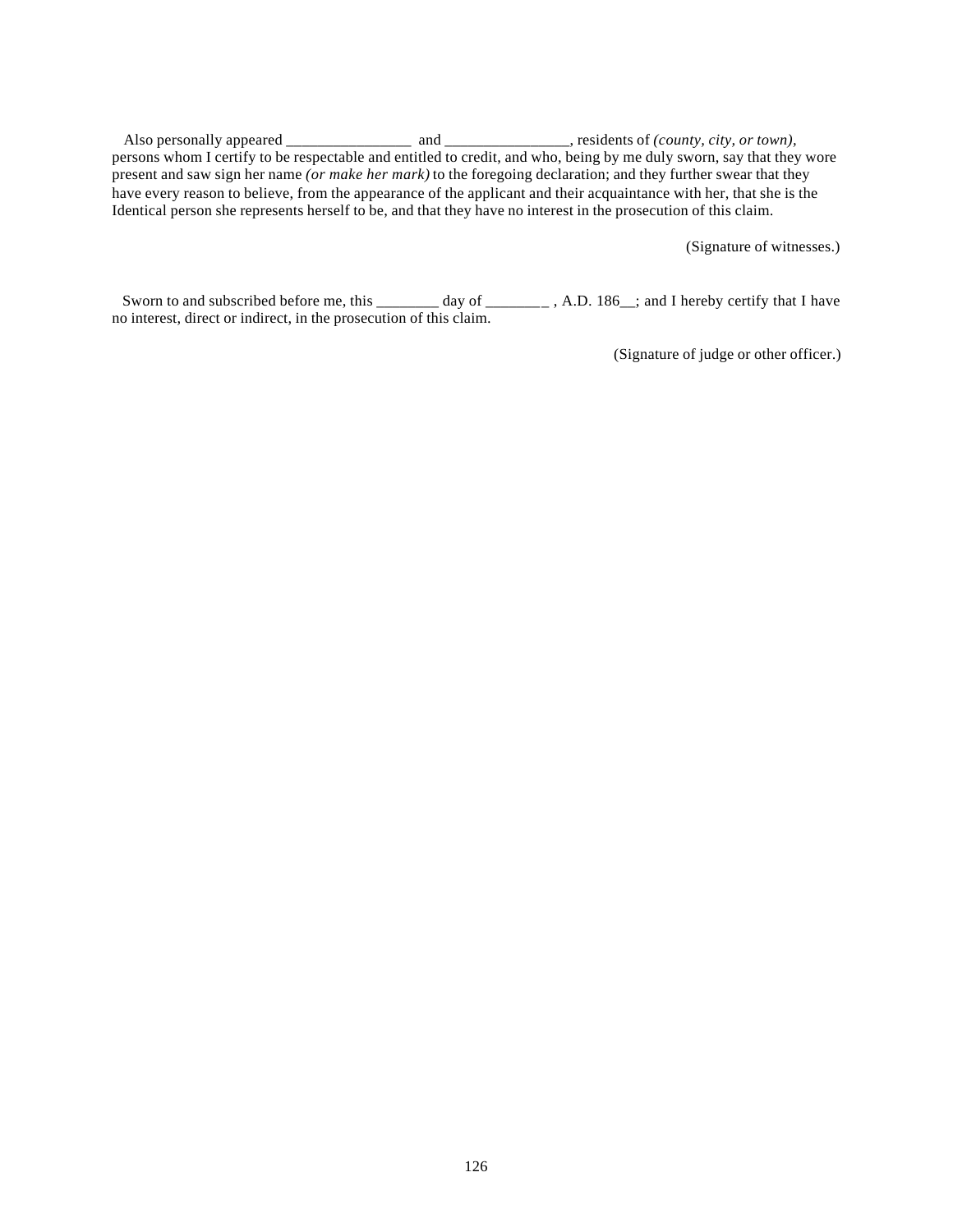Also personally appeared ________________ and ________________, residents of *(county, city, or town)*, persons whom I certify to be respectable and entitled to credit, and who, being by me duly sworn, say that they wore present and saw sign her name *(or make her mark)* to the foregoing declaration; and they further swear that they have every reason to believe, from the appearance of the applicant and their acquaintance with her, that she is the Identical person she represents herself to be, and that they have no interest in the prosecution of this claim.

(Signature of witnesses.)

Sworn to and subscribed before me, this ________ day of ________ , A.D. 186__; and I hereby certify that I have no interest, direct or indirect, in the prosecution of this claim.

(Signature of judge or other officer.)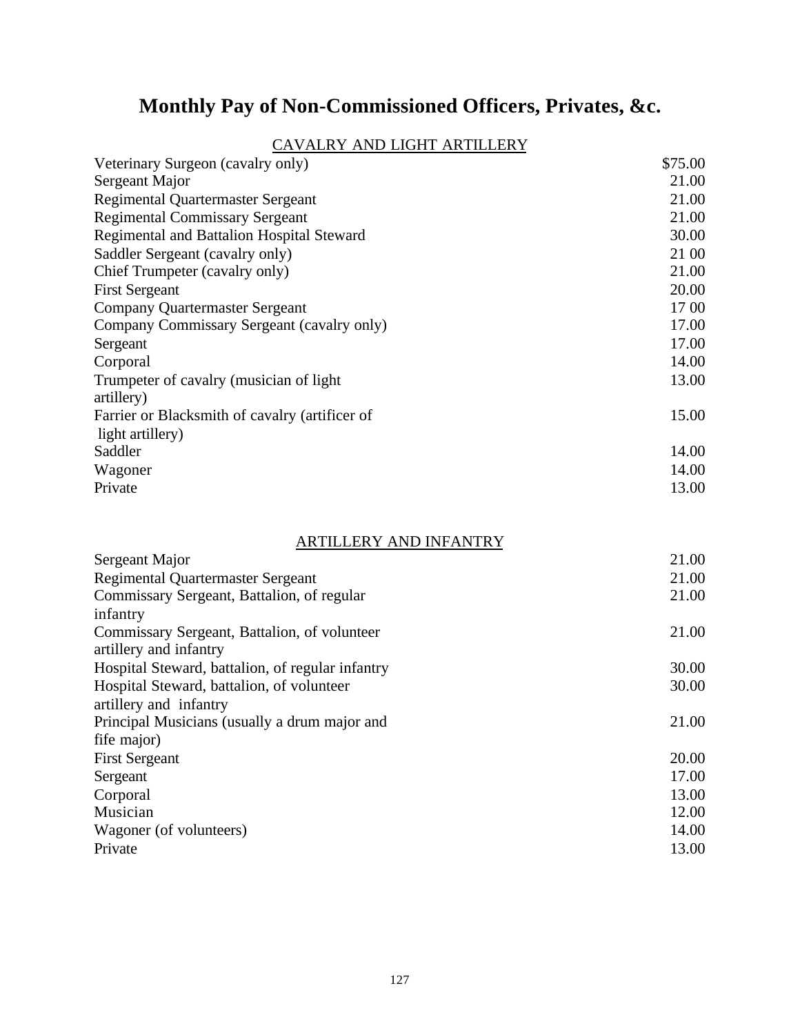# Monthly Pay of Non-Commissioned Officers, Privates, &c.

## CAVALRY AND LIGHT ARTILLERY

| | |
|---|---|
| Veterinary Surgeon (cavalry only) | $75.00 |
| Sergeant Major | 21.00 |
| Regimental Quartermaster Sergeant | 21.00 |
| Regimental Commissary Sergeant | 21.00 |
| Regimental and Battalion Hospital Steward | 30.00 |
| Saddler Sergeant (cavalry only) | 21 00 |
| Chief Trumpeter (cavalry only) | 21.00 |
| First Sergeant | 20.00 |
| Company Quartermaster Sergeant | 17 00 |
| Company Commissary Sergeant (cavalry only) | 17.00 |
| Sergeant | 17.00 |
| Corporal | 14.00 |
| Trumpeter of cavalry (musician of light artillery) | 13.00 |
| Farrier or Blacksmith of cavalry (artificer of light artillery) | 15.00 |
| Saddler | 14.00 |
| Wagoner | 14.00 |
| Private | 13.00 |

## ARTILLERY AND INFANTRY

| | |
|---|---|
| Sergeant Major | 21.00 |
| Regimental Quartermaster Sergeant | 21.00 |
| Commissary Sergeant, Battalion, of regular infantry | 21.00 |
| Commissary Sergeant, Battalion, of volunteer artillery and infantry | 21.00 |
| Hospital Steward, battalion, of regular infantry | 30.00 |
| Hospital Steward, battalion, of volunteer artillery and infantry | 30.00 |
| Principal Musicians (usually a drum major and fife major) | 21.00 |
| First Sergeant | 20.00 |
| Sergeant | 17.00 |
| Corporal | 13.00 |
| Musician | 12.00 |
| Wagoner (of volunteers) | 14.00 |
| Private | 13.00 |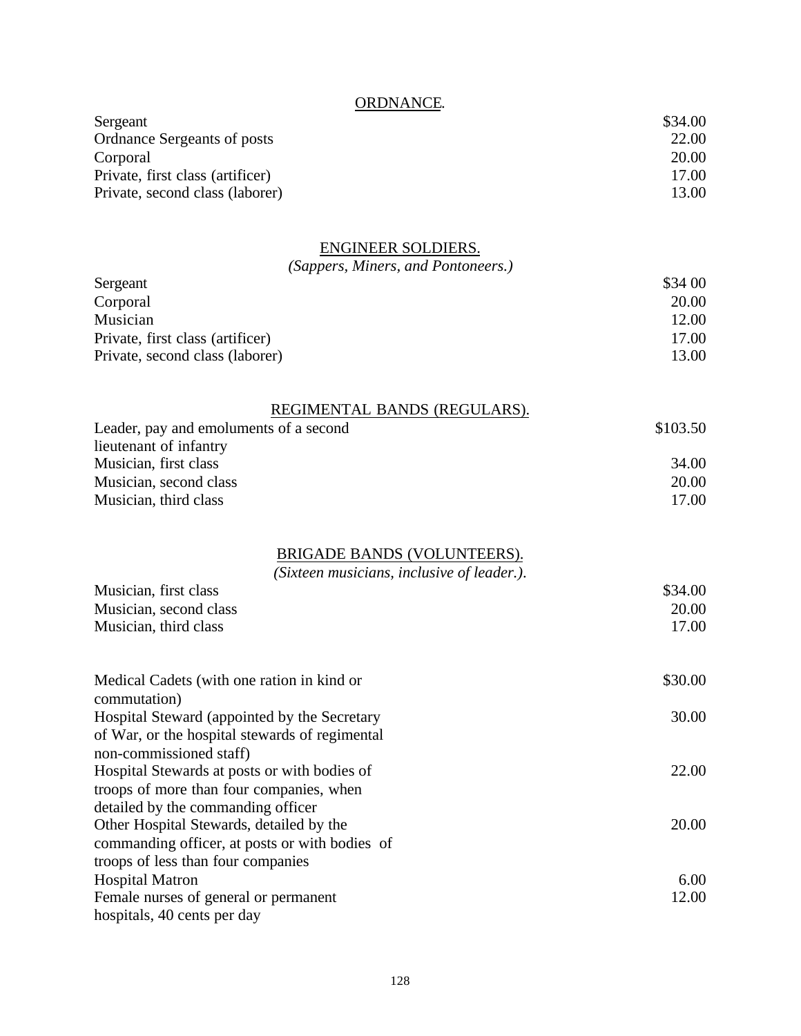## ORDNANCE.

| | |
|---|---|
| Sergeant | $34.00 |
| Ordnance Sergeants of posts | 22.00 |
| Corporal | 20.00 |
| Private, first class (artificer) | 17.00 |
| Private, second class (laborer) | 13.00 |

## ENGINEER SOLDIERS.

*(Sappers, Miners, and Pontoneers.)*

| | |
|---|---|
| Sergeant | $34 00 |
| Corporal | 20.00 |
| Musician | 12.00 |
| Private, first class (artificer) | 17.00 |
| Private, second class (laborer) | 13.00 |

## REGIMENTAL BANDS (REGULARS).

| | |
|---|---|
| Leader, pay and emoluments of a second lieutenant of infantry | $103.50 |
| Musician, first class | 34.00 |
| Musician, second class | 20.00 |
| Musician, third class | 17.00 |

## BRIGADE BANDS (VOLUNTEERS).

*(Sixteen musicians, inclusive of leader.).*

| | |
|---|---|
| Musician, first class | $34.00 |
| Musician, second class | 20.00 |
| Musician, third class | 17.00 |

| | |
|---|---|
| Medical Cadets (with one ration in kind or commutation) | $30.00 |
| Hospital Steward (appointed by the Secretary of War, or the hospital stewards of regimental non-commissioned staff) | 30.00 |
| Hospital Stewards at posts or with bodies of troops of more than four companies, when detailed by the commanding officer | 22.00 |
| Other Hospital Stewards, detailed by the commanding officer, at posts or with bodies of troops of less than four companies | 20.00 |
| Hospital Matron | 6.00 |
| Female nurses of general or permanent hospitals, 40 cents per day | 12.00 |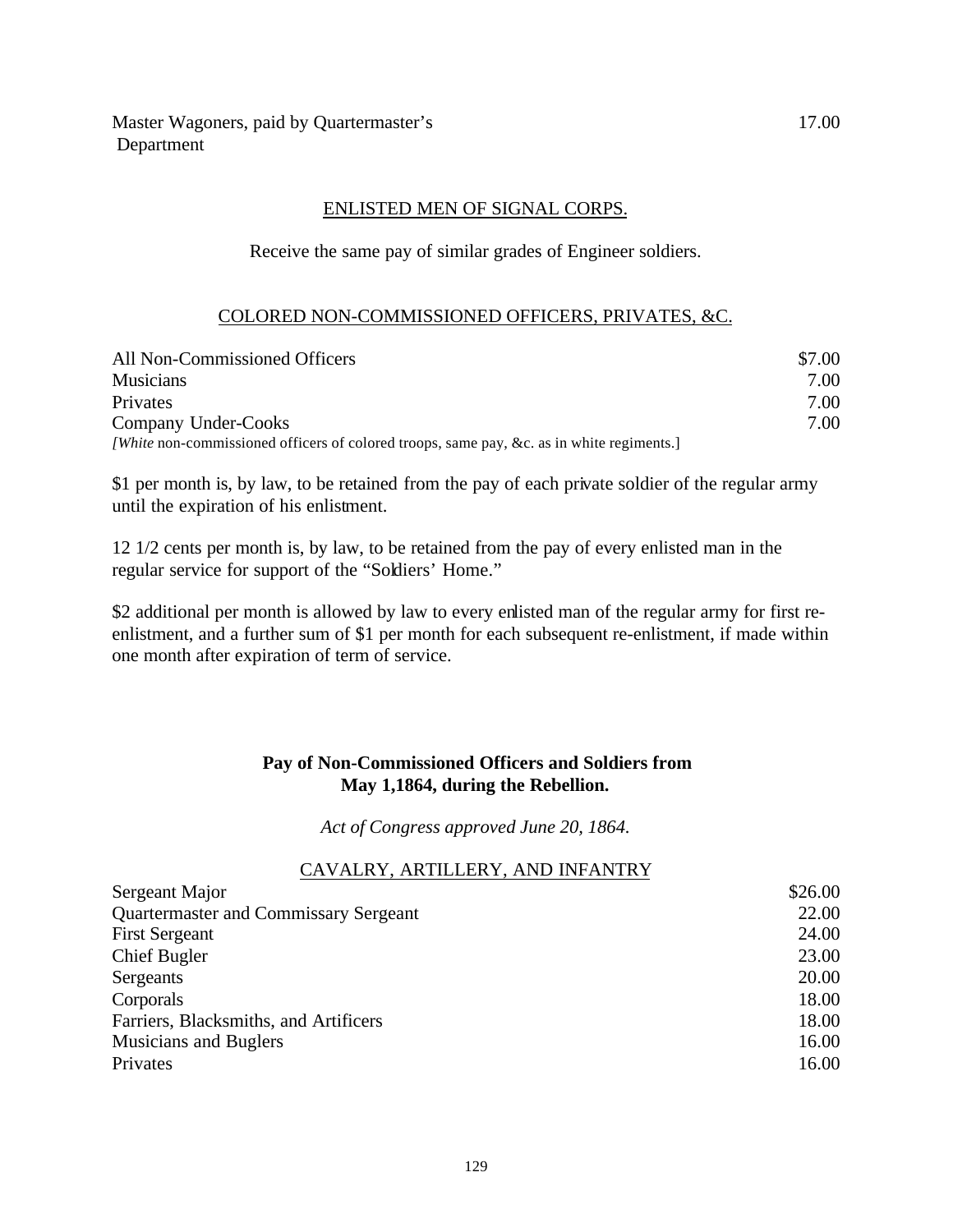| | |
|---|---|
| Master Wagoners, paid by Quartermaster's Department | 17.00 |

ENLISTED MEN OF SIGNAL CORPS.

Receive the same pay of similar grades of Engineer soldiers.

COLORED NON-COMMISSIONED OFFICERS, PRIVATES, &C.

| | |
|---|---|
| All Non-Commissioned Officers | $7.00 |
| Musicians | 7.00 |
| Privates | 7.00 |
| Company Under-Cooks | 7.00 |

[*White* non-commissioned officers of colored troops, same pay, &c. as in white regiments.]

$1 per month is, by law, to be retained from the pay of each private soldier of the regular army until the expiration of his enlistment.

12 1/2 cents per month is, by law, to be retained from the pay of every enlisted man in the regular service for support of the "Soldiers' Home."

$2 additional per month is allowed by law to every enlisted man of the regular army for first re-enlistment, and a further sum of $1 per month for each subsequent re-enlistment, if made within one month after expiration of term of service.

**Pay of Non-Commissioned Officers and Soldiers from May 1,1864, during the Rebellion.**

*Act of Congress approved June 20, 1864.*

CAVALRY, ARTILLERY, AND INFANTRY

| | |
|---|---|
| Sergeant Major | $26.00 |
| Quartermaster and Commissary Sergeant | 22.00 |
| First Sergeant | 24.00 |
| Chief Bugler | 23.00 |
| Sergeants | 20.00 |
| Corporals | 18.00 |
| Farriers, Blacksmiths, and Artificers | 18.00 |
| Musicians and Buglers | 16.00 |
| Privates | 16.00 |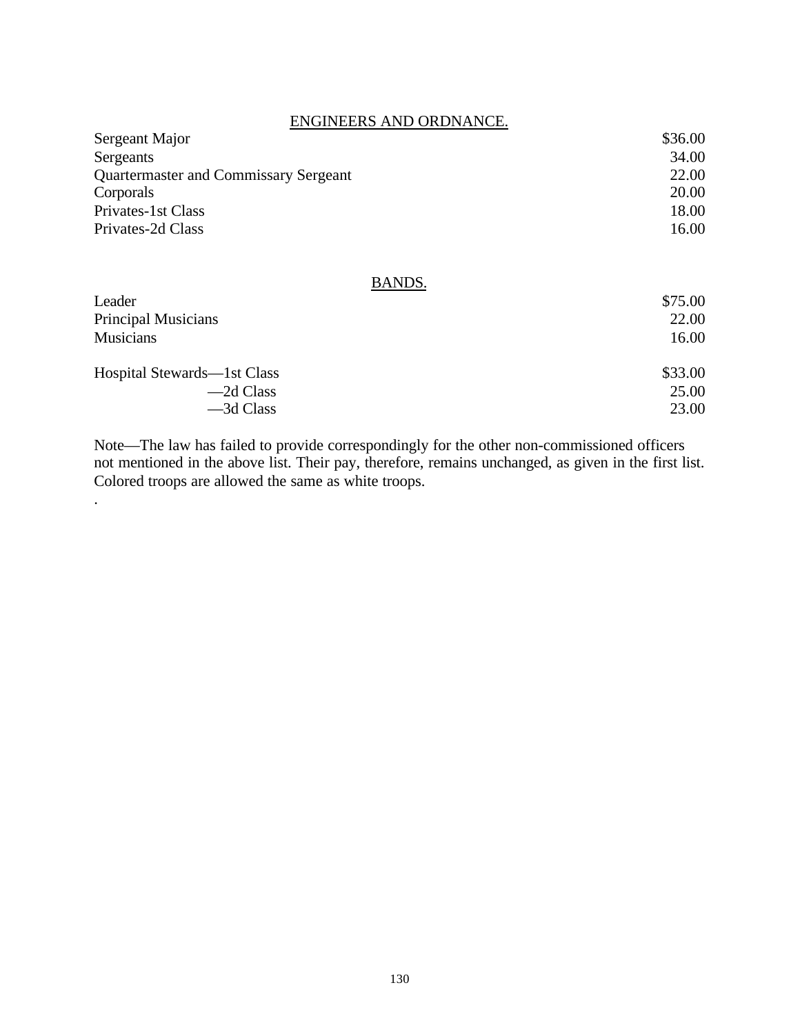ENGINEERS AND ORDNANCE.

| | |
|---|---|
| Sergeant Major | $36.00 |
| Sergeants | 34.00 |
| Quartermaster and Commissary Sergeant | 22.00 |
| Corporals | 20.00 |
| Privates-1st Class | 18.00 |
| Privates-2d Class | 16.00 |

BANDS.

| | |
|---|---|
| Leader | $75.00 |
| Principal Musicians | 22.00 |
| Musicians | 16.00 |

| | |
|---|---|
| Hospital Stewards—1st Class | $33.00 |
| —2d Class | 25.00 |
| —3d Class | 23.00 |

Note—The law has failed to provide correspondingly for the other non-commissioned officers not mentioned in the above list. Their pay, therefore, remains unchanged, as given in the first list. Colored troops are allowed the same as white troops.